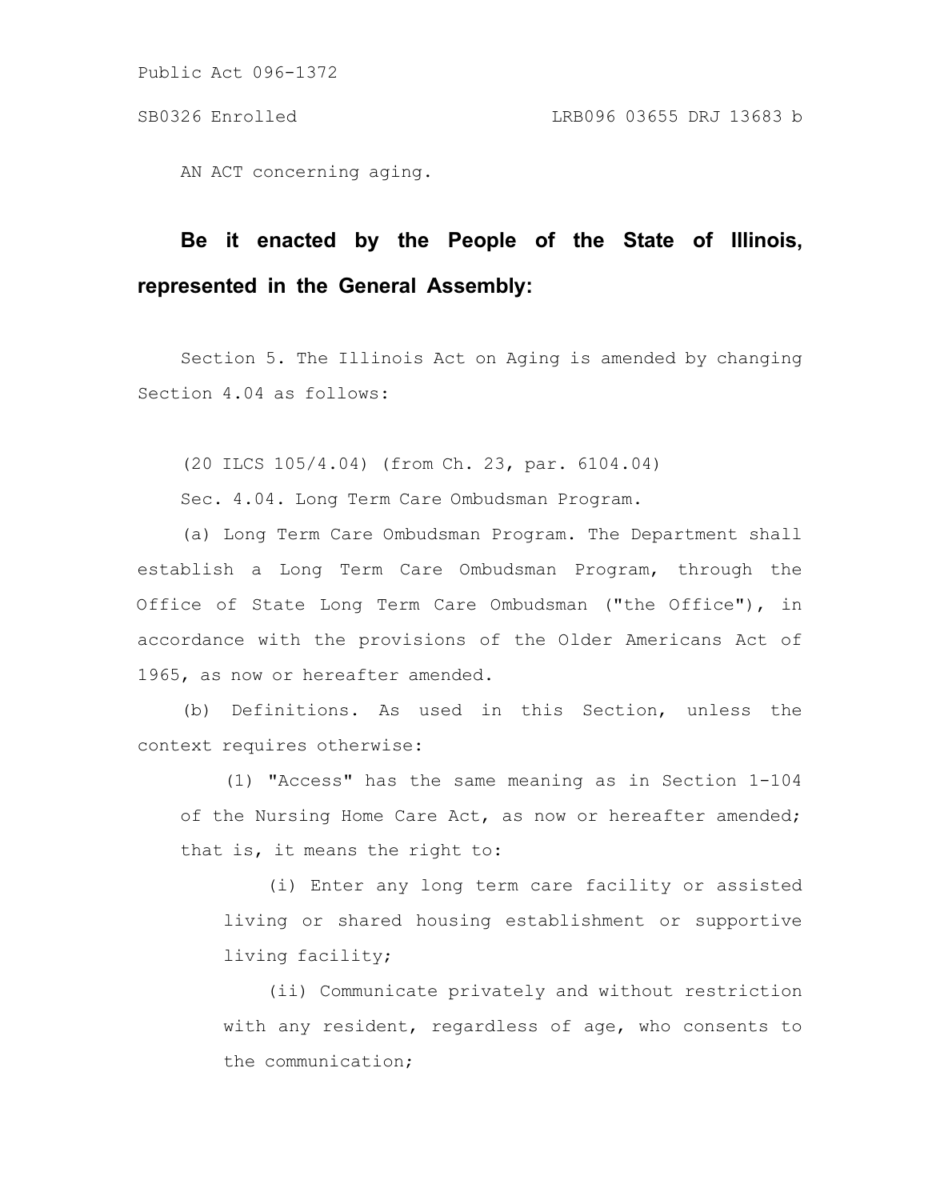Public Act 096-1372

SB0326 Enrolled LRB096 03655 DRJ 13683 b

AN ACT concerning aging.

**Be it enacted by the People of the State of Illinois, represented in the General Assembly:**

Section 5. The Illinois Act on Aging is amended by changing Section 4.04 as follows:

(20 ILCS 105/4.04) (from Ch. 23, par. 6104.04)

Sec. 4.04. Long Term Care Ombudsman Program.

(a) Long Term Care Ombudsman Program. The Department shall establish a Long Term Care Ombudsman Program, through the Office of State Long Term Care Ombudsman ("the Office"), in accordance with the provisions of the Older Americans Act of 1965, as now or hereafter amended.

(b) Definitions. As used in this Section, unless the context requires otherwise:

(1) "Access" has the same meaning as in Section 1-104 of the Nursing Home Care Act, as now or hereafter amended; that is, it means the right to:

(i) Enter any long term care facility or assisted living or shared housing establishment or supportive living facility;

(ii) Communicate privately and without restriction with any resident, regardless of age, who consents to the communication;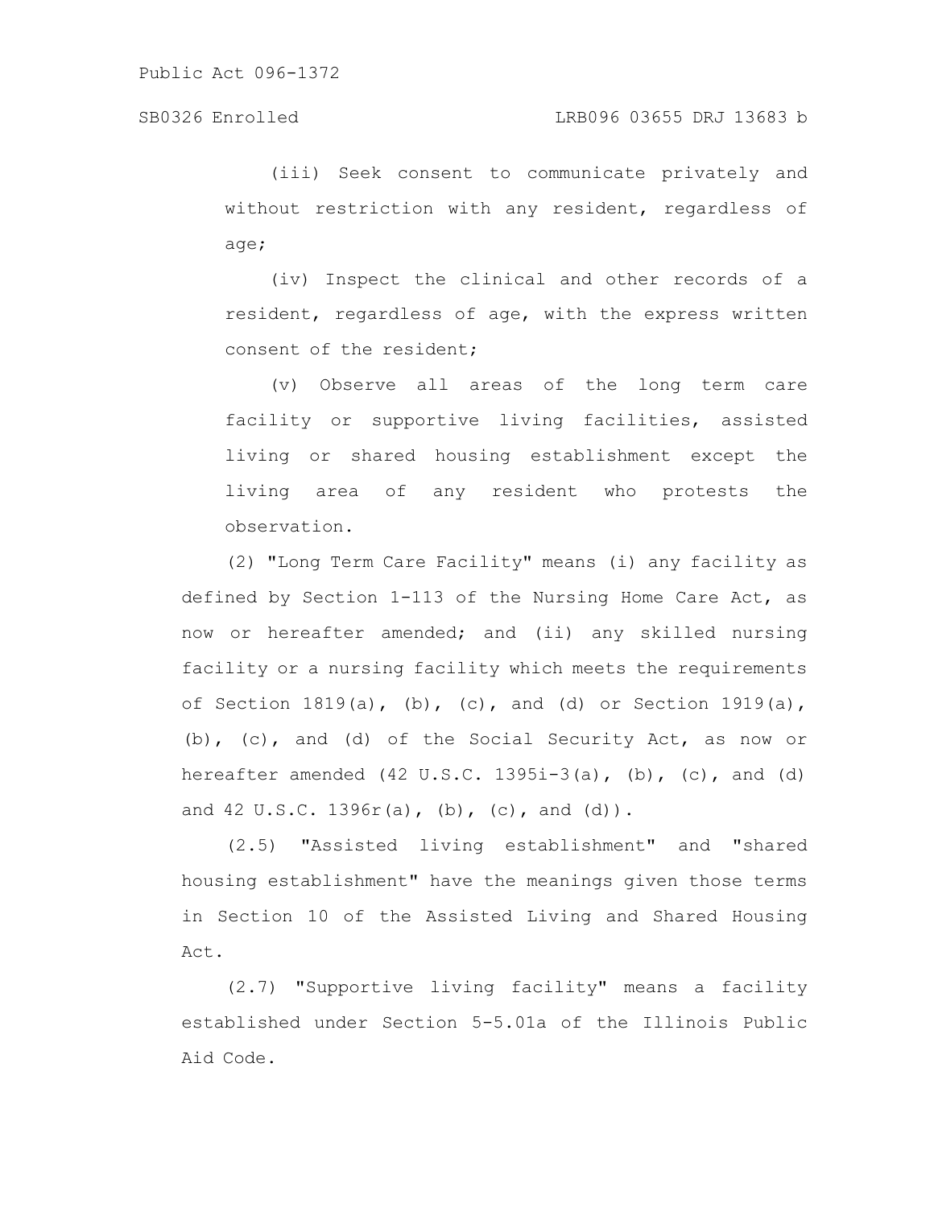(iii) Seek consent to communicate privately and without restriction with any resident, regardless of age;

(iv) Inspect the clinical and other records of a resident, regardless of age, with the express written consent of the resident;

(v) Observe all areas of the long term care facility or supportive living facilities, assisted living or shared housing establishment except the living area of any resident who protests the observation.

(2) "Long Term Care Facility" means (i) any facility as defined by Section 1-113 of the Nursing Home Care Act, as now or hereafter amended; and (ii) any skilled nursing facility or a nursing facility which meets the requirements of Section 1819(a), (b), (c), and (d) or Section 1919(a), (b), (c), and (d) of the Social Security Act, as now or hereafter amended (42 U.S.C. 1395i-3(a), (b), (c), and (d) and 42 U.S.C. 1396r(a), (b), (c), and (d)).

(2.5) "Assisted living establishment" and "shared housing establishment" have the meanings given those terms in Section 10 of the Assisted Living and Shared Housing Act.

(2.7) "Supportive living facility" means a facility established under Section 5-5.01a of the Illinois Public Aid Code.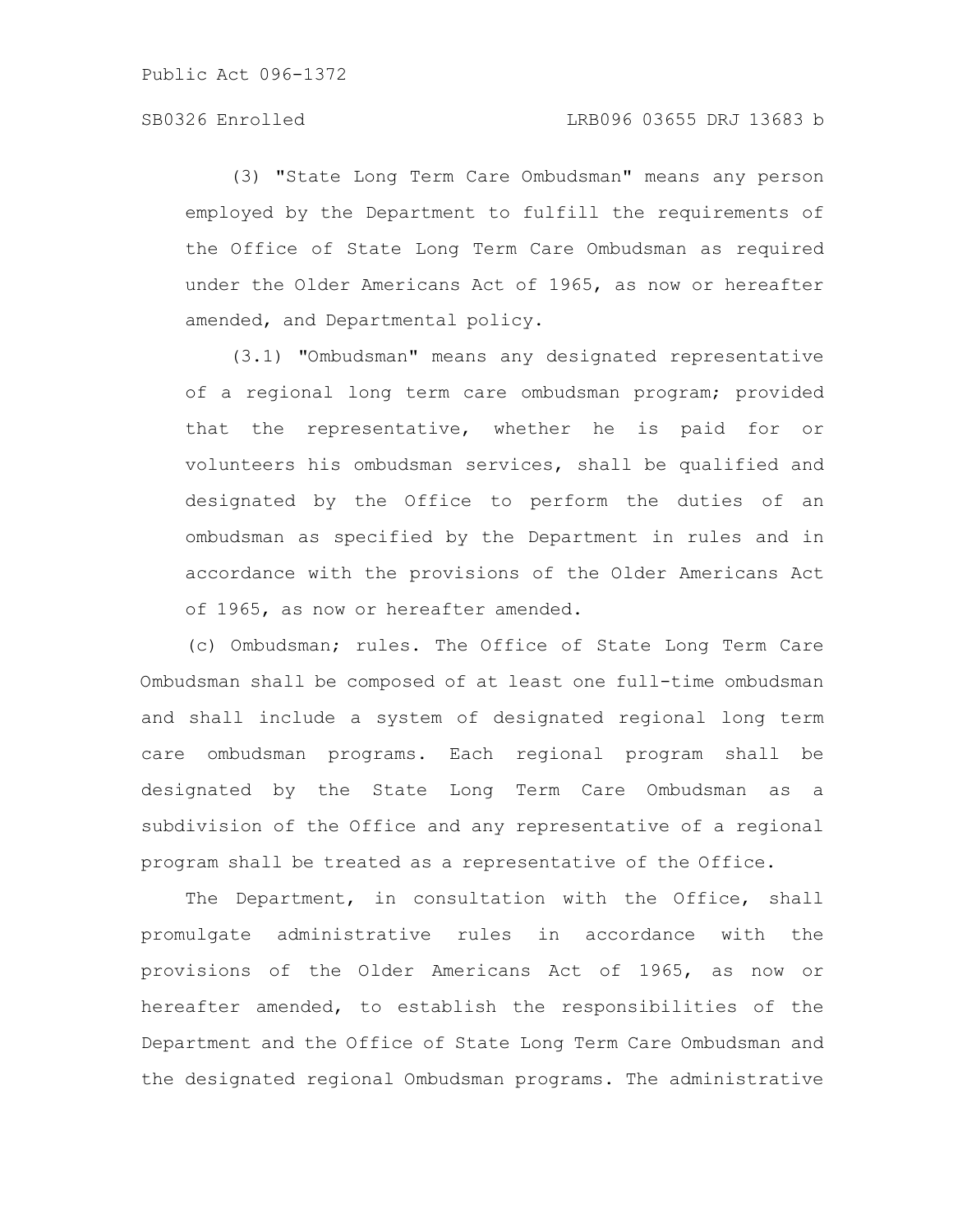(3) "State Long Term Care Ombudsman" means any person employed by the Department to fulfill the requirements of the Office of State Long Term Care Ombudsman as required under the Older Americans Act of 1965, as now or hereafter amended, and Departmental policy.

(3.1) "Ombudsman" means any designated representative of a regional long term care ombudsman program; provided that the representative, whether he is paid for or volunteers his ombudsman services, shall be qualified and designated by the Office to perform the duties of an ombudsman as specified by the Department in rules and in accordance with the provisions of the Older Americans Act of 1965, as now or hereafter amended.

(c) Ombudsman; rules. The Office of State Long Term Care Ombudsman shall be composed of at least one full-time ombudsman and shall include a system of designated regional long term care ombudsman programs. Each regional program shall be designated by the State Long Term Care Ombudsman as a subdivision of the Office and any representative of a regional program shall be treated as a representative of the Office.

The Department, in consultation with the Office, shall promulgate administrative rules in accordance with the provisions of the Older Americans Act of 1965, as now or hereafter amended, to establish the responsibilities of the Department and the Office of State Long Term Care Ombudsman and the designated regional Ombudsman programs. The administrative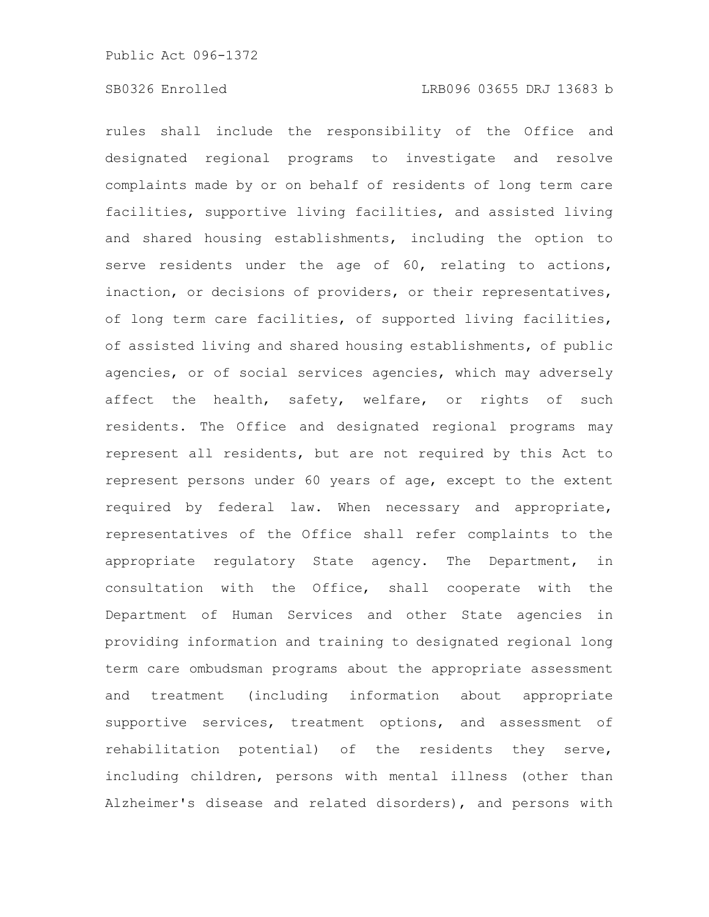rules shall include the responsibility of the Office and designated regional programs to investigate and resolve complaints made by or on behalf of residents of long term care facilities, supportive living facilities, and assisted living and shared housing establishments, including the option to serve residents under the age of 60, relating to actions, inaction, or decisions of providers, or their representatives, of long term care facilities, of supported living facilities, of assisted living and shared housing establishments, of public agencies, or of social services agencies, which may adversely affect the health, safety, welfare, or rights of such residents. The Office and designated regional programs may represent all residents, but are not required by this Act to represent persons under 60 years of age, except to the extent required by federal law. When necessary and appropriate, representatives of the Office shall refer complaints to the appropriate regulatory State agency. The Department, in consultation with the Office, shall cooperate with the Department of Human Services and other State agencies in providing information and training to designated regional long term care ombudsman programs about the appropriate assessment and treatment (including information about appropriate supportive services, treatment options, and assessment of rehabilitation potential) of the residents they serve, including children, persons with mental illness (other than Alzheimer's disease and related disorders), and persons with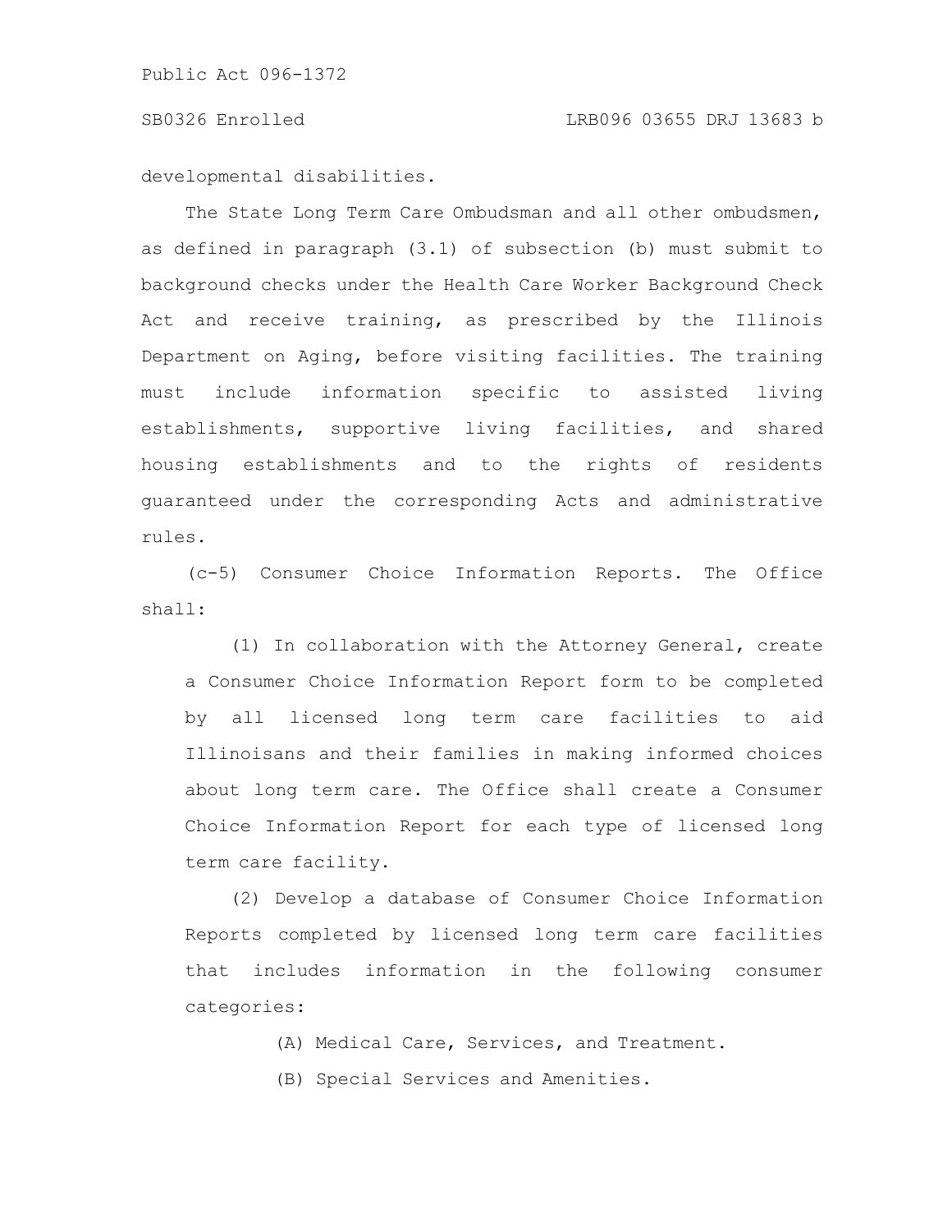developmental disabilities.

The State Long Term Care Ombudsman and all other ombudsmen, as defined in paragraph (3.1) of subsection (b) must submit to background checks under the Health Care Worker Background Check Act and receive training, as prescribed by the Illinois Department on Aging, before visiting facilities. The training must include information specific to assisted living establishments, supportive living facilities, and shared housing establishments and to the rights of residents guaranteed under the corresponding Acts and administrative rules.

(c-5) Consumer Choice Information Reports. The Office shall:

(1) In collaboration with the Attorney General, create a Consumer Choice Information Report form to be completed by all licensed long term care facilities to aid Illinoisans and their families in making informed choices about long term care. The Office shall create a Consumer Choice Information Report for each type of licensed long term care facility.

(2) Develop a database of Consumer Choice Information Reports completed by licensed long term care facilities that includes information in the following consumer categories:

(A) Medical Care, Services, and Treatment.

(B) Special Services and Amenities.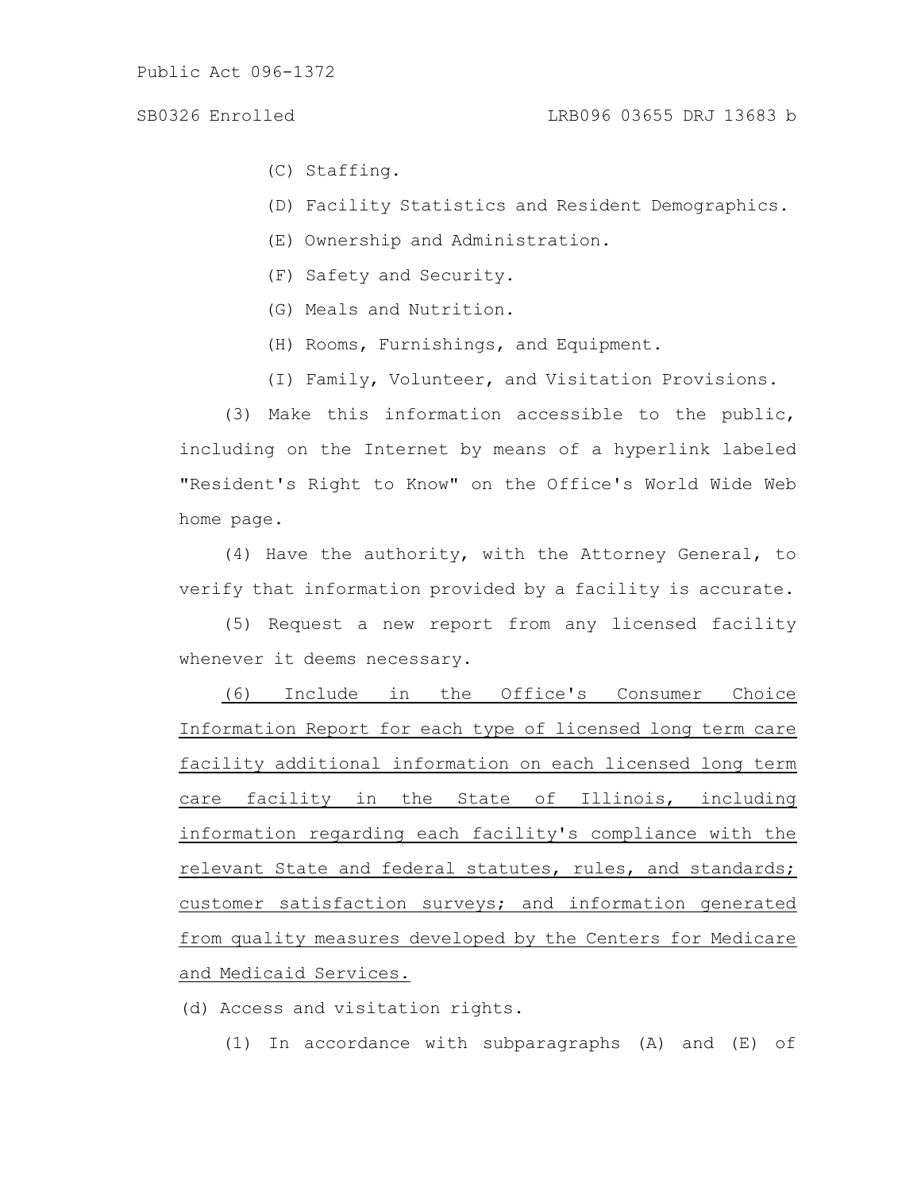(C) Staffing.

(D) Facility Statistics and Resident Demographics.

(E) Ownership and Administration.

(F) Safety and Security.

(G) Meals and Nutrition.

(H) Rooms, Furnishings, and Equipment.

(I) Family, Volunteer, and Visitation Provisions.

(3) Make this information accessible to the public, including on the Internet by means of a hyperlink labeled "Resident's Right to Know" on the Office's World Wide Web home page.

(4) Have the authority, with the Attorney General, to verify that information provided by a facility is accurate.

(5) Request a new report from any licensed facility whenever it deems necessary.

<u>(6) Include in the Office's Consumer Choice Information Report for each type of licensed long term care facility additional information on each licensed long term care facility in the State of Illinois, including information regarding each facility's compliance with the relevant State and federal statutes, rules, and standards; customer satisfaction surveys; and information generated from quality measures developed by the Centers for Medicare and Medicaid Services.</u>

(d) Access and visitation rights.

(1) In accordance with subparagraphs (A) and (E) of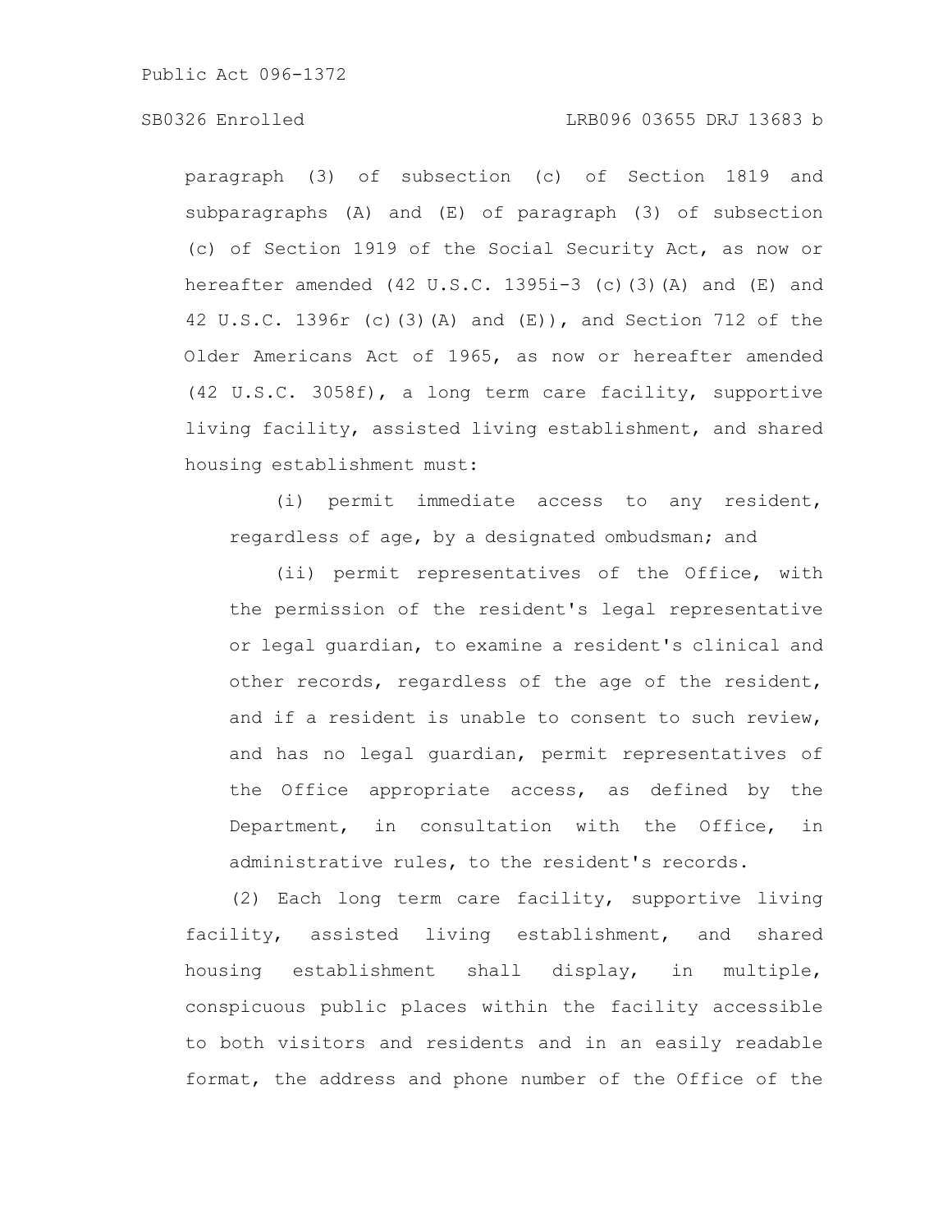paragraph (3) of subsection (c) of Section 1819 and subparagraphs (A) and (E) of paragraph (3) of subsection (c) of Section 1919 of the Social Security Act, as now or hereafter amended (42 U.S.C. 1395i-3 (c)(3)(A) and (E) and 42 U.S.C. 1396r (c)(3)(A) and (E)), and Section 712 of the Older Americans Act of 1965, as now or hereafter amended (42 U.S.C. 3058f), a long term care facility, supportive living facility, assisted living establishment, and shared housing establishment must:

(i) permit immediate access to any resident, regardless of age, by a designated ombudsman; and

(ii) permit representatives of the Office, with the permission of the resident's legal representative or legal guardian, to examine a resident's clinical and other records, regardless of the age of the resident, and if a resident is unable to consent to such review, and has no legal guardian, permit representatives of the Office appropriate access, as defined by the Department, in consultation with the Office, in administrative rules, to the resident's records.

(2) Each long term care facility, supportive living facility, assisted living establishment, and shared housing establishment shall display, in multiple, conspicuous public places within the facility accessible to both visitors and residents and in an easily readable format, the address and phone number of the Office of the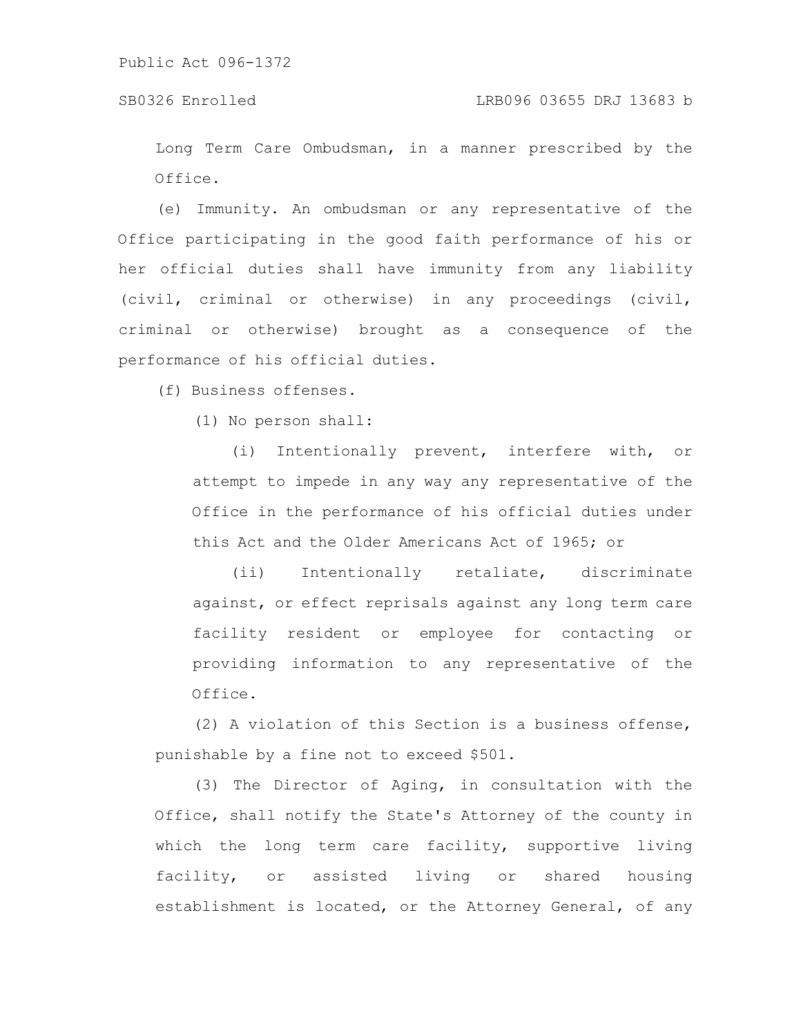Long Term Care Ombudsman, in a manner prescribed by the Office.

(e) Immunity. An ombudsman or any representative of the Office participating in the good faith performance of his or her official duties shall have immunity from any liability (civil, criminal or otherwise) in any proceedings (civil, criminal or otherwise) brought as a consequence of the performance of his official duties.

(f) Business offenses.

(1) No person shall:

(i) Intentionally prevent, interfere with, or attempt to impede in any way any representative of the Office in the performance of his official duties under this Act and the Older Americans Act of 1965; or

(ii) Intentionally retaliate, discriminate against, or effect reprisals against any long term care facility resident or employee for contacting or providing information to any representative of the Office.

(2) A violation of this Section is a business offense, punishable by a fine not to exceed $501.

(3) The Director of Aging, in consultation with the Office, shall notify the State's Attorney of the county in which the long term care facility, supportive living facility, or assisted living or shared housing establishment is located, or the Attorney General, of any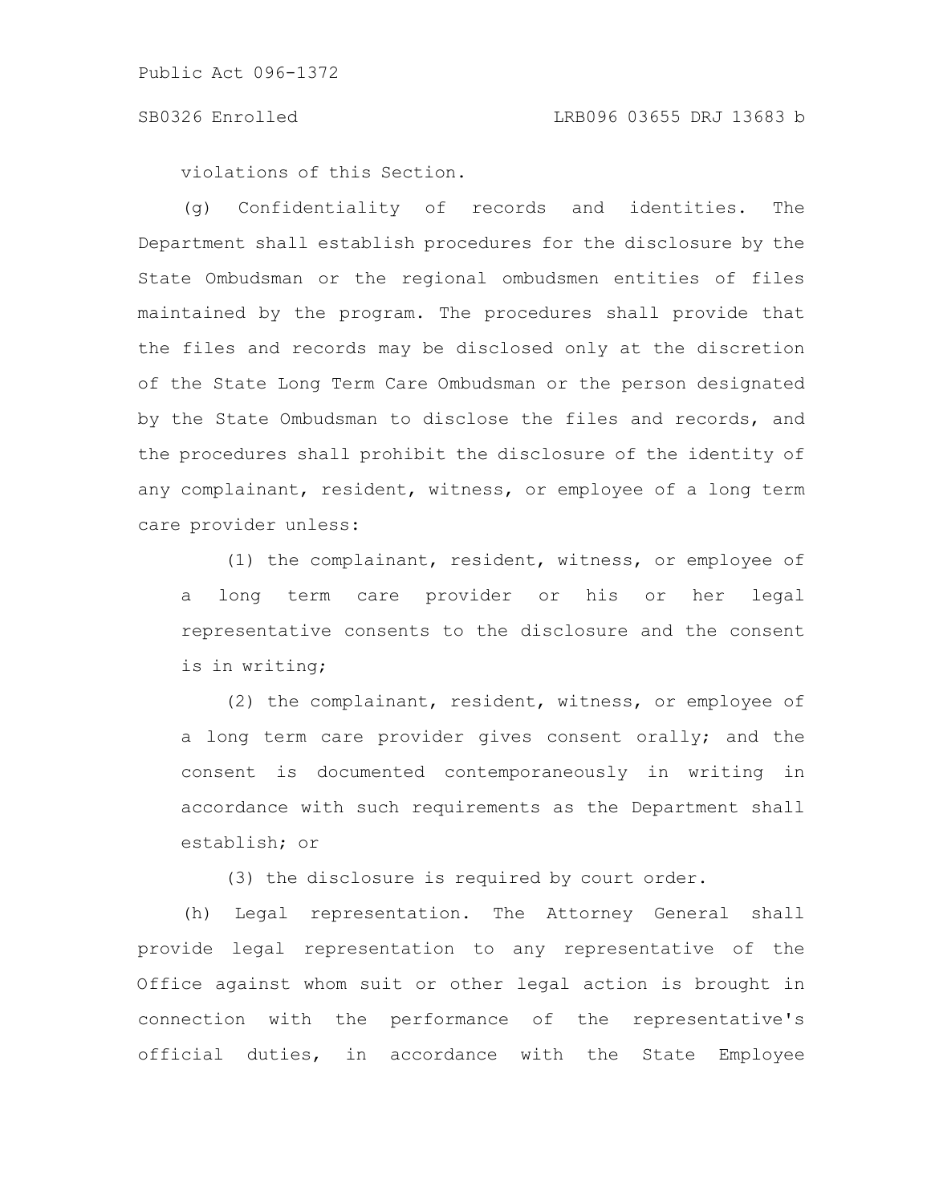violations of this Section.

(g) Confidentiality of records and identities. The Department shall establish procedures for the disclosure by the State Ombudsman or the regional ombudsmen entities of files maintained by the program. The procedures shall provide that the files and records may be disclosed only at the discretion of the State Long Term Care Ombudsman or the person designated by the State Ombudsman to disclose the files and records, and the procedures shall prohibit the disclosure of the identity of any complainant, resident, witness, or employee of a long term care provider unless:

(1) the complainant, resident, witness, or employee of a long term care provider or his or her legal representative consents to the disclosure and the consent is in writing;

(2) the complainant, resident, witness, or employee of a long term care provider gives consent orally; and the consent is documented contemporaneously in writing in accordance with such requirements as the Department shall establish; or

(3) the disclosure is required by court order.

(h) Legal representation. The Attorney General shall provide legal representation to any representative of the Office against whom suit or other legal action is brought in connection with the performance of the representative's official duties, in accordance with the State Employee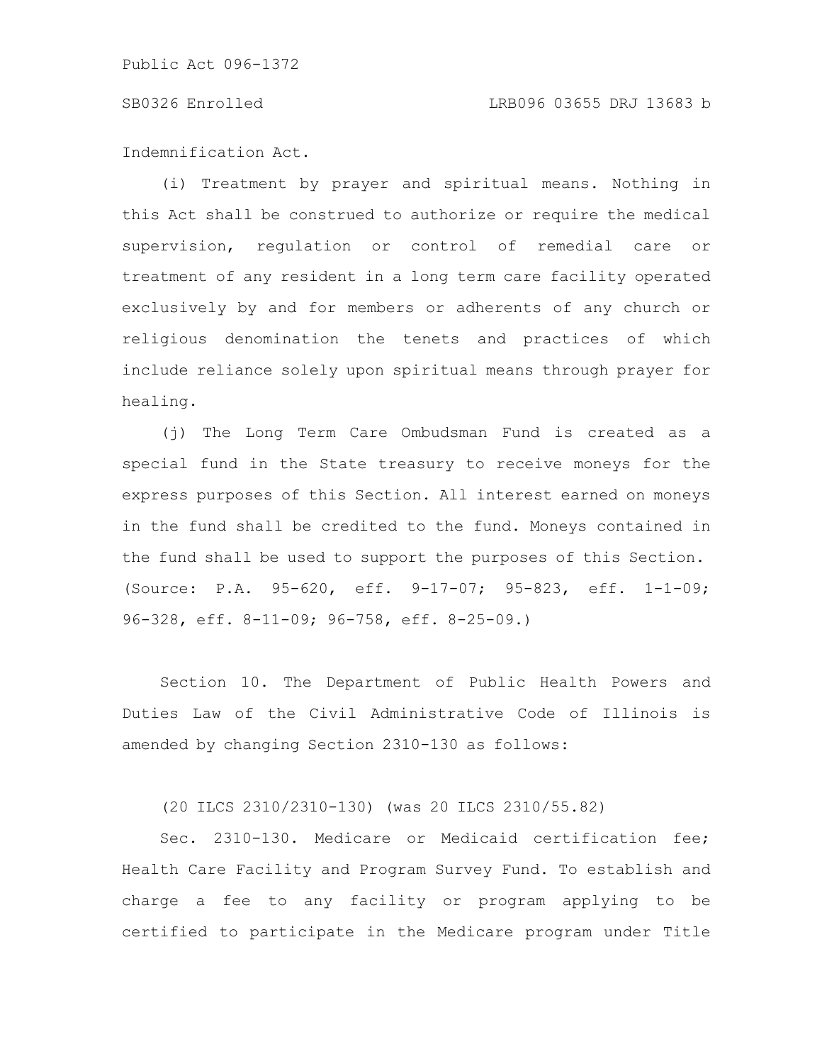Indemnification Act.

(i) Treatment by prayer and spiritual means. Nothing in this Act shall be construed to authorize or require the medical supervision, regulation or control of remedial care or treatment of any resident in a long term care facility operated exclusively by and for members or adherents of any church or religious denomination the tenets and practices of which include reliance solely upon spiritual means through prayer for healing.

(j) The Long Term Care Ombudsman Fund is created as a special fund in the State treasury to receive moneys for the express purposes of this Section. All interest earned on moneys in the fund shall be credited to the fund. Moneys contained in the fund shall be used to support the purposes of this Section. (Source: P.A. 95-620, eff. 9-17-07; 95-823, eff. 1-1-09; 96-328, eff. 8-11-09; 96-758, eff. 8-25-09.)

Section 10. The Department of Public Health Powers and Duties Law of the Civil Administrative Code of Illinois is amended by changing Section 2310-130 as follows:

(20 ILCS 2310/2310-130) (was 20 ILCS 2310/55.82)

Sec. 2310-130. Medicare or Medicaid certification fee; Health Care Facility and Program Survey Fund. To establish and charge a fee to any facility or program applying to be certified to participate in the Medicare program under Title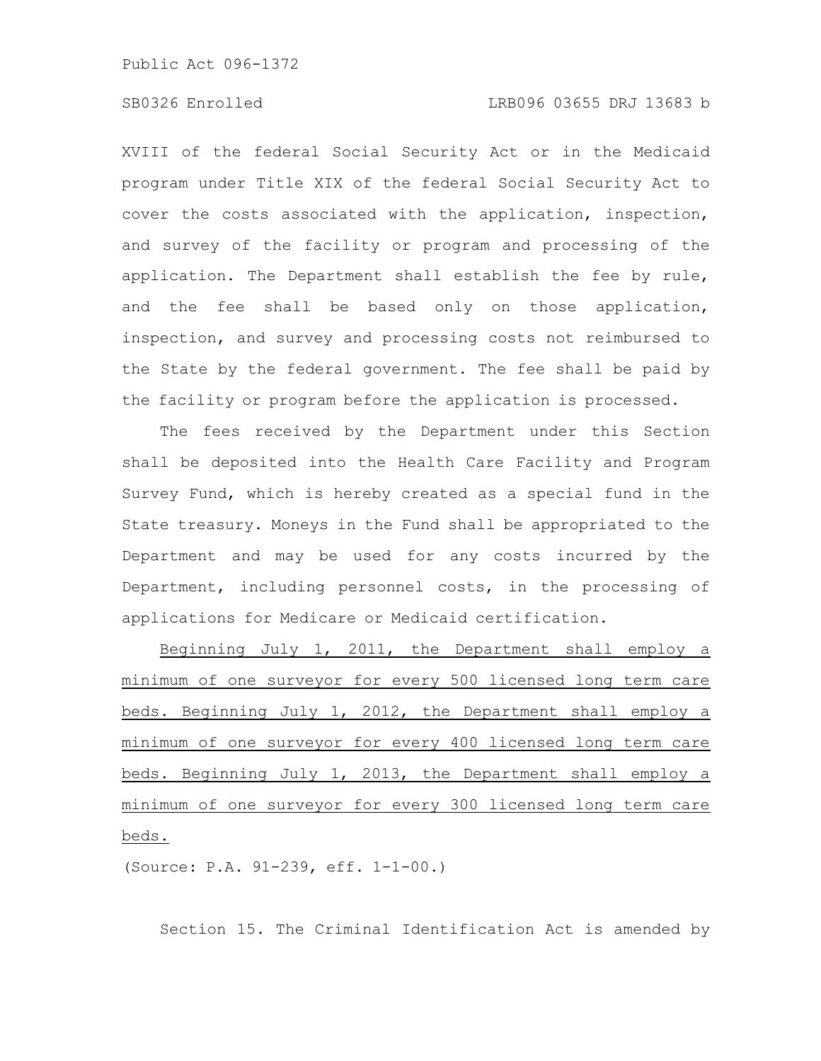XVIII of the federal Social Security Act or in the Medicaid program under Title XIX of the federal Social Security Act to cover the costs associated with the application, inspection, and survey of the facility or program and processing of the application. The Department shall establish the fee by rule, and the fee shall be based only on those application, inspection, and survey and processing costs not reimbursed to the State by the federal government. The fee shall be paid by the facility or program before the application is processed.

The fees received by the Department under this Section shall be deposited into the Health Care Facility and Program Survey Fund, which is hereby created as a special fund in the State treasury. Moneys in the Fund shall be appropriated to the Department and may be used for any costs incurred by the Department, including personnel costs, in the processing of applications for Medicare or Medicaid certification.

<u>Beginning July 1, 2011, the Department shall employ a minimum of one surveyor for every 500 licensed long term care beds. Beginning July 1, 2012, the Department shall employ a minimum of one surveyor for every 400 licensed long term care beds. Beginning July 1, 2013, the Department shall employ a minimum of one surveyor for every 300 licensed long term care beds.</u>

(Source: P.A. 91-239, eff. 1-1-00.)

Section 15. The Criminal Identification Act is amended by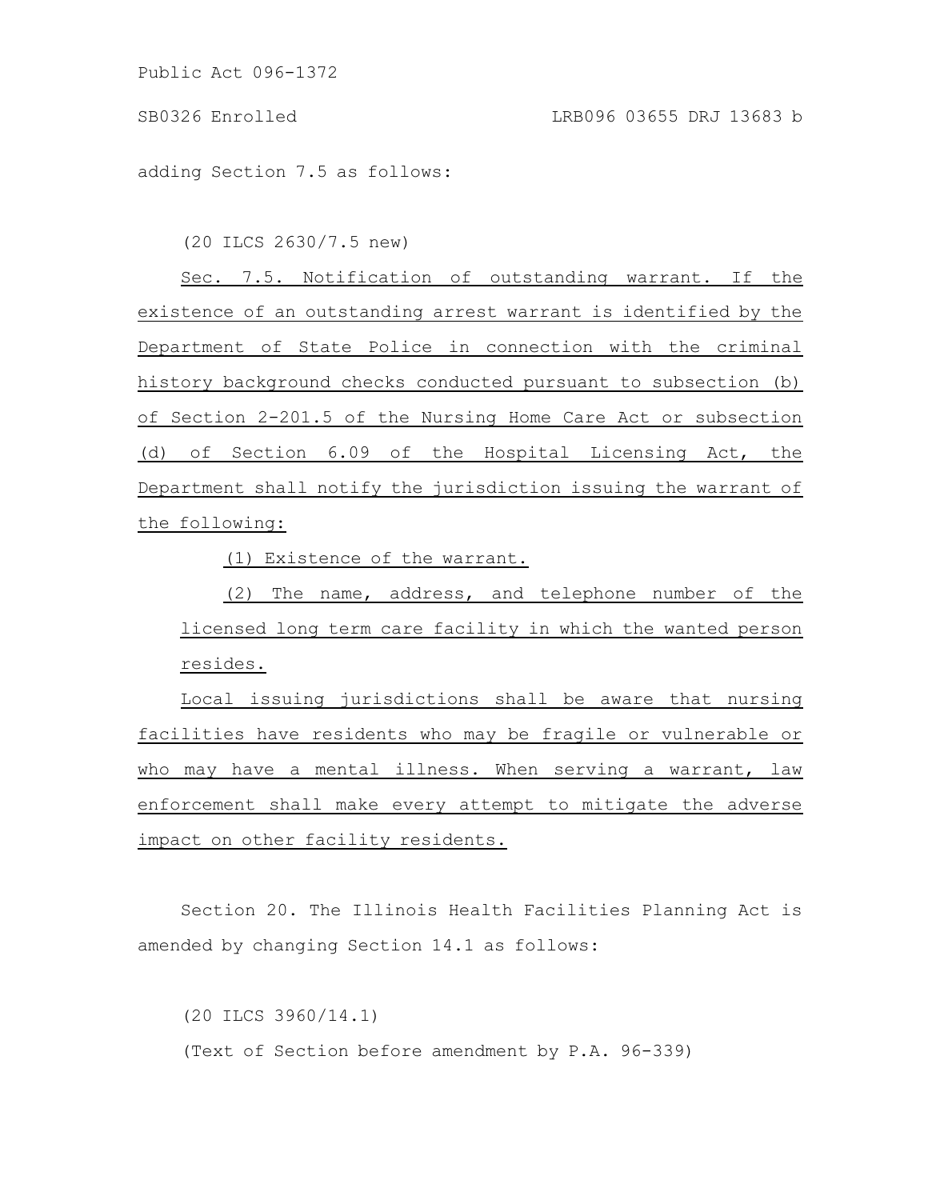adding Section 7.5 as follows:

(20 ILCS 2630/7.5 new)

Sec. 7.5. Notification of outstanding warrant. If the existence of an outstanding arrest warrant is identified by the Department of State Police in connection with the criminal history background checks conducted pursuant to subsection (b) of Section 2-201.5 of the Nursing Home Care Act or subsection (d) of Section 6.09 of the Hospital Licensing Act, the Department shall notify the jurisdiction issuing the warrant of the following:

(1) Existence of the warrant.

(2) The name, address, and telephone number of the licensed long term care facility in which the wanted person resides.

Local issuing jurisdictions shall be aware that nursing facilities have residents who may be fragile or vulnerable or who may have a mental illness. When serving a warrant, law enforcement shall make every attempt to mitigate the adverse impact on other facility residents.

Section 20. The Illinois Health Facilities Planning Act is amended by changing Section 14.1 as follows:

(20 ILCS 3960/14.1)

(Text of Section before amendment by P.A. 96-339)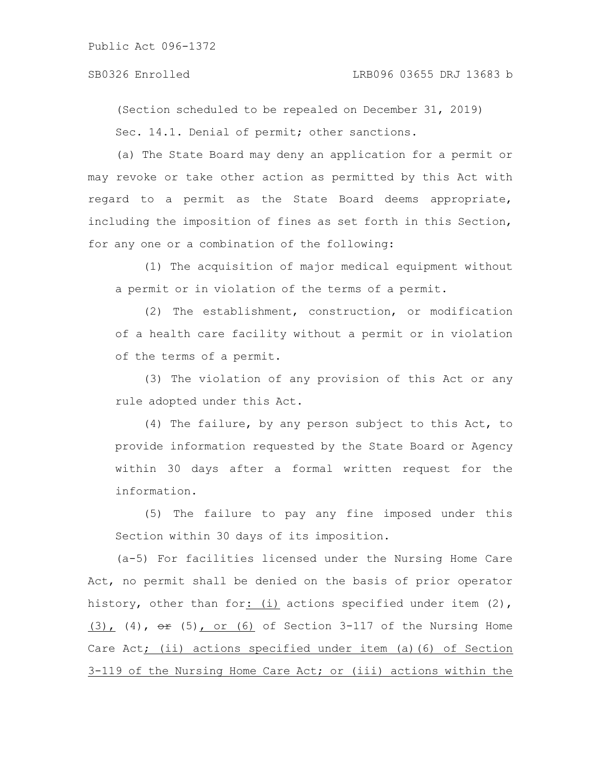(Section scheduled to be repealed on December 31, 2019)

Sec. 14.1. Denial of permit; other sanctions.

(a) The State Board may deny an application for a permit or may revoke or take other action as permitted by this Act with regard to a permit as the State Board deems appropriate, including the imposition of fines as set forth in this Section, for any one or a combination of the following:

(1) The acquisition of major medical equipment without a permit or in violation of the terms of a permit.

(2) The establishment, construction, or modification of a health care facility without a permit or in violation of the terms of a permit.

(3) The violation of any provision of this Act or any rule adopted under this Act.

(4) The failure, by any person subject to this Act, to provide information requested by the State Board or Agency within 30 days after a formal written request for the information.

(5) The failure to pay any fine imposed under this Section within 30 days of its imposition.

(a-5) For facilities licensed under the Nursing Home Care Act, no permit shall be denied on the basis of prior operator history, other than for: (i) actions specified under item (2), (3), (4), ~~or~~ (5), or (6) of Section 3-117 of the Nursing Home Care Act; (ii) actions specified under item (a)(6) of Section 3-119 of the Nursing Home Care Act; or (iii) actions within the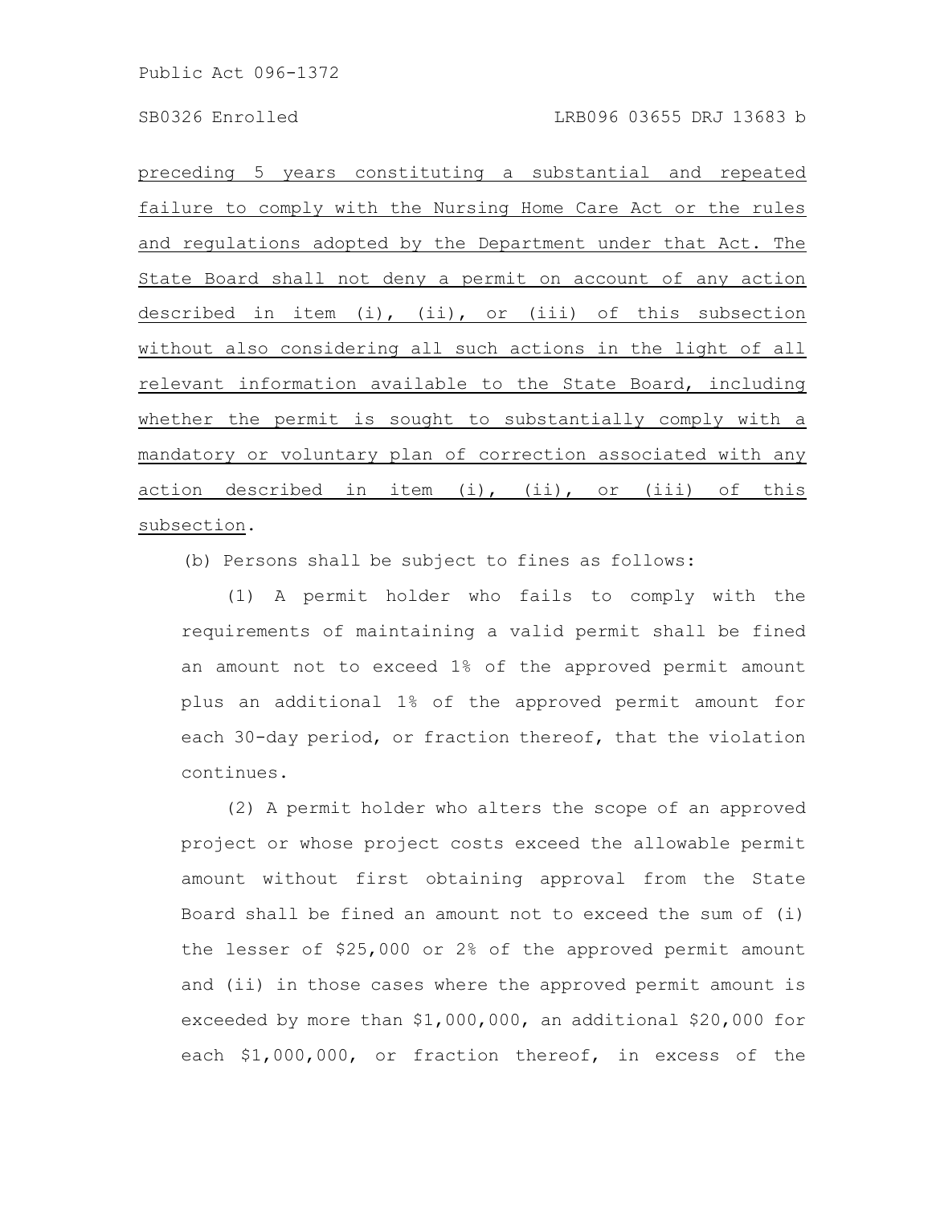preceding 5 years constituting a substantial and repeated failure to comply with the Nursing Home Care Act or the rules and regulations adopted by the Department under that Act. The State Board shall not deny a permit on account of any action described in item (i), (ii), or (iii) of this subsection without also considering all such actions in the light of all relevant information available to the State Board, including whether the permit is sought to substantially comply with a mandatory or voluntary plan of correction associated with any action described in item (i), (ii), or (iii) of this subsection.

(b) Persons shall be subject to fines as follows:

(1) A permit holder who fails to comply with the requirements of maintaining a valid permit shall be fined an amount not to exceed 1% of the approved permit amount plus an additional 1% of the approved permit amount for each 30-day period, or fraction thereof, that the violation continues.

(2) A permit holder who alters the scope of an approved project or whose project costs exceed the allowable permit amount without first obtaining approval from the State Board shall be fined an amount not to exceed the sum of (i) the lesser of $25,000 or 2% of the approved permit amount and (ii) in those cases where the approved permit amount is exceeded by more than $1,000,000, an additional $20,000 for each $1,000,000, or fraction thereof, in excess of the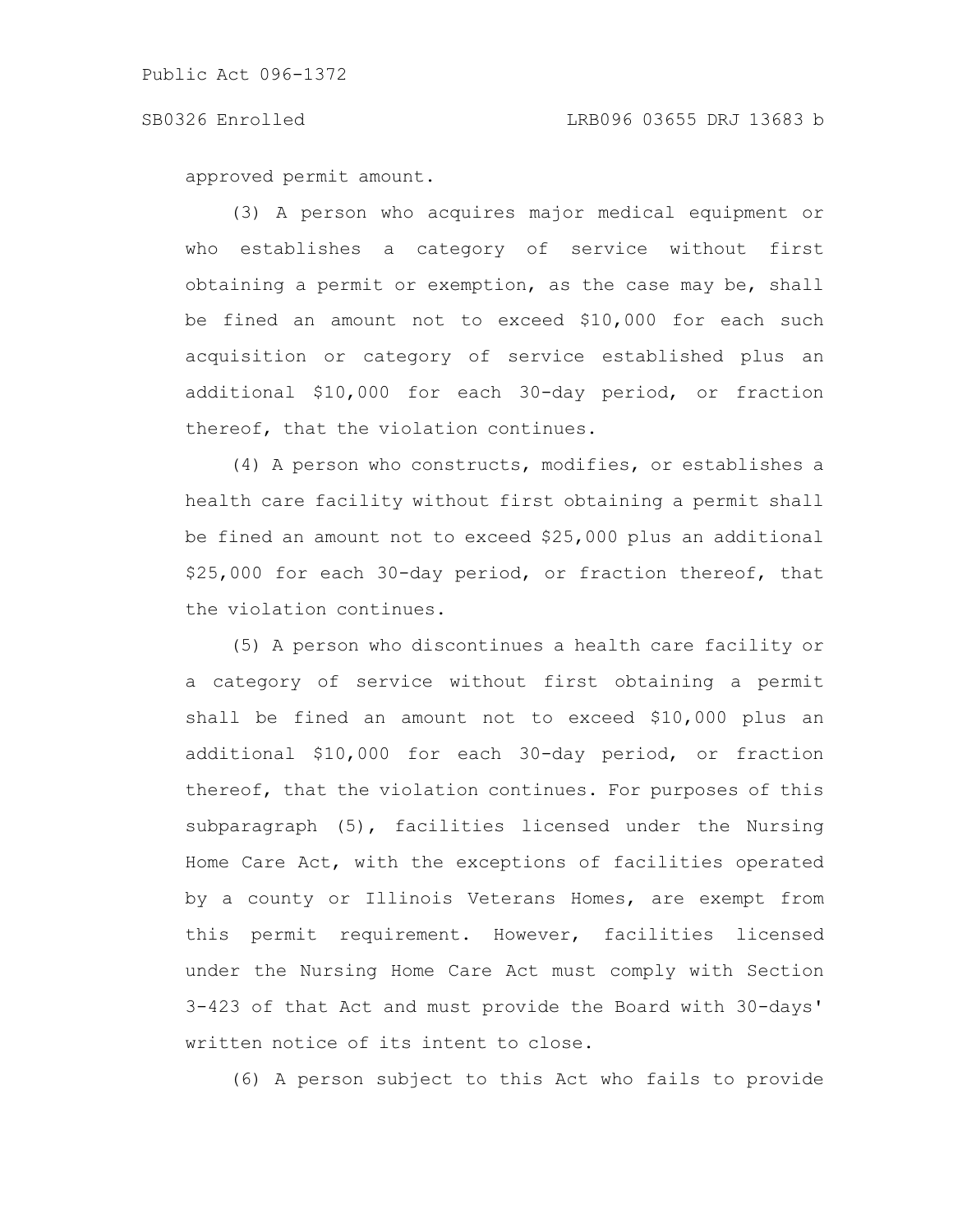approved permit amount.

(3) A person who acquires major medical equipment or who establishes a category of service without first obtaining a permit or exemption, as the case may be, shall be fined an amount not to exceed $10,000 for each such acquisition or category of service established plus an additional $10,000 for each 30-day period, or fraction thereof, that the violation continues.

(4) A person who constructs, modifies, or establishes a health care facility without first obtaining a permit shall be fined an amount not to exceed $25,000 plus an additional $25,000 for each 30-day period, or fraction thereof, that the violation continues.

(5) A person who discontinues a health care facility or a category of service without first obtaining a permit shall be fined an amount not to exceed $10,000 plus an additional $10,000 for each 30-day period, or fraction thereof, that the violation continues. For purposes of this subparagraph (5), facilities licensed under the Nursing Home Care Act, with the exceptions of facilities operated by a county or Illinois Veterans Homes, are exempt from this permit requirement. However, facilities licensed under the Nursing Home Care Act must comply with Section 3-423 of that Act and must provide the Board with 30-days' written notice of its intent to close.

(6) A person subject to this Act who fails to provide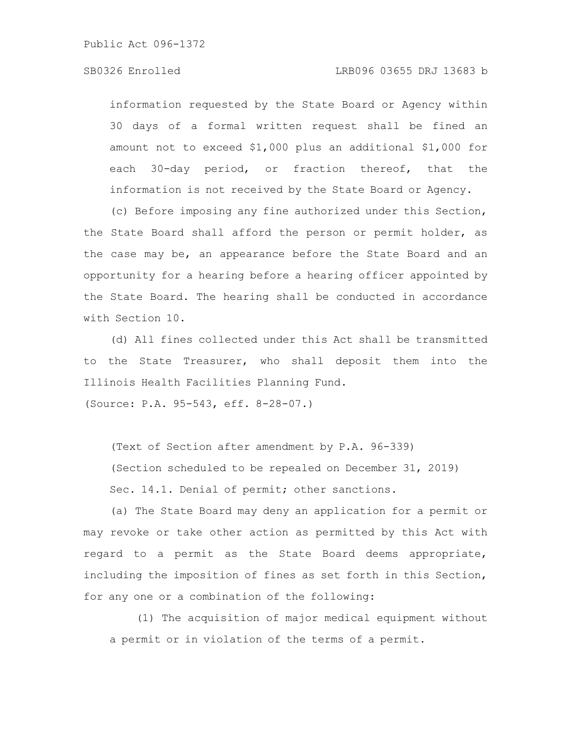information requested by the State Board or Agency within 30 days of a formal written request shall be fined an amount not to exceed $1,000 plus an additional $1,000 for each 30-day period, or fraction thereof, that the information is not received by the State Board or Agency.

(c) Before imposing any fine authorized under this Section, the State Board shall afford the person or permit holder, as the case may be, an appearance before the State Board and an opportunity for a hearing before a hearing officer appointed by the State Board. The hearing shall be conducted in accordance with Section 10.

(d) All fines collected under this Act shall be transmitted to the State Treasurer, who shall deposit them into the Illinois Health Facilities Planning Fund.

(Source: P.A. 95-543, eff. 8-28-07.)

(Text of Section after amendment by P.A. 96-339)

(Section scheduled to be repealed on December 31, 2019)

Sec. 14.1. Denial of permit; other sanctions.

(a) The State Board may deny an application for a permit or may revoke or take other action as permitted by this Act with regard to a permit as the State Board deems appropriate, including the imposition of fines as set forth in this Section, for any one or a combination of the following:

(1) The acquisition of major medical equipment without a permit or in violation of the terms of a permit.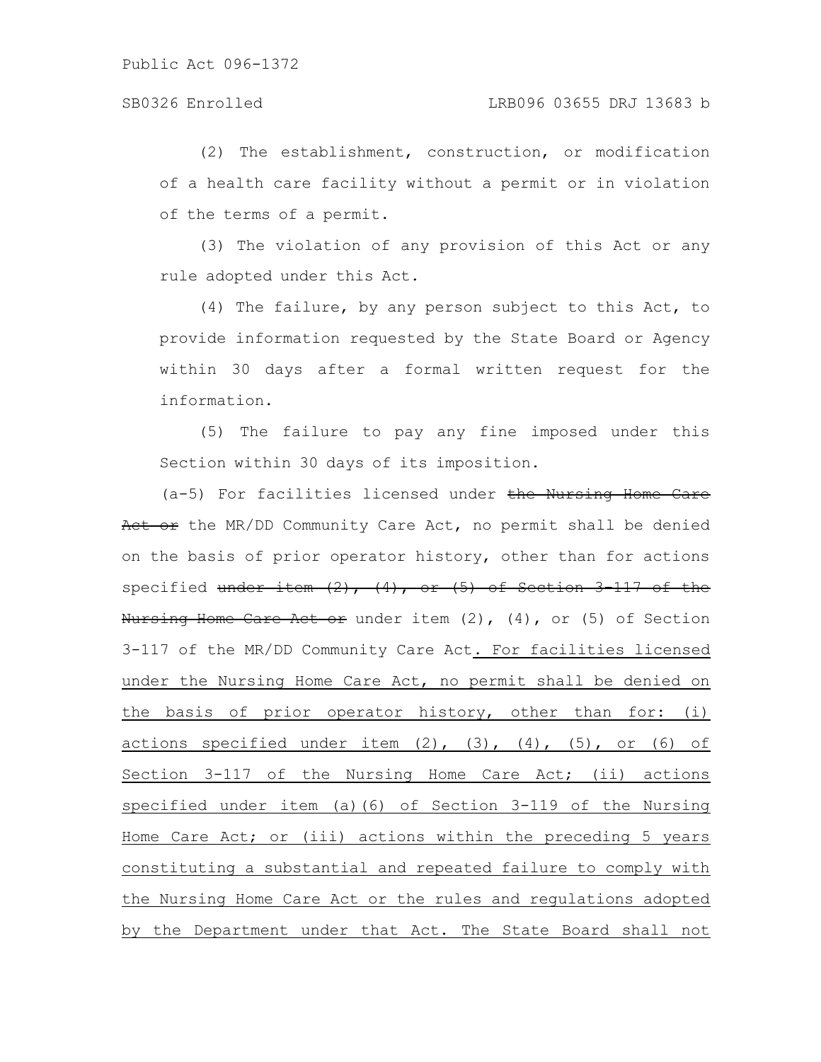(2) The establishment, construction, or modification of a health care facility without a permit or in violation of the terms of a permit.

(3) The violation of any provision of this Act or any rule adopted under this Act.

(4) The failure, by any person subject to this Act, to provide information requested by the State Board or Agency within 30 days after a formal written request for the information.

(5) The failure to pay any fine imposed under this Section within 30 days of its imposition.

(a-5) For facilities licensed under ~~the Nursing Home Care Act or~~ the MR/DD Community Care Act, no permit shall be denied on the basis of prior operator history, other than for actions specified ~~under item (2), (4), or (5) of Section 3-117 of the Nursing Home Care Act or~~ under item (2), (4), or (5) of Section 3-117 of the MR/DD Community Care Act<u>. For facilities licensed under the Nursing Home Care Act, no permit shall be denied on the basis of prior operator history, other than for: (i) actions specified under item (2), (3), (4), (5), or (6) of Section 3-117 of the Nursing Home Care Act; (ii) actions specified under item (a)(6) of Section 3-119 of the Nursing Home Care Act; or (iii) actions within the preceding 5 years constituting a substantial and repeated failure to comply with the Nursing Home Care Act or the rules and regulations adopted by the Department under that Act. The State Board shall not</u>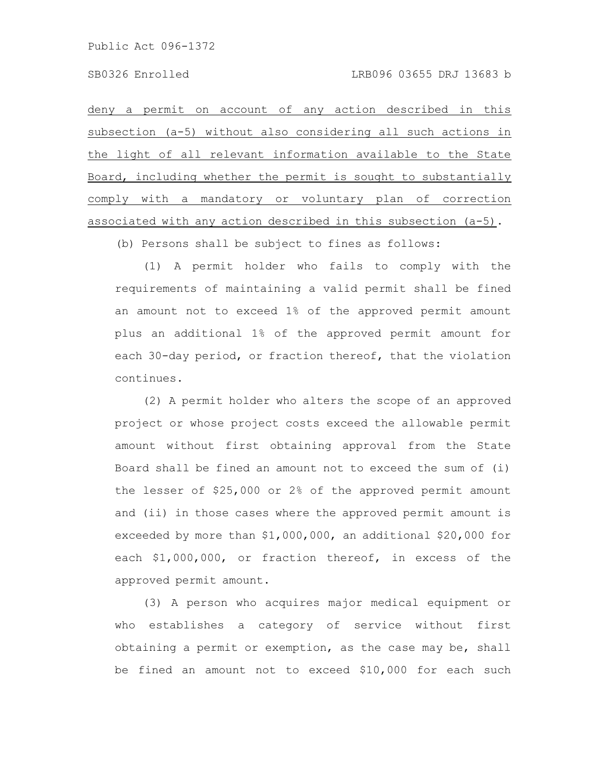deny a permit on account of any action described in this subsection (a-5) without also considering all such actions in the light of all relevant information available to the State Board, including whether the permit is sought to substantially comply with a mandatory or voluntary plan of correction associated with any action described in this subsection (a-5).

(b) Persons shall be subject to fines as follows:

(1) A permit holder who fails to comply with the requirements of maintaining a valid permit shall be fined an amount not to exceed 1% of the approved permit amount plus an additional 1% of the approved permit amount for each 30-day period, or fraction thereof, that the violation continues.

(2) A permit holder who alters the scope of an approved project or whose project costs exceed the allowable permit amount without first obtaining approval from the State Board shall be fined an amount not to exceed the sum of (i) the lesser of $25,000 or 2% of the approved permit amount and (ii) in those cases where the approved permit amount is exceeded by more than $1,000,000, an additional $20,000 for each $1,000,000, or fraction thereof, in excess of the approved permit amount.

(3) A person who acquires major medical equipment or who establishes a category of service without first obtaining a permit or exemption, as the case may be, shall be fined an amount not to exceed $10,000 for each such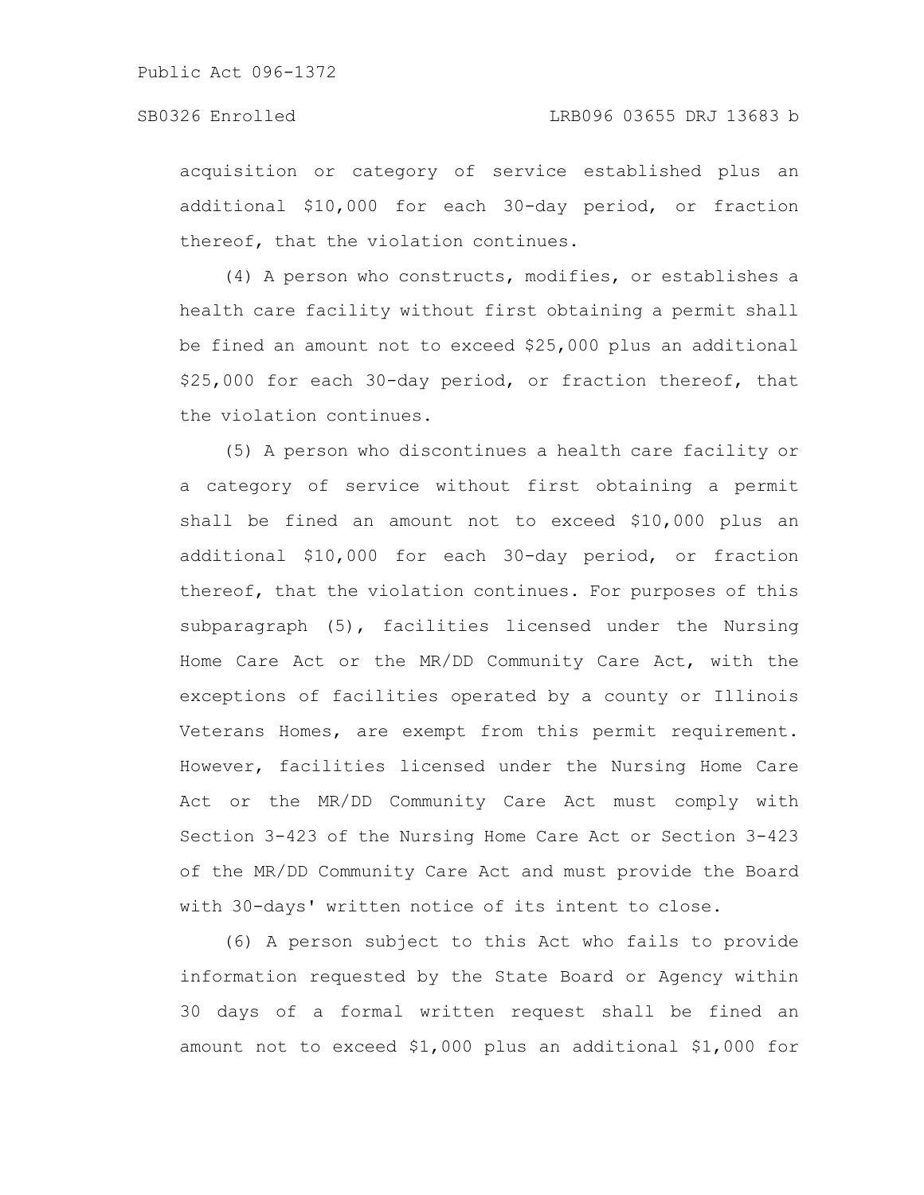acquisition or category of service established plus an additional $10,000 for each 30-day period, or fraction thereof, that the violation continues.

(4) A person who constructs, modifies, or establishes a health care facility without first obtaining a permit shall be fined an amount not to exceed $25,000 plus an additional $25,000 for each 30-day period, or fraction thereof, that the violation continues.

(5) A person who discontinues a health care facility or a category of service without first obtaining a permit shall be fined an amount not to exceed $10,000 plus an additional $10,000 for each 30-day period, or fraction thereof, that the violation continues. For purposes of this subparagraph (5), facilities licensed under the Nursing Home Care Act or the MR/DD Community Care Act, with the exceptions of facilities operated by a county or Illinois Veterans Homes, are exempt from this permit requirement. However, facilities licensed under the Nursing Home Care Act or the MR/DD Community Care Act must comply with Section 3-423 of the Nursing Home Care Act or Section 3-423 of the MR/DD Community Care Act and must provide the Board with 30-days' written notice of its intent to close.

(6) A person subject to this Act who fails to provide information requested by the State Board or Agency within 30 days of a formal written request shall be fined an amount not to exceed $1,000 plus an additional $1,000 for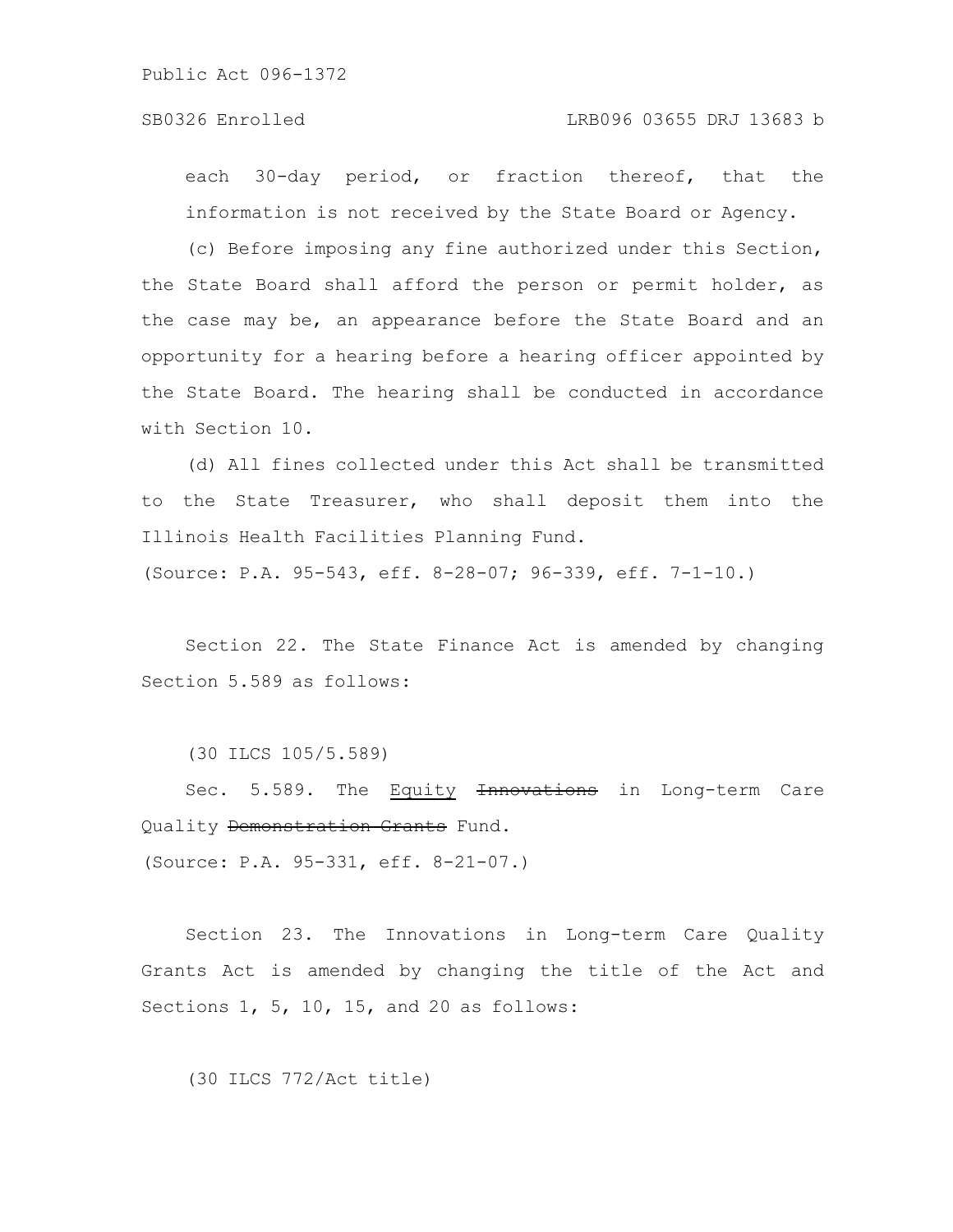each 30-day period, or fraction thereof, that the information is not received by the State Board or Agency.

(c) Before imposing any fine authorized under this Section, the State Board shall afford the person or permit holder, as the case may be, an appearance before the State Board and an opportunity for a hearing before a hearing officer appointed by the State Board. The hearing shall be conducted in accordance with Section 10.

(d) All fines collected under this Act shall be transmitted to the State Treasurer, who shall deposit them into the Illinois Health Facilities Planning Fund.

(Source: P.A. 95-543, eff. 8-28-07; 96-339, eff. 7-1-10.)

Section 22. The State Finance Act is amended by changing Section 5.589 as follows:

(30 ILCS 105/5.589)

Sec. 5.589. The <u>Equity</u> ~~Innovations~~ in Long-term Care Quality ~~Demonstration Grants~~ Fund.

(Source: P.A. 95-331, eff. 8-21-07.)

Section 23. The Innovations in Long-term Care Quality Grants Act is amended by changing the title of the Act and Sections 1, 5, 10, 15, and 20 as follows:

(30 ILCS 772/Act title)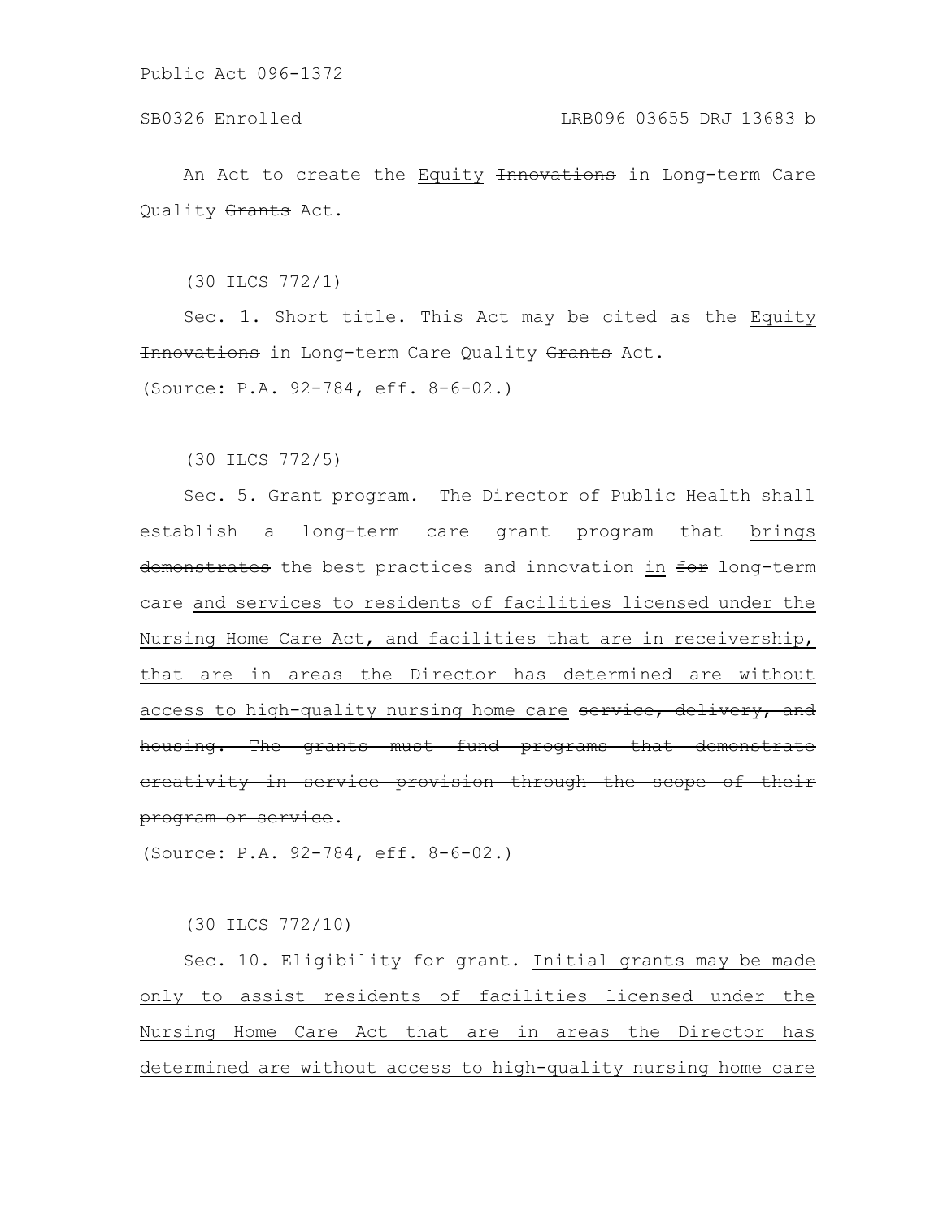An Act to create the <u>Equity</u> ~~Innovations~~ in Long-term Care Quality ~~Grants~~ Act.

(30 ILCS 772/1)

Sec. 1. Short title. This Act may be cited as the <u>Equity</u> ~~Innovations~~ in Long-term Care Quality ~~Grants~~ Act.

(Source: P.A. 92-784, eff. 8-6-02.)

(30 ILCS 772/5)

Sec. 5. Grant program. The Director of Public Health shall establish a long-term care grant program that <u>brings</u> ~~demonstrates~~ the best practices and innovation <u>in</u> ~~for~~ long-term care <u>and services to residents of facilities licensed under the Nursing Home Care Act, and facilities that are in receivership, that are in areas the Director has determined are without access to high-quality nursing home care</u> ~~service, delivery, and housing. The grants must fund programs that demonstrate creativity in service provision through the scope of their program or service~~.

(Source: P.A. 92-784, eff. 8-6-02.)

(30 ILCS 772/10)

Sec. 10. Eligibility for grant. <u>Initial grants may be made only to assist residents of facilities licensed under the Nursing Home Care Act that are in areas the Director has determined are without access to high-quality nursing home care</u>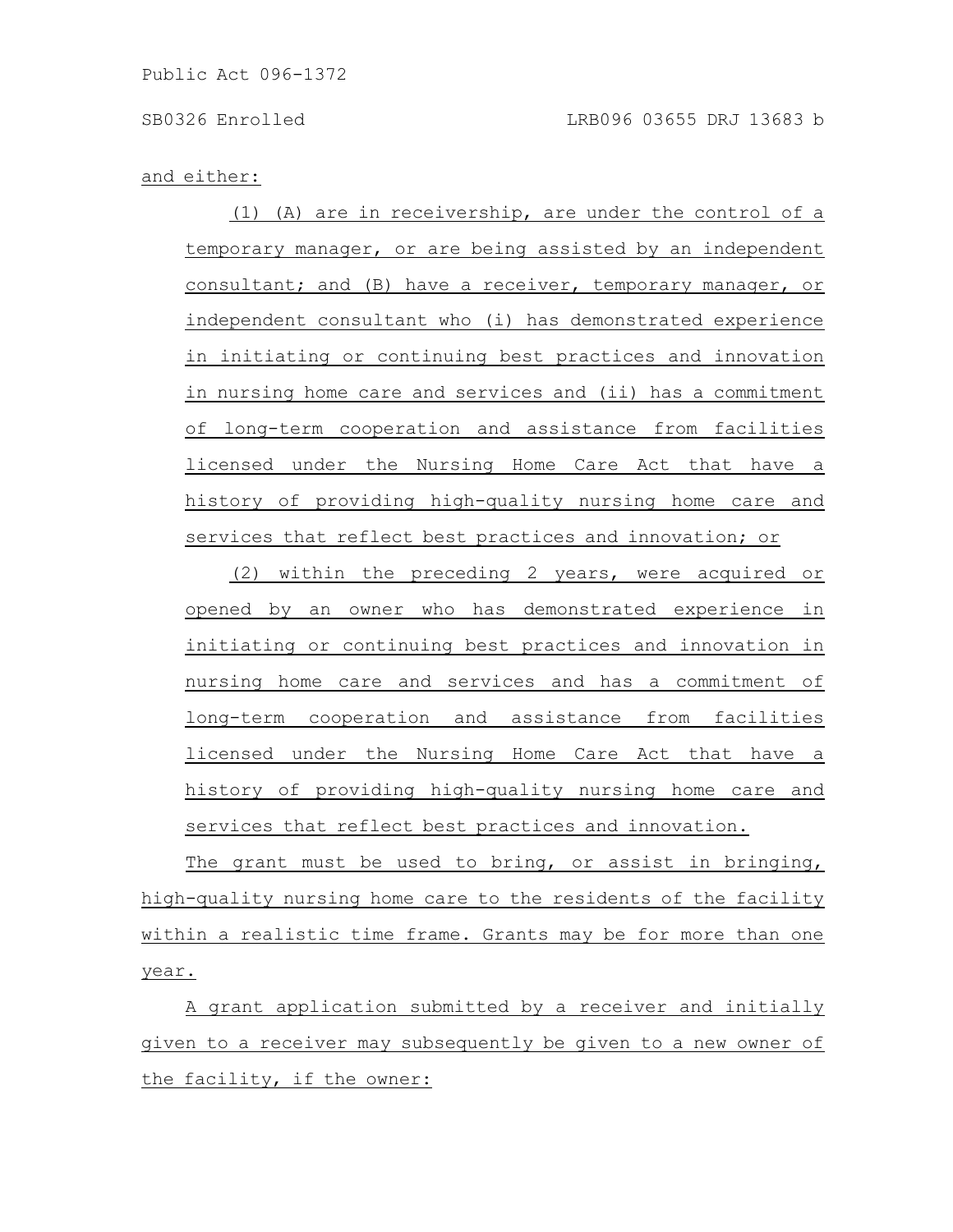and either:

(1) (A) are in receivership, are under the control of a temporary manager, or are being assisted by an independent consultant; and (B) have a receiver, temporary manager, or independent consultant who (i) has demonstrated experience in initiating or continuing best practices and innovation in nursing home care and services and (ii) has a commitment of long-term cooperation and assistance from facilities licensed under the Nursing Home Care Act that have a history of providing high-quality nursing home care and services that reflect best practices and innovation; or

(2) within the preceding 2 years, were acquired or opened by an owner who has demonstrated experience in initiating or continuing best practices and innovation in nursing home care and services and has a commitment of long-term cooperation and assistance from facilities licensed under the Nursing Home Care Act that have a history of providing high-quality nursing home care and services that reflect best practices and innovation.

The grant must be used to bring, or assist in bringing, high-quality nursing home care to the residents of the facility within a realistic time frame. Grants may be for more than one year.

A grant application submitted by a receiver and initially given to a receiver may subsequently be given to a new owner of the facility, if the owner: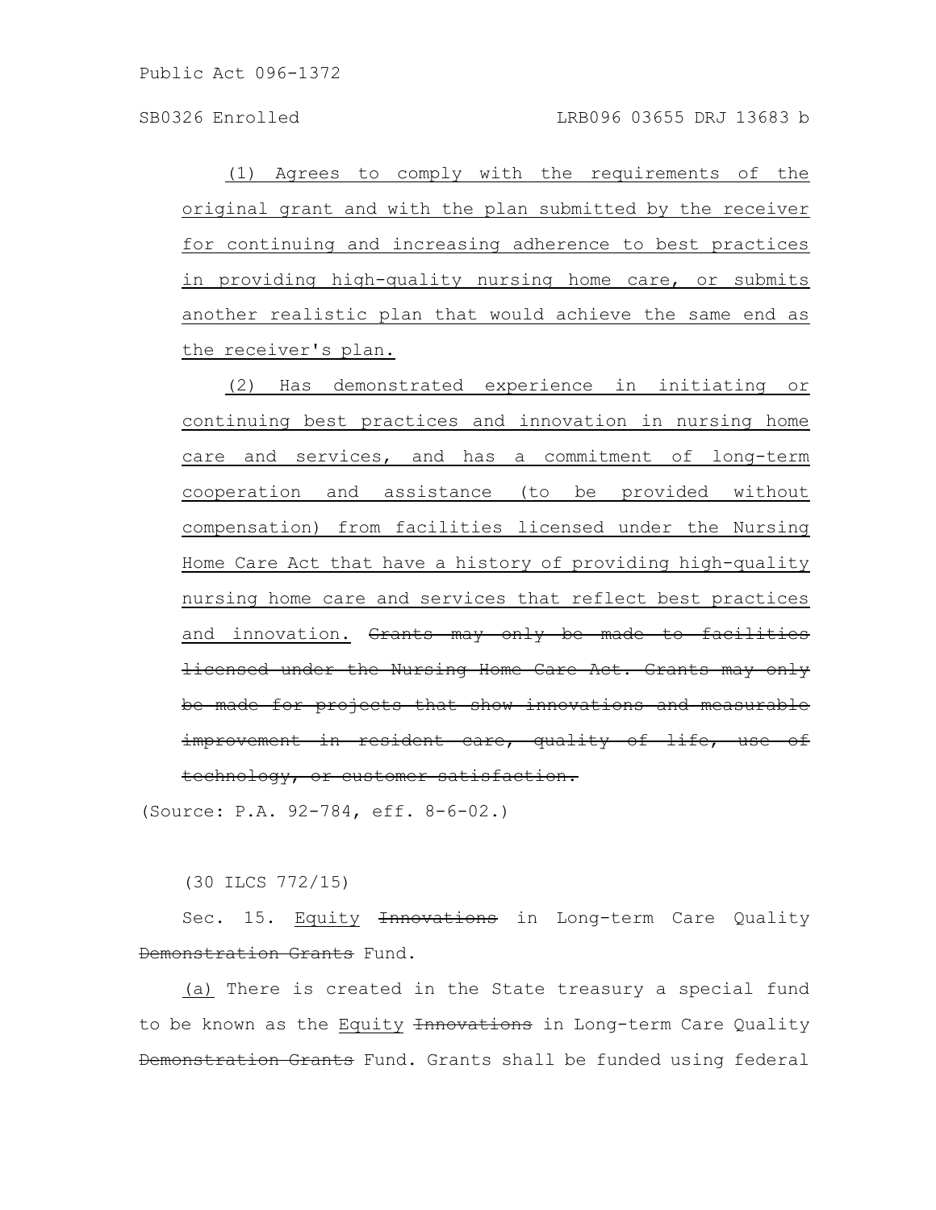(1) Agrees to comply with the requirements of the original grant and with the plan submitted by the receiver for continuing and increasing adherence to best practices in providing high-quality nursing home care, or submits another realistic plan that would achieve the same end as the receiver's plan.

(2) Has demonstrated experience in initiating or continuing best practices and innovation in nursing home care and services, and has a commitment of long-term cooperation and assistance (to be provided without compensation) from facilities licensed under the Nursing Home Care Act that have a history of providing high-quality nursing home care and services that reflect best practices and innovation. ~~Grants may only be made to facilities licensed under the Nursing Home Care Act. Grants may only be made for projects that show innovations and measurable improvement in resident care, quality of life, use of technology, or customer satisfaction.~~

(Source: P.A. 92-784, eff. 8-6-02.)

(30 ILCS 772/15)

Sec. 15. Equity ~~Innovations~~ in Long-term Care Quality ~~Demonstration Grants~~ Fund.

(a) There is created in the State treasury a special fund to be known as the Equity ~~Innovations~~ in Long-term Care Quality ~~Demonstration Grants~~ Fund. Grants shall be funded using federal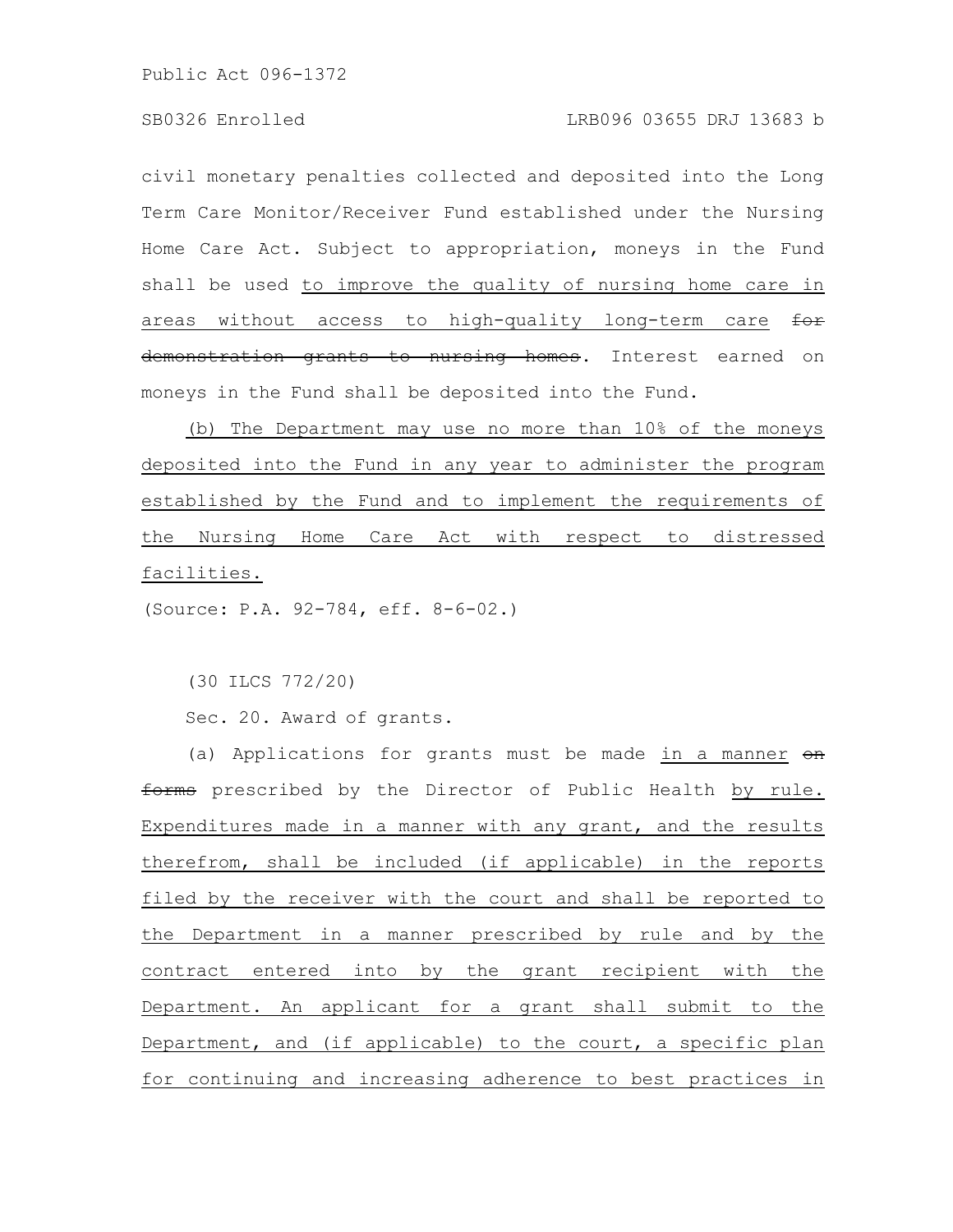civil monetary penalties collected and deposited into the Long Term Care Monitor/Receiver Fund established under the Nursing Home Care Act. Subject to appropriation, moneys in the Fund shall be used to improve the quality of nursing home care in areas without access to high-quality long-term care ~~for demonstration grants to nursing homes~~. Interest earned on moneys in the Fund shall be deposited into the Fund.

(b) The Department may use no more than 10% of the moneys deposited into the Fund in any year to administer the program established by the Fund and to implement the requirements of the Nursing Home Care Act with respect to distressed facilities.

(Source: P.A. 92-784, eff. 8-6-02.)

(30 ILCS 772/20)

Sec. 20. Award of grants.

(a) Applications for grants must be made in a manner ~~on forms~~ prescribed by the Director of Public Health by rule. Expenditures made in a manner with any grant, and the results therefrom, shall be included (if applicable) in the reports filed by the receiver with the court and shall be reported to the Department in a manner prescribed by rule and by the contract entered into by the grant recipient with the Department. An applicant for a grant shall submit to the Department, and (if applicable) to the court, a specific plan for continuing and increasing adherence to best practices in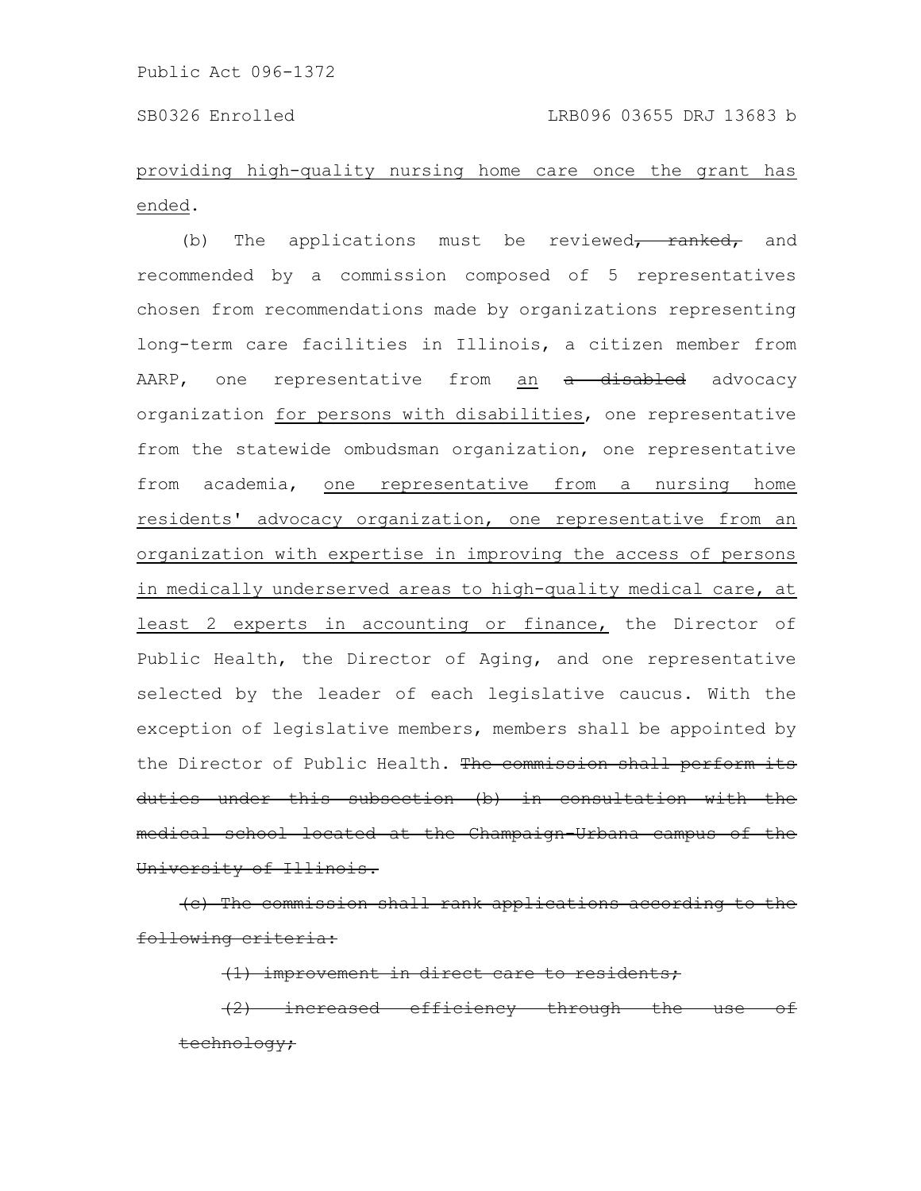providing high-quality nursing home care once the grant has ended.

(b) The applications must be reviewed~~, ranked,~~ and recommended by a commission composed of 5 representatives chosen from recommendations made by organizations representing long-term care facilities in Illinois, a citizen member from AARP, one representative from an ~~a disabled~~ advocacy organization for persons with disabilities, one representative from the statewide ombudsman organization, one representative from academia, one representative from a nursing home residents' advocacy organization, one representative from an organization with expertise in improving the access of persons in medically underserved areas to high-quality medical care, at least 2 experts in accounting or finance, the Director of Public Health, the Director of Aging, and one representative selected by the leader of each legislative caucus. With the exception of legislative members, members shall be appointed by the Director of Public Health. ~~The commission shall perform its duties under this subsection (b) in consultation with the medical school located at the Champaign-Urbana campus of the University of Illinois.~~

~~(c) The commission shall rank applications according to the following criteria:~~

~~(1) improvement in direct care to residents;~~

~~(2) increased efficiency through the use of technology;~~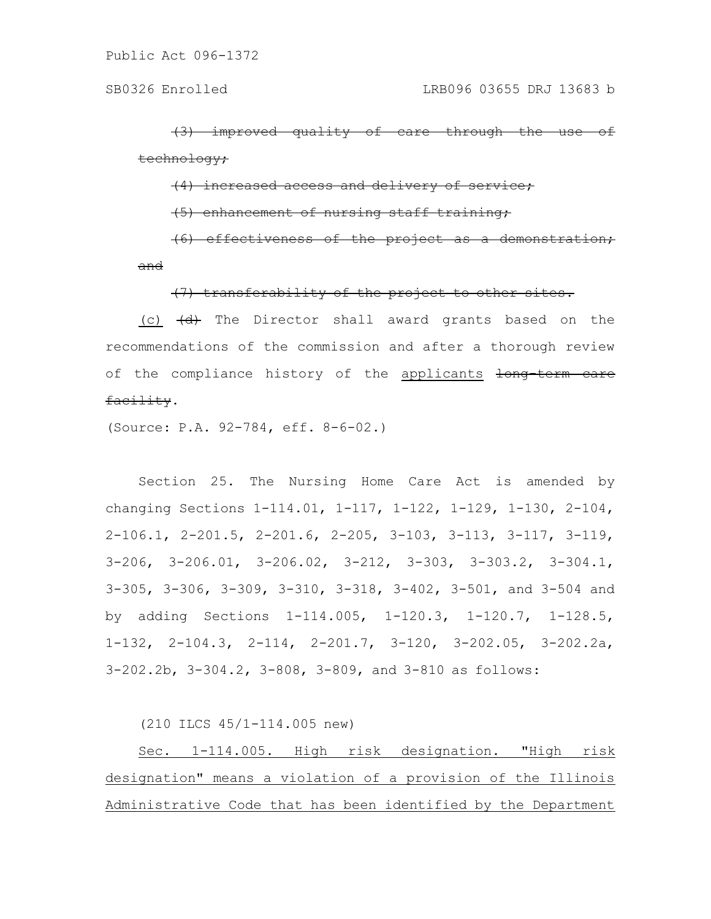~~(3) improved quality of care through the use of technology;~~

~~(4) increased access and delivery of service;~~

~~(5) enhancement of nursing staff training;~~

~~(6) effectiveness of the project as a demonstration; and~~

~~(7) transferability of the project to other sites.~~

<u>(c)</u> ~~(d)~~ The Director shall award grants based on the recommendations of the commission and after a thorough review of the compliance history of the <u>applicants</u> ~~long-term care facility~~.

(Source: P.A. 92-784, eff. 8-6-02.)

Section 25. The Nursing Home Care Act is amended by changing Sections 1-114.01, 1-117, 1-122, 1-129, 1-130, 2-104, 2-106.1, 2-201.5, 2-201.6, 2-205, 3-103, 3-113, 3-117, 3-119, 3-206, 3-206.01, 3-206.02, 3-212, 3-303, 3-303.2, 3-304.1, 3-305, 3-306, 3-309, 3-310, 3-318, 3-402, 3-501, and 3-504 and by adding Sections 1-114.005, 1-120.3, 1-120.7, 1-128.5, 1-132, 2-104.3, 2-114, 2-201.7, 3-120, 3-202.05, 3-202.2a, 3-202.2b, 3-304.2, 3-808, 3-809, and 3-810 as follows:

(210 ILCS 45/1-114.005 new)

<u>Sec. 1-114.005. High risk designation. "High risk designation" means a violation of a provision of the Illinois Administrative Code that has been identified by the Department</u>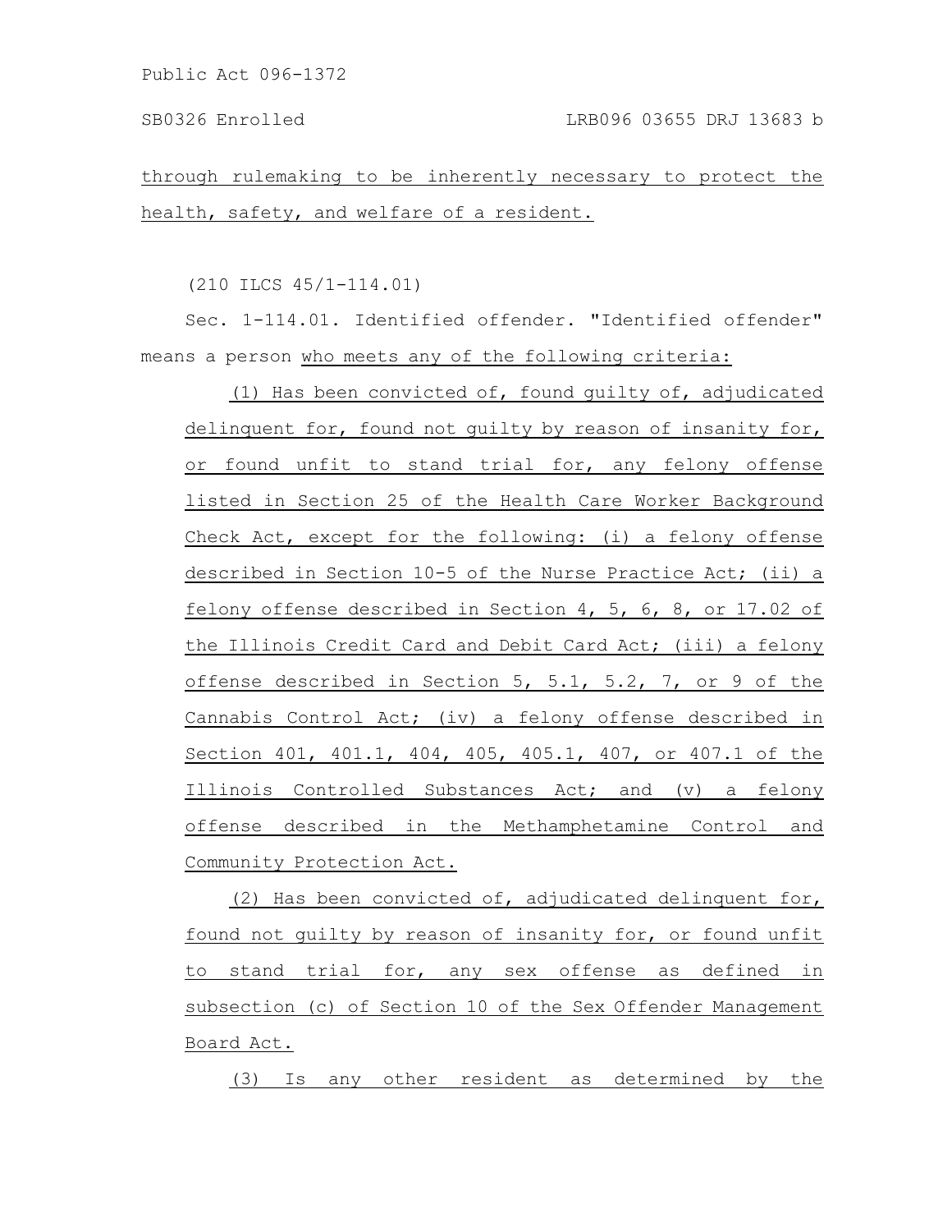through rulemaking to be inherently necessary to protect the health, safety, and welfare of a resident.

(210 ILCS 45/1-114.01)

Sec. 1-114.01. Identified offender. "Identified offender" means a person who meets any of the following criteria:

(1) Has been convicted of, found guilty of, adjudicated delinquent for, found not guilty by reason of insanity for, or found unfit to stand trial for, any felony offense listed in Section 25 of the Health Care Worker Background Check Act, except for the following: (i) a felony offense described in Section 10-5 of the Nurse Practice Act; (ii) a felony offense described in Section 4, 5, 6, 8, or 17.02 of the Illinois Credit Card and Debit Card Act; (iii) a felony offense described in Section 5, 5.1, 5.2, 7, or 9 of the Cannabis Control Act; (iv) a felony offense described in Section 401, 401.1, 404, 405, 405.1, 407, or 407.1 of the Illinois Controlled Substances Act; and (v) a felony offense described in the Methamphetamine Control and Community Protection Act.

(2) Has been convicted of, adjudicated delinquent for, found not guilty by reason of insanity for, or found unfit to stand trial for, any sex offense as defined in subsection (c) of Section 10 of the Sex Offender Management Board Act.

(3) Is any other resident as determined by the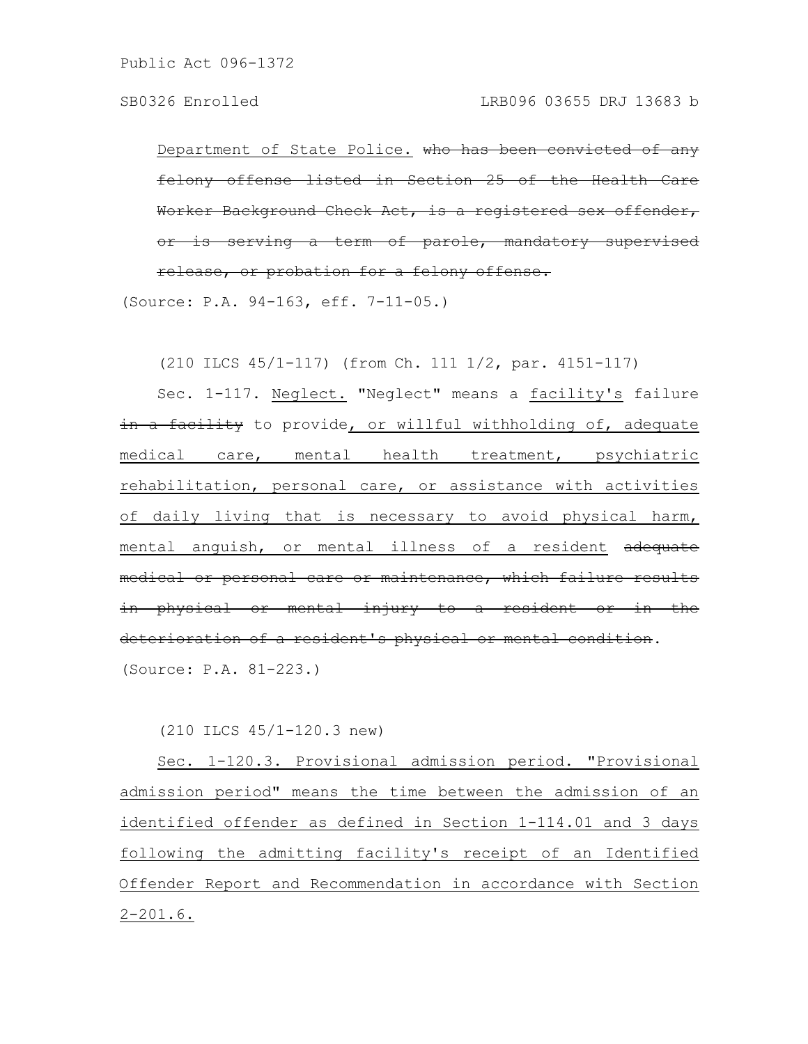Department of State Police. ~~who has been convicted of any felony offense listed in Section 25 of the Health Care Worker Background Check Act, is a registered sex offender, or is serving a term of parole, mandatory supervised release, or probation for a felony offense.~~

(Source: P.A. 94-163, eff. 7-11-05.)

(210 ILCS 45/1-117) (from Ch. 111 1/2, par. 4151-117)

Sec. 1-117. Neglect. "Neglect" means a facility's failure ~~in a facility~~ to provide, or willful withholding of, adequate medical care, mental health treatment, psychiatric rehabilitation, personal care, or assistance with activities of daily living that is necessary to avoid physical harm, mental anguish, or mental illness of a resident ~~adequate medical or personal care or maintenance, which failure results in physical or mental injury to a resident or in the deterioration of a resident's physical or mental condition~~.

(Source: P.A. 81-223.)

(210 ILCS 45/1-120.3 new)

Sec. 1-120.3. Provisional admission period. "Provisional admission period" means the time between the admission of an identified offender as defined in Section 1-114.01 and 3 days following the admitting facility's receipt of an Identified Offender Report and Recommendation in accordance with Section 2-201.6.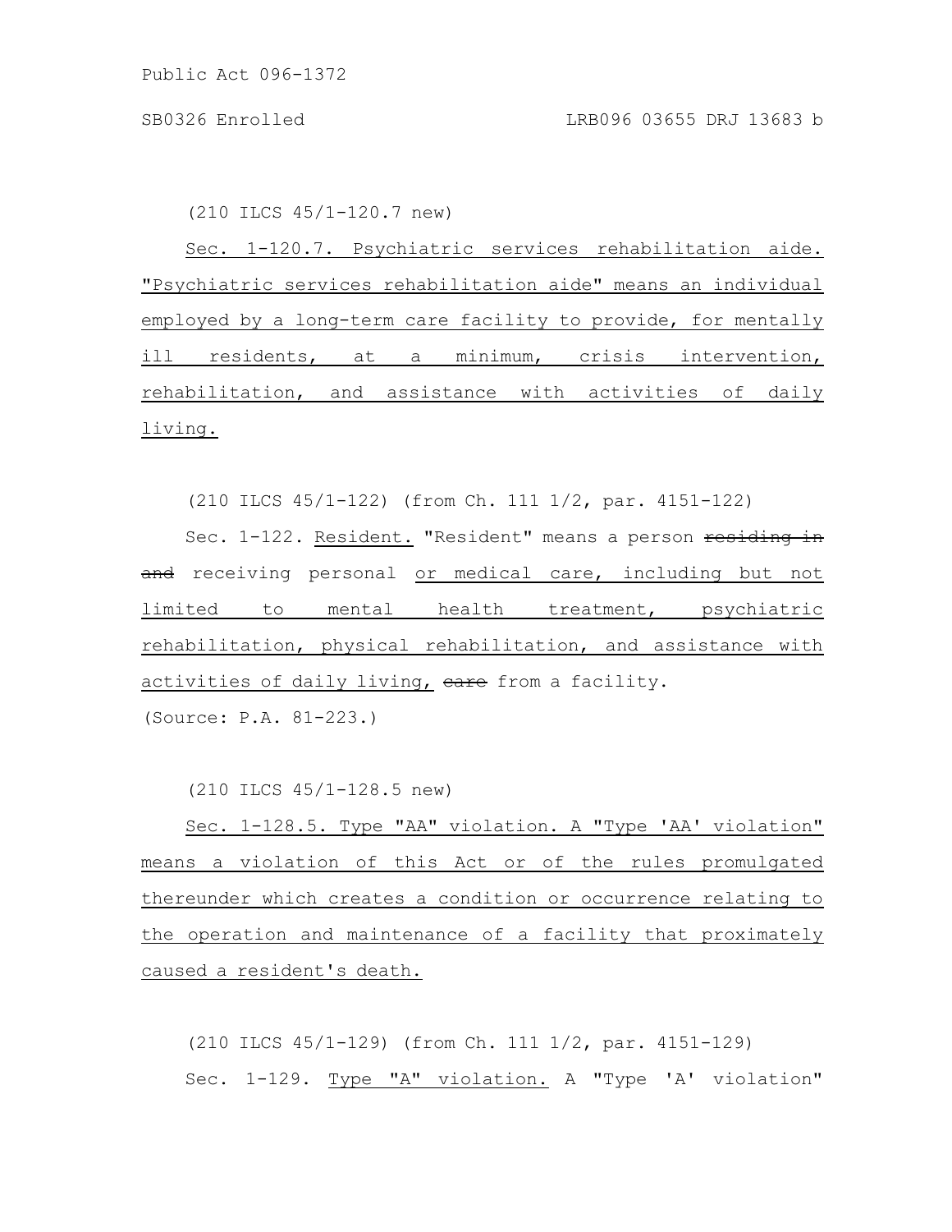(210 ILCS 45/1-120.7 new)

<u>Sec. 1-120.7. Psychiatric services rehabilitation aide. "Psychiatric services rehabilitation aide" means an individual employed by a long-term care facility to provide, for mentally ill residents, at a minimum, crisis intervention, rehabilitation, and assistance with activities of daily living.</u>

(210 ILCS 45/1-122) (from Ch. 111 1/2, par. 4151-122)

Sec. 1-122. <u>Resident.</u> "Resident" means a person ~~residing in and~~ receiving personal <u>or medical care, including but not limited to mental health treatment, psychiatric rehabilitation, physical rehabilitation, and assistance with activities of daily living,</u> ~~care~~ from a facility.

(Source: P.A. 81-223.)

(210 ILCS 45/1-128.5 new)

<u>Sec. 1-128.5. Type "AA" violation. A "Type 'AA' violation" means a violation of this Act or of the rules promulgated thereunder which creates a condition or occurrence relating to the operation and maintenance of a facility that proximately caused a resident's death.</u>

(210 ILCS 45/1-129) (from Ch. 111 1/2, par. 4151-129)

Sec. 1-129. <u>Type "A" violation.</u> A "Type 'A' violation"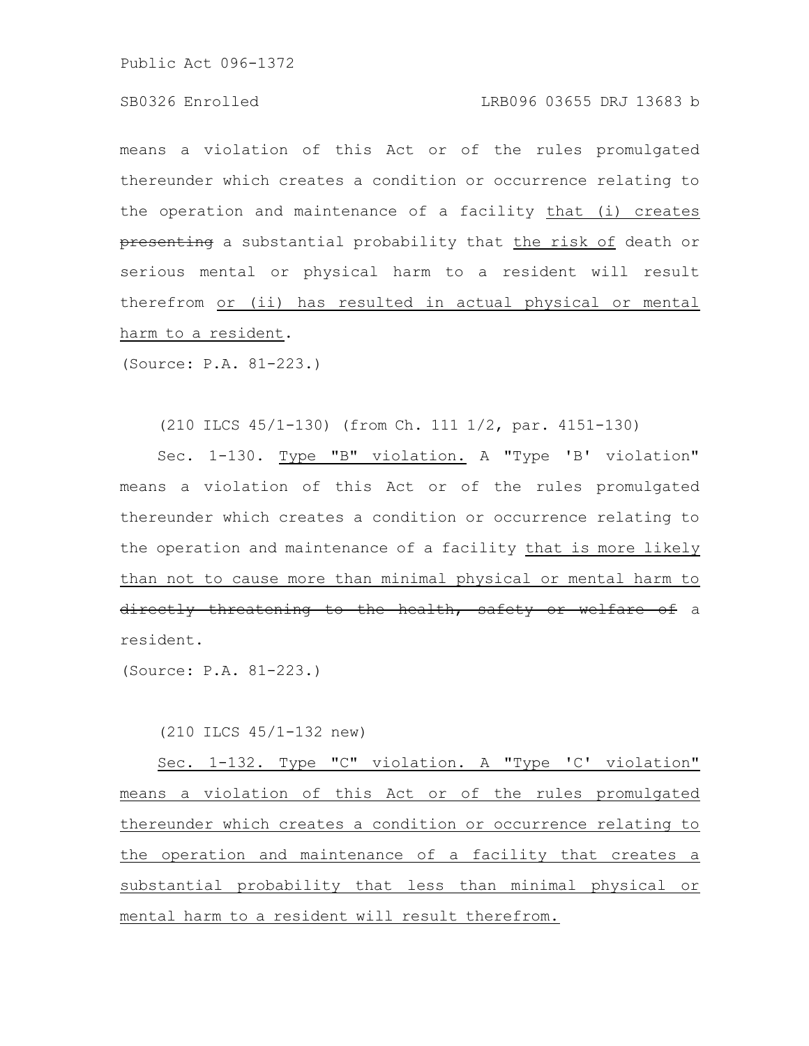means a violation of this Act or of the rules promulgated thereunder which creates a condition or occurrence relating to the operation and maintenance of a facility <u>that (i) creates</u> ~~presenting~~ a substantial probability that <u>the risk of</u> death or serious mental or physical harm to a resident will result therefrom <u>or (ii) has resulted in actual physical or mental harm to a resident</u>.

(Source: P.A. 81-223.)

(210 ILCS 45/1-130) (from Ch. 111 1/2, par. 4151-130)

Sec. 1-130. <u>Type "B" violation.</u> A "Type 'B' violation" means a violation of this Act or of the rules promulgated thereunder which creates a condition or occurrence relating to the operation and maintenance of a facility <u>that is more likely than not to cause more than minimal physical or mental harm to</u> ~~directly threatening to the health, safety or welfare of~~ a resident.

(Source: P.A. 81-223.)

(210 ILCS 45/1-132 new)

<u>Sec. 1-132. Type "C" violation. A "Type 'C' violation" means a violation of this Act or of the rules promulgated thereunder which creates a condition or occurrence relating to the operation and maintenance of a facility that creates a substantial probability that less than minimal physical or mental harm to a resident will result therefrom.</u>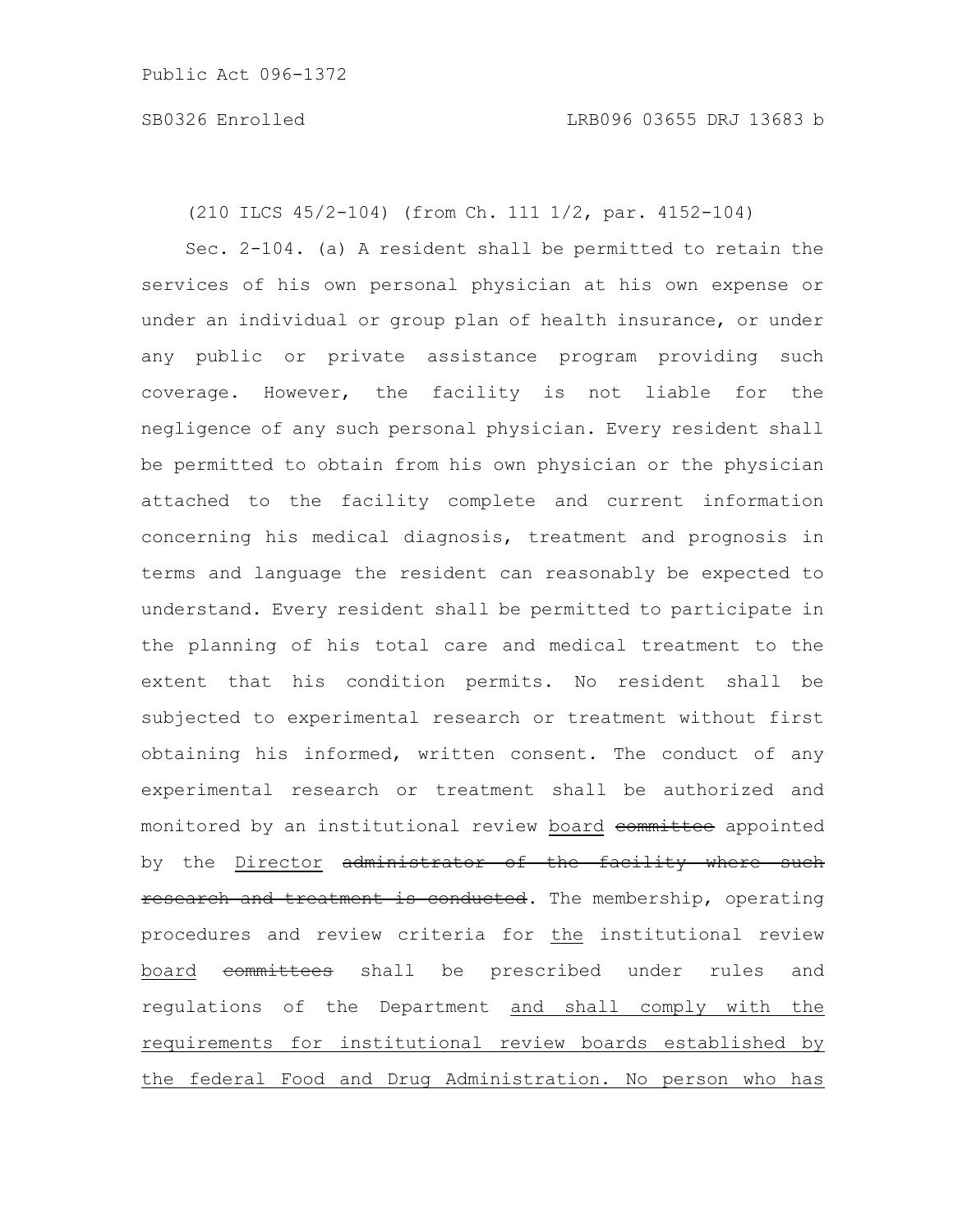(210 ILCS 45/2-104) (from Ch. 111 1/2, par. 4152-104)

Sec. 2-104. (a) A resident shall be permitted to retain the services of his own personal physician at his own expense or under an individual or group plan of health insurance, or under any public or private assistance program providing such coverage. However, the facility is not liable for the negligence of any such personal physician. Every resident shall be permitted to obtain from his own physician or the physician attached to the facility complete and current information concerning his medical diagnosis, treatment and prognosis in terms and language the resident can reasonably be expected to understand. Every resident shall be permitted to participate in the planning of his total care and medical treatment to the extent that his condition permits. No resident shall be subjected to experimental research or treatment without first obtaining his informed, written consent. The conduct of any experimental research or treatment shall be authorized and monitored by an institutional review <u>board</u> ~~committee~~ appointed by the <u>Director</u> ~~administrator of the facility where such research and treatment is conducted~~. The membership, operating procedures and review criteria for <u>the</u> institutional review <u>board</u> ~~committees~~ shall be prescribed under rules and regulations of the Department <u>and shall comply with the requirements for institutional review boards established by the federal Food and Drug Administration. No person who has</u>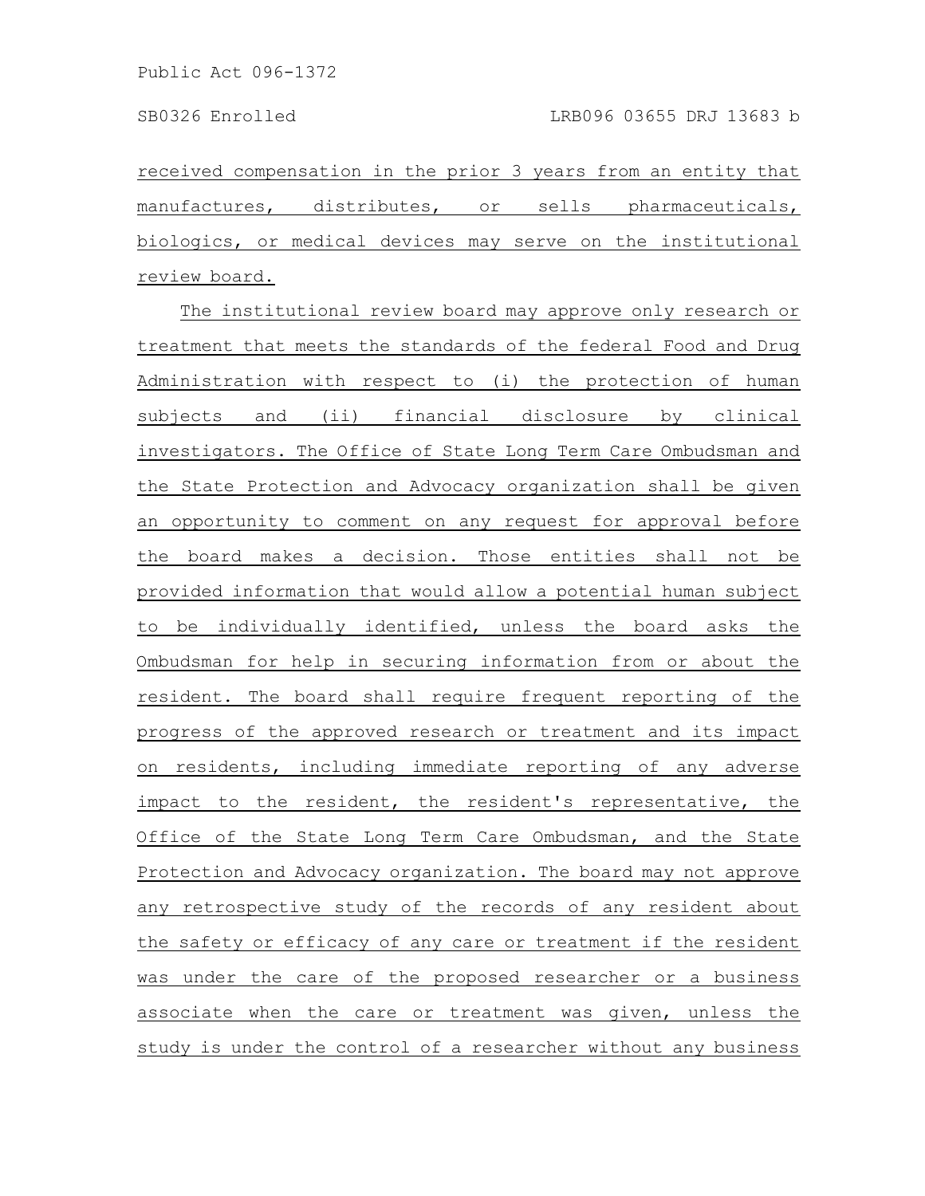received compensation in the prior 3 years from an entity that manufactures, distributes, or sells pharmaceuticals, biologics, or medical devices may serve on the institutional review board.

The institutional review board may approve only research or treatment that meets the standards of the federal Food and Drug Administration with respect to (i) the protection of human subjects and (ii) financial disclosure by clinical investigators. The Office of State Long Term Care Ombudsman and the State Protection and Advocacy organization shall be given an opportunity to comment on any request for approval before the board makes a decision. Those entities shall not be provided information that would allow a potential human subject to be individually identified, unless the board asks the Ombudsman for help in securing information from or about the resident. The board shall require frequent reporting of the progress of the approved research or treatment and its impact on residents, including immediate reporting of any adverse impact to the resident, the resident's representative, the Office of the State Long Term Care Ombudsman, and the State Protection and Advocacy organization. The board may not approve any retrospective study of the records of any resident about the safety or efficacy of any care or treatment if the resident was under the care of the proposed researcher or a business associate when the care or treatment was given, unless the study is under the control of a researcher without any business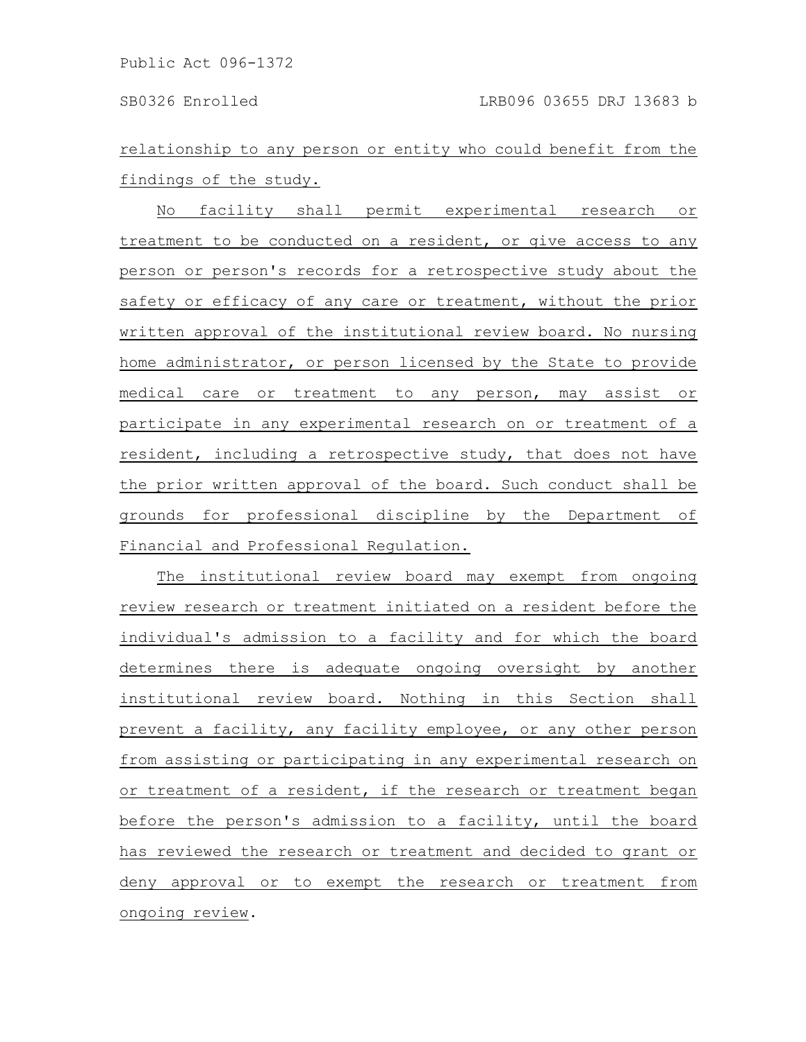relationship to any person or entity who could benefit from the findings of the study.

No facility shall permit experimental research or treatment to be conducted on a resident, or give access to any person or person's records for a retrospective study about the safety or efficacy of any care or treatment, without the prior written approval of the institutional review board. No nursing home administrator, or person licensed by the State to provide medical care or treatment to any person, may assist or participate in any experimental research on or treatment of a resident, including a retrospective study, that does not have the prior written approval of the board. Such conduct shall be grounds for professional discipline by the Department of Financial and Professional Regulation.

The institutional review board may exempt from ongoing review research or treatment initiated on a resident before the individual's admission to a facility and for which the board determines there is adequate ongoing oversight by another institutional review board. Nothing in this Section shall prevent a facility, any facility employee, or any other person from assisting or participating in any experimental research on or treatment of a resident, if the research or treatment began before the person's admission to a facility, until the board has reviewed the research or treatment and decided to grant or deny approval or to exempt the research or treatment from ongoing review.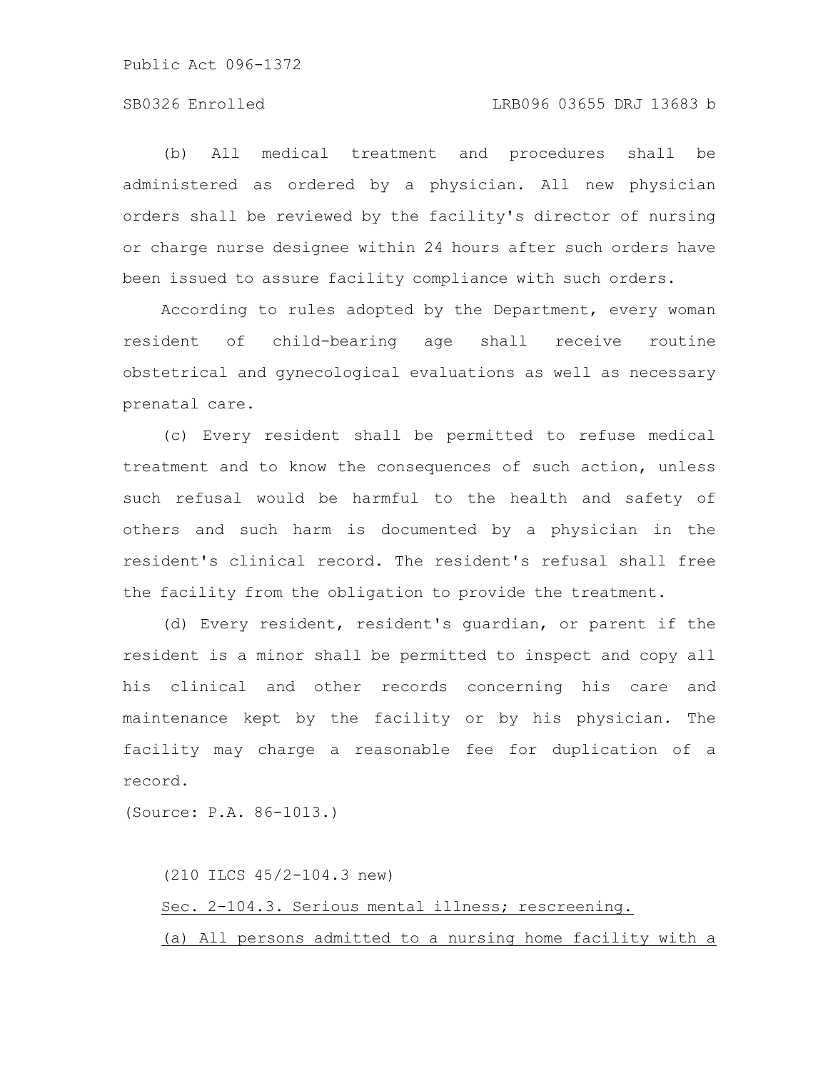(b) All medical treatment and procedures shall be administered as ordered by a physician. All new physician orders shall be reviewed by the facility's director of nursing or charge nurse designee within 24 hours after such orders have been issued to assure facility compliance with such orders.

According to rules adopted by the Department, every woman resident of child-bearing age shall receive routine obstetrical and gynecological evaluations as well as necessary prenatal care.

(c) Every resident shall be permitted to refuse medical treatment and to know the consequences of such action, unless such refusal would be harmful to the health and safety of others and such harm is documented by a physician in the resident's clinical record. The resident's refusal shall free the facility from the obligation to provide the treatment.

(d) Every resident, resident's guardian, or parent if the resident is a minor shall be permitted to inspect and copy all his clinical and other records concerning his care and maintenance kept by the facility or by his physician. The facility may charge a reasonable fee for duplication of a record.

(Source: P.A. 86-1013.)

(210 ILCS 45/2-104.3 new)

Sec. 2-104.3. Serious mental illness; rescreening.

(a) All persons admitted to a nursing home facility with a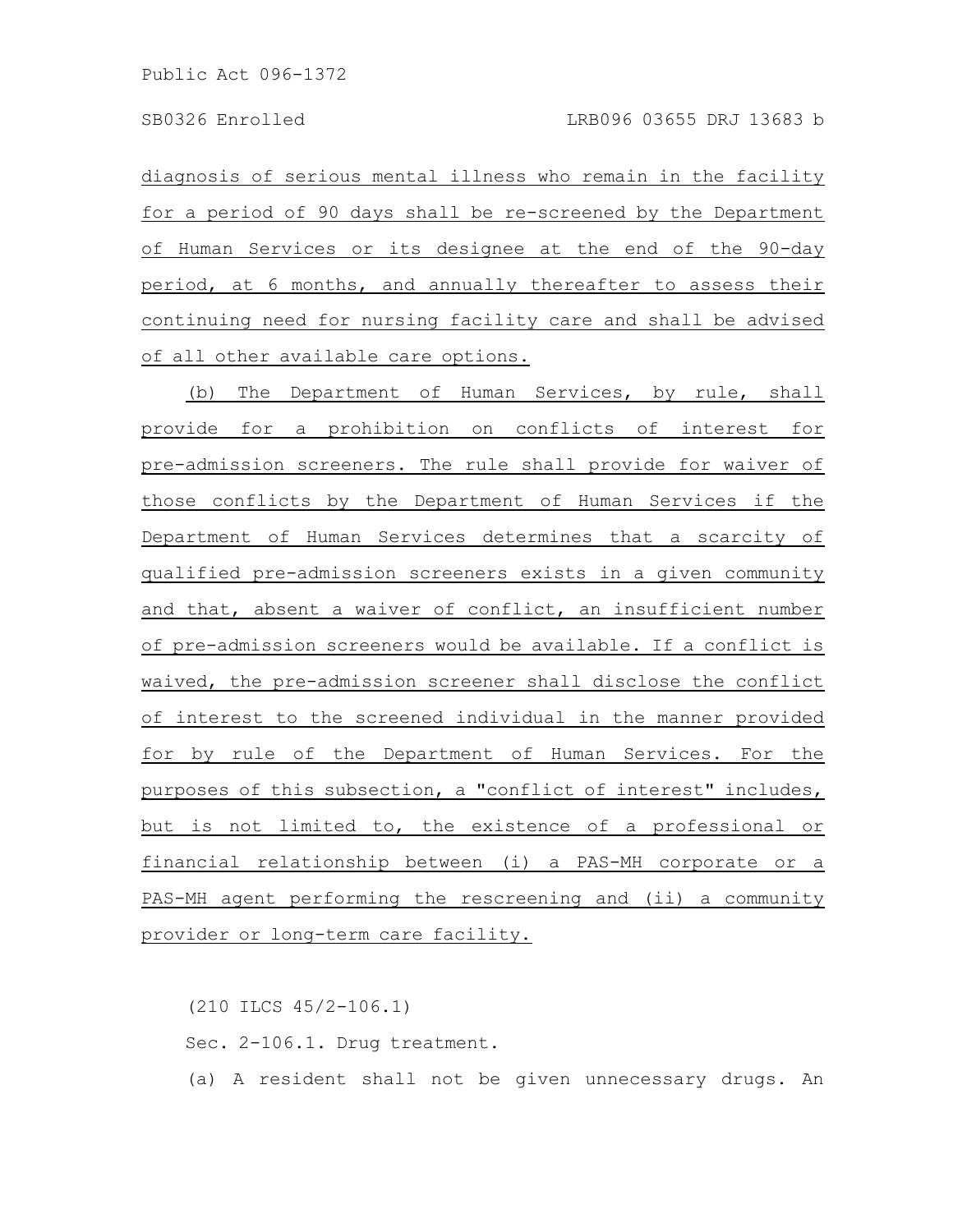diagnosis of serious mental illness who remain in the facility for a period of 90 days shall be re-screened by the Department of Human Services or its designee at the end of the 90-day period, at 6 months, and annually thereafter to assess their continuing need for nursing facility care and shall be advised of all other available care options.

(b) The Department of Human Services, by rule, shall provide for a prohibition on conflicts of interest for pre-admission screeners. The rule shall provide for waiver of those conflicts by the Department of Human Services if the Department of Human Services determines that a scarcity of qualified pre-admission screeners exists in a given community and that, absent a waiver of conflict, an insufficient number of pre-admission screeners would be available. If a conflict is waived, the pre-admission screener shall disclose the conflict of interest to the screened individual in the manner provided for by rule of the Department of Human Services. For the purposes of this subsection, a "conflict of interest" includes, but is not limited to, the existence of a professional or financial relationship between (i) a PAS-MH corporate or a PAS-MH agent performing the rescreening and (ii) a community provider or long-term care facility.

(210 ILCS 45/2-106.1)

Sec. 2-106.1. Drug treatment.

(a) A resident shall not be given unnecessary drugs. An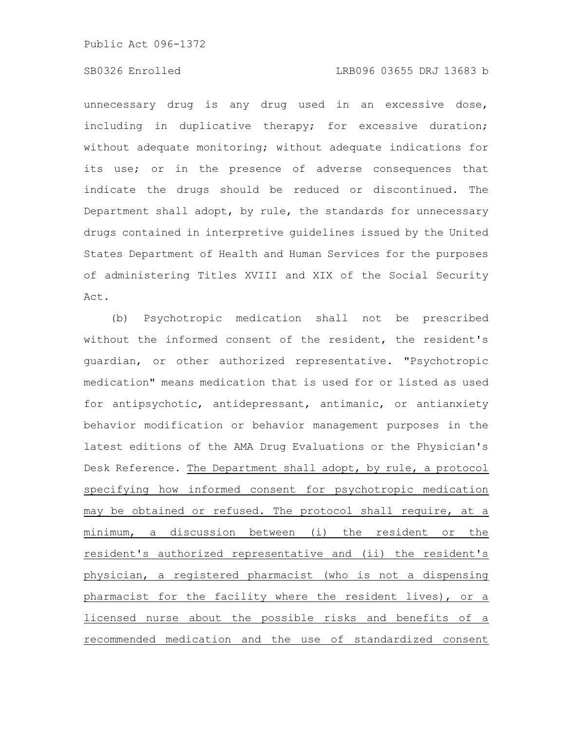unnecessary drug is any drug used in an excessive dose, including in duplicative therapy; for excessive duration; without adequate monitoring; without adequate indications for its use; or in the presence of adverse consequences that indicate the drugs should be reduced or discontinued. The Department shall adopt, by rule, the standards for unnecessary drugs contained in interpretive guidelines issued by the United States Department of Health and Human Services for the purposes of administering Titles XVIII and XIX of the Social Security Act.

(b) Psychotropic medication shall not be prescribed without the informed consent of the resident, the resident's guardian, or other authorized representative. "Psychotropic medication" means medication that is used for or listed as used for antipsychotic, antidepressant, antimanic, or antianxiety behavior modification or behavior management purposes in the latest editions of the AMA Drug Evaluations or the Physician's Desk Reference. <u>The Department shall adopt, by rule, a protocol specifying how informed consent for psychotropic medication may be obtained or refused. The protocol shall require, at a minimum, a discussion between (i) the resident or the resident's authorized representative and (ii) the resident's physician, a registered pharmacist (who is not a dispensing pharmacist for the facility where the resident lives), or a licensed nurse about the possible risks and benefits of a recommended medication and the use of standardized consent</u>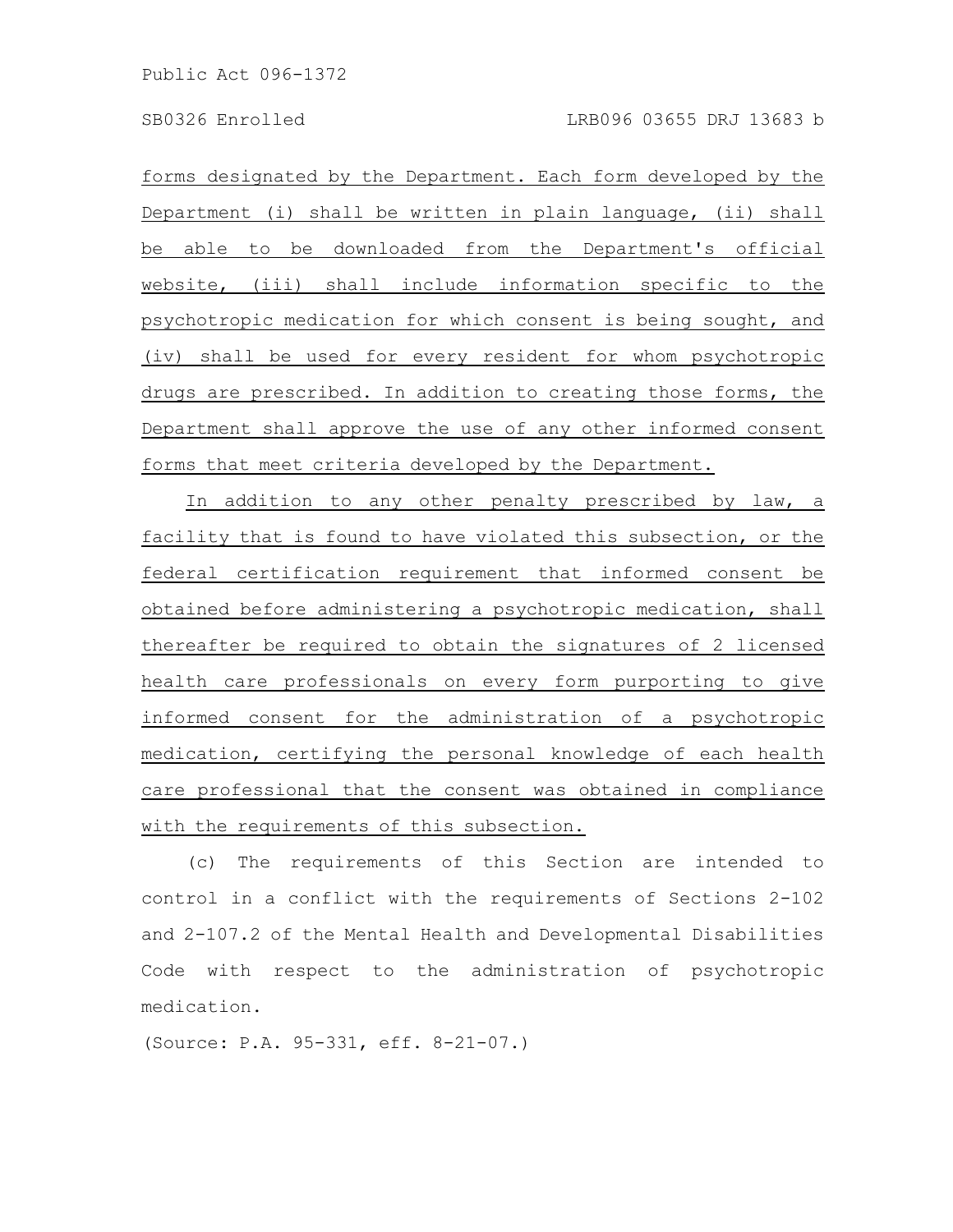forms designated by the Department. Each form developed by the Department (i) shall be written in plain language, (ii) shall be able to be downloaded from the Department's official website, (iii) shall include information specific to the psychotropic medication for which consent is being sought, and (iv) shall be used for every resident for whom psychotropic drugs are prescribed. In addition to creating those forms, the Department shall approve the use of any other informed consent forms that meet criteria developed by the Department.

In addition to any other penalty prescribed by law, a facility that is found to have violated this subsection, or the federal certification requirement that informed consent be obtained before administering a psychotropic medication, shall thereafter be required to obtain the signatures of 2 licensed health care professionals on every form purporting to give informed consent for the administration of a psychotropic medication, certifying the personal knowledge of each health care professional that the consent was obtained in compliance with the requirements of this subsection.

(c) The requirements of this Section are intended to control in a conflict with the requirements of Sections 2-102 and 2-107.2 of the Mental Health and Developmental Disabilities Code with respect to the administration of psychotropic medication.

(Source: P.A. 95-331, eff. 8-21-07.)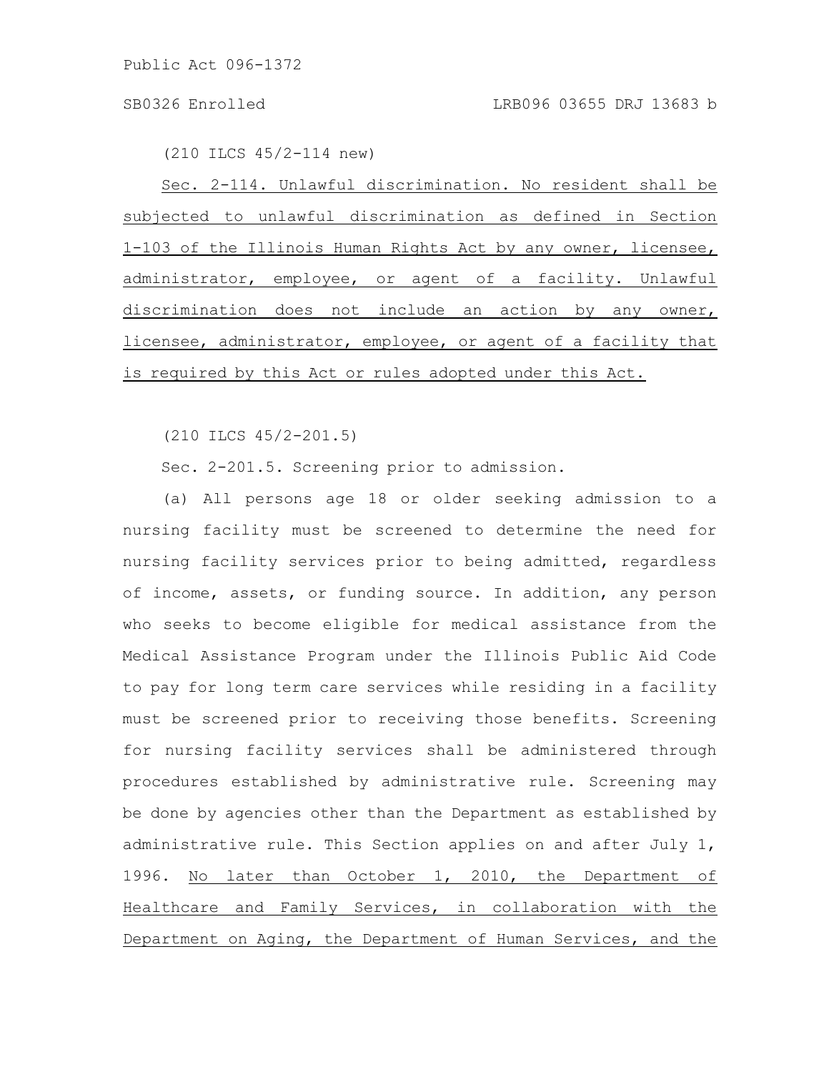(210 ILCS 45/2-114 new)

Sec. 2-114. Unlawful discrimination. No resident shall be subjected to unlawful discrimination as defined in Section 1-103 of the Illinois Human Rights Act by any owner, licensee, administrator, employee, or agent of a facility. Unlawful discrimination does not include an action by any owner, licensee, administrator, employee, or agent of a facility that is required by this Act or rules adopted under this Act.

(210 ILCS 45/2-201.5)

Sec. 2-201.5. Screening prior to admission.

(a) All persons age 18 or older seeking admission to a nursing facility must be screened to determine the need for nursing facility services prior to being admitted, regardless of income, assets, or funding source. In addition, any person who seeks to become eligible for medical assistance from the Medical Assistance Program under the Illinois Public Aid Code to pay for long term care services while residing in a facility must be screened prior to receiving those benefits. Screening for nursing facility services shall be administered through procedures established by administrative rule. Screening may be done by agencies other than the Department as established by administrative rule. This Section applies on and after July 1, 1996. No later than October 1, 2010, the Department of Healthcare and Family Services, in collaboration with the Department on Aging, the Department of Human Services, and the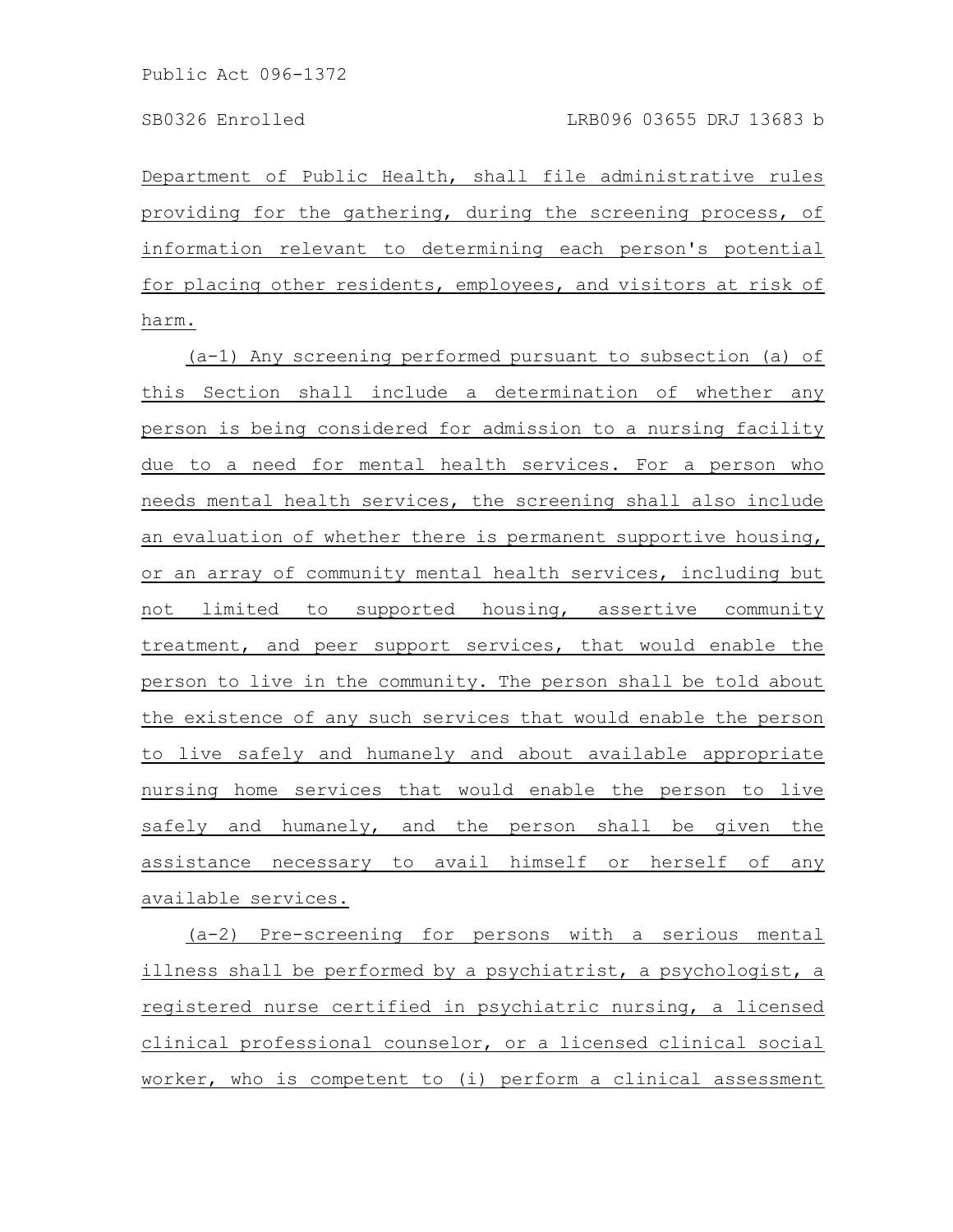Department of Public Health, shall file administrative rules providing for the gathering, during the screening process, of information relevant to determining each person's potential for placing other residents, employees, and visitors at risk of harm.

(a-1) Any screening performed pursuant to subsection (a) of this Section shall include a determination of whether any person is being considered for admission to a nursing facility due to a need for mental health services. For a person who needs mental health services, the screening shall also include an evaluation of whether there is permanent supportive housing, or an array of community mental health services, including but not limited to supported housing, assertive community treatment, and peer support services, that would enable the person to live in the community. The person shall be told about the existence of any such services that would enable the person to live safely and humanely and about available appropriate nursing home services that would enable the person to live safely and humanely, and the person shall be given the assistance necessary to avail himself or herself of any available services.

(a-2) Pre-screening for persons with a serious mental illness shall be performed by a psychiatrist, a psychologist, a registered nurse certified in psychiatric nursing, a licensed clinical professional counselor, or a licensed clinical social worker, who is competent to (i) perform a clinical assessment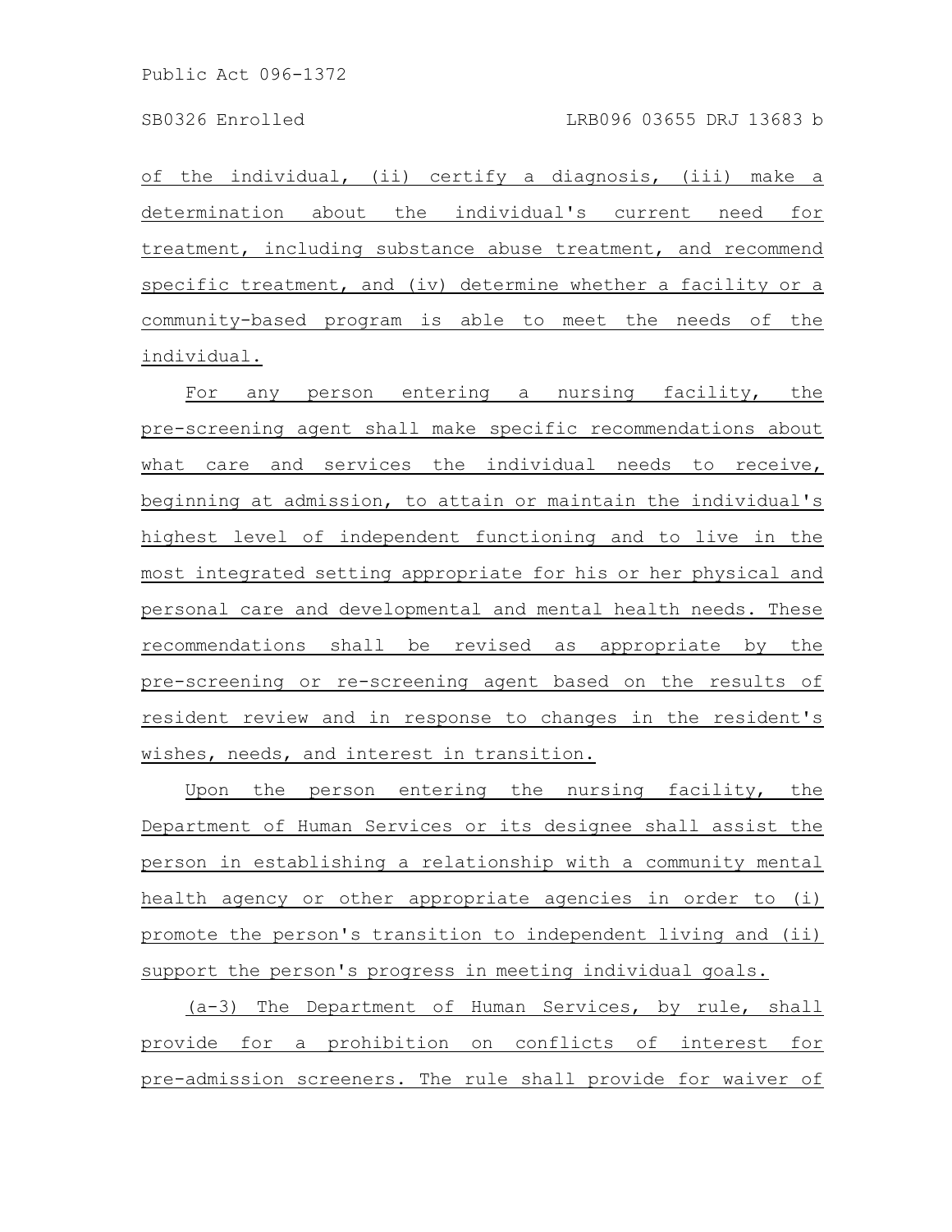of the individual, (ii) certify a diagnosis, (iii) make a determination about the individual's current need for treatment, including substance abuse treatment, and recommend specific treatment, and (iv) determine whether a facility or a community-based program is able to meet the needs of the individual.

For any person entering a nursing facility, the pre-screening agent shall make specific recommendations about what care and services the individual needs to receive, beginning at admission, to attain or maintain the individual's highest level of independent functioning and to live in the most integrated setting appropriate for his or her physical and personal care and developmental and mental health needs. These recommendations shall be revised as appropriate by the pre-screening or re-screening agent based on the results of resident review and in response to changes in the resident's wishes, needs, and interest in transition.

Upon the person entering the nursing facility, the Department of Human Services or its designee shall assist the person in establishing a relationship with a community mental health agency or other appropriate agencies in order to (i) promote the person's transition to independent living and (ii) support the person's progress in meeting individual goals.

(a-3) The Department of Human Services, by rule, shall provide for a prohibition on conflicts of interest for pre-admission screeners. The rule shall provide for waiver of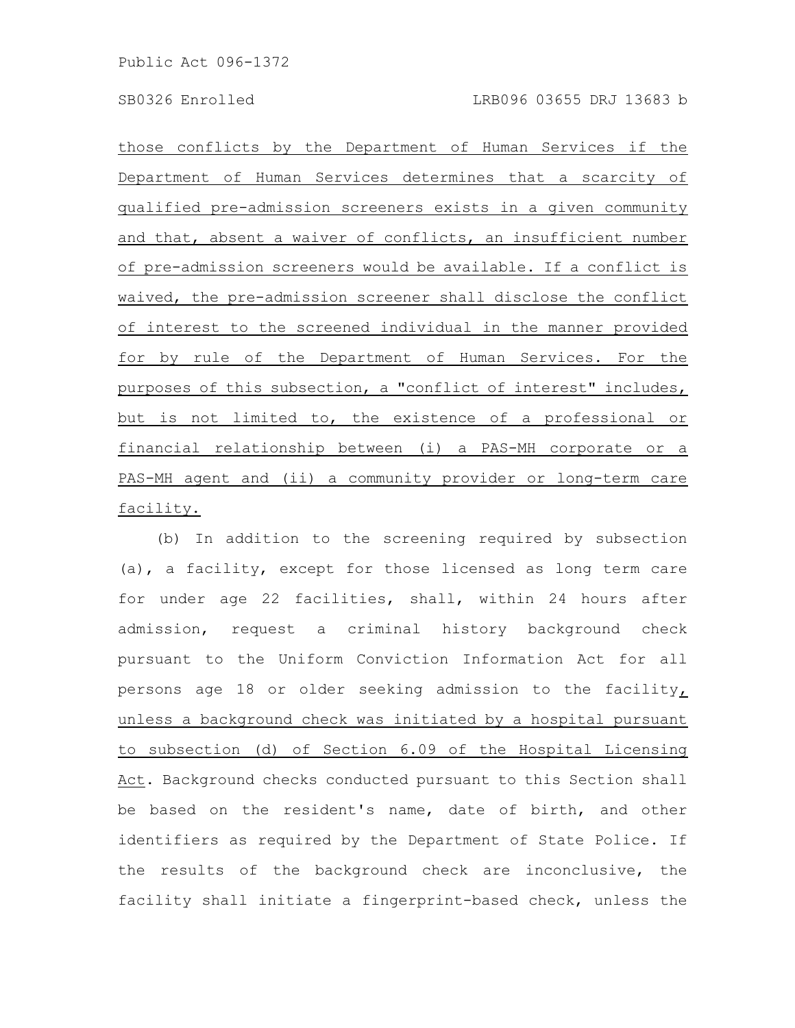those conflicts by the Department of Human Services if the Department of Human Services determines that a scarcity of qualified pre-admission screeners exists in a given community and that, absent a waiver of conflicts, an insufficient number of pre-admission screeners would be available. If a conflict is waived, the pre-admission screener shall disclose the conflict of interest to the screened individual in the manner provided for by rule of the Department of Human Services. For the purposes of this subsection, a "conflict of interest" includes, but is not limited to, the existence of a professional or financial relationship between (i) a PAS-MH corporate or a PAS-MH agent and (ii) a community provider or long-term care facility.

(b) In addition to the screening required by subsection (a), a facility, except for those licensed as long term care for under age 22 facilities, shall, within 24 hours after admission, request a criminal history background check pursuant to the Uniform Conviction Information Act for all persons age 18 or older seeking admission to the facility, unless a background check was initiated by a hospital pursuant to subsection (d) of Section 6.09 of the Hospital Licensing Act. Background checks conducted pursuant to this Section shall be based on the resident's name, date of birth, and other identifiers as required by the Department of State Police. If the results of the background check are inconclusive, the facility shall initiate a fingerprint-based check, unless the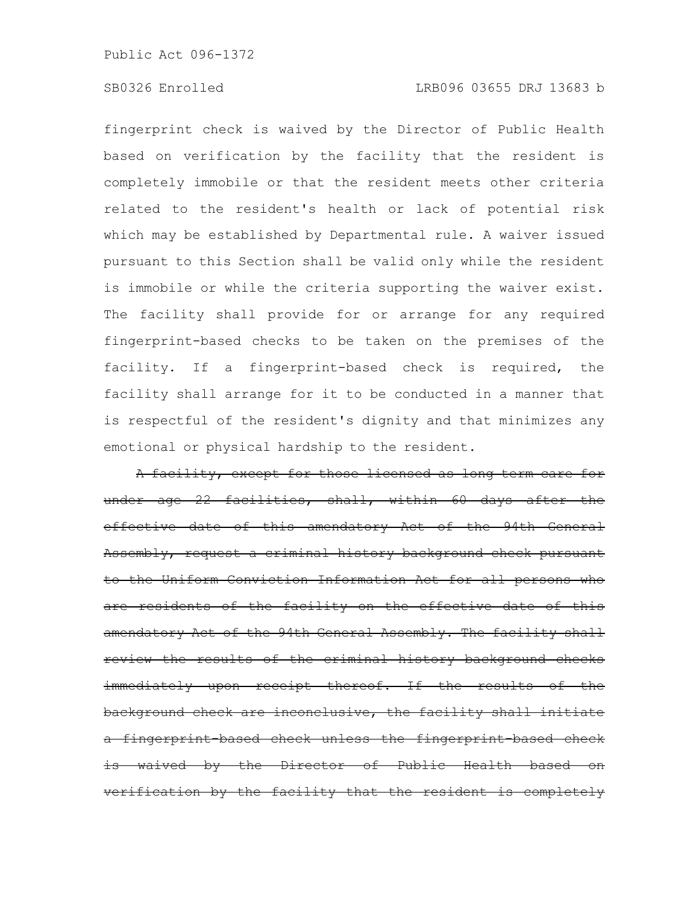fingerprint check is waived by the Director of Public Health based on verification by the facility that the resident is completely immobile or that the resident meets other criteria related to the resident's health or lack of potential risk which may be established by Departmental rule. A waiver issued pursuant to this Section shall be valid only while the resident is immobile or while the criteria supporting the waiver exist. The facility shall provide for or arrange for any required fingerprint-based checks to be taken on the premises of the facility. If a fingerprint-based check is required, the facility shall arrange for it to be conducted in a manner that is respectful of the resident's dignity and that minimizes any emotional or physical hardship to the resident.

~~A facility, except for those licensed as long term care for under age 22 facilities, shall, within 60 days after the effective date of this amendatory Act of the 94th General Assembly, request a criminal history background check pursuant to the Uniform Conviction Information Act for all persons who are residents of the facility on the effective date of this amendatory Act of the 94th General Assembly. The facility shall review the results of the criminal history background checks immediately upon receipt thereof. If the results of the background check are inconclusive, the facility shall initiate a fingerprint-based check unless the fingerprint-based check is waived by the Director of Public Health based on verification by the facility that the resident is completely~~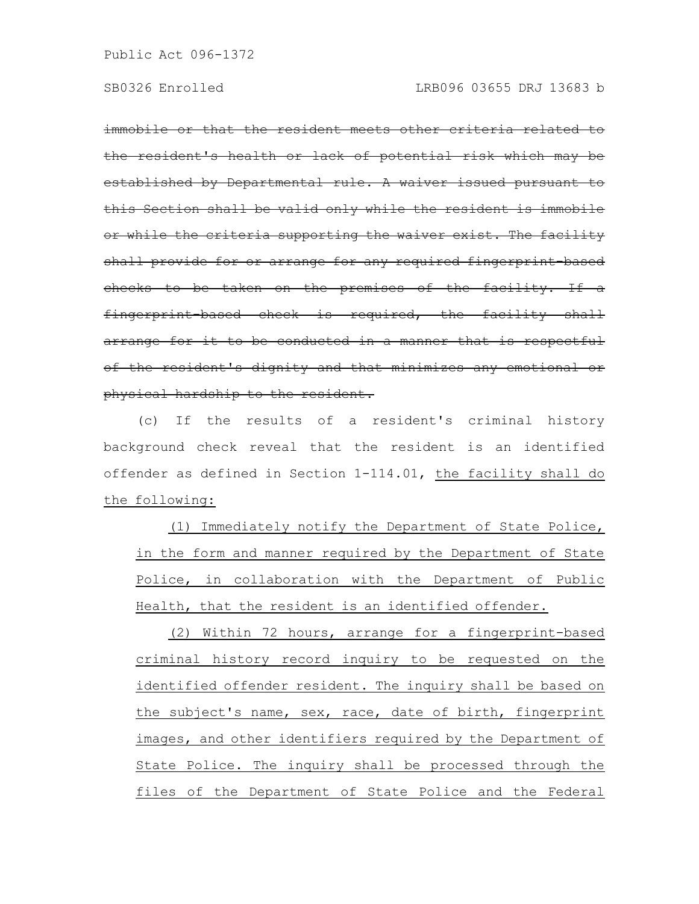~~immobile or that the resident meets other criteria related to the resident's health or lack of potential risk which may be established by Departmental rule. A waiver issued pursuant to this Section shall be valid only while the resident is immobile or while the criteria supporting the waiver exist. The facility shall provide for or arrange for any required fingerprint-based checks to be taken on the premises of the facility. If a fingerprint-based check is required, the facility shall arrange for it to be conducted in a manner that is respectful of the resident's dignity and that minimizes any emotional or physical hardship to the resident.~~

(c) If the results of a resident's criminal history background check reveal that the resident is an identified offender as defined in Section 1-114.01, <u>the facility shall do the following:</u>

<u>(1) Immediately notify the Department of State Police, in the form and manner required by the Department of State Police, in collaboration with the Department of Public Health, that the resident is an identified offender.</u>

<u>(2) Within 72 hours, arrange for a fingerprint-based criminal history record inquiry to be requested on the identified offender resident. The inquiry shall be based on the subject's name, sex, race, date of birth, fingerprint images, and other identifiers required by the Department of State Police. The inquiry shall be processed through the files of the Department of State Police and the Federal</u>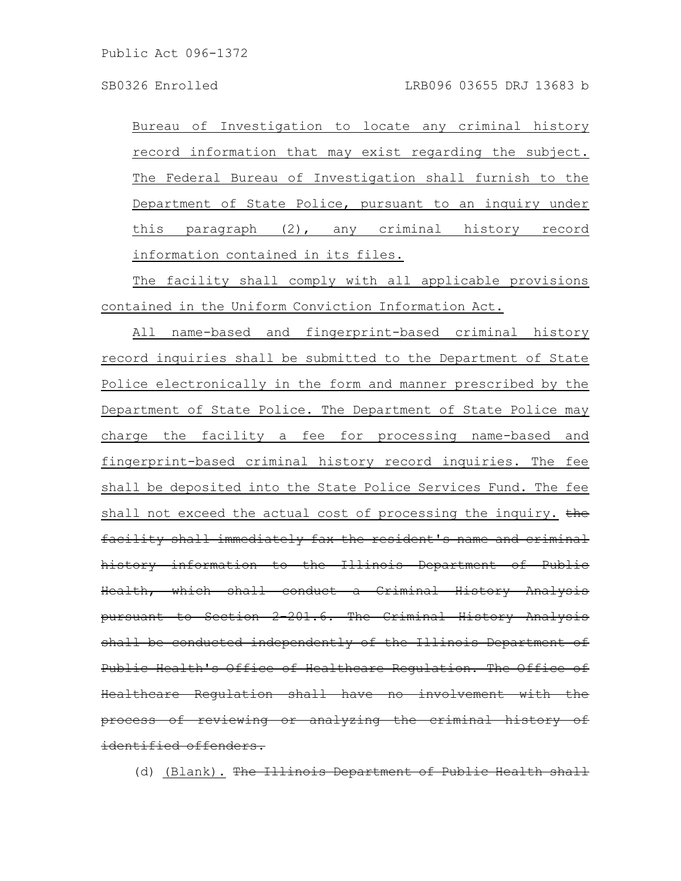Bureau of Investigation to locate any criminal history record information that may exist regarding the subject. The Federal Bureau of Investigation shall furnish to the Department of State Police, pursuant to an inquiry under this paragraph (2), any criminal history record information contained in its files.

The facility shall comply with all applicable provisions contained in the Uniform Conviction Information Act.

All name-based and fingerprint-based criminal history record inquiries shall be submitted to the Department of State Police electronically in the form and manner prescribed by the Department of State Police. The Department of State Police may charge the facility a fee for processing name-based and fingerprint-based criminal history record inquiries. The fee shall be deposited into the State Police Services Fund. The fee shall not exceed the actual cost of processing the inquiry. ~~the facility shall immediately fax the resident's name and criminal history information to the Illinois Department of Public Health, which shall conduct a Criminal History Analysis pursuant to Section 2-201.6. The Criminal History Analysis shall be conducted independently of the Illinois Department of Public Health's Office of Healthcare Regulation. The Office of Healthcare Regulation shall have no involvement with the process of reviewing or analyzing the criminal history of identified offenders.~~

(d) (Blank). ~~The Illinois Department of Public Health shall~~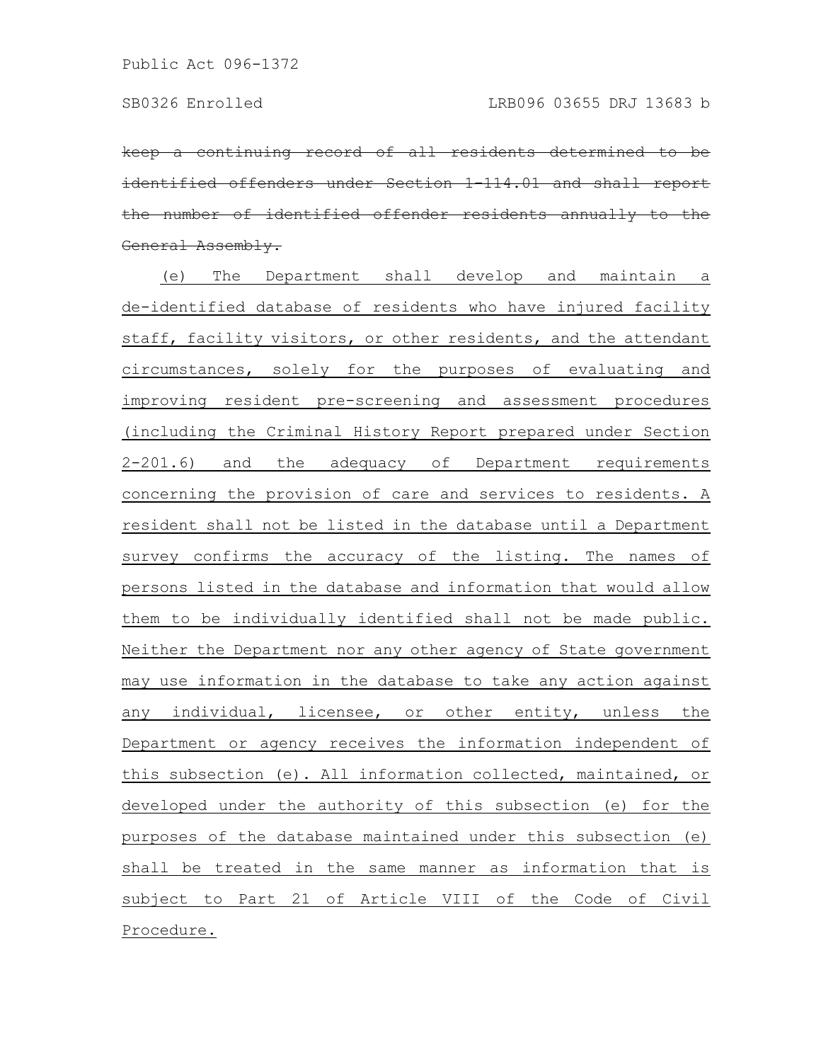~~keep a continuing record of all residents determined to be identified offenders under Section 1-114.01 and shall report the number of identified offender residents annually to the General Assembly.~~

<u>(e) The Department shall develop and maintain a de-identified database of residents who have injured facility staff, facility visitors, or other residents, and the attendant circumstances, solely for the purposes of evaluating and improving resident pre-screening and assessment procedures (including the Criminal History Report prepared under Section 2-201.6) and the adequacy of Department requirements concerning the provision of care and services to residents. A resident shall not be listed in the database until a Department survey confirms the accuracy of the listing. The names of persons listed in the database and information that would allow them to be individually identified shall not be made public. Neither the Department nor any other agency of State government may use information in the database to take any action against any individual, licensee, or other entity, unless the Department or agency receives the information independent of this subsection (e). All information collected, maintained, or developed under the authority of this subsection (e) for the purposes of the database maintained under this subsection (e) shall be treated in the same manner as information that is subject to Part 21 of Article VIII of the Code of Civil Procedure.</u>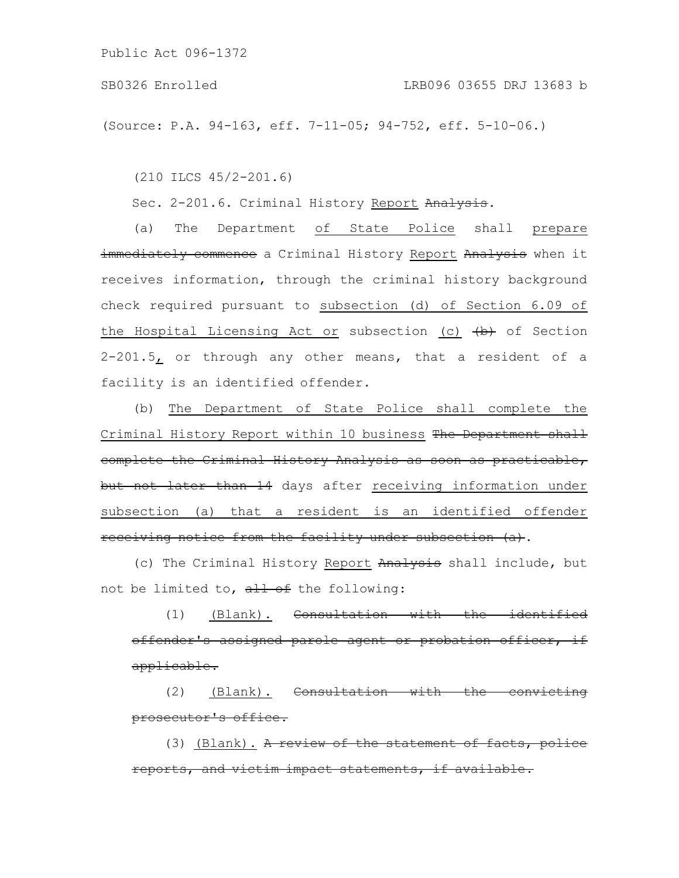(Source: P.A. 94-163, eff. 7-11-05; 94-752, eff. 5-10-06.)

(210 ILCS 45/2-201.6)

Sec. 2-201.6. Criminal History <u>Report</u> ~~Analysis~~.

(a) The Department <u>of State Police</u> shall <u>prepare</u> ~~immediately commence~~ a Criminal History <u>Report</u> ~~Analysis~~ when it receives information, through the criminal history background check required pursuant to <u>subsection (d) of Section 6.09 of the Hospital Licensing Act or</u> subsection <u>(c)</u> ~~(b)~~ of Section 2-201.5<u>,</u> or through any other means, that a resident of a facility is an identified offender.

(b) <u>The Department of State Police shall complete the Criminal History Report within 10 business</u> ~~The Department shall complete the Criminal History Analysis as soon as practicable, but not later than 14~~ days after <u>receiving information under subsection (a) that a resident is an identified offender</u> ~~receiving notice from the facility under subsection (a)~~.

(c) The Criminal History <u>Report</u> ~~Analysis~~ shall include, but not be limited to, ~~all of~~ the following:

(1) <u>(Blank).</u> ~~Consultation with the identified offender's assigned parole agent or probation officer, if applicable.~~

(2) <u>(Blank).</u> ~~Consultation with the convicting prosecutor's office.~~

(3) <u>(Blank).</u> ~~A review of the statement of facts, police reports, and victim impact statements, if available.~~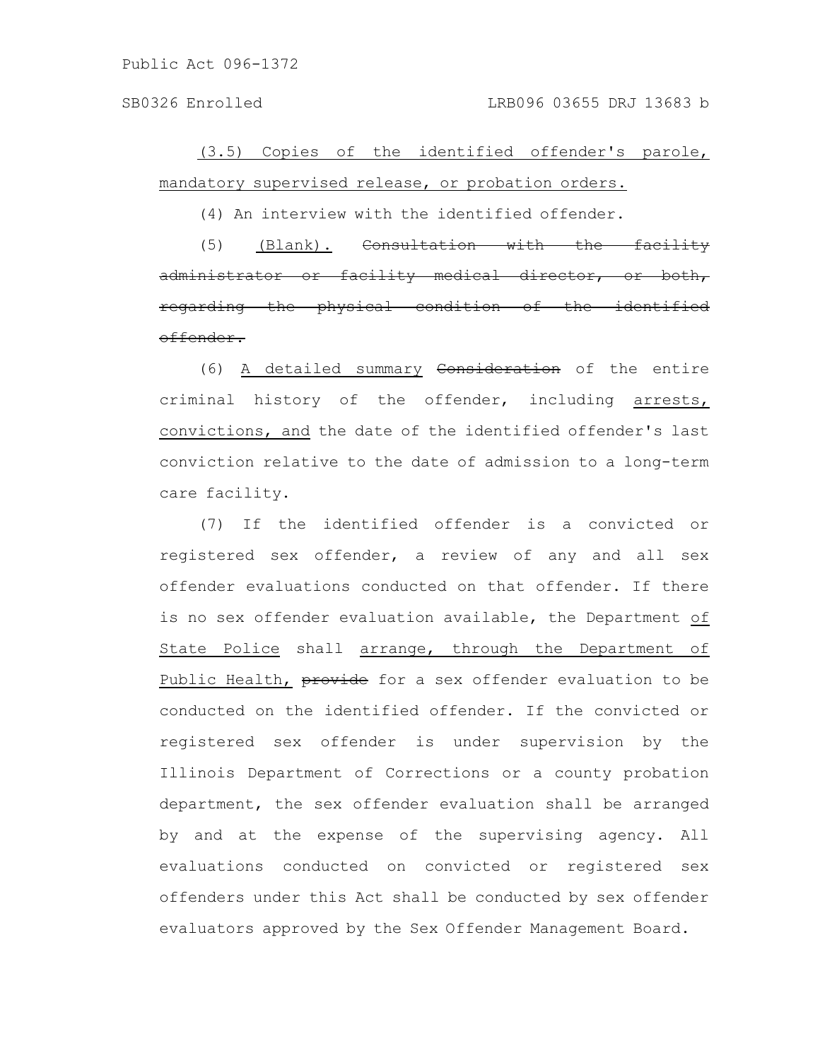(3.5) Copies of the identified offender's parole, mandatory supervised release, or probation orders.

(4) An interview with the identified offender.

(5) (Blank). ~~Consultation with the facility administrator or facility medical director, or both, regarding the physical condition of the identified offender.~~

(6) A detailed summary ~~Consideration~~ of the entire criminal history of the offender, including arrests, convictions, and the date of the identified offender's last conviction relative to the date of admission to a long-term care facility.

(7) If the identified offender is a convicted or registered sex offender, a review of any and all sex offender evaluations conducted on that offender. If there is no sex offender evaluation available, the Department of State Police shall arrange, through the Department of Public Health, ~~provide~~ for a sex offender evaluation to be conducted on the identified offender. If the convicted or registered sex offender is under supervision by the Illinois Department of Corrections or a county probation department, the sex offender evaluation shall be arranged by and at the expense of the supervising agency. All evaluations conducted on convicted or registered sex offenders under this Act shall be conducted by sex offender evaluators approved by the Sex Offender Management Board.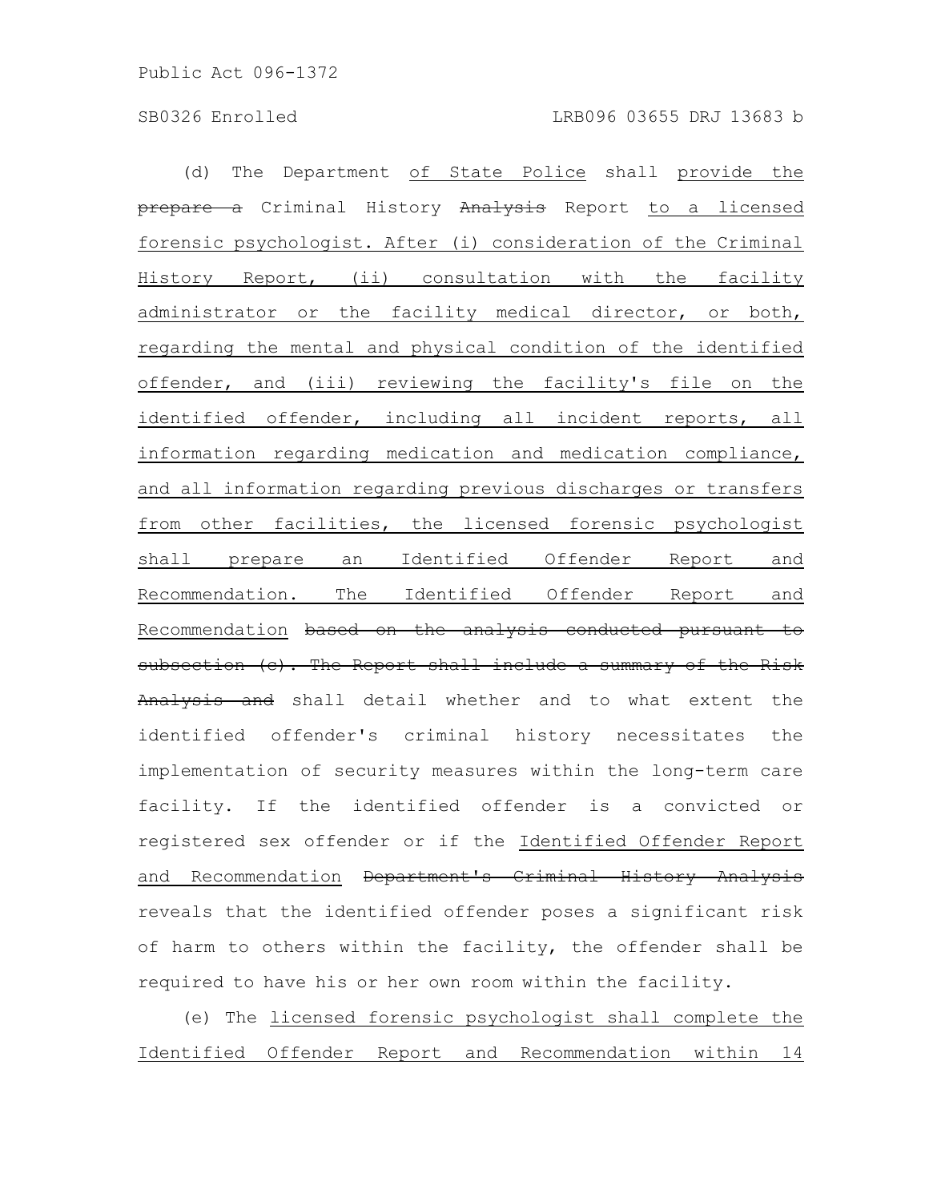(d) The Department of State Police shall provide the ~~prepare a~~ Criminal History ~~Analysis~~ Report to a licensed forensic psychologist. After (i) consideration of the Criminal History Report, (ii) consultation with the facility administrator or the facility medical director, or both, regarding the mental and physical condition of the identified offender, and (iii) reviewing the facility's file on the identified offender, including all incident reports, all information regarding medication and medication compliance, and all information regarding previous discharges or transfers from other facilities, the licensed forensic psychologist shall prepare an Identified Offender Report and Recommendation. The Identified Offender Report and Recommendation ~~based on the analysis conducted pursuant to subsection (c). The Report shall include a summary of the Risk Analysis and~~ shall detail whether and to what extent the identified offender's criminal history necessitates the implementation of security measures within the long-term care facility. If the identified offender is a convicted or registered sex offender or if the Identified Offender Report and Recommendation ~~Department's Criminal History Analysis~~ reveals that the identified offender poses a significant risk of harm to others within the facility, the offender shall be required to have his or her own room within the facility.

(e) The licensed forensic psychologist shall complete the Identified Offender Report and Recommendation within 14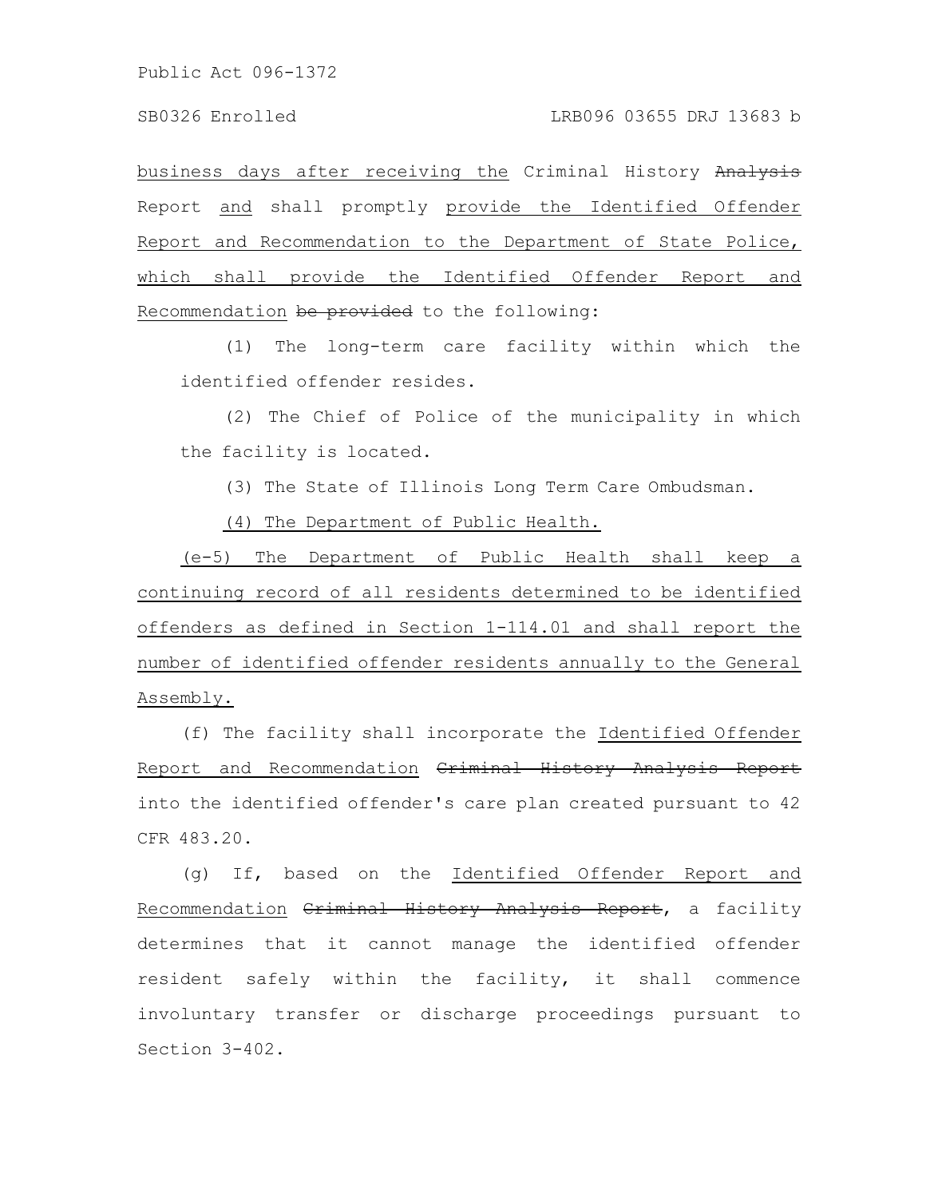business days after receiving the Criminal History ~~Analysis~~ Report and shall promptly provide the Identified Offender Report and Recommendation to the Department of State Police, which shall provide the Identified Offender Report and Recommendation ~~be provided~~ to the following:

(1) The long-term care facility within which the identified offender resides.

(2) The Chief of Police of the municipality in which the facility is located.

(3) The State of Illinois Long Term Care Ombudsman.

(4) The Department of Public Health.

(e-5) The Department of Public Health shall keep a continuing record of all residents determined to be identified offenders as defined in Section 1-114.01 and shall report the number of identified offender residents annually to the General Assembly.

(f) The facility shall incorporate the Identified Offender Report and Recommendation ~~Criminal History Analysis Report~~ into the identified offender's care plan created pursuant to 42 CFR 483.20.

(g) If, based on the Identified Offender Report and Recommendation ~~Criminal History Analysis Report~~, a facility determines that it cannot manage the identified offender resident safely within the facility, it shall commence involuntary transfer or discharge proceedings pursuant to Section 3-402.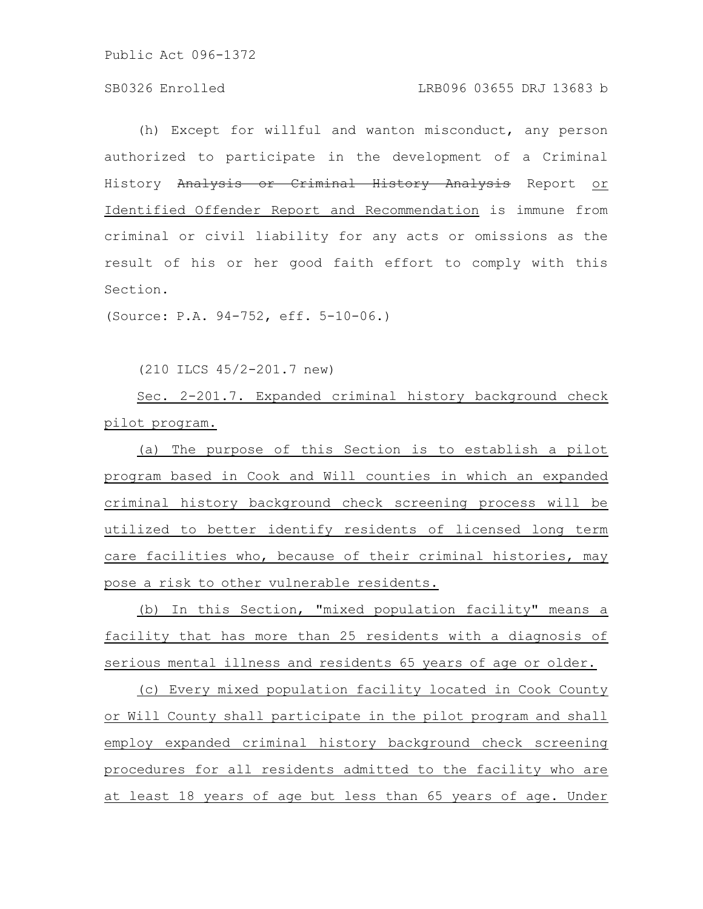(h) Except for willful and wanton misconduct, any person authorized to participate in the development of a Criminal History ~~Analysis or Criminal History Analysis~~ Report or Identified Offender Report and Recommendation is immune from criminal or civil liability for any acts or omissions as the result of his or her good faith effort to comply with this Section.

(Source: P.A. 94-752, eff. 5-10-06.)

(210 ILCS 45/2-201.7 new)

Sec. 2-201.7. Expanded criminal history background check pilot program.

(a) The purpose of this Section is to establish a pilot program based in Cook and Will counties in which an expanded criminal history background check screening process will be utilized to better identify residents of licensed long term care facilities who, because of their criminal histories, may pose a risk to other vulnerable residents.

(b) In this Section, "mixed population facility" means a facility that has more than 25 residents with a diagnosis of serious mental illness and residents 65 years of age or older.

(c) Every mixed population facility located in Cook County or Will County shall participate in the pilot program and shall employ expanded criminal history background check screening procedures for all residents admitted to the facility who are at least 18 years of age but less than 65 years of age. Under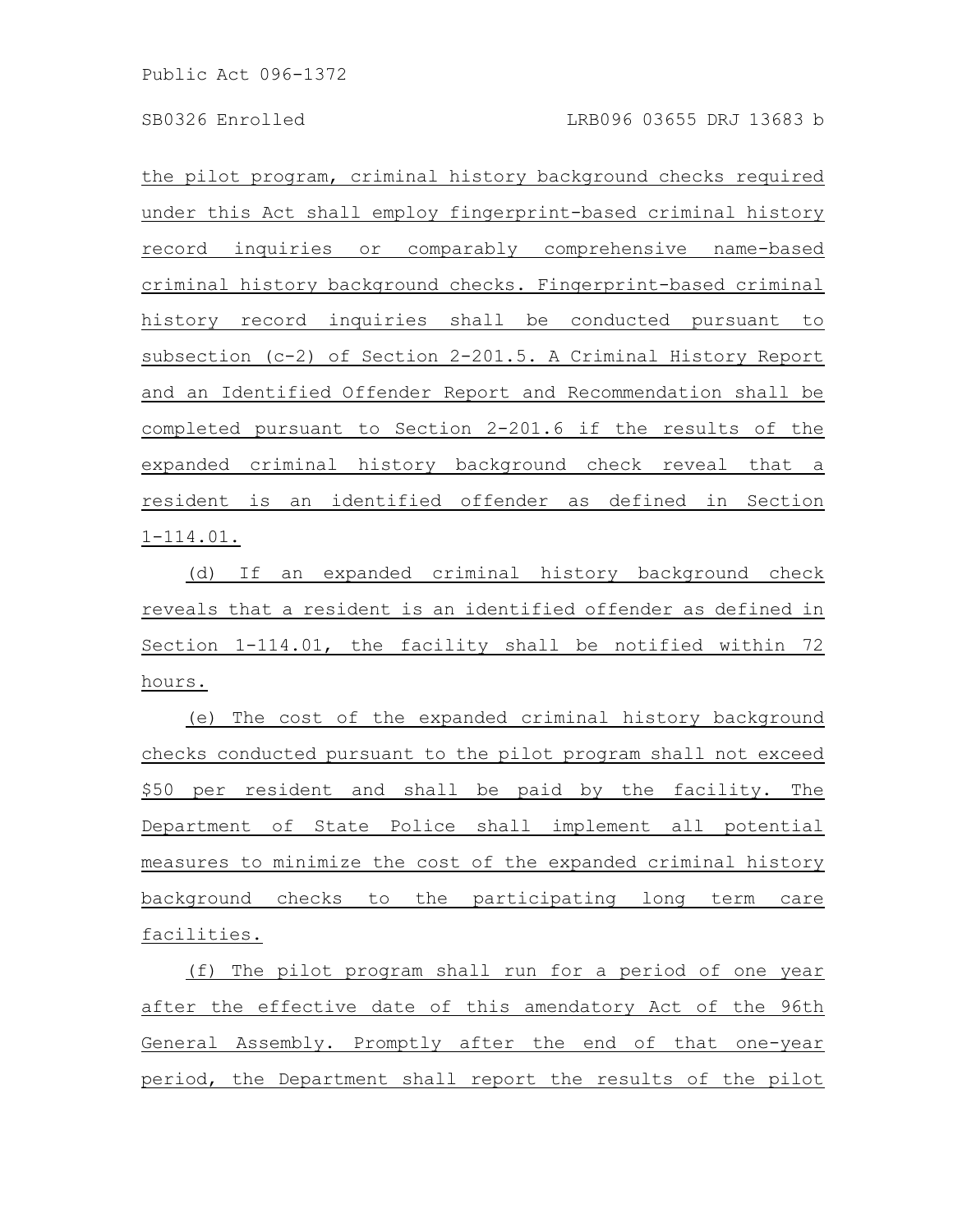the pilot program, criminal history background checks required under this Act shall employ fingerprint-based criminal history record inquiries or comparably comprehensive name-based criminal history background checks. Fingerprint-based criminal history record inquiries shall be conducted pursuant to subsection (c-2) of Section 2-201.5. A Criminal History Report and an Identified Offender Report and Recommendation shall be completed pursuant to Section 2-201.6 if the results of the expanded criminal history background check reveal that a resident is an identified offender as defined in Section 1-114.01.

(d) If an expanded criminal history background check reveals that a resident is an identified offender as defined in Section 1-114.01, the facility shall be notified within 72 hours.

(e) The cost of the expanded criminal history background checks conducted pursuant to the pilot program shall not exceed $50 per resident and shall be paid by the facility. The Department of State Police shall implement all potential measures to minimize the cost of the expanded criminal history background checks to the participating long term care facilities.

(f) The pilot program shall run for a period of one year after the effective date of this amendatory Act of the 96th General Assembly. Promptly after the end of that one-year period, the Department shall report the results of the pilot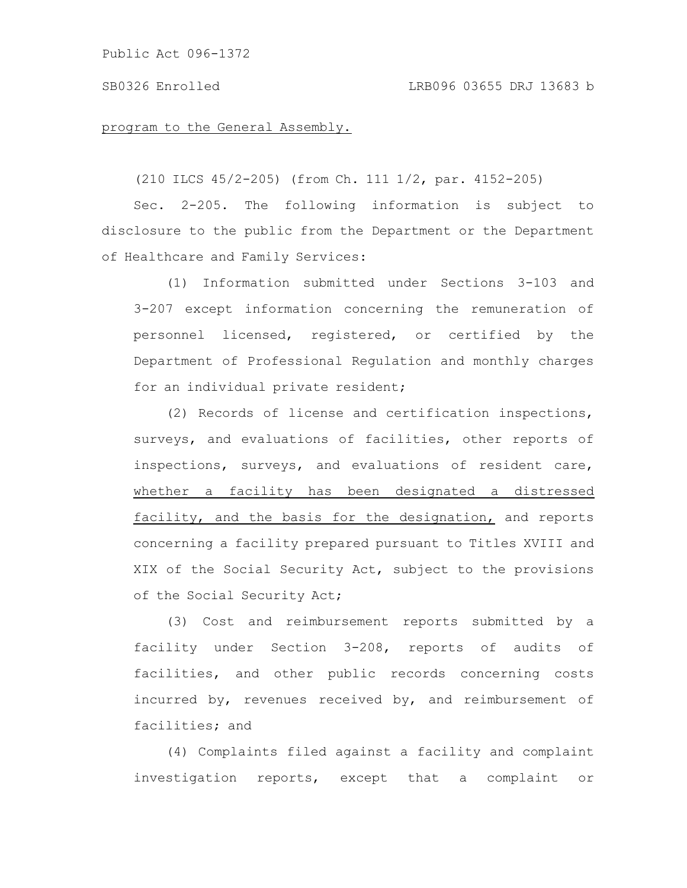program to the General Assembly.

(210 ILCS 45/2-205) (from Ch. 111 1/2, par. 4152-205)

Sec. 2-205. The following information is subject to disclosure to the public from the Department or the Department of Healthcare and Family Services:

(1) Information submitted under Sections 3-103 and 3-207 except information concerning the remuneration of personnel licensed, registered, or certified by the Department of Professional Regulation and monthly charges for an individual private resident;

(2) Records of license and certification inspections, surveys, and evaluations of facilities, other reports of inspections, surveys, and evaluations of resident care, whether a facility has been designated a distressed facility, and the basis for the designation, and reports concerning a facility prepared pursuant to Titles XVIII and XIX of the Social Security Act, subject to the provisions of the Social Security Act;

(3) Cost and reimbursement reports submitted by a facility under Section 3-208, reports of audits of facilities, and other public records concerning costs incurred by, revenues received by, and reimbursement of facilities; and

(4) Complaints filed against a facility and complaint investigation reports, except that a complaint or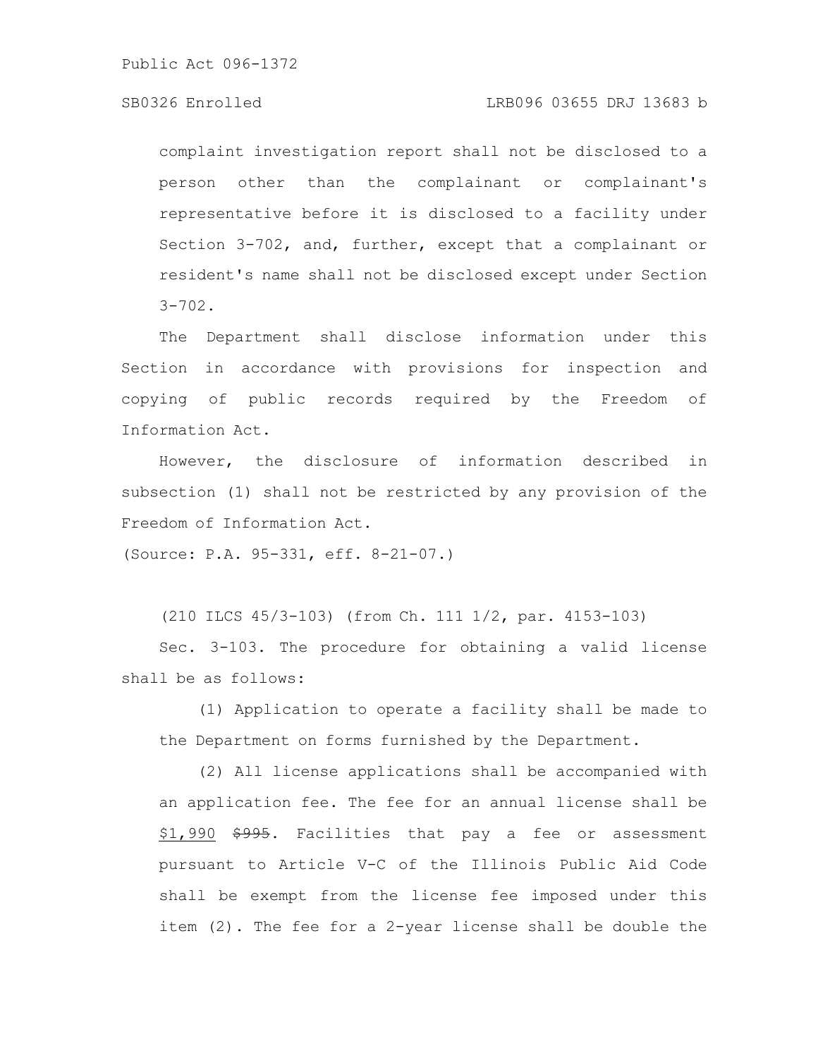complaint investigation report shall not be disclosed to a person other than the complainant or complainant's representative before it is disclosed to a facility under Section 3-702, and, further, except that a complainant or resident's name shall not be disclosed except under Section 3-702.

The Department shall disclose information under this Section in accordance with provisions for inspection and copying of public records required by the Freedom of Information Act.

However, the disclosure of information described in subsection (1) shall not be restricted by any provision of the Freedom of Information Act.

(Source: P.A. 95-331, eff. 8-21-07.)

(210 ILCS 45/3-103) (from Ch. 111 1/2, par. 4153-103)

Sec. 3-103. The procedure for obtaining a valid license shall be as follows:

(1) Application to operate a facility shall be made to the Department on forms furnished by the Department.

(2) All license applications shall be accompanied with an application fee. The fee for an annual license shall be <u>$1,990</u> ~~$995~~. Facilities that pay a fee or assessment pursuant to Article V-C of the Illinois Public Aid Code shall be exempt from the license fee imposed under this item (2). The fee for a 2-year license shall be double the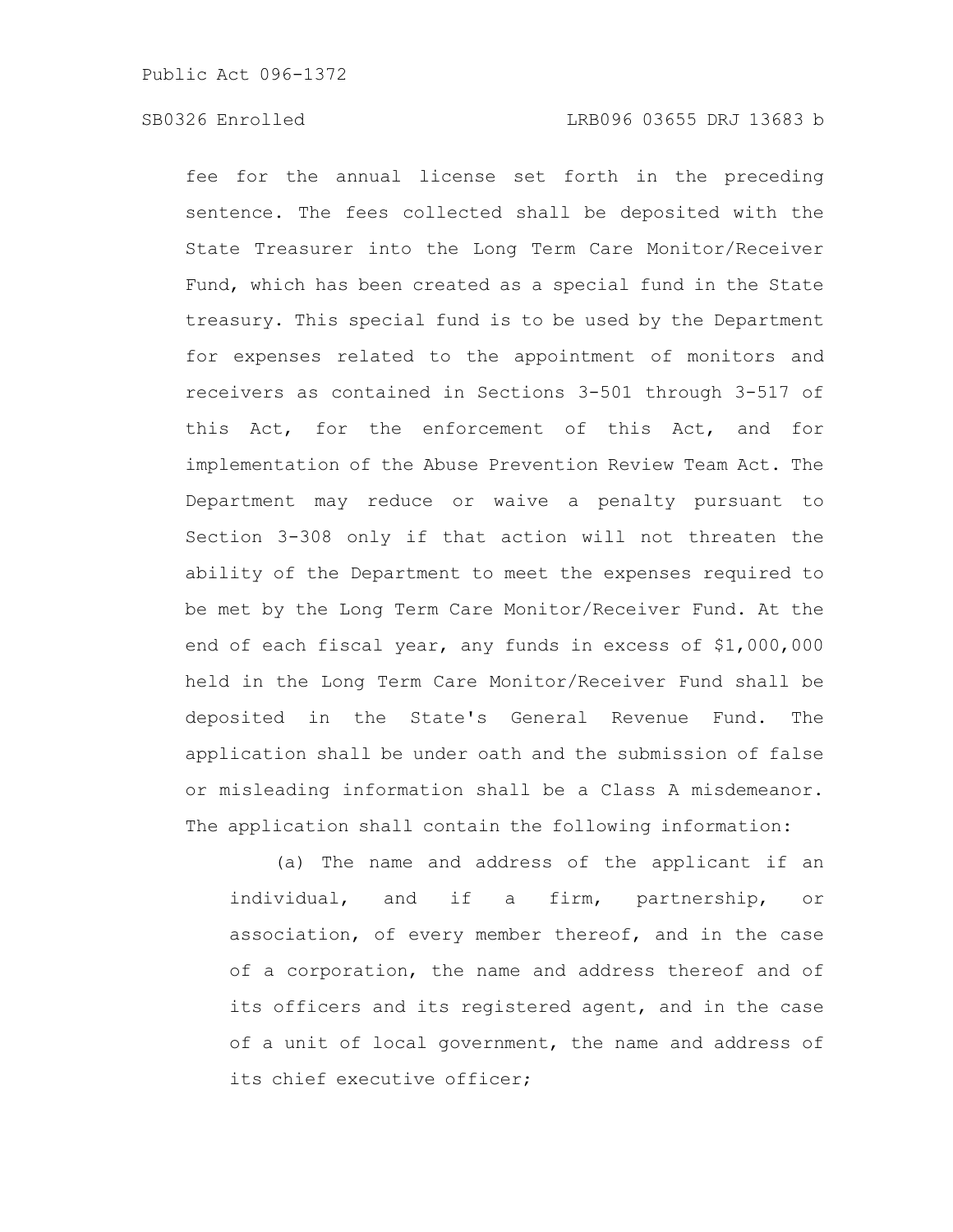fee for the annual license set forth in the preceding sentence. The fees collected shall be deposited with the State Treasurer into the Long Term Care Monitor/Receiver Fund, which has been created as a special fund in the State treasury. This special fund is to be used by the Department for expenses related to the appointment of monitors and receivers as contained in Sections 3-501 through 3-517 of this Act, for the enforcement of this Act, and for implementation of the Abuse Prevention Review Team Act. The Department may reduce or waive a penalty pursuant to Section 3-308 only if that action will not threaten the ability of the Department to meet the expenses required to be met by the Long Term Care Monitor/Receiver Fund. At the end of each fiscal year, any funds in excess of $1,000,000 held in the Long Term Care Monitor/Receiver Fund shall be deposited in the State's General Revenue Fund. The application shall be under oath and the submission of false or misleading information shall be a Class A misdemeanor. The application shall contain the following information:

(a) The name and address of the applicant if an individual, and if a firm, partnership, or association, of every member thereof, and in the case of a corporation, the name and address thereof and of its officers and its registered agent, and in the case of a unit of local government, the name and address of its chief executive officer;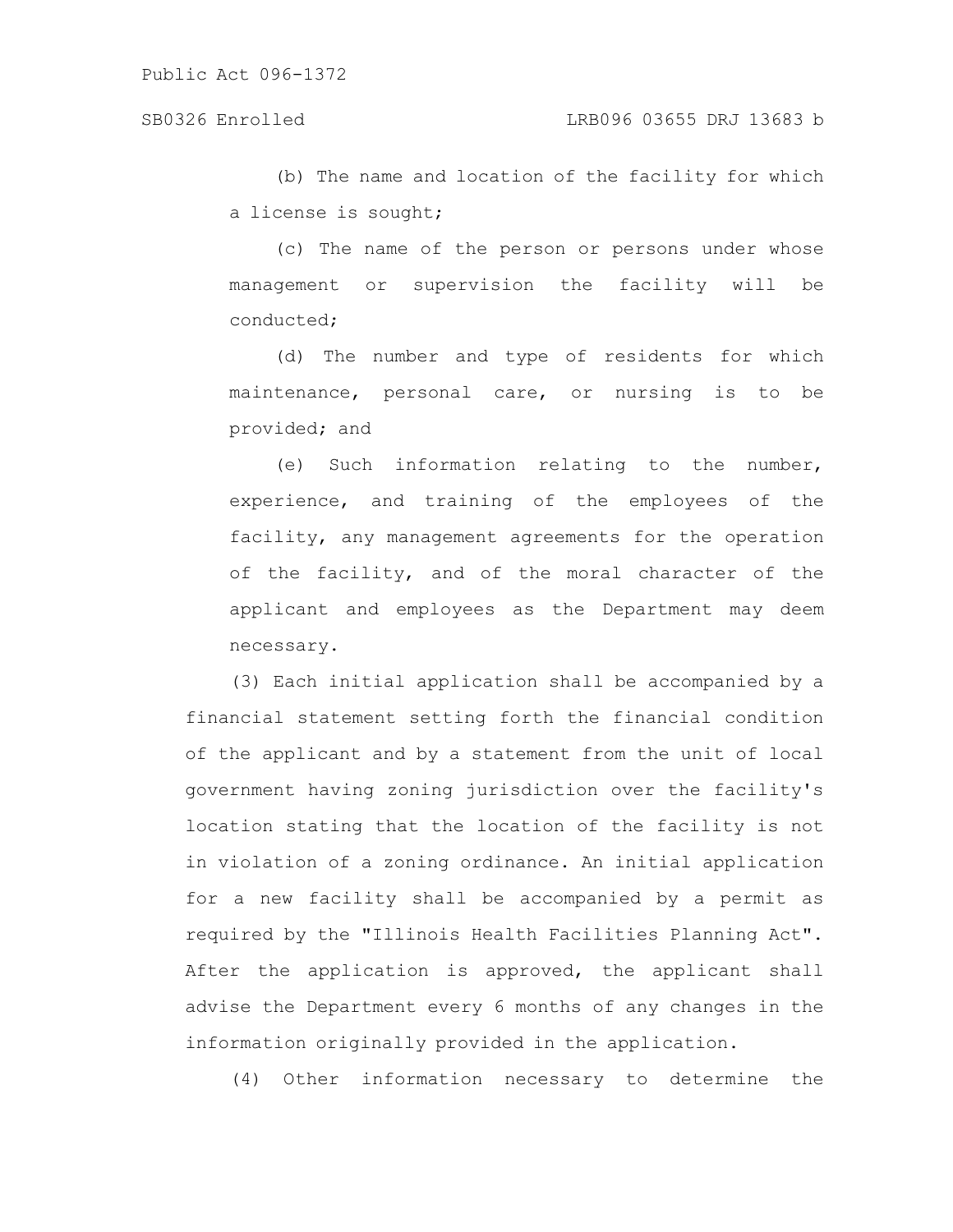(b) The name and location of the facility for which a license is sought;

(c) The name of the person or persons under whose management or supervision the facility will be conducted;

(d) The number and type of residents for which maintenance, personal care, or nursing is to be provided; and

(e) Such information relating to the number, experience, and training of the employees of the facility, any management agreements for the operation of the facility, and of the moral character of the applicant and employees as the Department may deem necessary.

(3) Each initial application shall be accompanied by a financial statement setting forth the financial condition of the applicant and by a statement from the unit of local government having zoning jurisdiction over the facility's location stating that the location of the facility is not in violation of a zoning ordinance. An initial application for a new facility shall be accompanied by a permit as required by the "Illinois Health Facilities Planning Act". After the application is approved, the applicant shall advise the Department every 6 months of any changes in the information originally provided in the application.

(4) Other information necessary to determine the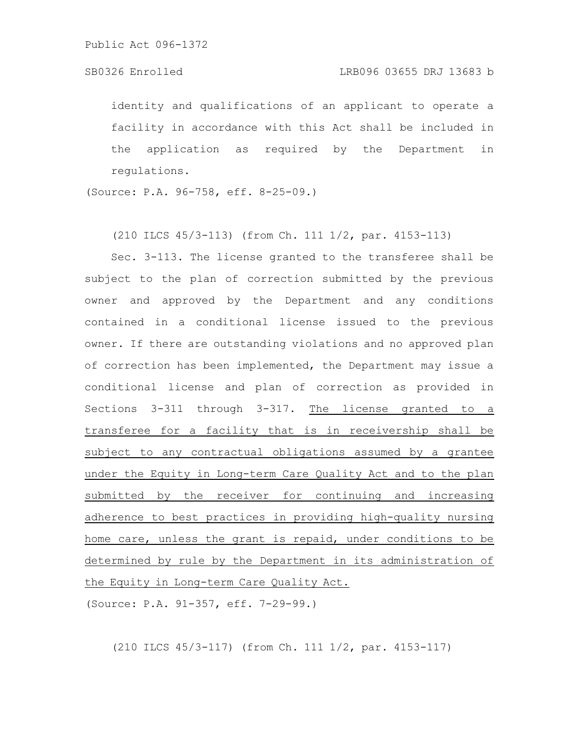identity and qualifications of an applicant to operate a facility in accordance with this Act shall be included in the application as required by the Department in regulations.

(Source: P.A. 96-758, eff. 8-25-09.)

(210 ILCS 45/3-113) (from Ch. 111 1/2, par. 4153-113)

Sec. 3-113. The license granted to the transferee shall be subject to the plan of correction submitted by the previous owner and approved by the Department and any conditions contained in a conditional license issued to the previous owner. If there are outstanding violations and no approved plan of correction has been implemented, the Department may issue a conditional license and plan of correction as provided in Sections 3-311 through 3-317. <u>The license granted to a transferee for a facility that is in receivership shall be subject to any contractual obligations assumed by a grantee under the Equity in Long-term Care Quality Act and to the plan submitted by the receiver for continuing and increasing adherence to best practices in providing high-quality nursing home care, unless the grant is repaid, under conditions to be determined by rule by the Department in its administration of the Equity in Long-term Care Quality Act.</u>

(Source: P.A. 91-357, eff. 7-29-99.)

(210 ILCS 45/3-117) (from Ch. 111 1/2, par. 4153-117)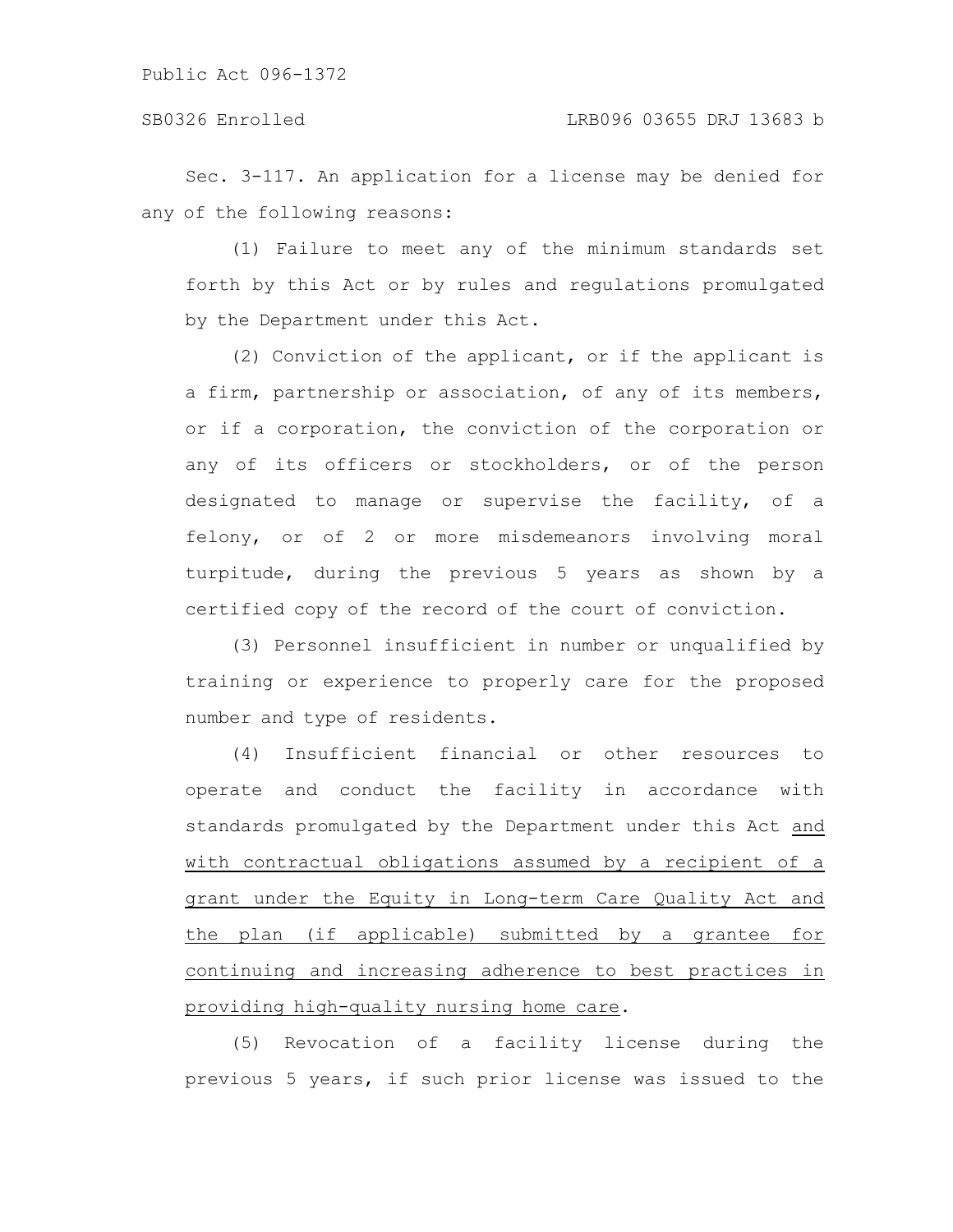Sec. 3-117. An application for a license may be denied for any of the following reasons:

(1) Failure to meet any of the minimum standards set forth by this Act or by rules and regulations promulgated by the Department under this Act.

(2) Conviction of the applicant, or if the applicant is a firm, partnership or association, of any of its members, or if a corporation, the conviction of the corporation or any of its officers or stockholders, or of the person designated to manage or supervise the facility, of a felony, or of 2 or more misdemeanors involving moral turpitude, during the previous 5 years as shown by a certified copy of the record of the court of conviction.

(3) Personnel insufficient in number or unqualified by training or experience to properly care for the proposed number and type of residents.

(4) Insufficient financial or other resources to operate and conduct the facility in accordance with standards promulgated by the Department under this Act <u>and with contractual obligations assumed by a recipient of a grant under the Equity in Long-term Care Quality Act and the plan (if applicable) submitted by a grantee for continuing and increasing adherence to best practices in providing high-quality nursing home care</u>.

(5) Revocation of a facility license during the previous 5 years, if such prior license was issued to the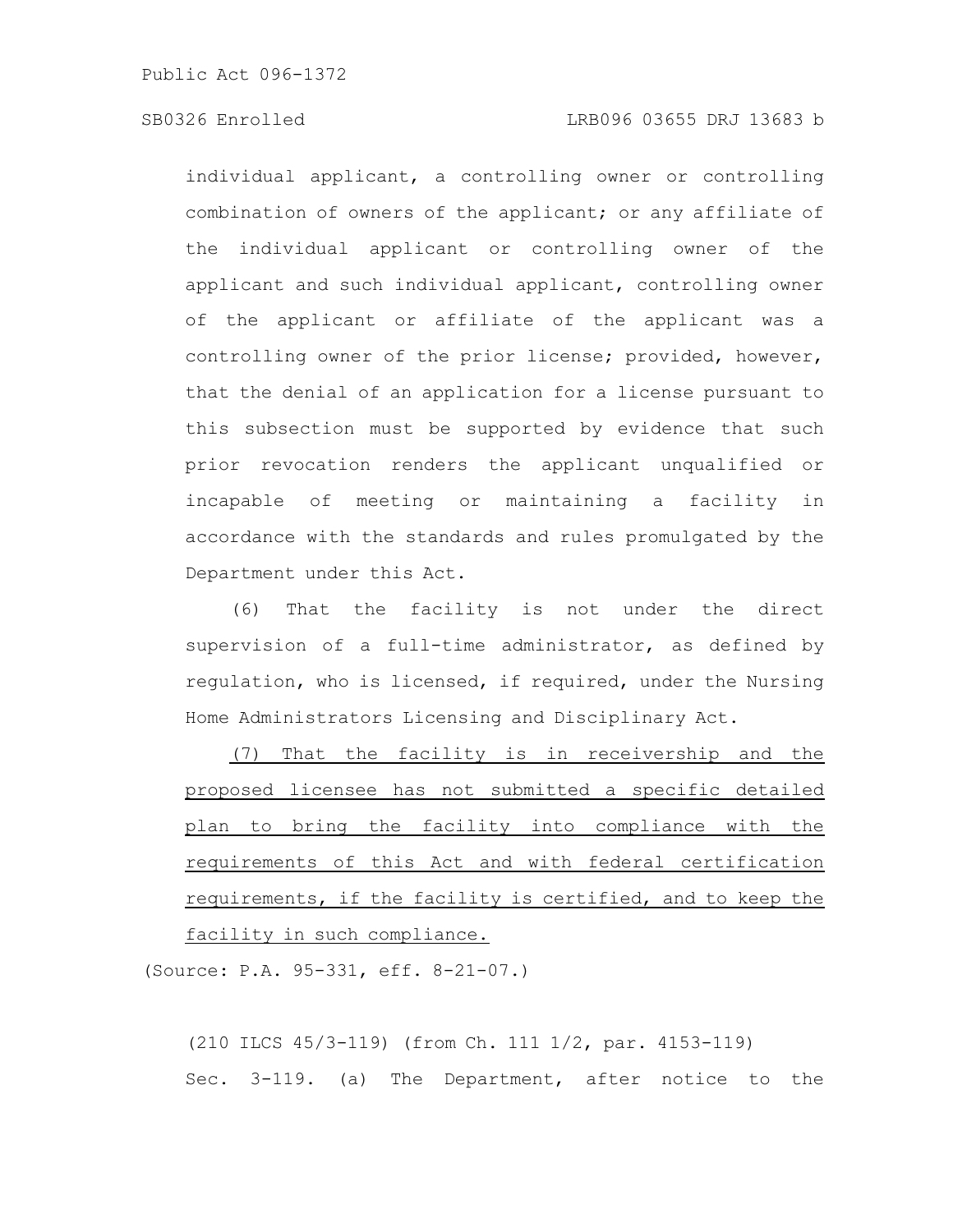individual applicant, a controlling owner or controlling combination of owners of the applicant; or any affiliate of the individual applicant or controlling owner of the applicant and such individual applicant, controlling owner of the applicant or affiliate of the applicant was a controlling owner of the prior license; provided, however, that the denial of an application for a license pursuant to this subsection must be supported by evidence that such prior revocation renders the applicant unqualified or incapable of meeting or maintaining a facility in accordance with the standards and rules promulgated by the Department under this Act.

(6) That the facility is not under the direct supervision of a full-time administrator, as defined by regulation, who is licensed, if required, under the Nursing Home Administrators Licensing and Disciplinary Act.

(7) That the facility is in receivership and the proposed licensee has not submitted a specific detailed plan to bring the facility into compliance with the requirements of this Act and with federal certification requirements, if the facility is certified, and to keep the facility in such compliance.

(Source: P.A. 95-331, eff. 8-21-07.)

(210 ILCS 45/3-119) (from Ch. 111 1/2, par. 4153-119)

Sec. 3-119. (a) The Department, after notice to the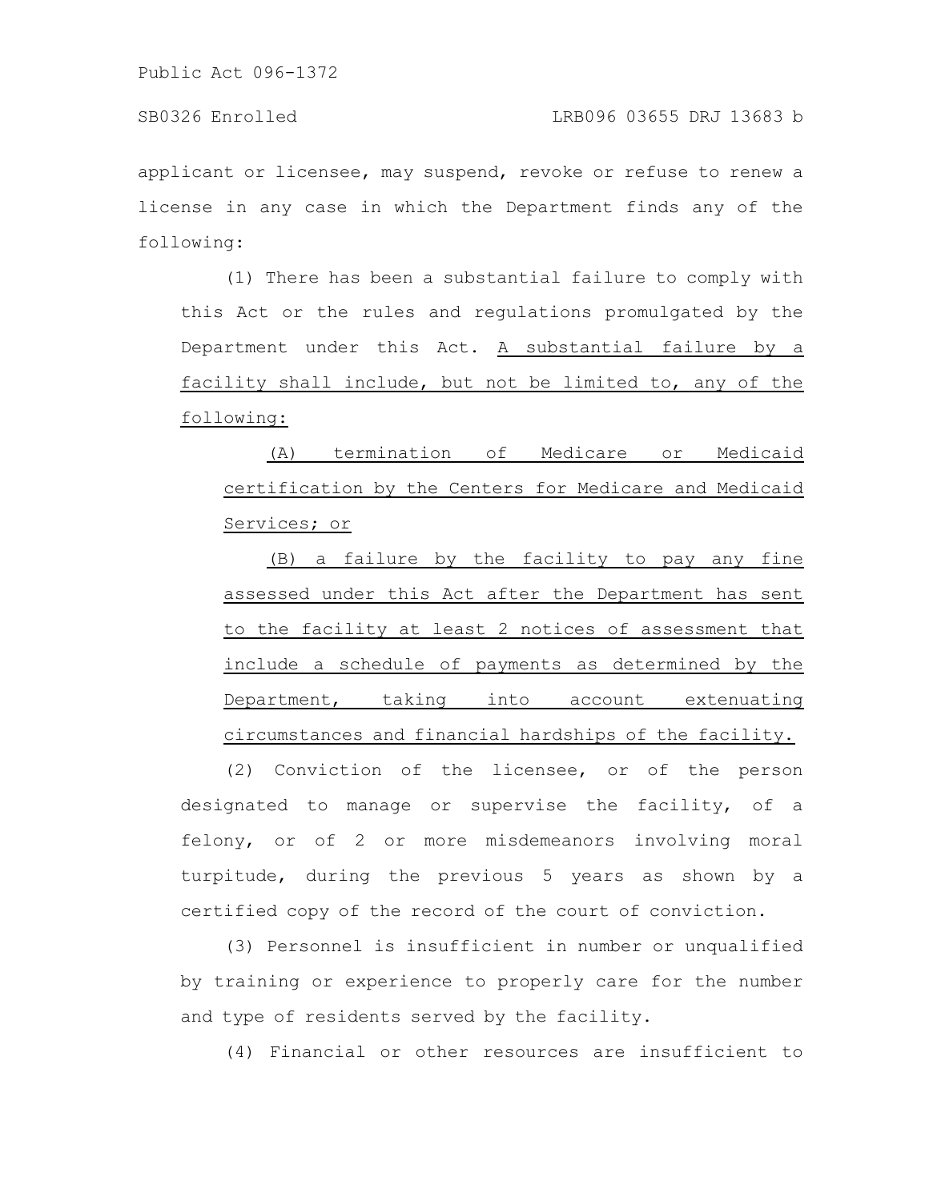applicant or licensee, may suspend, revoke or refuse to renew a license in any case in which the Department finds any of the following:

(1) There has been a substantial failure to comply with this Act or the rules and regulations promulgated by the Department under this Act. A substantial failure by a facility shall include, but not be limited to, any of the following:

(A) termination of Medicare or Medicaid certification by the Centers for Medicare and Medicaid Services; or

(B) a failure by the facility to pay any fine assessed under this Act after the Department has sent to the facility at least 2 notices of assessment that include a schedule of payments as determined by the Department, taking into account extenuating circumstances and financial hardships of the facility.

(2) Conviction of the licensee, or of the person designated to manage or supervise the facility, of a felony, or of 2 or more misdemeanors involving moral turpitude, during the previous 5 years as shown by a certified copy of the record of the court of conviction.

(3) Personnel is insufficient in number or unqualified by training or experience to properly care for the number and type of residents served by the facility.

(4) Financial or other resources are insufficient to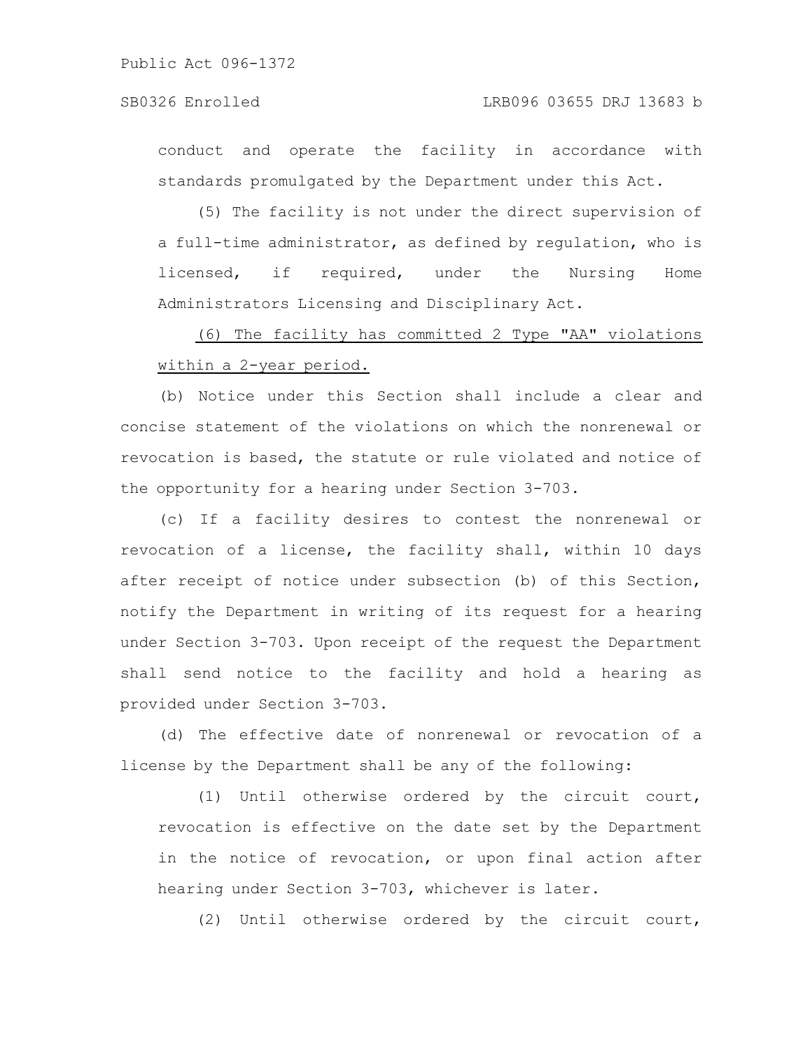conduct and operate the facility in accordance with standards promulgated by the Department under this Act.

(5) The facility is not under the direct supervision of a full-time administrator, as defined by regulation, who is licensed, if required, under the Nursing Home Administrators Licensing and Disciplinary Act.

<u>(6) The facility has committed 2 Type "AA" violations within a 2-year period.</u>

(b) Notice under this Section shall include a clear and concise statement of the violations on which the nonrenewal or revocation is based, the statute or rule violated and notice of the opportunity for a hearing under Section 3-703.

(c) If a facility desires to contest the nonrenewal or revocation of a license, the facility shall, within 10 days after receipt of notice under subsection (b) of this Section, notify the Department in writing of its request for a hearing under Section 3-703. Upon receipt of the request the Department shall send notice to the facility and hold a hearing as provided under Section 3-703.

(d) The effective date of nonrenewal or revocation of a license by the Department shall be any of the following:

(1) Until otherwise ordered by the circuit court, revocation is effective on the date set by the Department in the notice of revocation, or upon final action after hearing under Section 3-703, whichever is later.

(2) Until otherwise ordered by the circuit court,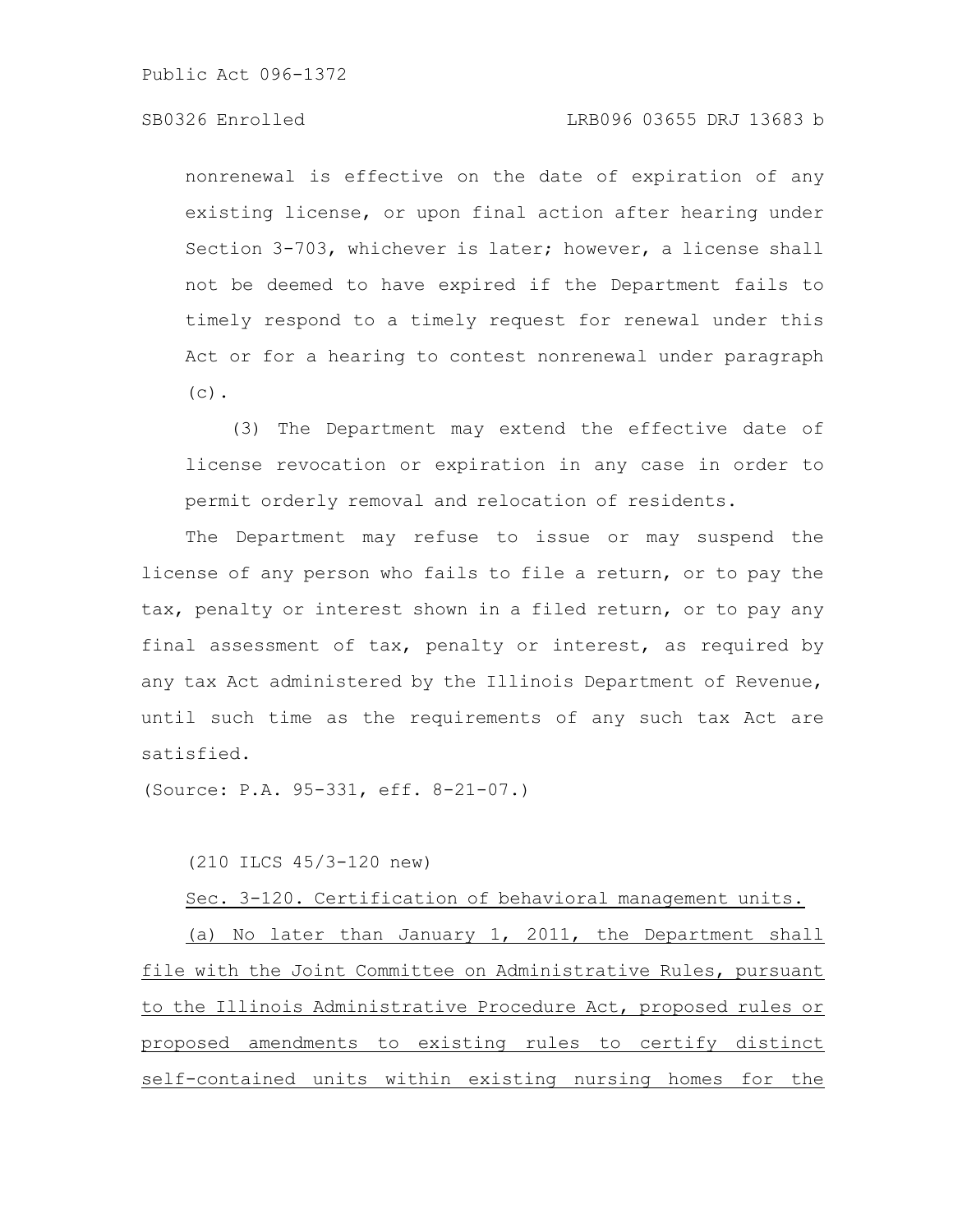nonrenewal is effective on the date of expiration of any existing license, or upon final action after hearing under Section 3-703, whichever is later; however, a license shall not be deemed to have expired if the Department fails to timely respond to a timely request for renewal under this Act or for a hearing to contest nonrenewal under paragraph (c).

(3) The Department may extend the effective date of license revocation or expiration in any case in order to permit orderly removal and relocation of residents.

The Department may refuse to issue or may suspend the license of any person who fails to file a return, or to pay the tax, penalty or interest shown in a filed return, or to pay any final assessment of tax, penalty or interest, as required by any tax Act administered by the Illinois Department of Revenue, until such time as the requirements of any such tax Act are satisfied.

(Source: P.A. 95-331, eff. 8-21-07.)

(210 ILCS 45/3-120 new)

<u>Sec. 3-120. Certification of behavioral management units.</u>

<u>(a) No later than January 1, 2011, the Department shall file with the Joint Committee on Administrative Rules, pursuant to the Illinois Administrative Procedure Act, proposed rules or proposed amendments to existing rules to certify distinct self-contained units within existing nursing homes for the</u>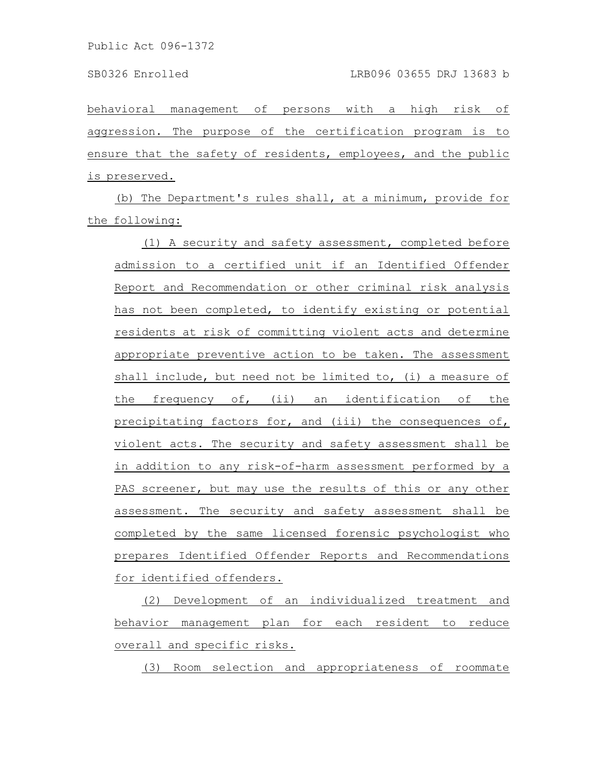behavioral management of persons with a high risk of aggression. The purpose of the certification program is to ensure that the safety of residents, employees, and the public is preserved.

(b) The Department's rules shall, at a minimum, provide for the following:

(1) A security and safety assessment, completed before admission to a certified unit if an Identified Offender Report and Recommendation or other criminal risk analysis has not been completed, to identify existing or potential residents at risk of committing violent acts and determine appropriate preventive action to be taken. The assessment shall include, but need not be limited to, (i) a measure of the frequency of, (ii) an identification of the precipitating factors for, and (iii) the consequences of, violent acts. The security and safety assessment shall be in addition to any risk-of-harm assessment performed by a PAS screener, but may use the results of this or any other assessment. The security and safety assessment shall be completed by the same licensed forensic psychologist who prepares Identified Offender Reports and Recommendations for identified offenders.

(2) Development of an individualized treatment and behavior management plan for each resident to reduce overall and specific risks.

(3) Room selection and appropriateness of roommate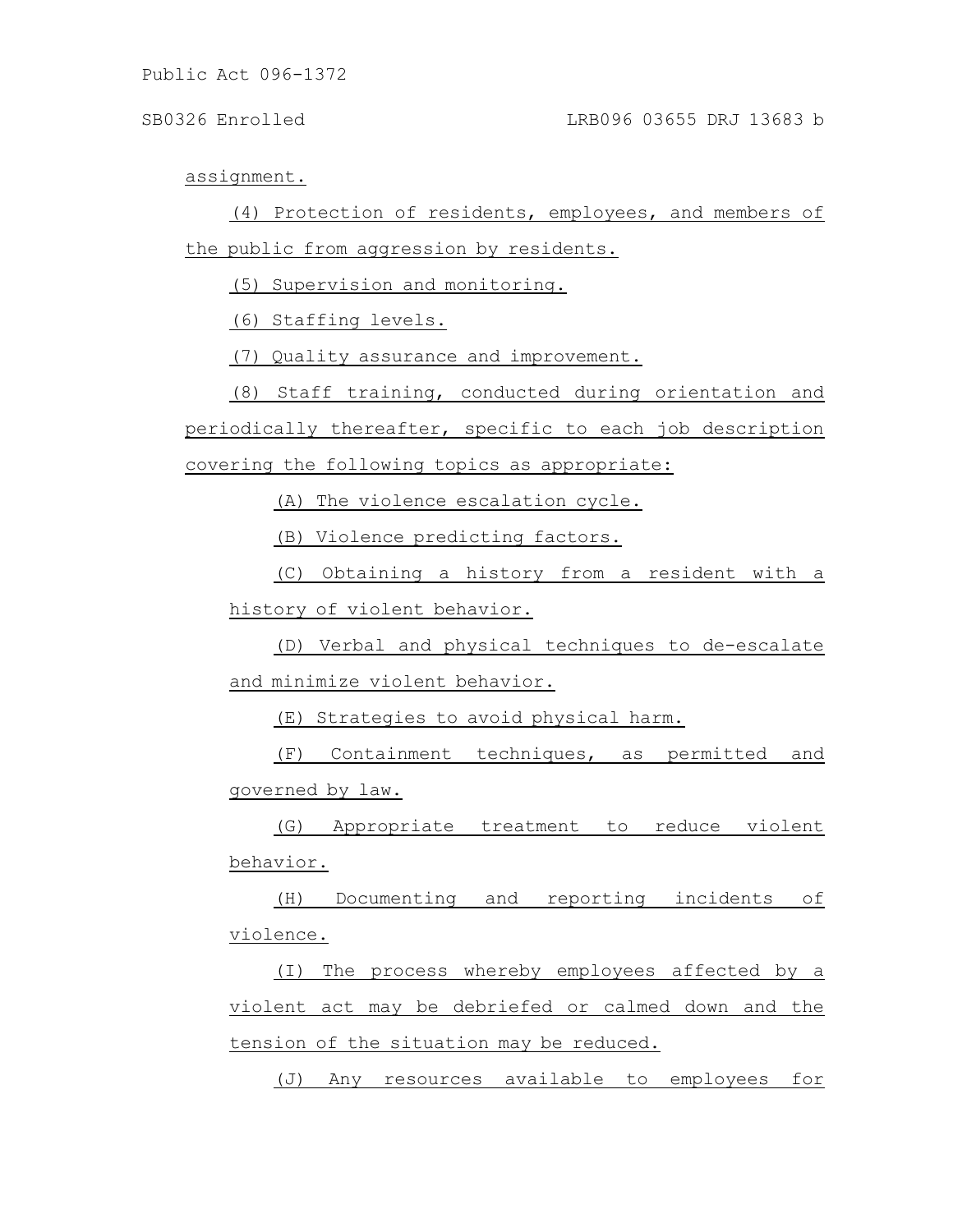assignment.

(4) Protection of residents, employees, and members of the public from aggression by residents.

(5) Supervision and monitoring.

(6) Staffing levels.

(7) Quality assurance and improvement.

(8) Staff training, conducted during orientation and periodically thereafter, specific to each job description covering the following topics as appropriate:

(A) The violence escalation cycle.

(B) Violence predicting factors.

(C) Obtaining a history from a resident with a history of violent behavior.

(D) Verbal and physical techniques to de-escalate and minimize violent behavior.

(E) Strategies to avoid physical harm.

(F) Containment techniques, as permitted and governed by law.

(G) Appropriate treatment to reduce violent behavior.

(H) Documenting and reporting incidents of violence.

(I) The process whereby employees affected by a violent act may be debriefed or calmed down and the tension of the situation may be reduced.

(J) Any resources available to employees for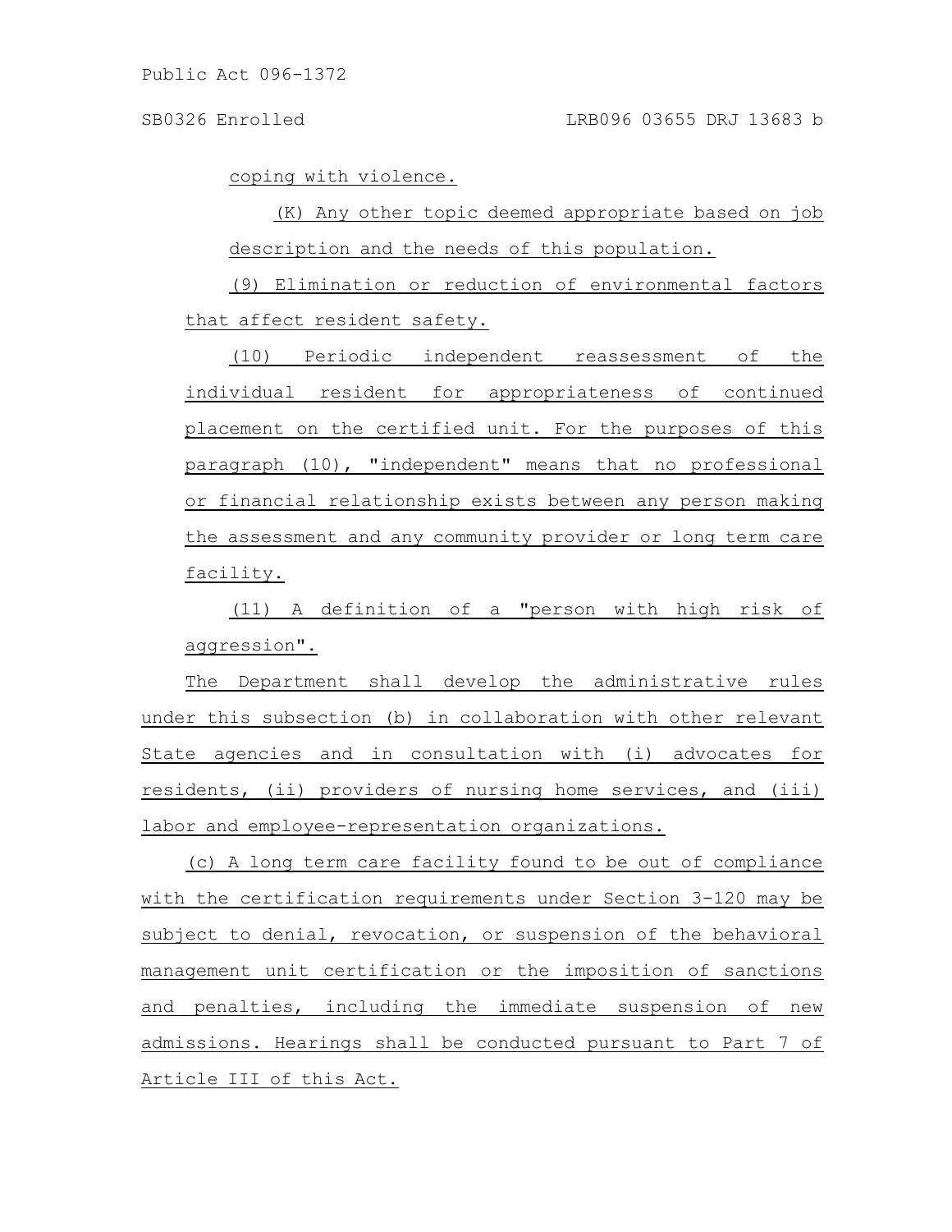coping with violence.

(K) Any other topic deemed appropriate based on job description and the needs of this population.

(9) Elimination or reduction of environmental factors that affect resident safety.

(10) Periodic independent reassessment of the individual resident for appropriateness of continued placement on the certified unit. For the purposes of this paragraph (10), "independent" means that no professional or financial relationship exists between any person making the assessment and any community provider or long term care facility.

(11) A definition of a "person with high risk of aggression".

The Department shall develop the administrative rules under this subsection (b) in collaboration with other relevant State agencies and in consultation with (i) advocates for residents, (ii) providers of nursing home services, and (iii) labor and employee-representation organizations.

(c) A long term care facility found to be out of compliance with the certification requirements under Section 3-120 may be subject to denial, revocation, or suspension of the behavioral management unit certification or the imposition of sanctions and penalties, including the immediate suspension of new admissions. Hearings shall be conducted pursuant to Part 7 of Article III of this Act.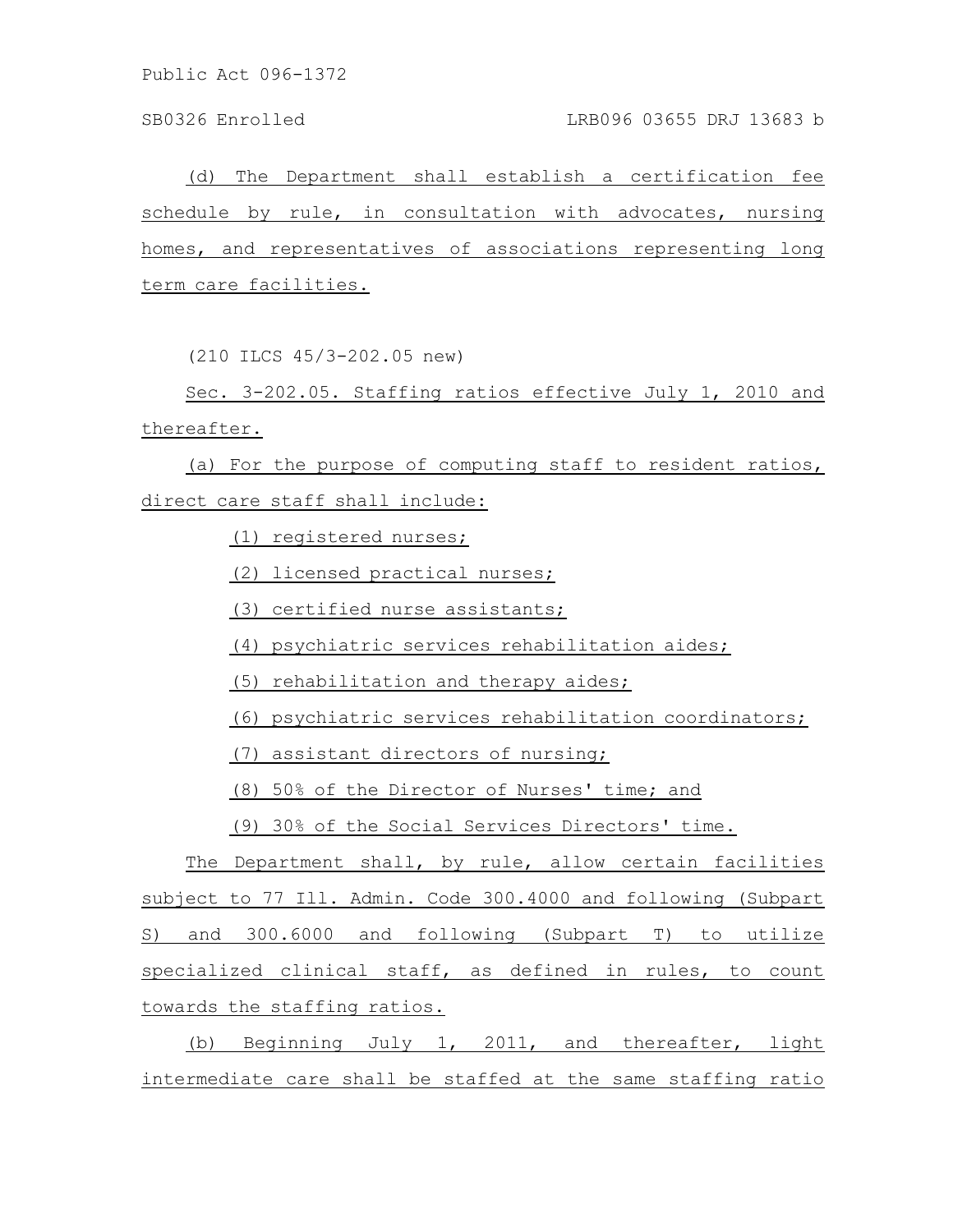(d) The Department shall establish a certification fee schedule by rule, in consultation with advocates, nursing homes, and representatives of associations representing long term care facilities.

(210 ILCS 45/3-202.05 new)

Sec. 3-202.05. Staffing ratios effective July 1, 2010 and thereafter.

(a) For the purpose of computing staff to resident ratios, direct care staff shall include:

(1) registered nurses;

(2) licensed practical nurses;

(3) certified nurse assistants;

(4) psychiatric services rehabilitation aides;

(5) rehabilitation and therapy aides;

(6) psychiatric services rehabilitation coordinators;

(7) assistant directors of nursing;

(8) 50% of the Director of Nurses' time; and

(9) 30% of the Social Services Directors' time.

The Department shall, by rule, allow certain facilities subject to 77 Ill. Admin. Code 300.4000 and following (Subpart S) and 300.6000 and following (Subpart T) to utilize specialized clinical staff, as defined in rules, to count towards the staffing ratios.

(b) Beginning July 1, 2011, and thereafter, light intermediate care shall be staffed at the same staffing ratio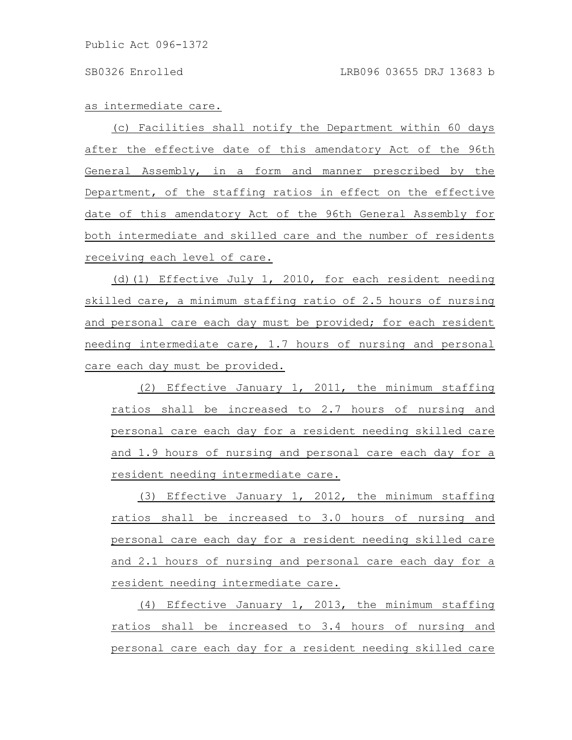as intermediate care.

(c) Facilities shall notify the Department within 60 days after the effective date of this amendatory Act of the 96th General Assembly, in a form and manner prescribed by the Department, of the staffing ratios in effect on the effective date of this amendatory Act of the 96th General Assembly for both intermediate and skilled care and the number of residents receiving each level of care.

(d)(1) Effective July 1, 2010, for each resident needing skilled care, a minimum staffing ratio of 2.5 hours of nursing and personal care each day must be provided; for each resident needing intermediate care, 1.7 hours of nursing and personal care each day must be provided.

(2) Effective January 1, 2011, the minimum staffing ratios shall be increased to 2.7 hours of nursing and personal care each day for a resident needing skilled care and 1.9 hours of nursing and personal care each day for a resident needing intermediate care.

(3) Effective January 1, 2012, the minimum staffing ratios shall be increased to 3.0 hours of nursing and personal care each day for a resident needing skilled care and 2.1 hours of nursing and personal care each day for a resident needing intermediate care.

(4) Effective January 1, 2013, the minimum staffing ratios shall be increased to 3.4 hours of nursing and personal care each day for a resident needing skilled care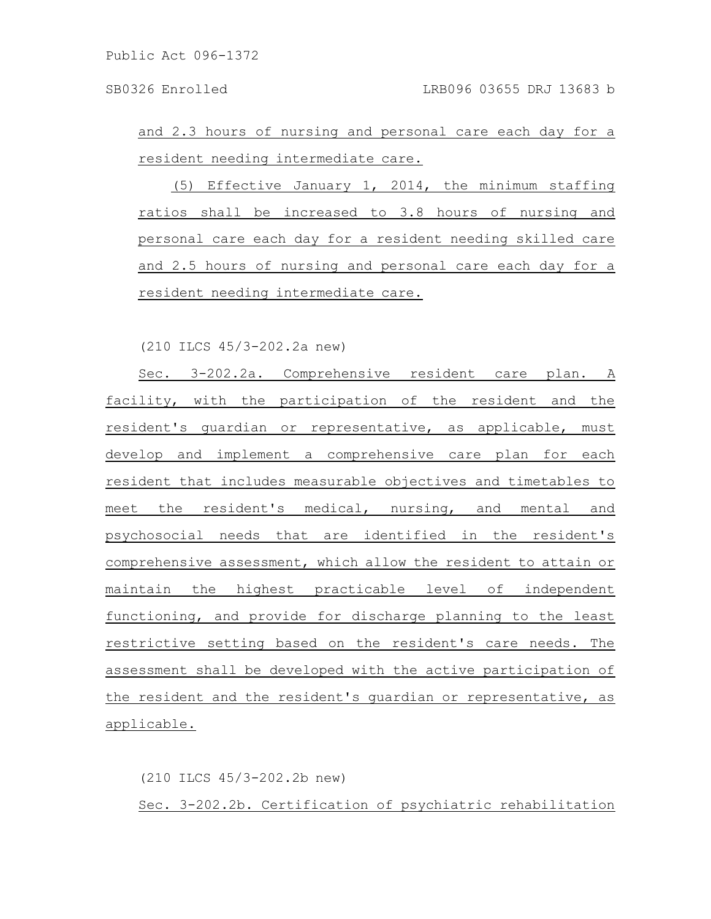and 2.3 hours of nursing and personal care each day for a resident needing intermediate care.

(5) Effective January 1, 2014, the minimum staffing ratios shall be increased to 3.8 hours of nursing and personal care each day for a resident needing skilled care and 2.5 hours of nursing and personal care each day for a resident needing intermediate care.

(210 ILCS 45/3-202.2a new)

Sec. 3-202.2a. Comprehensive resident care plan. A facility, with the participation of the resident and the resident's guardian or representative, as applicable, must develop and implement a comprehensive care plan for each resident that includes measurable objectives and timetables to meet the resident's medical, nursing, and mental and psychosocial needs that are identified in the resident's comprehensive assessment, which allow the resident to attain or maintain the highest practicable level of independent functioning, and provide for discharge planning to the least restrictive setting based on the resident's care needs. The assessment shall be developed with the active participation of the resident and the resident's guardian or representative, as applicable.

(210 ILCS 45/3-202.2b new)

Sec. 3-202.2b. Certification of psychiatric rehabilitation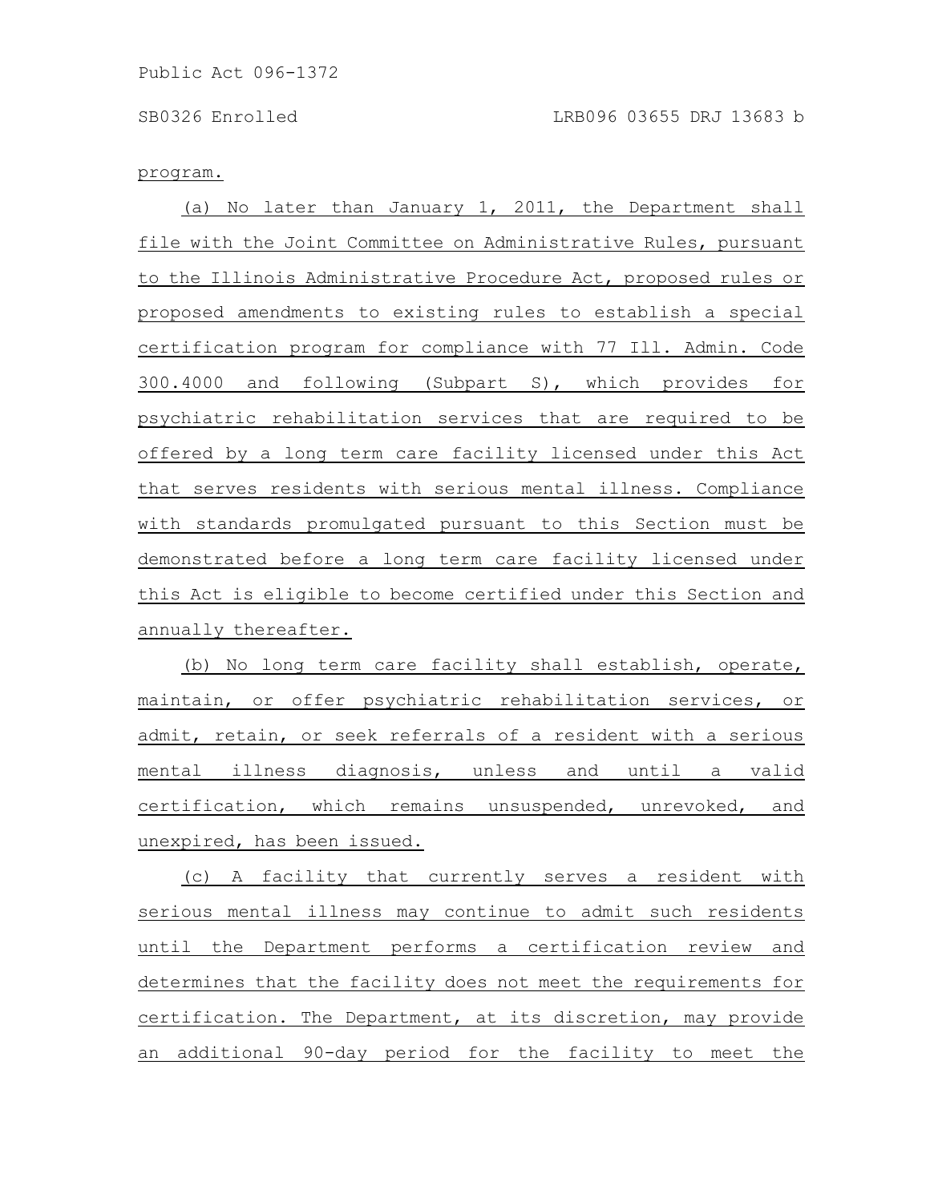program.

(a) No later than January 1, 2011, the Department shall file with the Joint Committee on Administrative Rules, pursuant to the Illinois Administrative Procedure Act, proposed rules or proposed amendments to existing rules to establish a special certification program for compliance with 77 Ill. Admin. Code 300.4000 and following (Subpart S), which provides for psychiatric rehabilitation services that are required to be offered by a long term care facility licensed under this Act that serves residents with serious mental illness. Compliance with standards promulgated pursuant to this Section must be demonstrated before a long term care facility licensed under this Act is eligible to become certified under this Section and annually thereafter.

(b) No long term care facility shall establish, operate, maintain, or offer psychiatric rehabilitation services, or admit, retain, or seek referrals of a resident with a serious mental illness diagnosis, unless and until a valid certification, which remains unsuspended, unrevoked, and unexpired, has been issued.

(c) A facility that currently serves a resident with serious mental illness may continue to admit such residents until the Department performs a certification review and determines that the facility does not meet the requirements for certification. The Department, at its discretion, may provide an additional 90-day period for the facility to meet the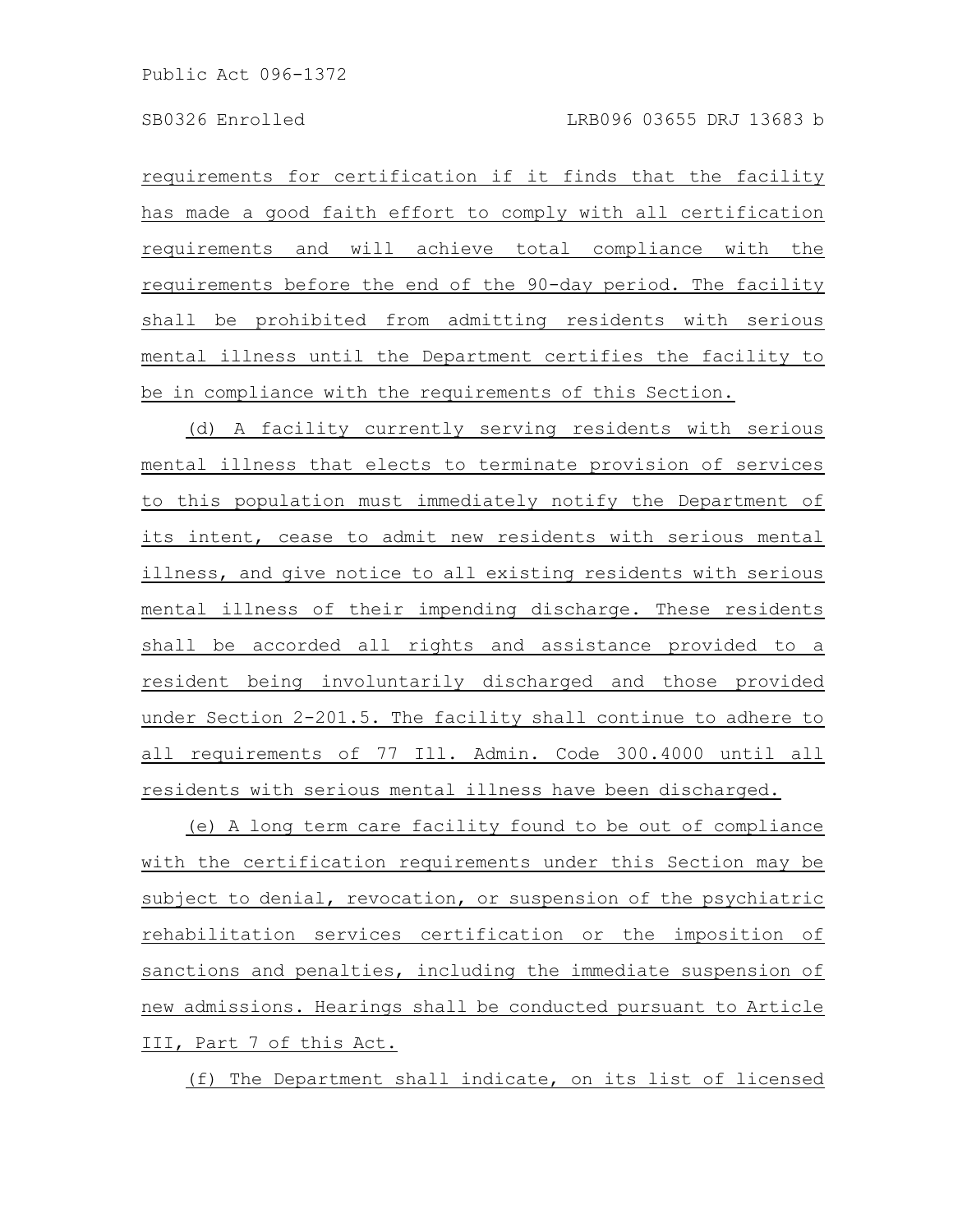requirements for certification if it finds that the facility has made a good faith effort to comply with all certification requirements and will achieve total compliance with the requirements before the end of the 90-day period. The facility shall be prohibited from admitting residents with serious mental illness until the Department certifies the facility to be in compliance with the requirements of this Section.

(d) A facility currently serving residents with serious mental illness that elects to terminate provision of services to this population must immediately notify the Department of its intent, cease to admit new residents with serious mental illness, and give notice to all existing residents with serious mental illness of their impending discharge. These residents shall be accorded all rights and assistance provided to a resident being involuntarily discharged and those provided under Section 2-201.5. The facility shall continue to adhere to all requirements of 77 Ill. Admin. Code 300.4000 until all residents with serious mental illness have been discharged.

(e) A long term care facility found to be out of compliance with the certification requirements under this Section may be subject to denial, revocation, or suspension of the psychiatric rehabilitation services certification or the imposition of sanctions and penalties, including the immediate suspension of new admissions. Hearings shall be conducted pursuant to Article III, Part 7 of this Act.

(f) The Department shall indicate, on its list of licensed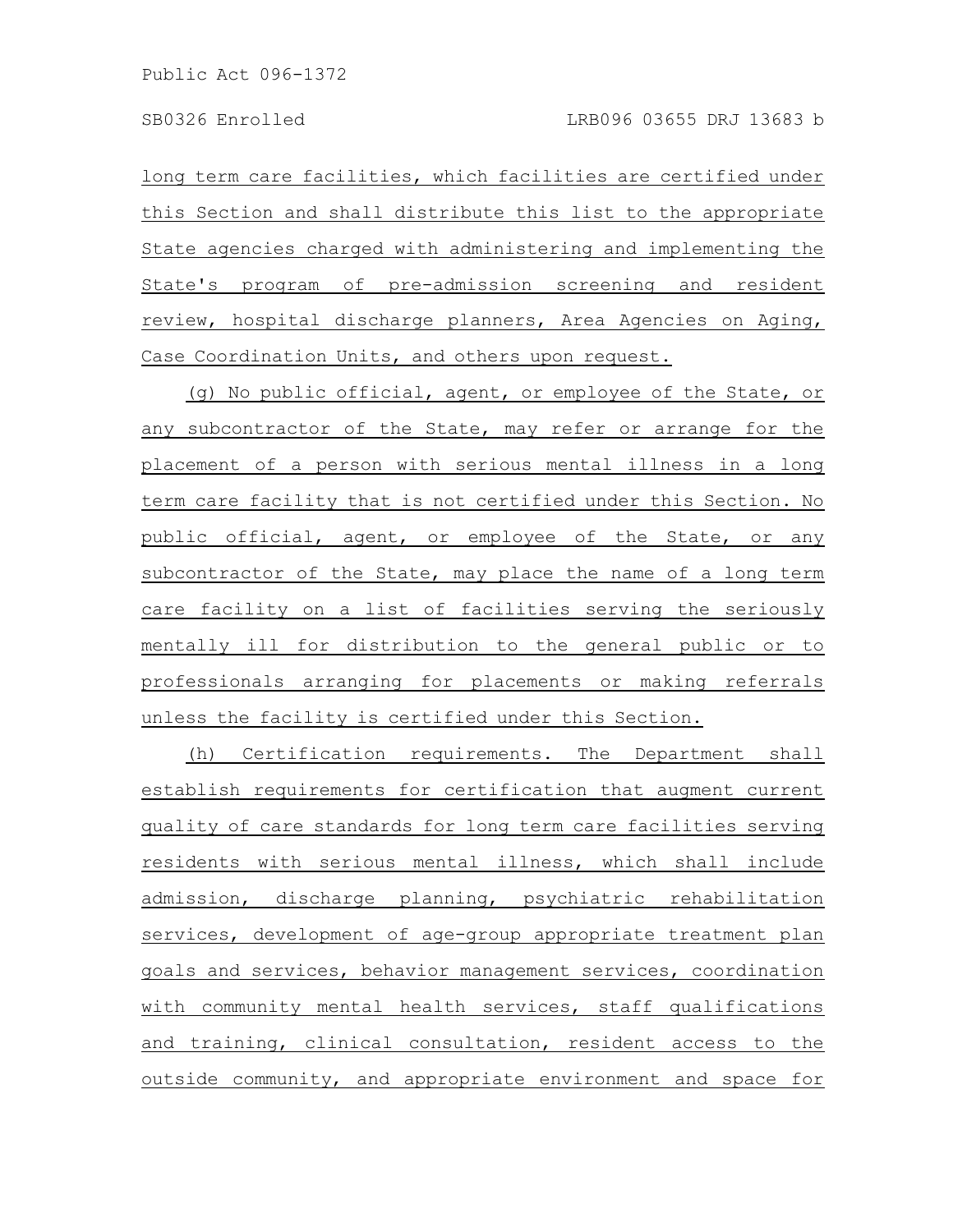long term care facilities, which facilities are certified under this Section and shall distribute this list to the appropriate State agencies charged with administering and implementing the State's program of pre-admission screening and resident review, hospital discharge planners, Area Agencies on Aging, Case Coordination Units, and others upon request.

(g) No public official, agent, or employee of the State, or any subcontractor of the State, may refer or arrange for the placement of a person with serious mental illness in a long term care facility that is not certified under this Section. No public official, agent, or employee of the State, or any subcontractor of the State, may place the name of a long term care facility on a list of facilities serving the seriously mentally ill for distribution to the general public or to professionals arranging for placements or making referrals unless the facility is certified under this Section.

(h) Certification requirements. The Department shall establish requirements for certification that augment current quality of care standards for long term care facilities serving residents with serious mental illness, which shall include admission, discharge planning, psychiatric rehabilitation services, development of age-group appropriate treatment plan goals and services, behavior management services, coordination with community mental health services, staff qualifications and training, clinical consultation, resident access to the outside community, and appropriate environment and space for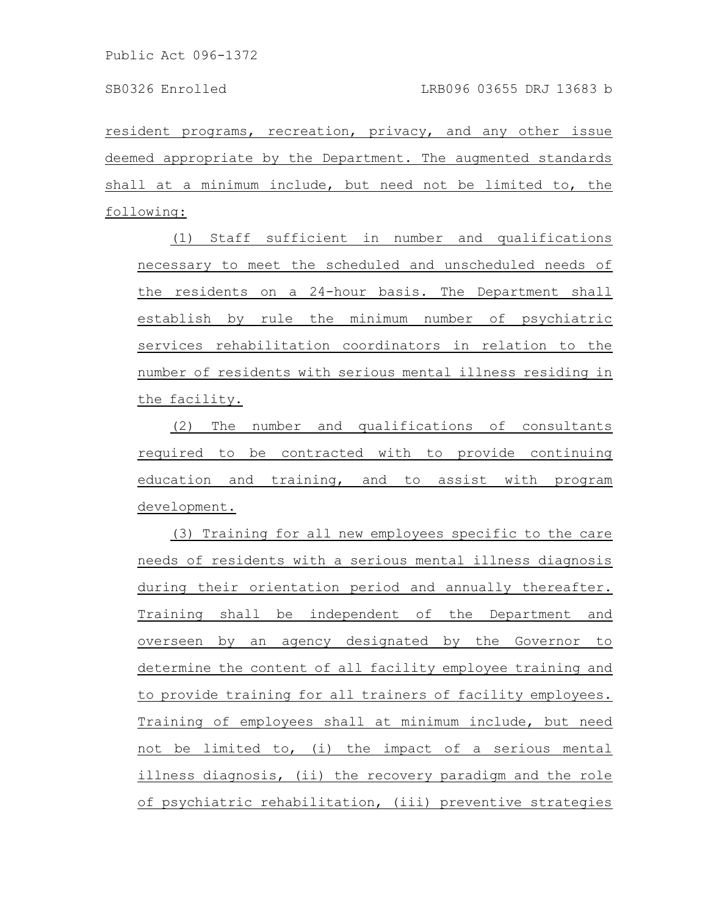resident programs, recreation, privacy, and any other issue deemed appropriate by the Department. The augmented standards shall at a minimum include, but need not be limited to, the following:

(1) Staff sufficient in number and qualifications necessary to meet the scheduled and unscheduled needs of the residents on a 24-hour basis. The Department shall establish by rule the minimum number of psychiatric services rehabilitation coordinators in relation to the number of residents with serious mental illness residing in the facility.

(2) The number and qualifications of consultants required to be contracted with to provide continuing education and training, and to assist with program development.

(3) Training for all new employees specific to the care needs of residents with a serious mental illness diagnosis during their orientation period and annually thereafter. Training shall be independent of the Department and overseen by an agency designated by the Governor to determine the content of all facility employee training and to provide training for all trainers of facility employees. Training of employees shall at minimum include, but need not be limited to, (i) the impact of a serious mental illness diagnosis, (ii) the recovery paradigm and the role of psychiatric rehabilitation, (iii) preventive strategies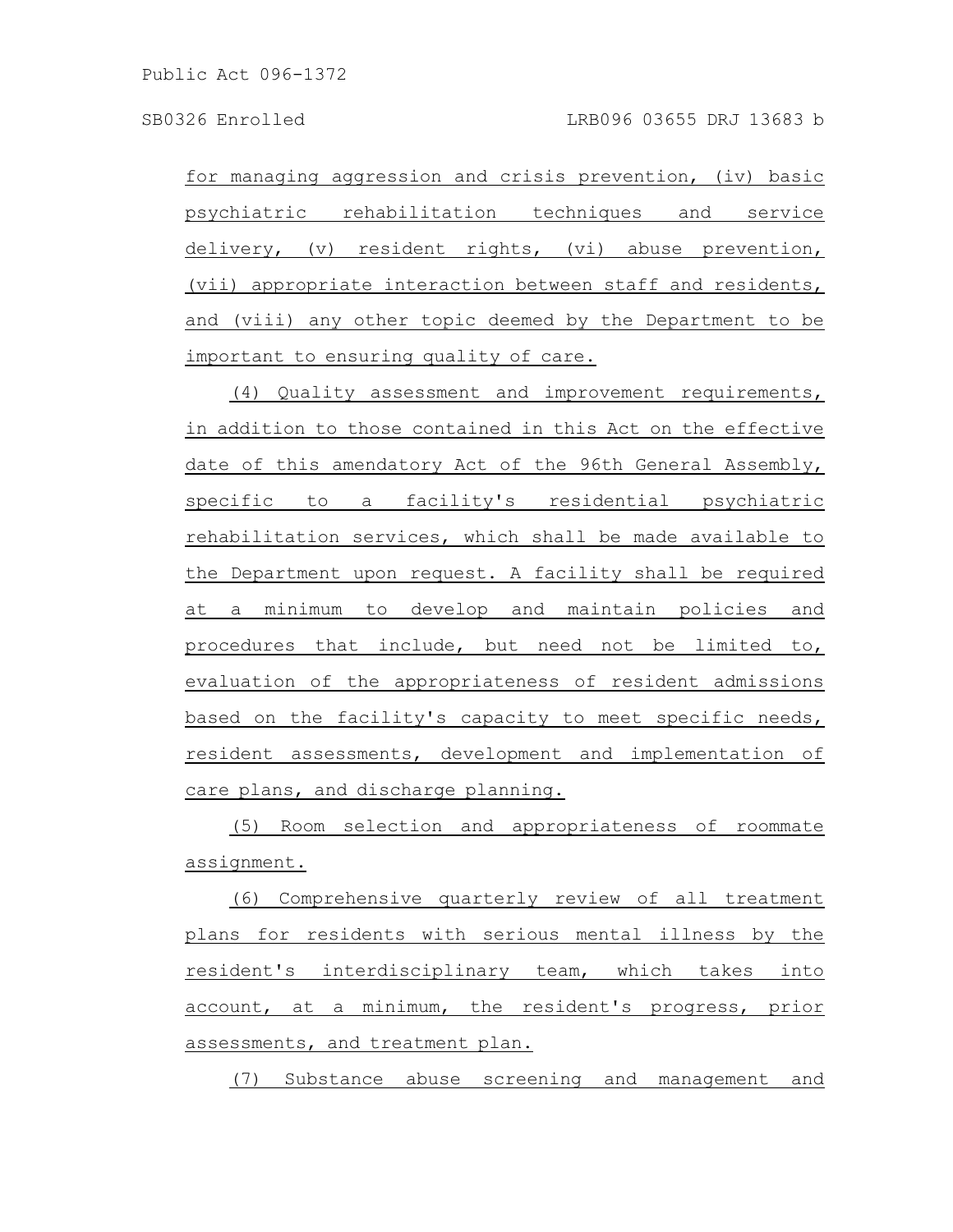for managing aggression and crisis prevention, (iv) basic psychiatric rehabilitation techniques and service delivery, (v) resident rights, (vi) abuse prevention, (vii) appropriate interaction between staff and residents, and (viii) any other topic deemed by the Department to be important to ensuring quality of care.

(4) Quality assessment and improvement requirements, in addition to those contained in this Act on the effective date of this amendatory Act of the 96th General Assembly, specific to a facility's residential psychiatric rehabilitation services, which shall be made available to the Department upon request. A facility shall be required at a minimum to develop and maintain policies and procedures that include, but need not be limited to, evaluation of the appropriateness of resident admissions based on the facility's capacity to meet specific needs, resident assessments, development and implementation of care plans, and discharge planning.

(5) Room selection and appropriateness of roommate assignment.

(6) Comprehensive quarterly review of all treatment plans for residents with serious mental illness by the resident's interdisciplinary team, which takes into account, at a minimum, the resident's progress, prior assessments, and treatment plan.

(7) Substance abuse screening and management and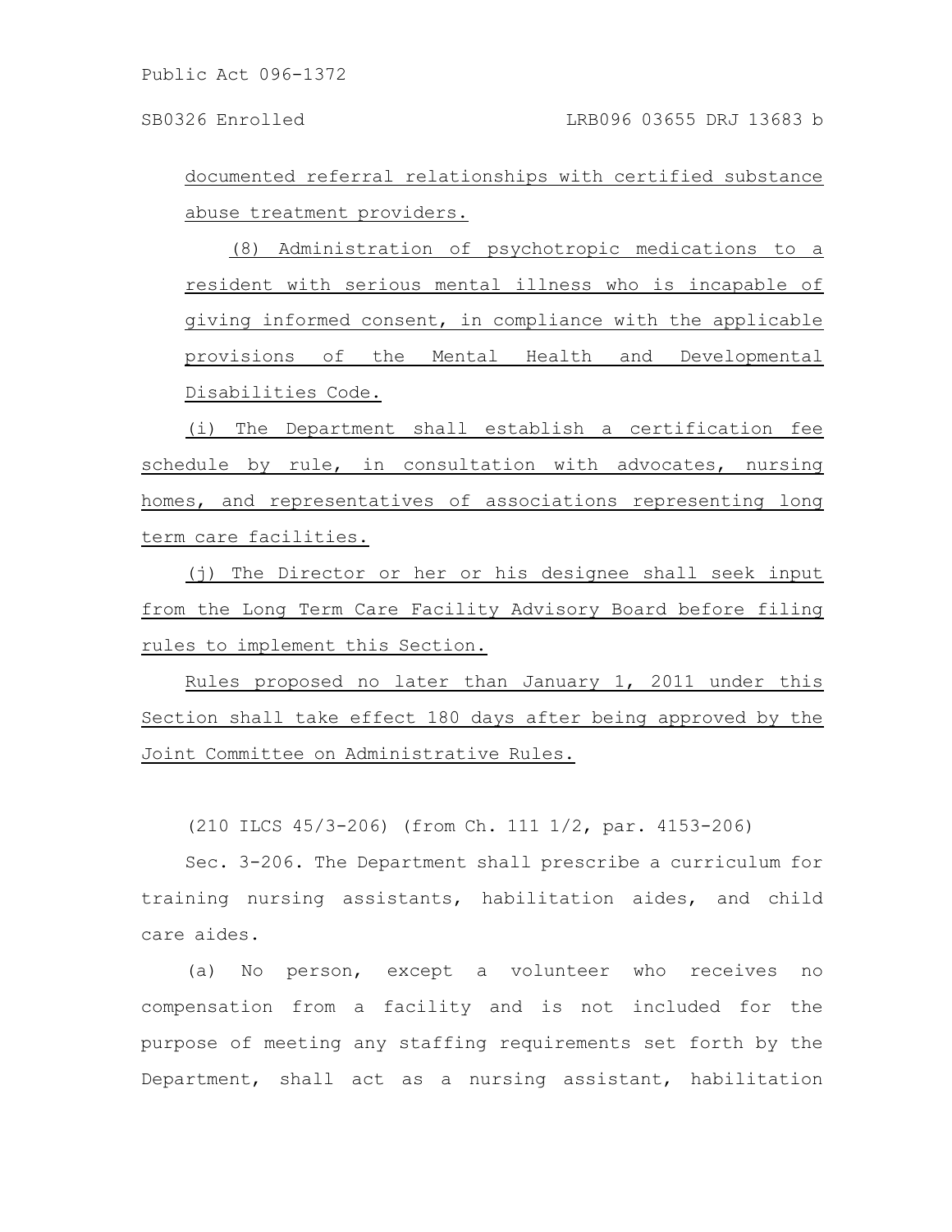documented referral relationships with certified substance abuse treatment providers.

(8) Administration of psychotropic medications to a resident with serious mental illness who is incapable of giving informed consent, in compliance with the applicable provisions of the Mental Health and Developmental Disabilities Code.

(i) The Department shall establish a certification fee schedule by rule, in consultation with advocates, nursing homes, and representatives of associations representing long term care facilities.

(j) The Director or her or his designee shall seek input from the Long Term Care Facility Advisory Board before filing rules to implement this Section.

Rules proposed no later than January 1, 2011 under this Section shall take effect 180 days after being approved by the Joint Committee on Administrative Rules.

(210 ILCS 45/3-206) (from Ch. 111 1/2, par. 4153-206)

Sec. 3-206. The Department shall prescribe a curriculum for training nursing assistants, habilitation aides, and child care aides.

(a) No person, except a volunteer who receives no compensation from a facility and is not included for the purpose of meeting any staffing requirements set forth by the Department, shall act as a nursing assistant, habilitation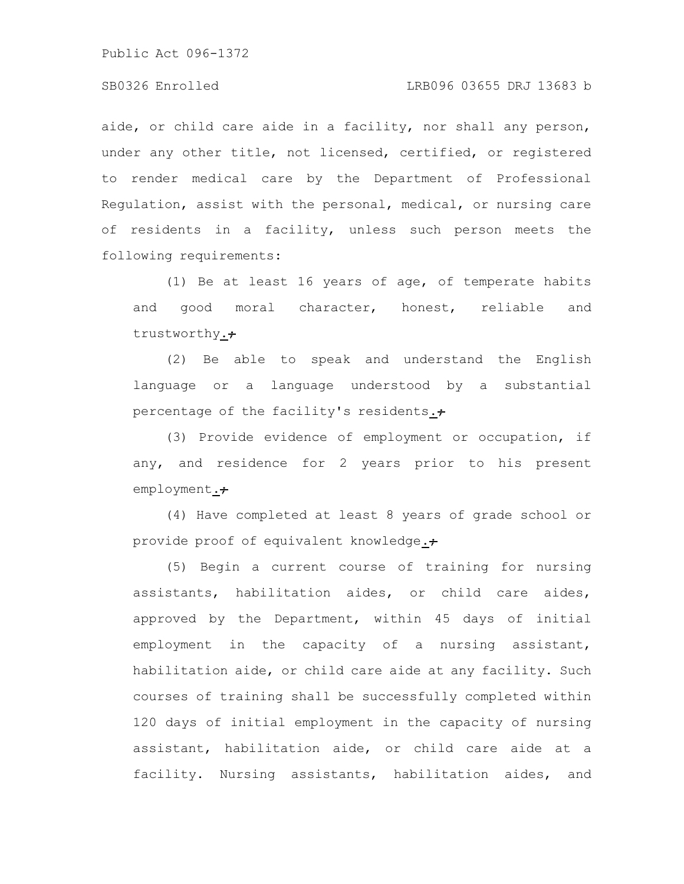aide, or child care aide in a facility, nor shall any person, under any other title, not licensed, certified, or registered to render medical care by the Department of Professional Regulation, assist with the personal, medical, or nursing care of residents in a facility, unless such person meets the following requirements:

(1) Be at least 16 years of age, of temperate habits and good moral character, honest, reliable and trustworthy.;

(2) Be able to speak and understand the English language or a language understood by a substantial percentage of the facility's residents.;

(3) Provide evidence of employment or occupation, if any, and residence for 2 years prior to his present employment.;

(4) Have completed at least 8 years of grade school or provide proof of equivalent knowledge.;

(5) Begin a current course of training for nursing assistants, habilitation aides, or child care aides, approved by the Department, within 45 days of initial employment in the capacity of a nursing assistant, habilitation aide, or child care aide at any facility. Such courses of training shall be successfully completed within 120 days of initial employment in the capacity of nursing assistant, habilitation aide, or child care aide at a facility. Nursing assistants, habilitation aides, and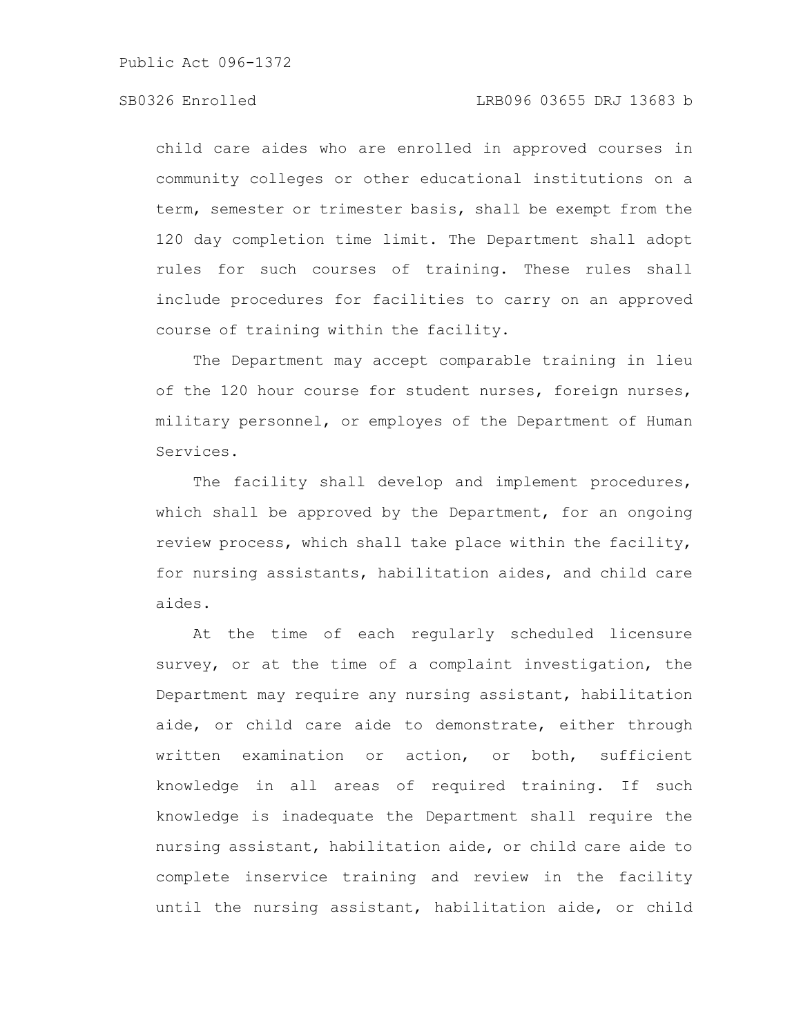child care aides who are enrolled in approved courses in community colleges or other educational institutions on a term, semester or trimester basis, shall be exempt from the 120 day completion time limit. The Department shall adopt rules for such courses of training. These rules shall include procedures for facilities to carry on an approved course of training within the facility.

The Department may accept comparable training in lieu of the 120 hour course for student nurses, foreign nurses, military personnel, or employes of the Department of Human Services.

The facility shall develop and implement procedures, which shall be approved by the Department, for an ongoing review process, which shall take place within the facility, for nursing assistants, habilitation aides, and child care aides.

At the time of each regularly scheduled licensure survey, or at the time of a complaint investigation, the Department may require any nursing assistant, habilitation aide, or child care aide to demonstrate, either through written examination or action, or both, sufficient knowledge in all areas of required training. If such knowledge is inadequate the Department shall require the nursing assistant, habilitation aide, or child care aide to complete inservice training and review in the facility until the nursing assistant, habilitation aide, or child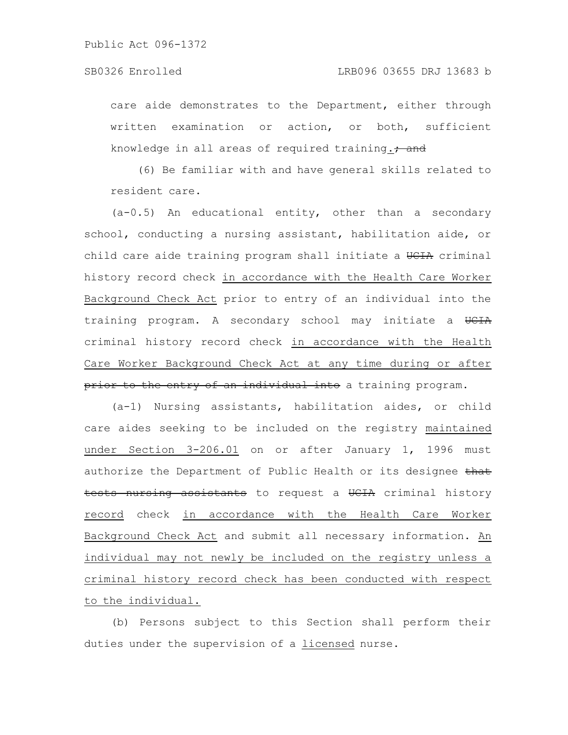care aide demonstrates to the Department, either through written examination or action, or both, sufficient knowledge in all areas of required training.; and

(6) Be familiar with and have general skills related to resident care.

(a-0.5) An educational entity, other than a secondary school, conducting a nursing assistant, habilitation aide, or child care aide training program shall initiate a UCIA criminal history record check in accordance with the Health Care Worker Background Check Act prior to entry of an individual into the training program. A secondary school may initiate a UCIA criminal history record check in accordance with the Health Care Worker Background Check Act at any time during or after prior to the entry of an individual into a training program.

(a-1) Nursing assistants, habilitation aides, or child care aides seeking to be included on the registry maintained under Section 3-206.01 on or after January 1, 1996 must authorize the Department of Public Health or its designee that tests nursing assistants to request a UCIA criminal history record check in accordance with the Health Care Worker Background Check Act and submit all necessary information. An individual may not newly be included on the registry unless a criminal history record check has been conducted with respect to the individual.

(b) Persons subject to this Section shall perform their duties under the supervision of a licensed nurse.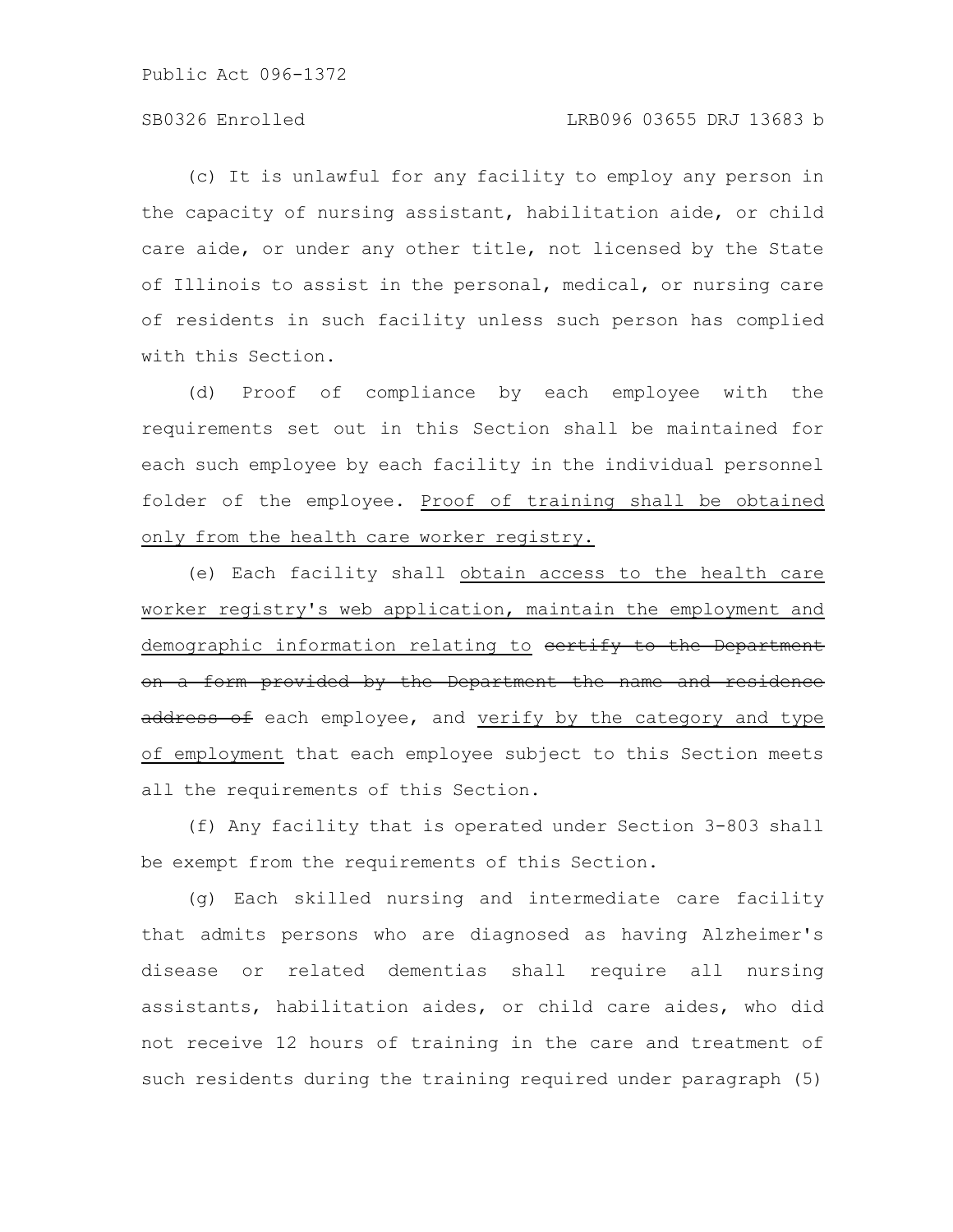(c) It is unlawful for any facility to employ any person in the capacity of nursing assistant, habilitation aide, or child care aide, or under any other title, not licensed by the State of Illinois to assist in the personal, medical, or nursing care of residents in such facility unless such person has complied with this Section.

(d) Proof of compliance by each employee with the requirements set out in this Section shall be maintained for each such employee by each facility in the individual personnel folder of the employee. <u>Proof of training shall be obtained only from the health care worker registry.</u>

(e) Each facility shall <u>obtain access to the health care worker registry's web application, maintain the employment and demographic information relating to</u> ~~certify to the Department on a form provided by the Department the name and residence address of~~ each employee, and <u>verify by the category and type of employment</u> that each employee subject to this Section meets all the requirements of this Section.

(f) Any facility that is operated under Section 3-803 shall be exempt from the requirements of this Section.

(g) Each skilled nursing and intermediate care facility that admits persons who are diagnosed as having Alzheimer's disease or related dementias shall require all nursing assistants, habilitation aides, or child care aides, who did not receive 12 hours of training in the care and treatment of such residents during the training required under paragraph (5)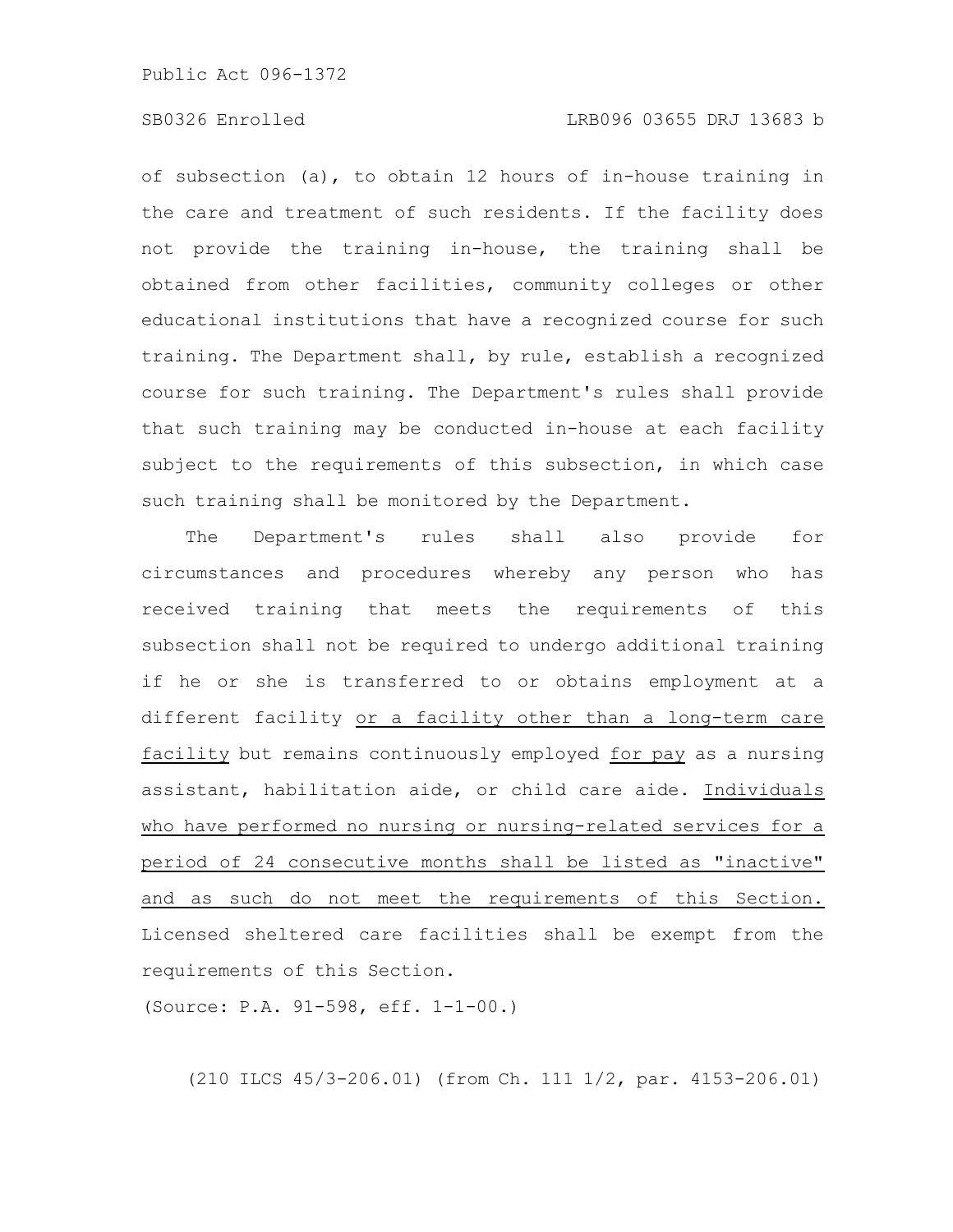of subsection (a), to obtain 12 hours of in-house training in the care and treatment of such residents. If the facility does not provide the training in-house, the training shall be obtained from other facilities, community colleges or other educational institutions that have a recognized course for such training. The Department shall, by rule, establish a recognized course for such training. The Department's rules shall provide that such training may be conducted in-house at each facility subject to the requirements of this subsection, in which case such training shall be monitored by the Department.

The Department's rules shall also provide for circumstances and procedures whereby any person who has received training that meets the requirements of this subsection shall not be required to undergo additional training if he or she is transferred to or obtains employment at a different facility or a facility other than a long-term care facility but remains continuously employed for pay as a nursing assistant, habilitation aide, or child care aide. Individuals who have performed no nursing or nursing-related services for a period of 24 consecutive months shall be listed as "inactive" and as such do not meet the requirements of this Section. Licensed sheltered care facilities shall be exempt from the requirements of this Section.

(Source: P.A. 91-598, eff. 1-1-00.)

(210 ILCS 45/3-206.01) (from Ch. 111 1/2, par. 4153-206.01)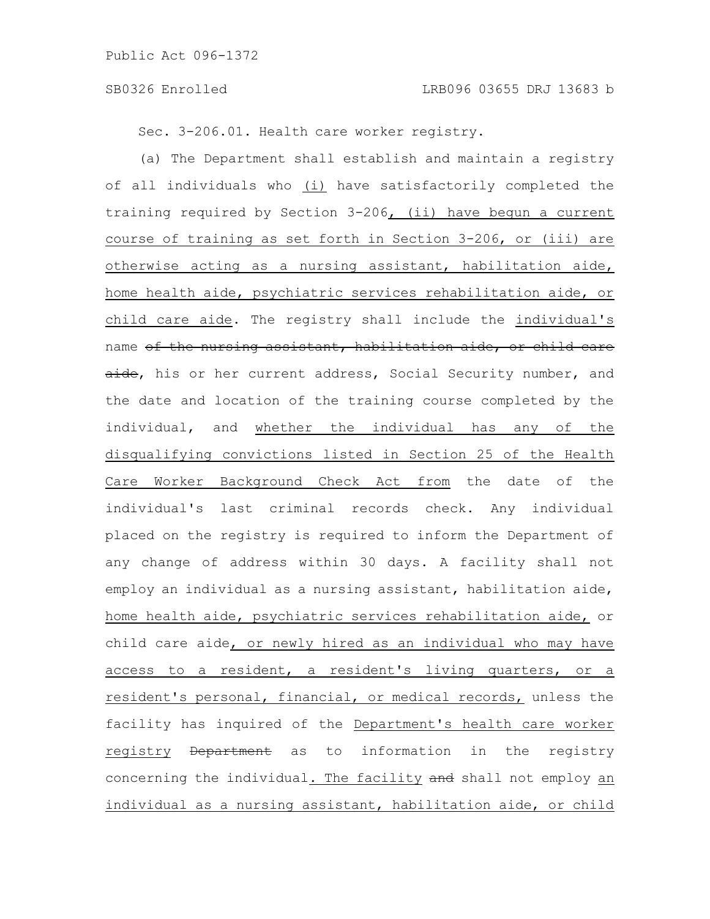Sec. 3-206.01. Health care worker registry.

(a) The Department shall establish and maintain a registry of all individuals who <u>(i)</u> have satisfactorily completed the training required by Section 3-206<u>, (ii) have begun a current course of training as set forth in Section 3-206, or (iii) are otherwise acting as a nursing assistant, habilitation aide, home health aide, psychiatric services rehabilitation aide, or child care aide</u>. The registry shall include the <u>individual's</u> name ~~of the nursing assistant, habilitation aide, or child care aide~~, his or her current address, Social Security number, and the date and location of the training course completed by the individual, and <u>whether the individual has any of the disqualifying convictions listed in Section 25 of the Health Care Worker Background Check Act from</u> the date of the individual's last criminal records check. Any individual placed on the registry is required to inform the Department of any change of address within 30 days. A facility shall not employ an individual as a nursing assistant, habilitation aide, <u>home health aide, psychiatric services rehabilitation aide,</u> or child care aide<u>, or newly hired as an individual who may have access to a resident, a resident's living quarters, or a resident's personal, financial, or medical records,</u> unless the facility has inquired of the <u>Department's health care worker registry</u> ~~Department~~ as to information in the registry concerning the individual<u>. The facility</u> ~~and~~ shall not employ <u>an individual as a nursing assistant, habilitation aide, or child</u>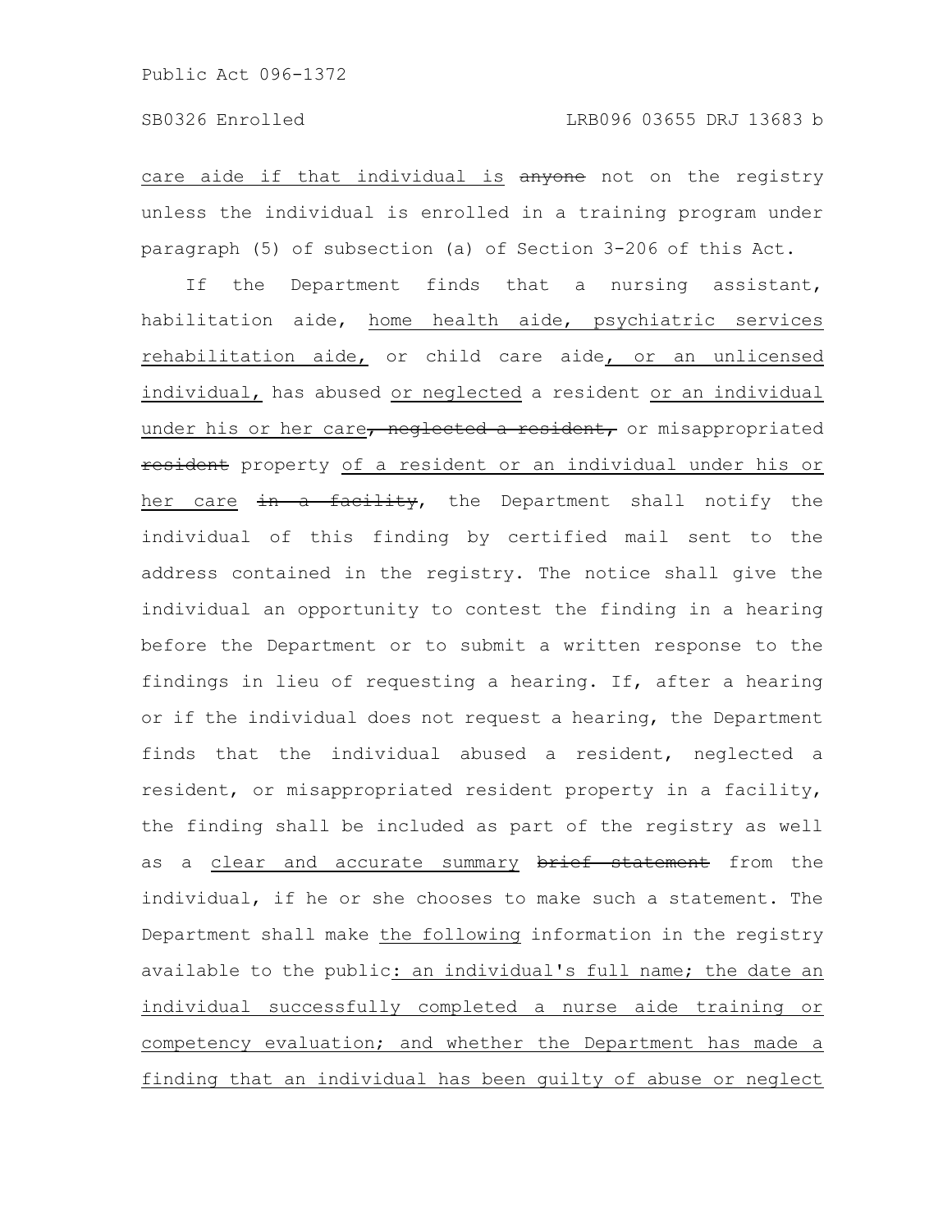care aide if that individual is ~~anyone~~ not on the registry unless the individual is enrolled in a training program under paragraph (5) of subsection (a) of Section 3-206 of this Act.

If the Department finds that a nursing assistant, habilitation aide, home health aide, psychiatric services rehabilitation aide, or child care aide, or an unlicensed individual, has abused or neglected a resident or an individual under his or her care~~, neglected a resident,~~ or misappropriated ~~resident~~ property of a resident or an individual under his or her care ~~in a facility~~, the Department shall notify the individual of this finding by certified mail sent to the address contained in the registry. The notice shall give the individual an opportunity to contest the finding in a hearing before the Department or to submit a written response to the findings in lieu of requesting a hearing. If, after a hearing or if the individual does not request a hearing, the Department finds that the individual abused a resident, neglected a resident, or misappropriated resident property in a facility, the finding shall be included as part of the registry as well as a clear and accurate summary ~~brief statement~~ from the individual, if he or she chooses to make such a statement. The Department shall make the following information in the registry available to the public: an individual's full name; the date an individual successfully completed a nurse aide training or competency evaluation; and whether the Department has made a finding that an individual has been guilty of abuse or neglect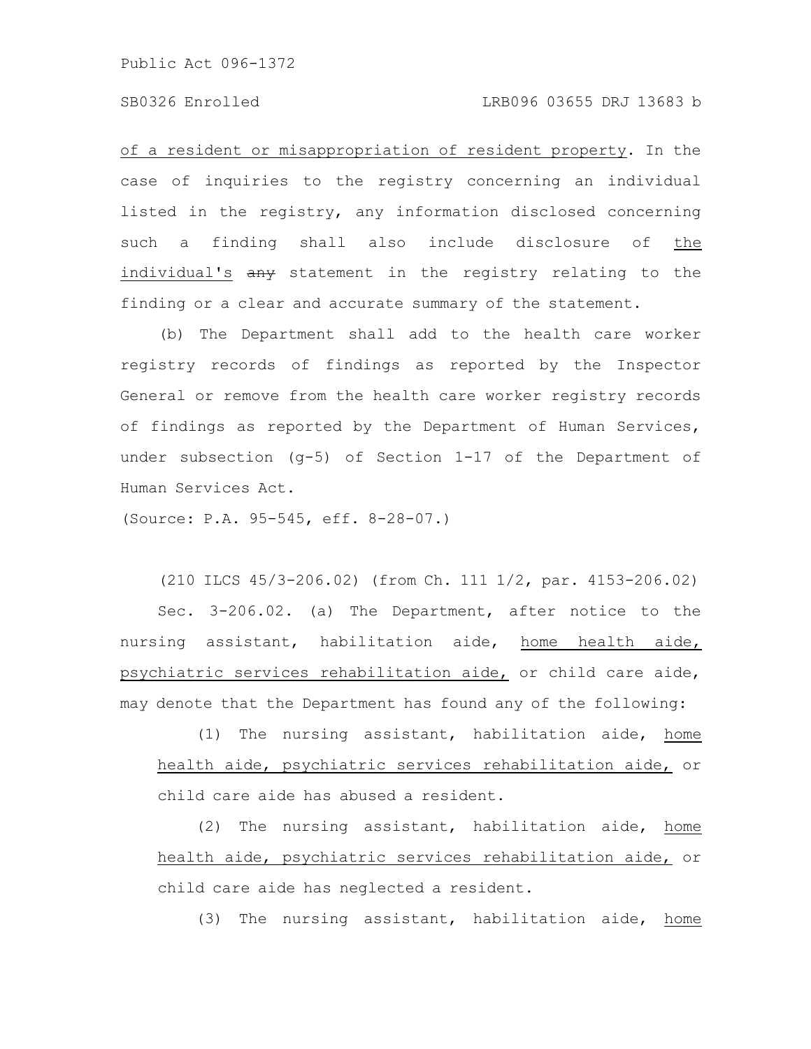of a resident or misappropriation of resident property. In the case of inquiries to the registry concerning an individual listed in the registry, any information disclosed concerning such a finding shall also include disclosure of the individual's ~~any~~ statement in the registry relating to the finding or a clear and accurate summary of the statement.

(b) The Department shall add to the health care worker registry records of findings as reported by the Inspector General or remove from the health care worker registry records of findings as reported by the Department of Human Services, under subsection (g-5) of Section 1-17 of the Department of Human Services Act.

(Source: P.A. 95-545, eff. 8-28-07.)

(210 ILCS 45/3-206.02) (from Ch. 111 1/2, par. 4153-206.02)

Sec. 3-206.02. (a) The Department, after notice to the nursing assistant, habilitation aide, home health aide, psychiatric services rehabilitation aide, or child care aide, may denote that the Department has found any of the following:

(1) The nursing assistant, habilitation aide, home health aide, psychiatric services rehabilitation aide, or child care aide has abused a resident.

(2) The nursing assistant, habilitation aide, home health aide, psychiatric services rehabilitation aide, or child care aide has neglected a resident.

(3) The nursing assistant, habilitation aide, home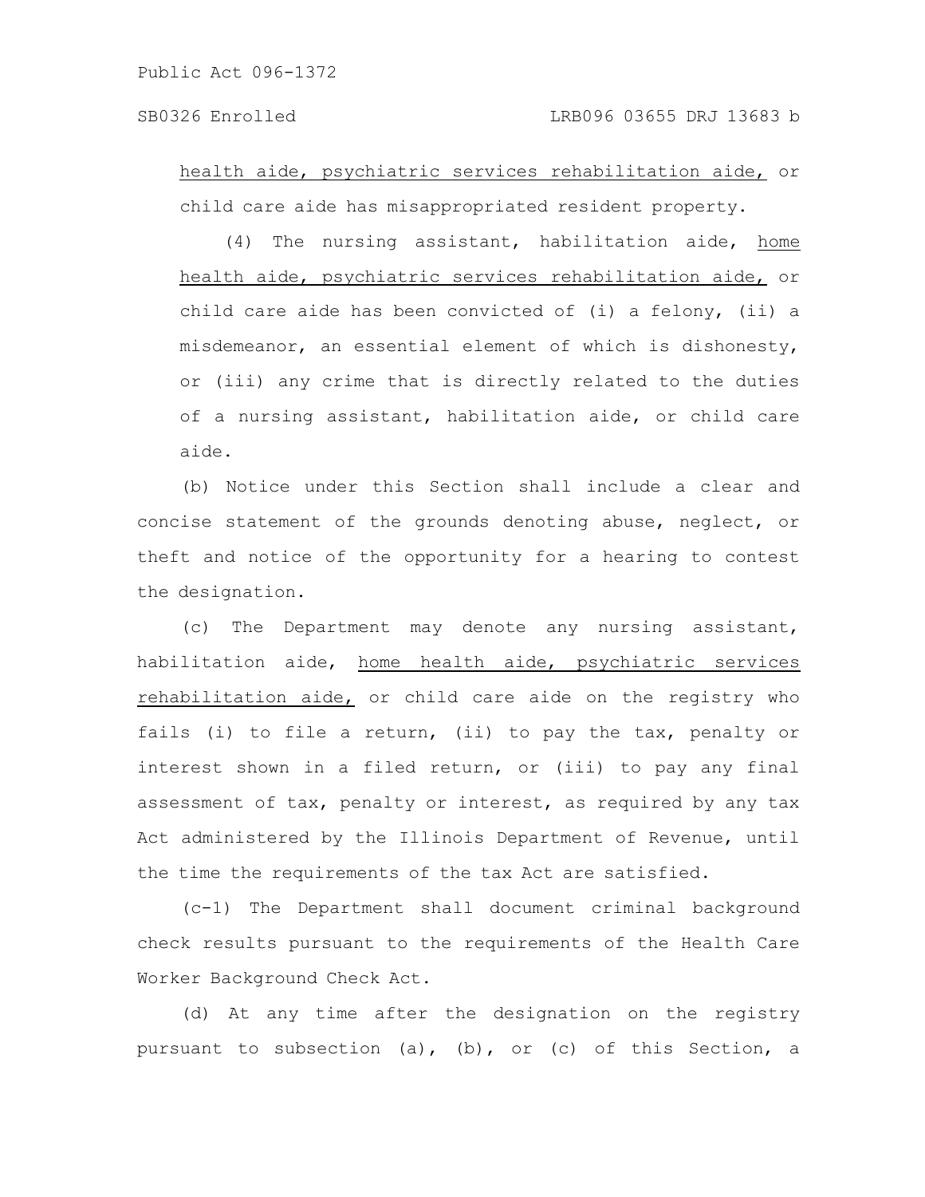health aide, psychiatric services rehabilitation aide, or child care aide has misappropriated resident property.

(4) The nursing assistant, habilitation aide, home health aide, psychiatric services rehabilitation aide, or child care aide has been convicted of (i) a felony, (ii) a misdemeanor, an essential element of which is dishonesty, or (iii) any crime that is directly related to the duties of a nursing assistant, habilitation aide, or child care aide.

(b) Notice under this Section shall include a clear and concise statement of the grounds denoting abuse, neglect, or theft and notice of the opportunity for a hearing to contest the designation.

(c) The Department may denote any nursing assistant, habilitation aide, home health aide, psychiatric services rehabilitation aide, or child care aide on the registry who fails (i) to file a return, (ii) to pay the tax, penalty or interest shown in a filed return, or (iii) to pay any final assessment of tax, penalty or interest, as required by any tax Act administered by the Illinois Department of Revenue, until the time the requirements of the tax Act are satisfied.

(c-1) The Department shall document criminal background check results pursuant to the requirements of the Health Care Worker Background Check Act.

(d) At any time after the designation on the registry pursuant to subsection (a), (b), or (c) of this Section, a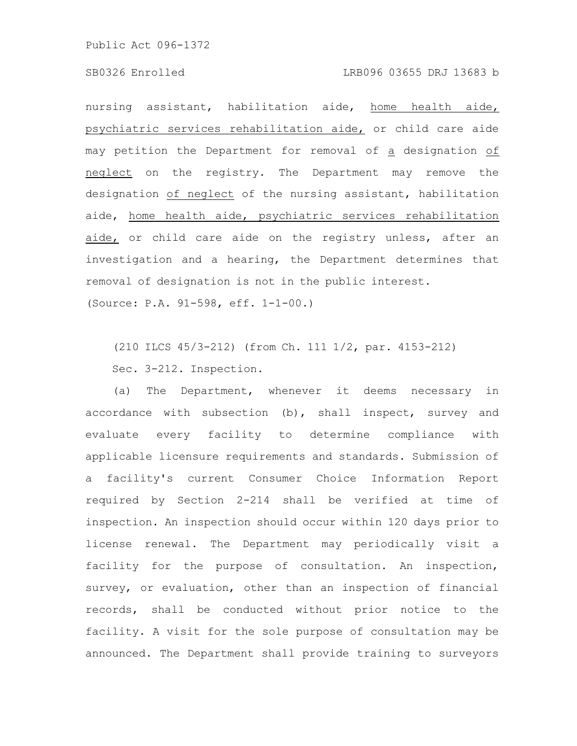nursing assistant, habilitation aide, home health aide, psychiatric services rehabilitation aide, or child care aide may petition the Department for removal of a designation of neglect on the registry. The Department may remove the designation of neglect of the nursing assistant, habilitation aide, home health aide, psychiatric services rehabilitation aide, or child care aide on the registry unless, after an investigation and a hearing, the Department determines that removal of designation is not in the public interest.

(Source: P.A. 91-598, eff. 1-1-00.)

(210 ILCS 45/3-212) (from Ch. 111 1/2, par. 4153-212)

Sec. 3-212. Inspection.

(a) The Department, whenever it deems necessary in accordance with subsection (b), shall inspect, survey and evaluate every facility to determine compliance with applicable licensure requirements and standards. Submission of a facility's current Consumer Choice Information Report required by Section 2-214 shall be verified at time of inspection. An inspection should occur within 120 days prior to license renewal. The Department may periodically visit a facility for the purpose of consultation. An inspection, survey, or evaluation, other than an inspection of financial records, shall be conducted without prior notice to the facility. A visit for the sole purpose of consultation may be announced. The Department shall provide training to surveyors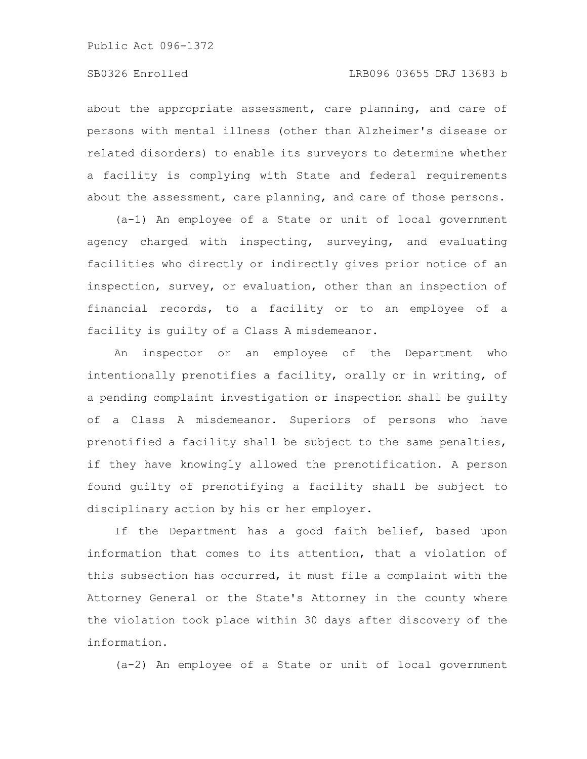about the appropriate assessment, care planning, and care of persons with mental illness (other than Alzheimer's disease or related disorders) to enable its surveyors to determine whether a facility is complying with State and federal requirements about the assessment, care planning, and care of those persons.

(a-1) An employee of a State or unit of local government agency charged with inspecting, surveying, and evaluating facilities who directly or indirectly gives prior notice of an inspection, survey, or evaluation, other than an inspection of financial records, to a facility or to an employee of a facility is guilty of a Class A misdemeanor.

An inspector or an employee of the Department who intentionally prenotifies a facility, orally or in writing, of a pending complaint investigation or inspection shall be guilty of a Class A misdemeanor. Superiors of persons who have prenotified a facility shall be subject to the same penalties, if they have knowingly allowed the prenotification. A person found guilty of prenotifying a facility shall be subject to disciplinary action by his or her employer.

If the Department has a good faith belief, based upon information that comes to its attention, that a violation of this subsection has occurred, it must file a complaint with the Attorney General or the State's Attorney in the county where the violation took place within 30 days after discovery of the information.

(a-2) An employee of a State or unit of local government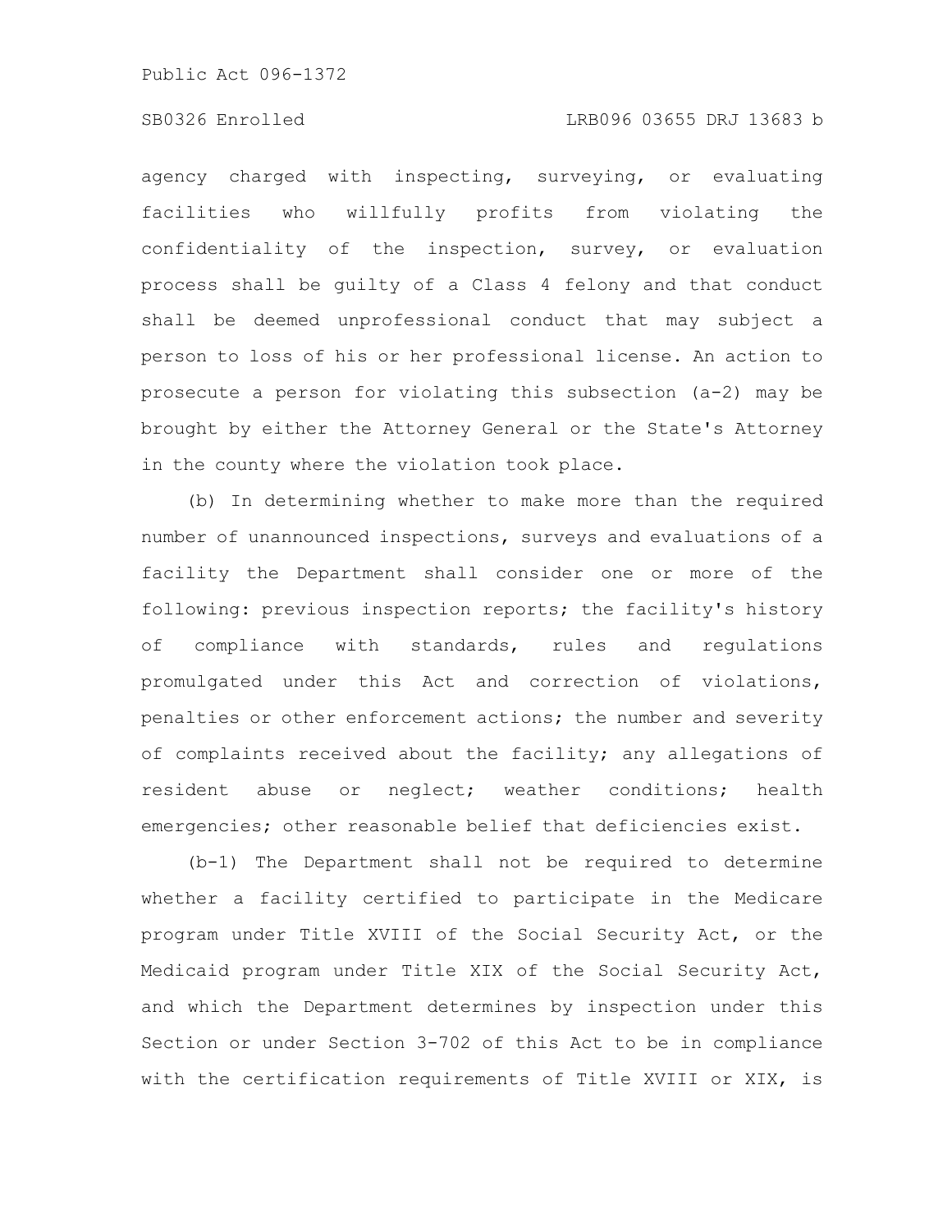agency charged with inspecting, surveying, or evaluating facilities who willfully profits from violating the confidentiality of the inspection, survey, or evaluation process shall be guilty of a Class 4 felony and that conduct shall be deemed unprofessional conduct that may subject a person to loss of his or her professional license. An action to prosecute a person for violating this subsection (a-2) may be brought by either the Attorney General or the State's Attorney in the county where the violation took place.

(b) In determining whether to make more than the required number of unannounced inspections, surveys and evaluations of a facility the Department shall consider one or more of the following: previous inspection reports; the facility's history of compliance with standards, rules and regulations promulgated under this Act and correction of violations, penalties or other enforcement actions; the number and severity of complaints received about the facility; any allegations of resident abuse or neglect; weather conditions; health emergencies; other reasonable belief that deficiencies exist.

(b-1) The Department shall not be required to determine whether a facility certified to participate in the Medicare program under Title XVIII of the Social Security Act, or the Medicaid program under Title XIX of the Social Security Act, and which the Department determines by inspection under this Section or under Section 3-702 of this Act to be in compliance with the certification requirements of Title XVIII or XIX, is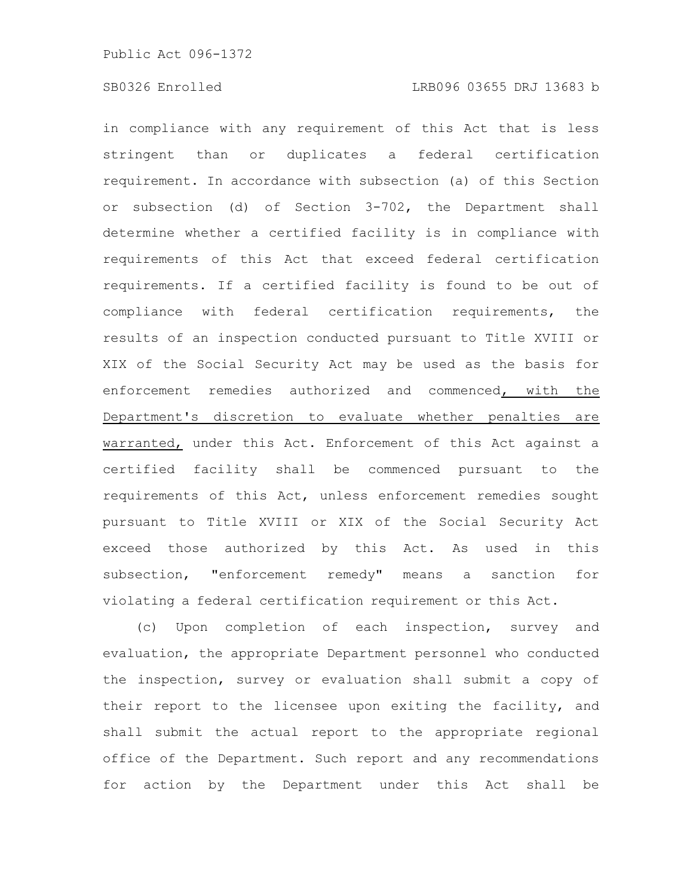in compliance with any requirement of this Act that is less stringent than or duplicates a federal certification requirement. In accordance with subsection (a) of this Section or subsection (d) of Section 3-702, the Department shall determine whether a certified facility is in compliance with requirements of this Act that exceed federal certification requirements. If a certified facility is found to be out of compliance with federal certification requirements, the results of an inspection conducted pursuant to Title XVIII or XIX of the Social Security Act may be used as the basis for enforcement remedies authorized and commenced<u>, with the Department's discretion to evaluate whether penalties are warranted,</u> under this Act. Enforcement of this Act against a certified facility shall be commenced pursuant to the requirements of this Act, unless enforcement remedies sought pursuant to Title XVIII or XIX of the Social Security Act exceed those authorized by this Act. As used in this subsection, "enforcement remedy" means a sanction for violating a federal certification requirement or this Act.

(c) Upon completion of each inspection, survey and evaluation, the appropriate Department personnel who conducted the inspection, survey or evaluation shall submit a copy of their report to the licensee upon exiting the facility, and shall submit the actual report to the appropriate regional office of the Department. Such report and any recommendations for action by the Department under this Act shall be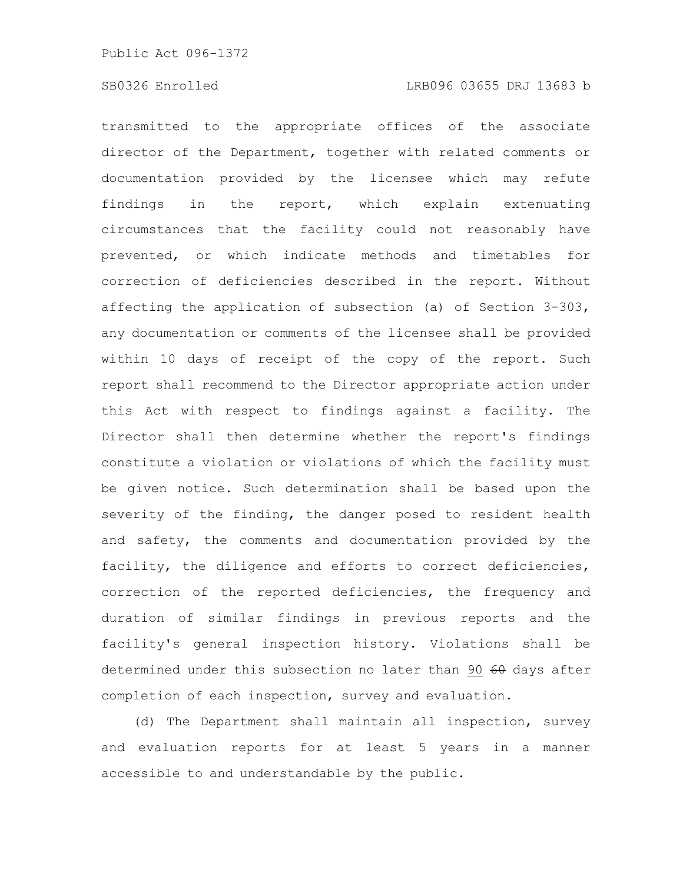transmitted to the appropriate offices of the associate director of the Department, together with related comments or documentation provided by the licensee which may refute findings in the report, which explain extenuating circumstances that the facility could not reasonably have prevented, or which indicate methods and timetables for correction of deficiencies described in the report. Without affecting the application of subsection (a) of Section 3-303, any documentation or comments of the licensee shall be provided within 10 days of receipt of the copy of the report. Such report shall recommend to the Director appropriate action under this Act with respect to findings against a facility. The Director shall then determine whether the report's findings constitute a violation or violations of which the facility must be given notice. Such determination shall be based upon the severity of the finding, the danger posed to resident health and safety, the comments and documentation provided by the facility, the diligence and efforts to correct deficiencies, correction of the reported deficiencies, the frequency and duration of similar findings in previous reports and the facility's general inspection history. Violations shall be determined under this subsection no later than <u>90</u> ~~60~~ days after completion of each inspection, survey and evaluation.

(d) The Department shall maintain all inspection, survey and evaluation reports for at least 5 years in a manner accessible to and understandable by the public.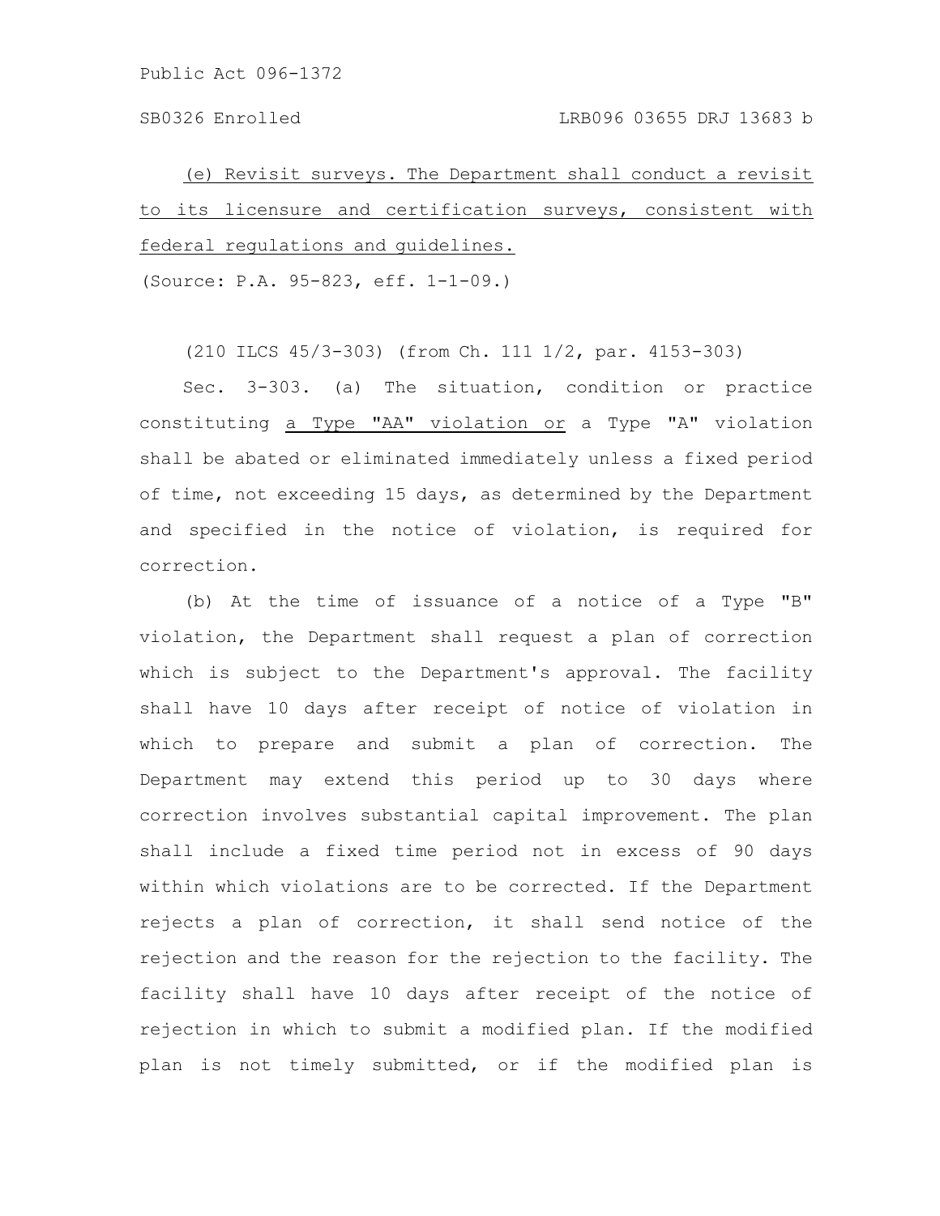(e) Revisit surveys. The Department shall conduct a revisit to its licensure and certification surveys, consistent with federal regulations and guidelines.

(Source: P.A. 95-823, eff. 1-1-09.)

(210 ILCS 45/3-303) (from Ch. 111 1/2, par. 4153-303)

Sec. 3-303. (a) The situation, condition or practice constituting a Type "AA" violation or a Type "A" violation shall be abated or eliminated immediately unless a fixed period of time, not exceeding 15 days, as determined by the Department and specified in the notice of violation, is required for correction.

(b) At the time of issuance of a notice of a Type "B" violation, the Department shall request a plan of correction which is subject to the Department's approval. The facility shall have 10 days after receipt of notice of violation in which to prepare and submit a plan of correction. The Department may extend this period up to 30 days where correction involves substantial capital improvement. The plan shall include a fixed time period not in excess of 90 days within which violations are to be corrected. If the Department rejects a plan of correction, it shall send notice of the rejection and the reason for the rejection to the facility. The facility shall have 10 days after receipt of the notice of rejection in which to submit a modified plan. If the modified plan is not timely submitted, or if the modified plan is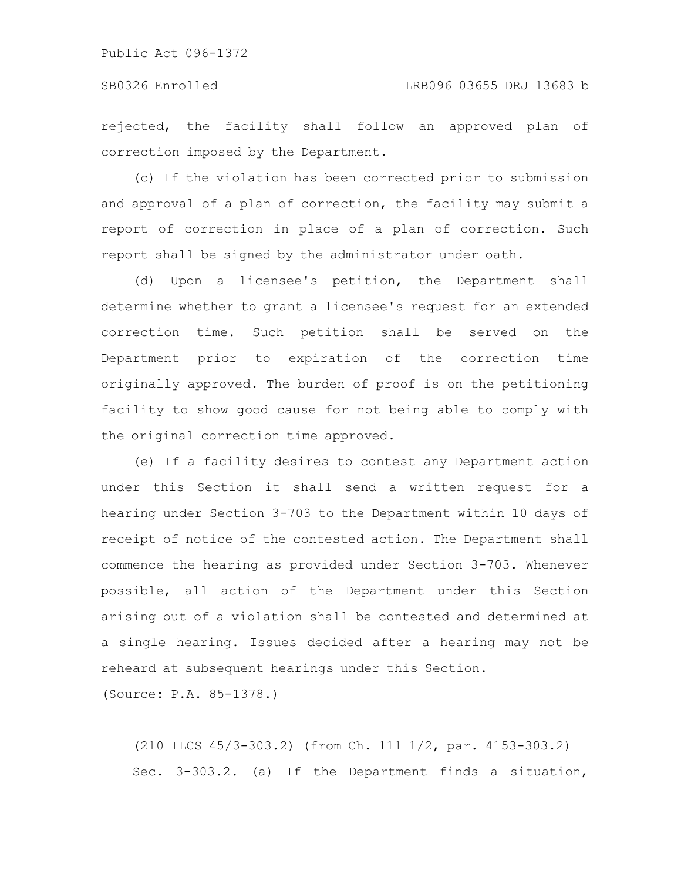rejected, the facility shall follow an approved plan of correction imposed by the Department.

(c) If the violation has been corrected prior to submission and approval of a plan of correction, the facility may submit a report of correction in place of a plan of correction. Such report shall be signed by the administrator under oath.

(d) Upon a licensee's petition, the Department shall determine whether to grant a licensee's request for an extended correction time. Such petition shall be served on the Department prior to expiration of the correction time originally approved. The burden of proof is on the petitioning facility to show good cause for not being able to comply with the original correction time approved.

(e) If a facility desires to contest any Department action under this Section it shall send a written request for a hearing under Section 3-703 to the Department within 10 days of receipt of notice of the contested action. The Department shall commence the hearing as provided under Section 3-703. Whenever possible, all action of the Department under this Section arising out of a violation shall be contested and determined at a single hearing. Issues decided after a hearing may not be reheard at subsequent hearings under this Section.

(Source: P.A. 85-1378.)

(210 ILCS 45/3-303.2) (from Ch. 111 1/2, par. 4153-303.2)

Sec. 3-303.2. (a) If the Department finds a situation,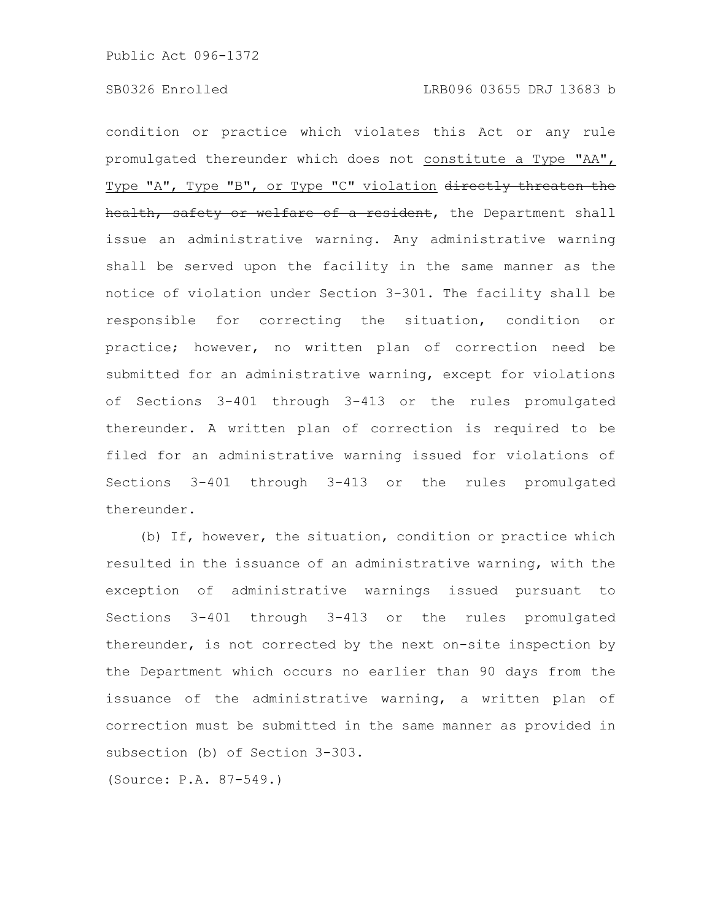condition or practice which violates this Act or any rule promulgated thereunder which does not <u>constitute a Type "AA", Type "A", Type "B", or Type "C" violation</u> ~~directly threaten the health, safety or welfare of a resident~~, the Department shall issue an administrative warning. Any administrative warning shall be served upon the facility in the same manner as the notice of violation under Section 3-301. The facility shall be responsible for correcting the situation, condition or practice; however, no written plan of correction need be submitted for an administrative warning, except for violations of Sections 3-401 through 3-413 or the rules promulgated thereunder. A written plan of correction is required to be filed for an administrative warning issued for violations of Sections 3-401 through 3-413 or the rules promulgated thereunder.

(b) If, however, the situation, condition or practice which resulted in the issuance of an administrative warning, with the exception of administrative warnings issued pursuant to Sections 3-401 through 3-413 or the rules promulgated thereunder, is not corrected by the next on-site inspection by the Department which occurs no earlier than 90 days from the issuance of the administrative warning, a written plan of correction must be submitted in the same manner as provided in subsection (b) of Section 3-303.

(Source: P.A. 87-549.)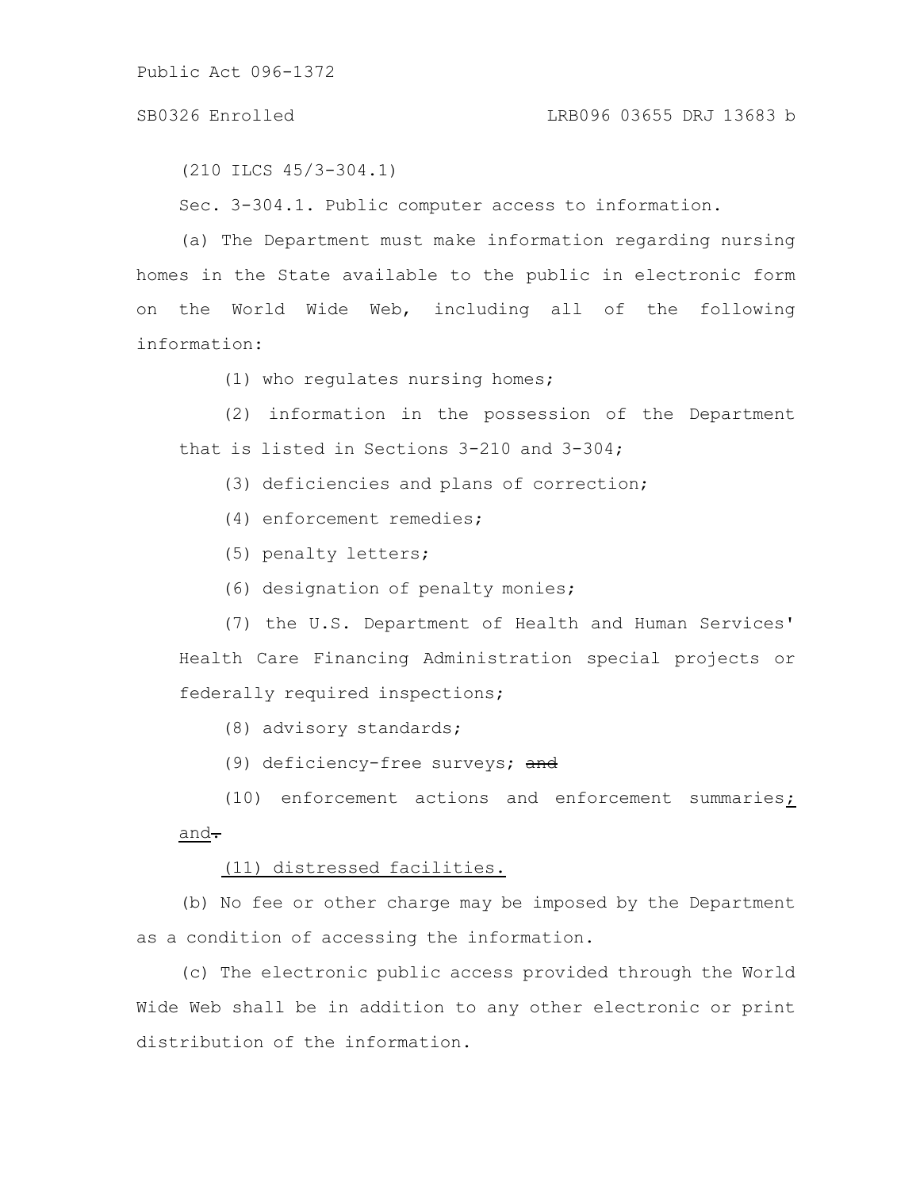(210 ILCS 45/3-304.1)

Sec. 3-304.1. Public computer access to information.

(a) The Department must make information regarding nursing homes in the State available to the public in electronic form on the World Wide Web, including all of the following information:

(1) who regulates nursing homes;

(2) information in the possession of the Department that is listed in Sections 3-210 and 3-304;

(3) deficiencies and plans of correction;

(4) enforcement remedies;

(5) penalty letters;

(6) designation of penalty monies;

(7) the U.S. Department of Health and Human Services' Health Care Financing Administration special projects or federally required inspections;

(8) advisory standards;

(9) deficiency-free surveys; ~~and~~

(10) enforcement actions and enforcement summaries<u>; and</u>~~.~~

<u>(11) distressed facilities.</u>

(b) No fee or other charge may be imposed by the Department as a condition of accessing the information.

(c) The electronic public access provided through the World Wide Web shall be in addition to any other electronic or print distribution of the information.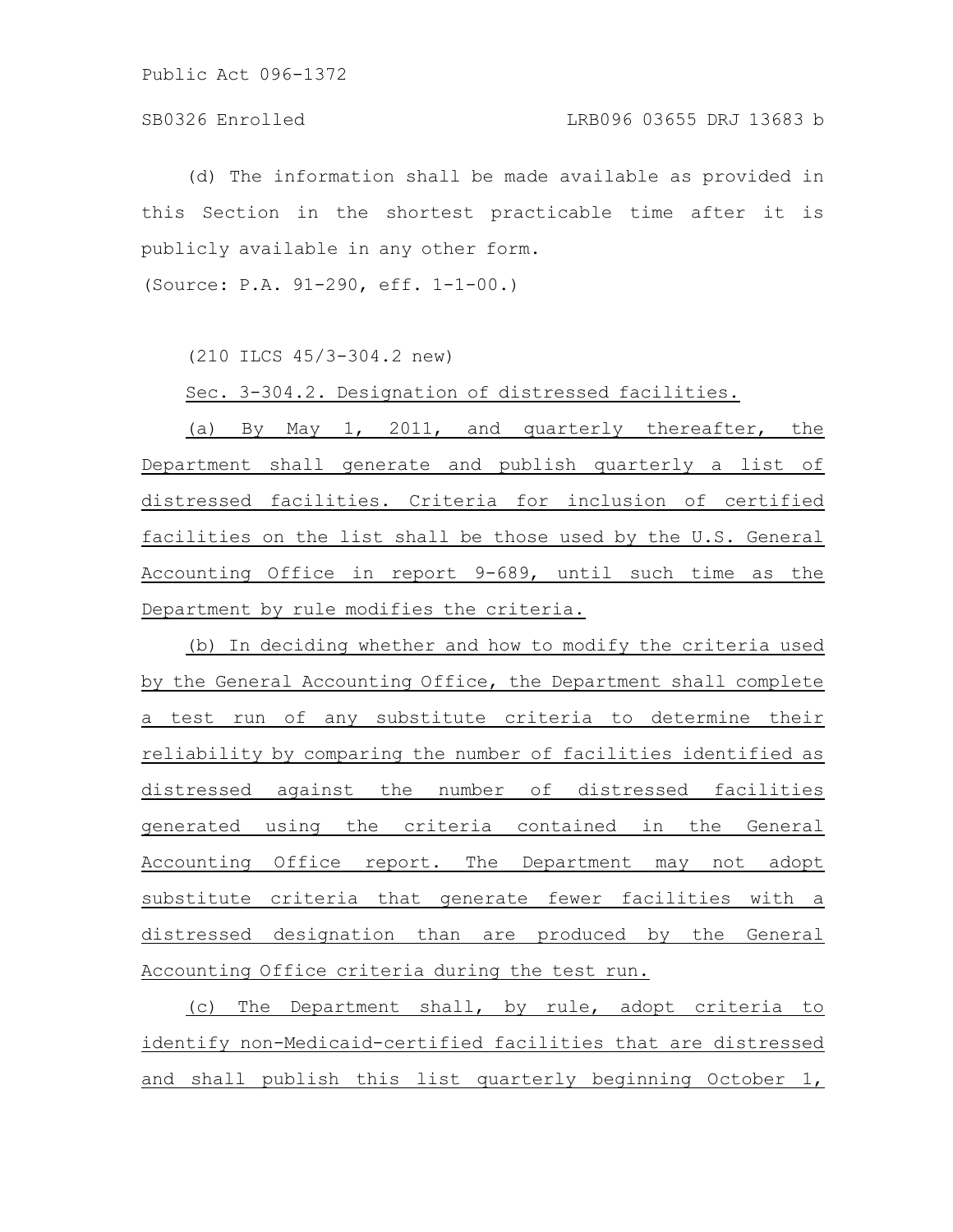(d) The information shall be made available as provided in this Section in the shortest practicable time after it is publicly available in any other form.

(Source: P.A. 91-290, eff. 1-1-00.)

(210 ILCS 45/3-304.2 new)

Sec. 3-304.2. Designation of distressed facilities.

(a) By May 1, 2011, and quarterly thereafter, the Department shall generate and publish quarterly a list of distressed facilities. Criteria for inclusion of certified facilities on the list shall be those used by the U.S. General Accounting Office in report 9-689, until such time as the Department by rule modifies the criteria.

(b) In deciding whether and how to modify the criteria used by the General Accounting Office, the Department shall complete a test run of any substitute criteria to determine their reliability by comparing the number of facilities identified as distressed against the number of distressed facilities generated using the criteria contained in the General Accounting Office report. The Department may not adopt substitute criteria that generate fewer facilities with a distressed designation than are produced by the General Accounting Office criteria during the test run.

(c) The Department shall, by rule, adopt criteria to identify non-Medicaid-certified facilities that are distressed and shall publish this list quarterly beginning October 1,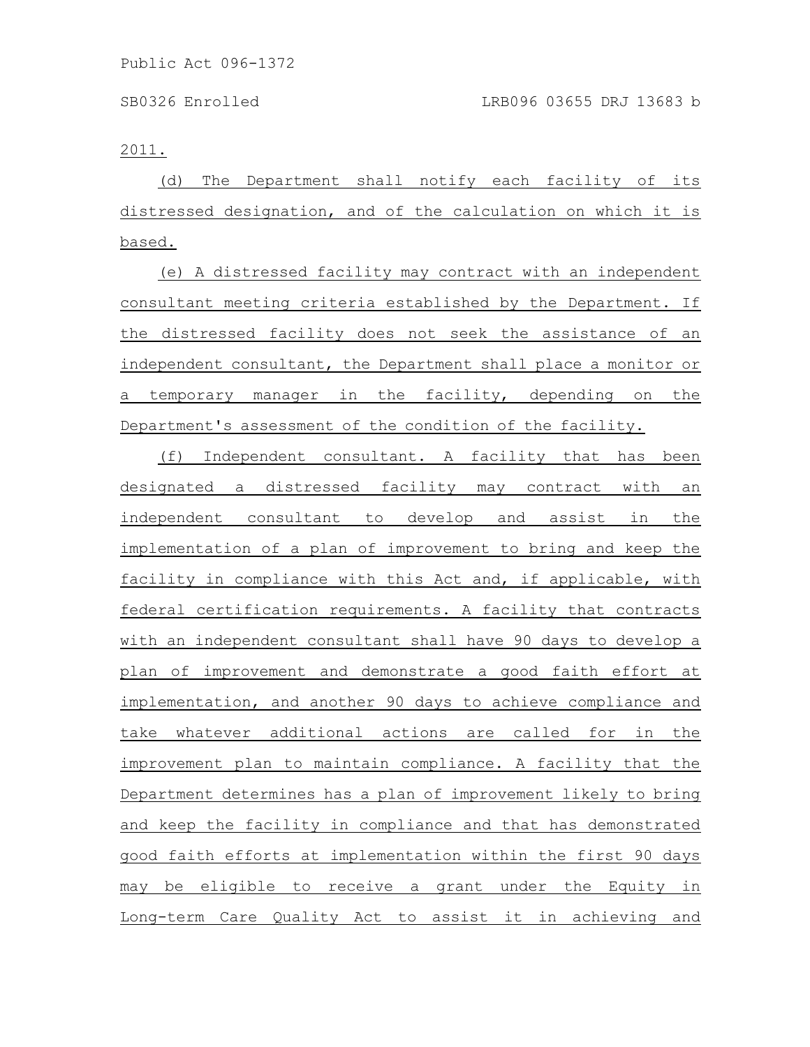2011.

(d) The Department shall notify each facility of its distressed designation, and of the calculation on which it is based.

(e) A distressed facility may contract with an independent consultant meeting criteria established by the Department. If the distressed facility does not seek the assistance of an independent consultant, the Department shall place a monitor or a temporary manager in the facility, depending on the Department's assessment of the condition of the facility.

(f) Independent consultant. A facility that has been designated a distressed facility may contract with an independent consultant to develop and assist in the implementation of a plan of improvement to bring and keep the facility in compliance with this Act and, if applicable, with federal certification requirements. A facility that contracts with an independent consultant shall have 90 days to develop a plan of improvement and demonstrate a good faith effort at implementation, and another 90 days to achieve compliance and take whatever additional actions are called for in the improvement plan to maintain compliance. A facility that the Department determines has a plan of improvement likely to bring and keep the facility in compliance and that has demonstrated good faith efforts at implementation within the first 90 days may be eligible to receive a grant under the Equity in Long-term Care Quality Act to assist it in achieving and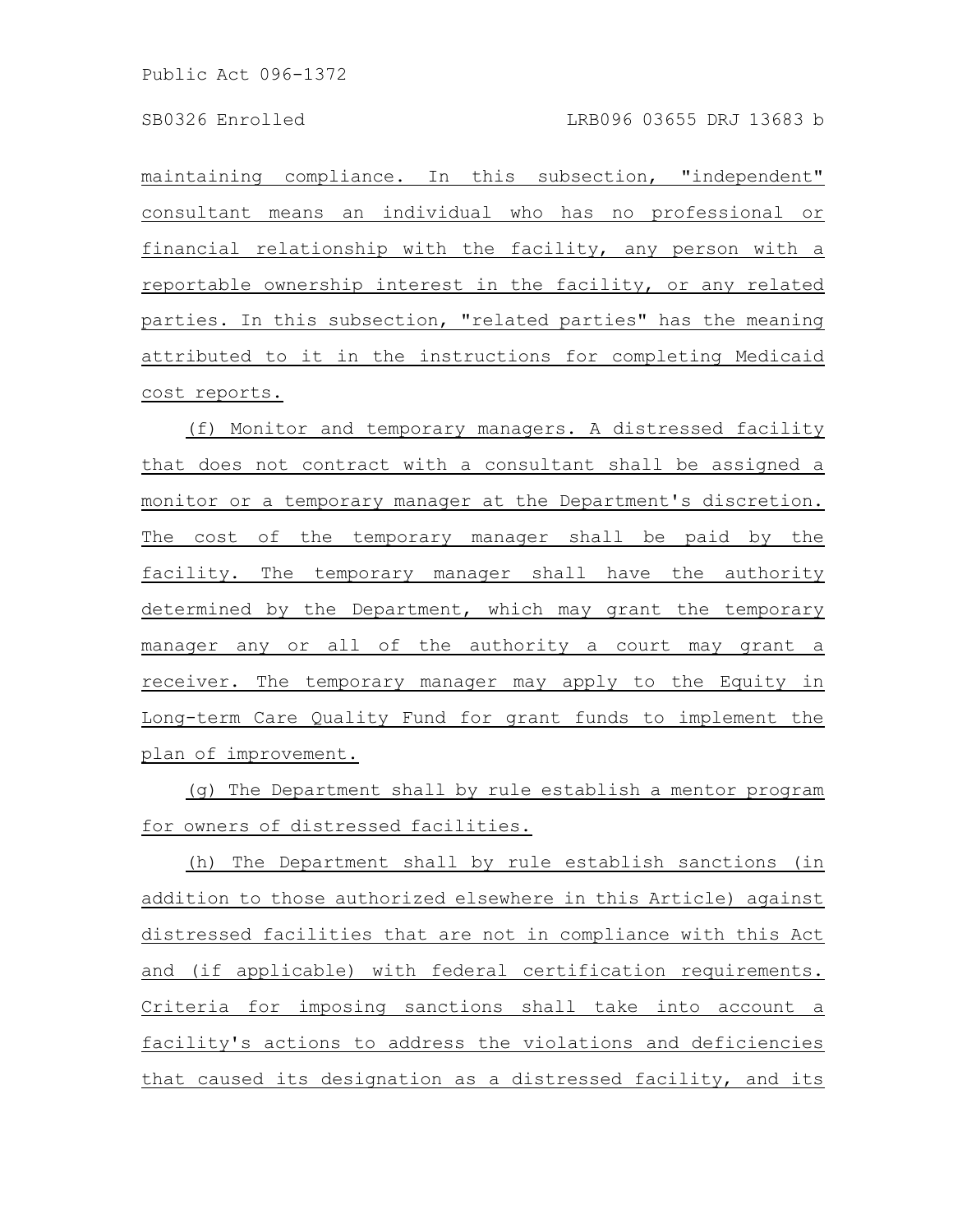maintaining compliance. In this subsection, "independent" consultant means an individual who has no professional or financial relationship with the facility, any person with a reportable ownership interest in the facility, or any related parties. In this subsection, "related parties" has the meaning attributed to it in the instructions for completing Medicaid cost reports.

(f) Monitor and temporary managers. A distressed facility that does not contract with a consultant shall be assigned a monitor or a temporary manager at the Department's discretion. The cost of the temporary manager shall be paid by the facility. The temporary manager shall have the authority determined by the Department, which may grant the temporary manager any or all of the authority a court may grant a receiver. The temporary manager may apply to the Equity in Long-term Care Quality Fund for grant funds to implement the plan of improvement.

(g) The Department shall by rule establish a mentor program for owners of distressed facilities.

(h) The Department shall by rule establish sanctions (in addition to those authorized elsewhere in this Article) against distressed facilities that are not in compliance with this Act and (if applicable) with federal certification requirements. Criteria for imposing sanctions shall take into account a facility's actions to address the violations and deficiencies that caused its designation as a distressed facility, and its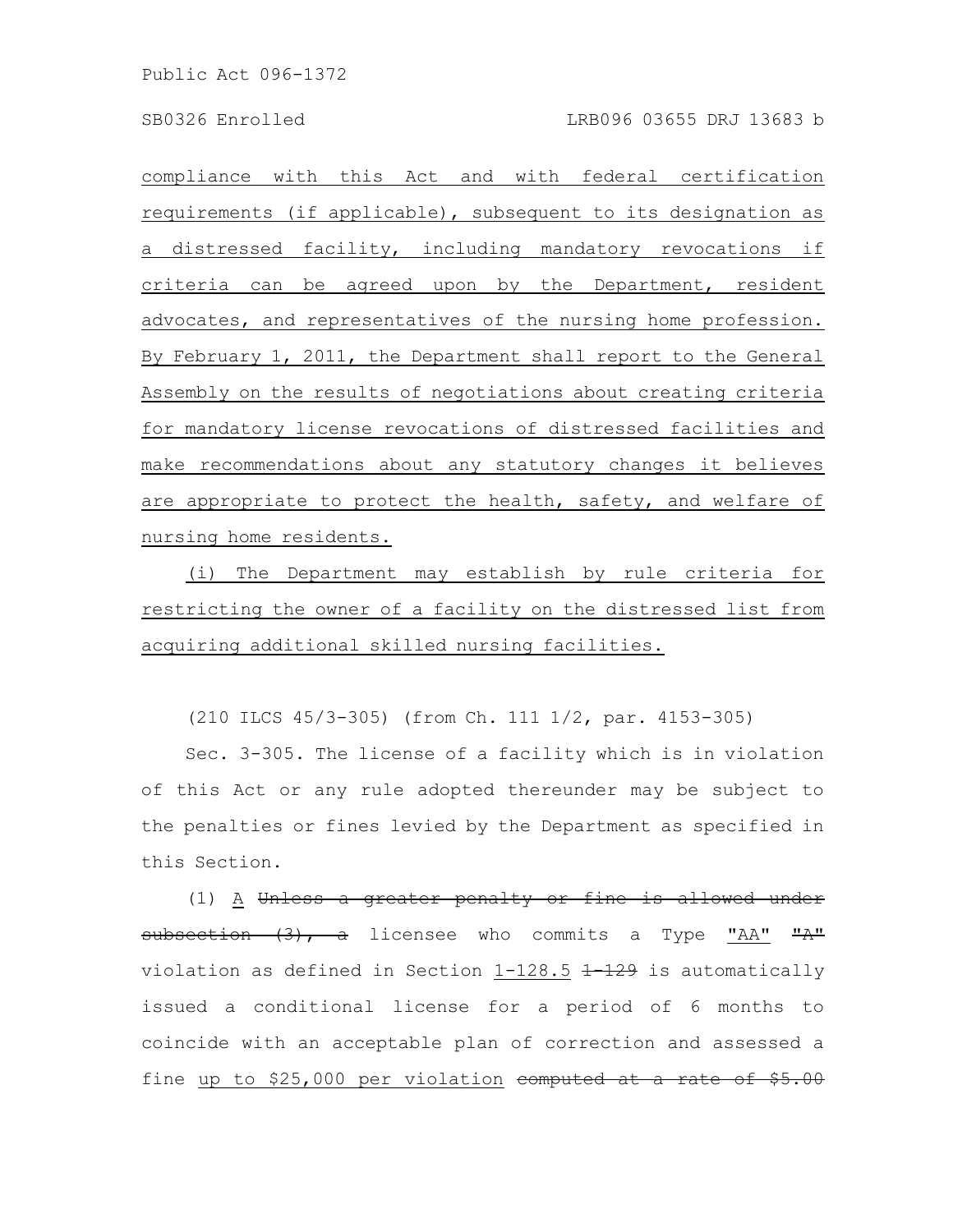compliance with this Act and with federal certification requirements (if applicable), subsequent to its designation as a distressed facility, including mandatory revocations if criteria can be agreed upon by the Department, resident advocates, and representatives of the nursing home profession. By February 1, 2011, the Department shall report to the General Assembly on the results of negotiations about creating criteria for mandatory license revocations of distressed facilities and make recommendations about any statutory changes it believes are appropriate to protect the health, safety, and welfare of nursing home residents.

(i) The Department may establish by rule criteria for restricting the owner of a facility on the distressed list from acquiring additional skilled nursing facilities.

(210 ILCS 45/3-305) (from Ch. 111 1/2, par. 4153-305)

Sec. 3-305. The license of a facility which is in violation of this Act or any rule adopted thereunder may be subject to the penalties or fines levied by the Department as specified in this Section.

(1) A ~~Unless a greater penalty or fine is allowed under subsection (3), a~~ licensee who commits a Type "AA" ~~"A"~~ violation as defined in Section 1-128.5 ~~1-129~~ is automatically issued a conditional license for a period of 6 months to coincide with an acceptable plan of correction and assessed a fine up to $25,000 per violation ~~computed at a rate of $5.00~~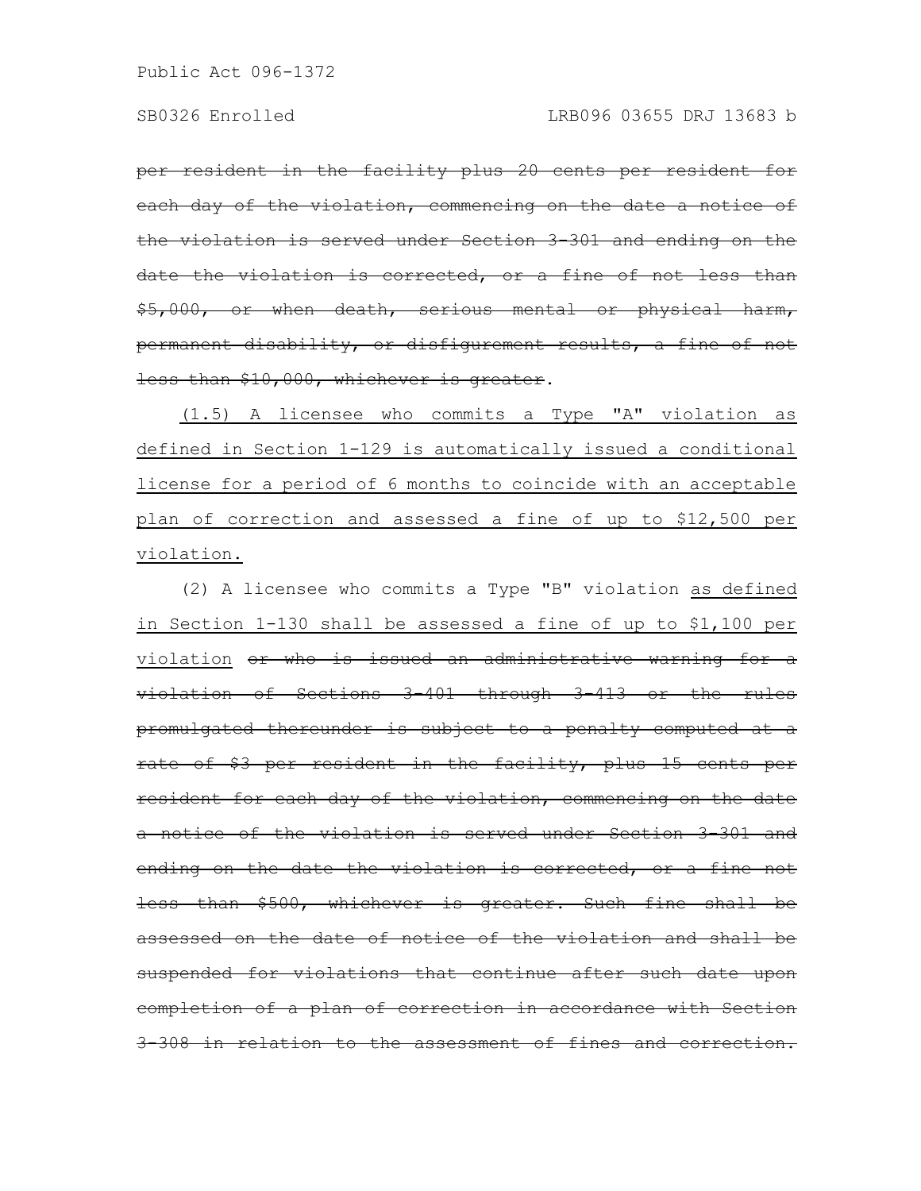~~per resident in the facility plus 20 cents per resident for each day of the violation, commencing on the date a notice of the violation is served under Section 3-301 and ending on the date the violation is corrected, or a fine of not less than $5,000, or when death, serious mental or physical harm, permanent disability, or disfigurement results, a fine of not less than $10,000, whichever is greater~~.

<u>(1.5) A licensee who commits a Type "A" violation as defined in Section 1-129 is automatically issued a conditional license for a period of 6 months to coincide with an acceptable plan of correction and assessed a fine of up to $12,500 per violation.</u>

(2) A licensee who commits a Type "B" violation <u>as defined in Section 1-130 shall be assessed a fine of up to $1,100 per violation</u> ~~or who is issued an administrative warning for a violation of Sections 3-401 through 3-413 or the rules promulgated thereunder is subject to a penalty computed at a rate of $3 per resident in the facility, plus 15 cents per resident for each day of the violation, commencing on the date a notice of the violation is served under Section 3-301 and ending on the date the violation is corrected, or a fine not less than $500, whichever is greater. Such fine shall be assessed on the date of notice of the violation and shall be suspended for violations that continue after such date upon completion of a plan of correction in accordance with Section 3-308 in relation to the assessment of fines and correction.~~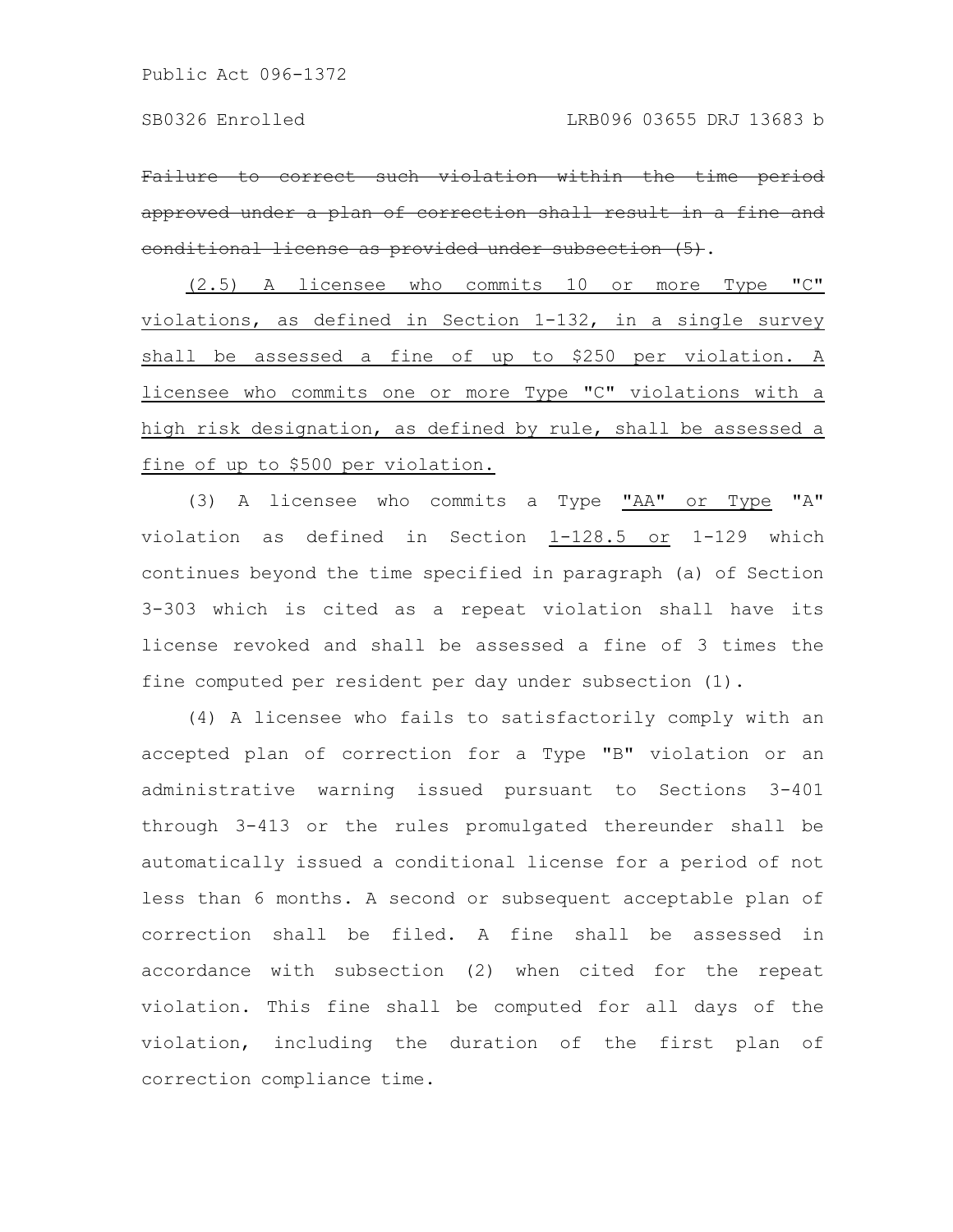~~Failure to correct such violation within the time period approved under a plan of correction shall result in a fine and conditional license as provided under subsection (5)~~.

<u>(2.5) A licensee who commits 10 or more Type "C" violations, as defined in Section 1-132, in a single survey shall be assessed a fine of up to $250 per violation. A licensee who commits one or more Type "C" violations with a high risk designation, as defined by rule, shall be assessed a fine of up to $500 per violation.</u>

(3) A licensee who commits a Type <u>"AA" or Type</u> "A" violation as defined in Section <u>1-128.5 or</u> 1-129 which continues beyond the time specified in paragraph (a) of Section 3-303 which is cited as a repeat violation shall have its license revoked and shall be assessed a fine of 3 times the fine computed per resident per day under subsection (1).

(4) A licensee who fails to satisfactorily comply with an accepted plan of correction for a Type "B" violation or an administrative warning issued pursuant to Sections 3-401 through 3-413 or the rules promulgated thereunder shall be automatically issued a conditional license for a period of not less than 6 months. A second or subsequent acceptable plan of correction shall be filed. A fine shall be assessed in accordance with subsection (2) when cited for the repeat violation. This fine shall be computed for all days of the violation, including the duration of the first plan of correction compliance time.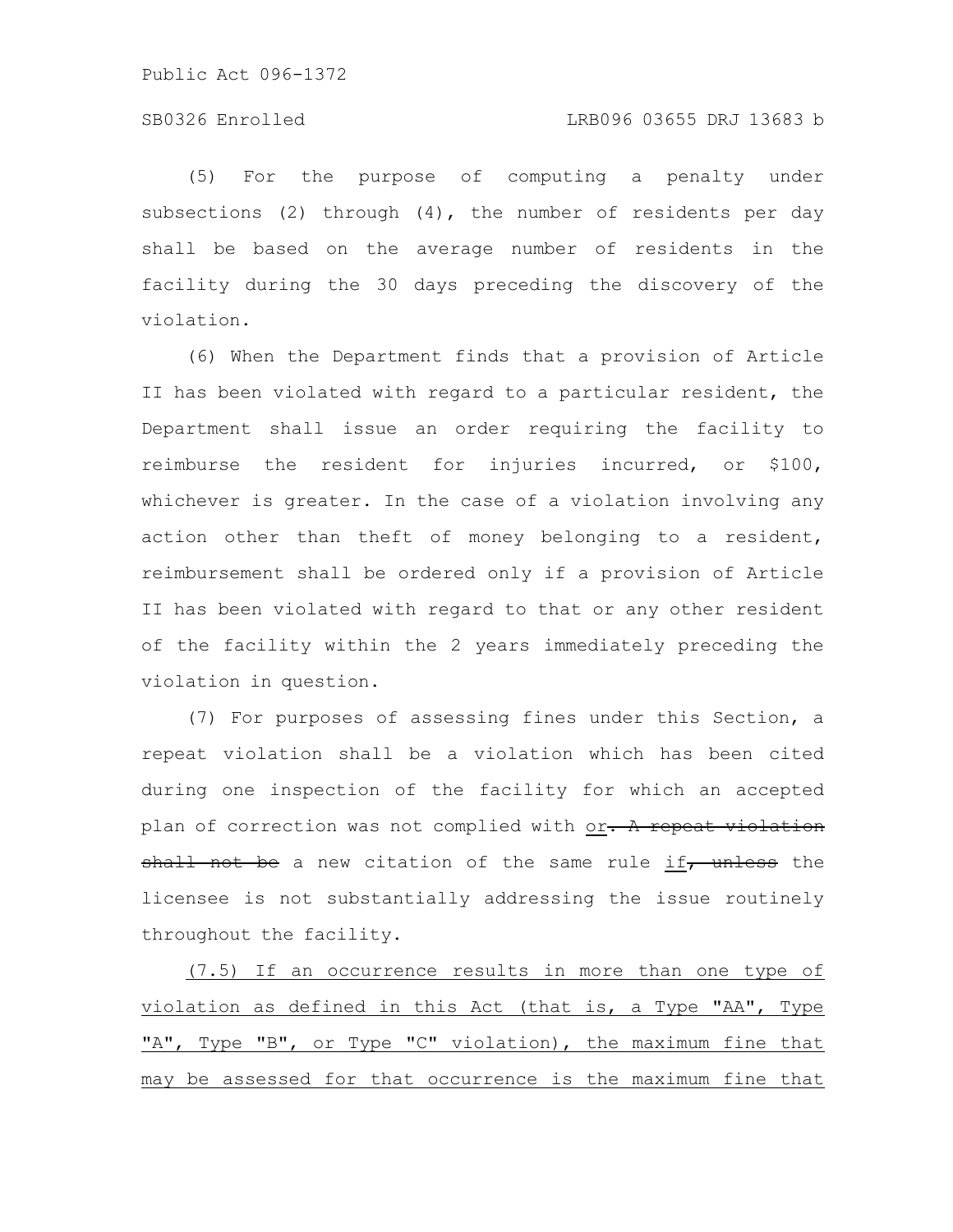(5) For the purpose of computing a penalty under subsections (2) through (4), the number of residents per day shall be based on the average number of residents in the facility during the 30 days preceding the discovery of the violation.

(6) When the Department finds that a provision of Article II has been violated with regard to a particular resident, the Department shall issue an order requiring the facility to reimburse the resident for injuries incurred, or $100, whichever is greater. In the case of a violation involving any action other than theft of money belonging to a resident, reimbursement shall be ordered only if a provision of Article II has been violated with regard to that or any other resident of the facility within the 2 years immediately preceding the violation in question.

(7) For purposes of assessing fines under this Section, a repeat violation shall be a violation which has been cited during one inspection of the facility for which an accepted plan of correction was not complied with <u>or</u>~~. A repeat violation shall not be~~ a new citation of the same rule <u>if</u>~~, unless~~ the licensee is not substantially addressing the issue routinely throughout the facility.

<u>(7.5) If an occurrence results in more than one type of violation as defined in this Act (that is, a Type "AA", Type "A", Type "B", or Type "C" violation), the maximum fine that may be assessed for that occurrence is the maximum fine that</u>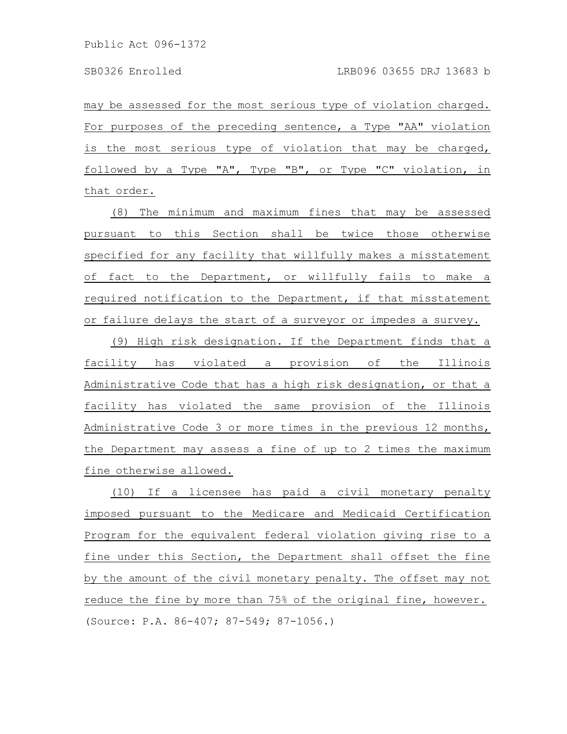may be assessed for the most serious type of violation charged. For purposes of the preceding sentence, a Type "AA" violation is the most serious type of violation that may be charged, followed by a Type "A", Type "B", or Type "C" violation, in that order.

(8) The minimum and maximum fines that may be assessed pursuant to this Section shall be twice those otherwise specified for any facility that willfully makes a misstatement of fact to the Department, or willfully fails to make a required notification to the Department, if that misstatement or failure delays the start of a surveyor or impedes a survey.

(9) High risk designation. If the Department finds that a facility has violated a provision of the Illinois Administrative Code that has a high risk designation, or that a facility has violated the same provision of the Illinois Administrative Code 3 or more times in the previous 12 months, the Department may assess a fine of up to 2 times the maximum fine otherwise allowed.

(10) If a licensee has paid a civil monetary penalty imposed pursuant to the Medicare and Medicaid Certification Program for the equivalent federal violation giving rise to a fine under this Section, the Department shall offset the fine by the amount of the civil monetary penalty. The offset may not reduce the fine by more than 75% of the original fine, however.

(Source: P.A. 86-407; 87-549; 87-1056.)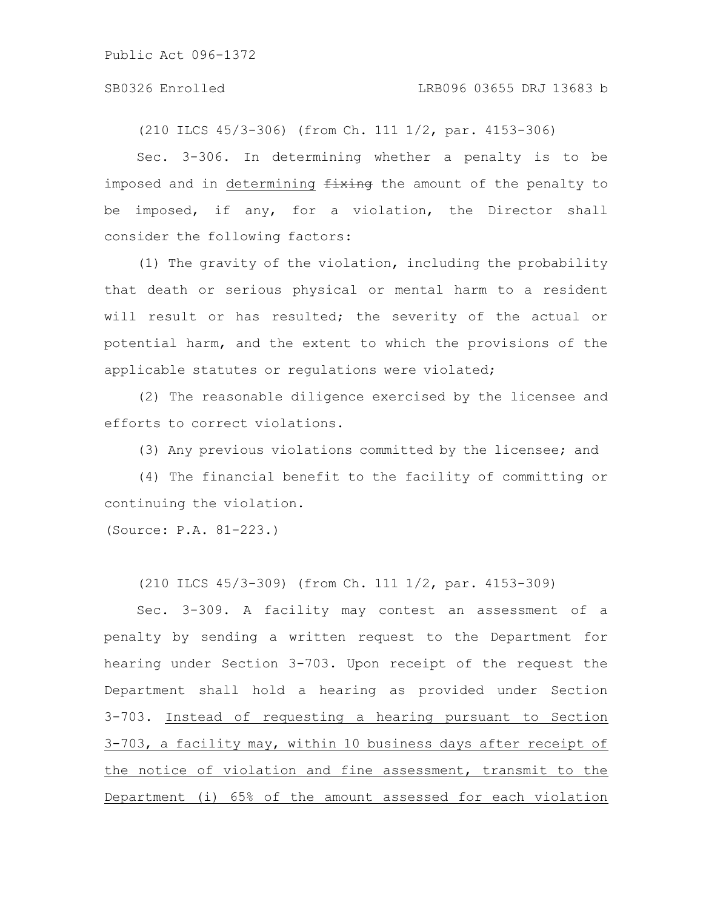(210 ILCS 45/3-306) (from Ch. 111 1/2, par. 4153-306)

Sec. 3-306. In determining whether a penalty is to be imposed and in <u>determining</u> ~~fixing~~ the amount of the penalty to be imposed, if any, for a violation, the Director shall consider the following factors:

(1) The gravity of the violation, including the probability that death or serious physical or mental harm to a resident will result or has resulted; the severity of the actual or potential harm, and the extent to which the provisions of the applicable statutes or regulations were violated;

(2) The reasonable diligence exercised by the licensee and efforts to correct violations.

(3) Any previous violations committed by the licensee; and

(4) The financial benefit to the facility of committing or continuing the violation.

(Source: P.A. 81-223.)

(210 ILCS 45/3-309) (from Ch. 111 1/2, par. 4153-309)

Sec. 3-309. A facility may contest an assessment of a penalty by sending a written request to the Department for hearing under Section 3-703. Upon receipt of the request the Department shall hold a hearing as provided under Section 3-703. <u>Instead of requesting a hearing pursuant to Section 3-703, a facility may, within 10 business days after receipt of the notice of violation and fine assessment, transmit to the Department (i) 65% of the amount assessed for each violation</u>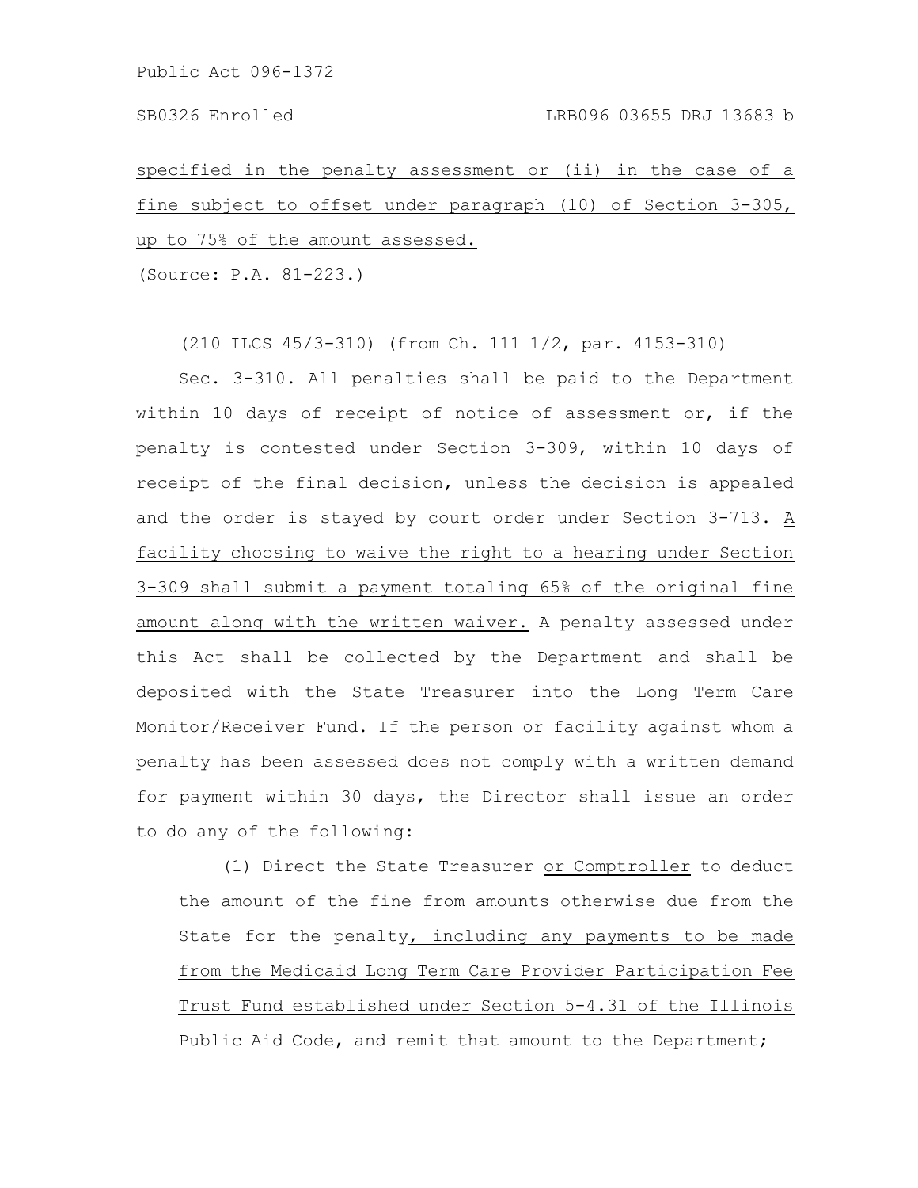specified in the penalty assessment or (ii) in the case of a fine subject to offset under paragraph (10) of Section 3-305, up to 75% of the amount assessed.

(Source: P.A. 81-223.)

(210 ILCS 45/3-310) (from Ch. 111 1/2, par. 4153-310)

Sec. 3-310. All penalties shall be paid to the Department within 10 days of receipt of notice of assessment or, if the penalty is contested under Section 3-309, within 10 days of receipt of the final decision, unless the decision is appealed and the order is stayed by court order under Section 3-713. A facility choosing to waive the right to a hearing under Section 3-309 shall submit a payment totaling 65% of the original fine amount along with the written waiver. A penalty assessed under this Act shall be collected by the Department and shall be deposited with the State Treasurer into the Long Term Care Monitor/Receiver Fund. If the person or facility against whom a penalty has been assessed does not comply with a written demand for payment within 30 days, the Director shall issue an order to do any of the following:

(1) Direct the State Treasurer or Comptroller to deduct the amount of the fine from amounts otherwise due from the State for the penalty, including any payments to be made from the Medicaid Long Term Care Provider Participation Fee Trust Fund established under Section 5-4.31 of the Illinois Public Aid Code, and remit that amount to the Department;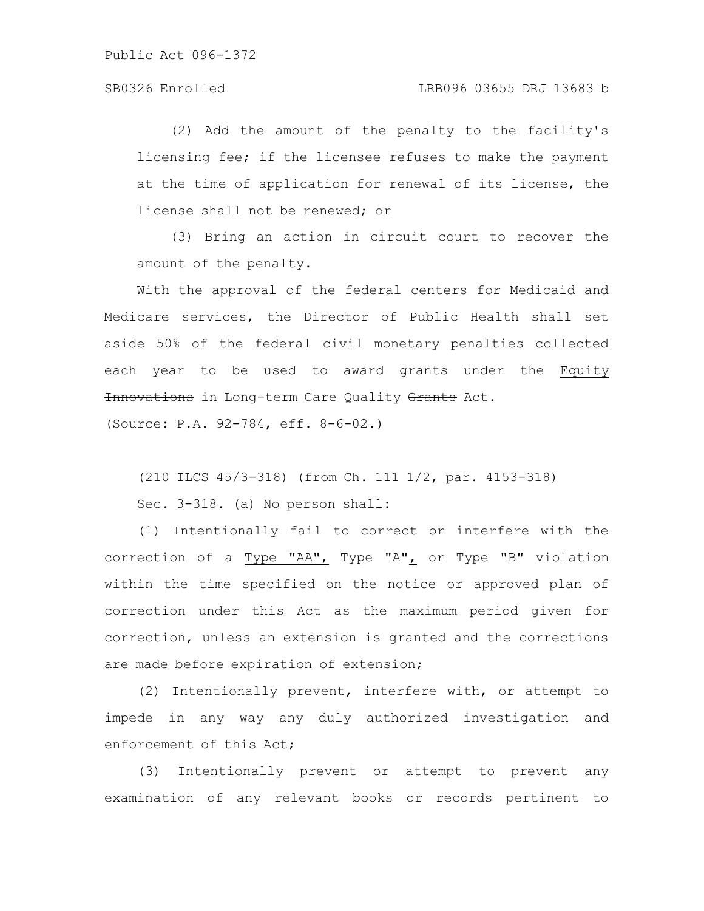(2) Add the amount of the penalty to the facility's licensing fee; if the licensee refuses to make the payment at the time of application for renewal of its license, the license shall not be renewed; or

(3) Bring an action in circuit court to recover the amount of the penalty.

With the approval of the federal centers for Medicaid and Medicare services, the Director of Public Health shall set aside 50% of the federal civil monetary penalties collected each year to be used to award grants under the Equity ~~Innovations~~ in Long-term Care Quality ~~Grants~~ Act.

(Source: P.A. 92-784, eff. 8-6-02.)

(210 ILCS 45/3-318) (from Ch. 111 1/2, par. 4153-318)

Sec. 3-318. (a) No person shall:

(1) Intentionally fail to correct or interfere with the correction of a Type "AA", Type "A", or Type "B" violation within the time specified on the notice or approved plan of correction under this Act as the maximum period given for correction, unless an extension is granted and the corrections are made before expiration of extension;

(2) Intentionally prevent, interfere with, or attempt to impede in any way any duly authorized investigation and enforcement of this Act;

(3) Intentionally prevent or attempt to prevent any examination of any relevant books or records pertinent to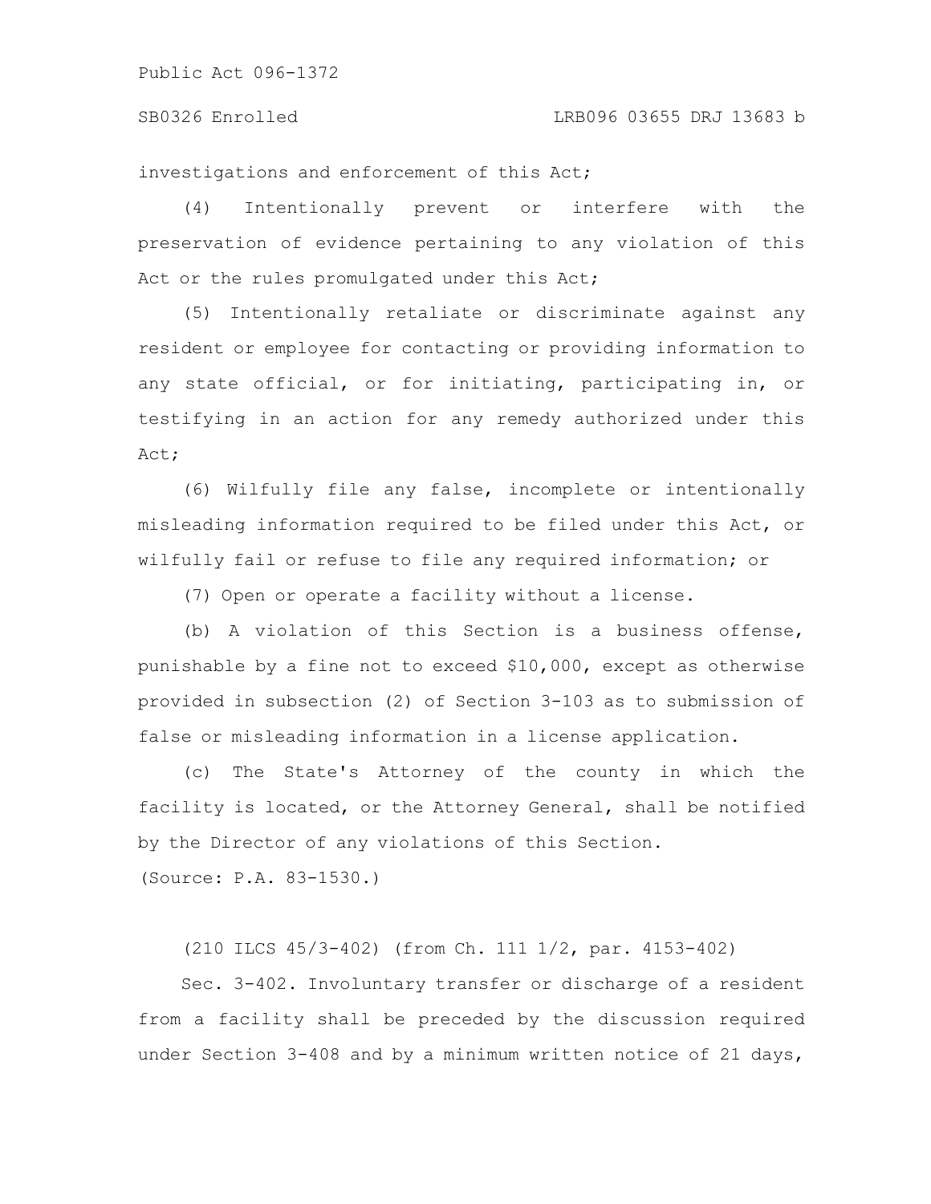investigations and enforcement of this Act;

(4) Intentionally prevent or interfere with the preservation of evidence pertaining to any violation of this Act or the rules promulgated under this Act;

(5) Intentionally retaliate or discriminate against any resident or employee for contacting or providing information to any state official, or for initiating, participating in, or testifying in an action for any remedy authorized under this Act;

(6) Wilfully file any false, incomplete or intentionally misleading information required to be filed under this Act, or wilfully fail or refuse to file any required information; or

(7) Open or operate a facility without a license.

(b) A violation of this Section is a business offense, punishable by a fine not to exceed $10,000, except as otherwise provided in subsection (2) of Section 3-103 as to submission of false or misleading information in a license application.

(c) The State's Attorney of the county in which the facility is located, or the Attorney General, shall be notified by the Director of any violations of this Section.

(Source: P.A. 83-1530.)

(210 ILCS 45/3-402) (from Ch. 111 1/2, par. 4153-402)

Sec. 3-402. Involuntary transfer or discharge of a resident from a facility shall be preceded by the discussion required under Section 3-408 and by a minimum written notice of 21 days,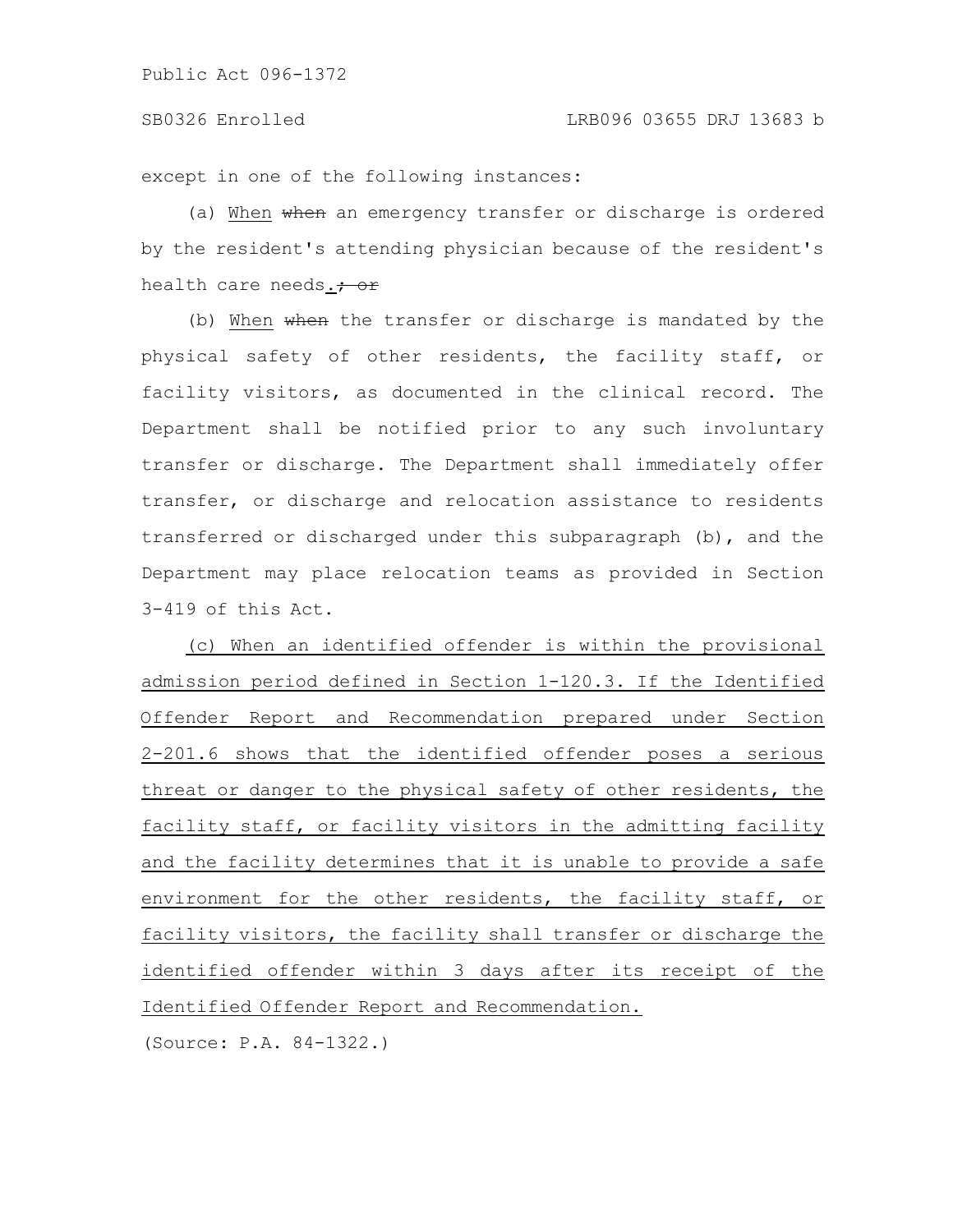except in one of the following instances:

(a) When ~~when~~ an emergency transfer or discharge is ordered by the resident's attending physician because of the resident's health care needs.~~; or~~

(b) When ~~when~~ the transfer or discharge is mandated by the physical safety of other residents, the facility staff, or facility visitors, as documented in the clinical record. The Department shall be notified prior to any such involuntary transfer or discharge. The Department shall immediately offer transfer, or discharge and relocation assistance to residents transferred or discharged under this subparagraph (b), and the Department may place relocation teams as provided in Section 3-419 of this Act.

<u>(c) When an identified offender is within the provisional admission period defined in Section 1-120.3. If the Identified Offender Report and Recommendation prepared under Section 2-201.6 shows that the identified offender poses a serious threat or danger to the physical safety of other residents, the facility staff, or facility visitors in the admitting facility and the facility determines that it is unable to provide a safe environment for the other residents, the facility staff, or facility visitors, the facility shall transfer or discharge the identified offender within 3 days after its receipt of the Identified Offender Report and Recommendation.</u>

(Source: P.A. 84-1322.)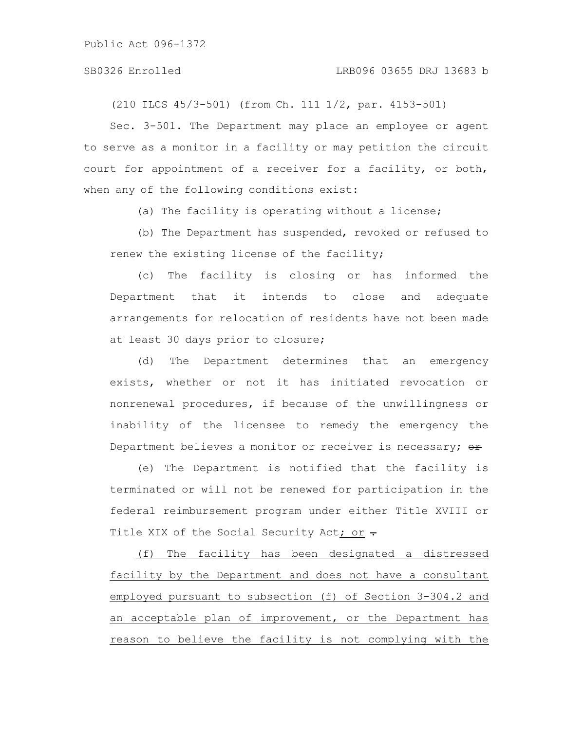(210 ILCS 45/3-501) (from Ch. 111 1/2, par. 4153-501)

Sec. 3-501. The Department may place an employee or agent to serve as a monitor in a facility or may petition the circuit court for appointment of a receiver for a facility, or both, when any of the following conditions exist:

(a) The facility is operating without a license;

(b) The Department has suspended, revoked or refused to renew the existing license of the facility;

(c) The facility is closing or has informed the Department that it intends to close and adequate arrangements for relocation of residents have not been made at least 30 days prior to closure;

(d) The Department determines that an emergency exists, whether or not it has initiated revocation or nonrenewal procedures, if because of the unwillingness or inability of the licensee to remedy the emergency the Department believes a monitor or receiver is necessary; ~~or~~

(e) The Department is notified that the facility is terminated or will not be renewed for participation in the federal reimbursement program under either Title XVIII or Title XIX of the Social Security Act<u>; or</u> ~~.~~

<u>(f) The facility has been designated a distressed facility by the Department and does not have a consultant employed pursuant to subsection (f) of Section 3-304.2 and an acceptable plan of improvement, or the Department has reason to believe the facility is not complying with the</u>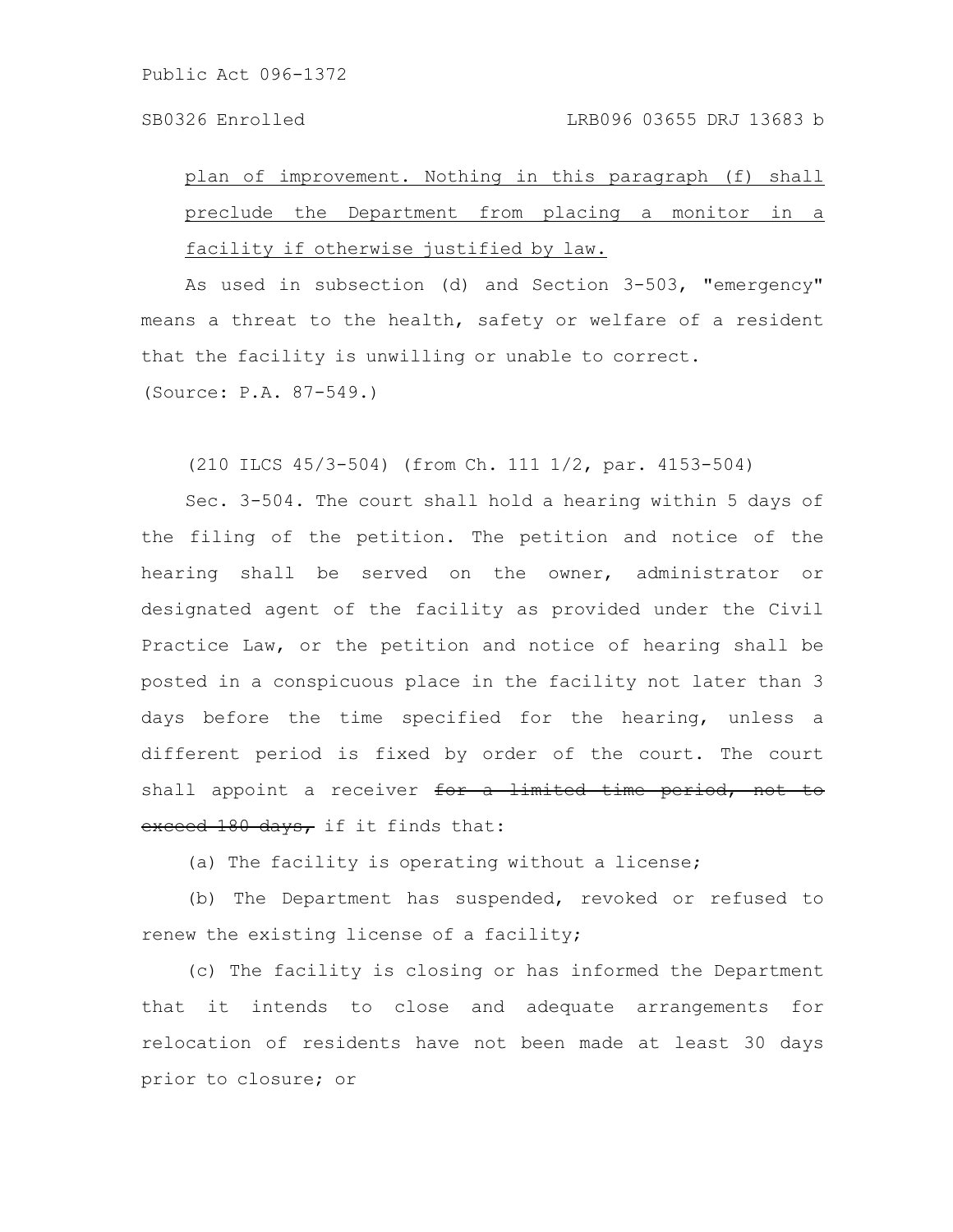plan of improvement. Nothing in this paragraph (f) shall preclude the Department from placing a monitor in a facility if otherwise justified by law.

As used in subsection (d) and Section 3-503, "emergency" means a threat to the health, safety or welfare of a resident that the facility is unwilling or unable to correct.

(Source: P.A. 87-549.)

(210 ILCS 45/3-504) (from Ch. 111 1/2, par. 4153-504)

Sec. 3-504. The court shall hold a hearing within 5 days of the filing of the petition. The petition and notice of the hearing shall be served on the owner, administrator or designated agent of the facility as provided under the Civil Practice Law, or the petition and notice of hearing shall be posted in a conspicuous place in the facility not later than 3 days before the time specified for the hearing, unless a different period is fixed by order of the court. The court shall appoint a receiver ~~for a limited time period, not to exceed 180 days,~~ if it finds that:

(a) The facility is operating without a license;

(b) The Department has suspended, revoked or refused to renew the existing license of a facility;

(c) The facility is closing or has informed the Department that it intends to close and adequate arrangements for relocation of residents have not been made at least 30 days prior to closure; or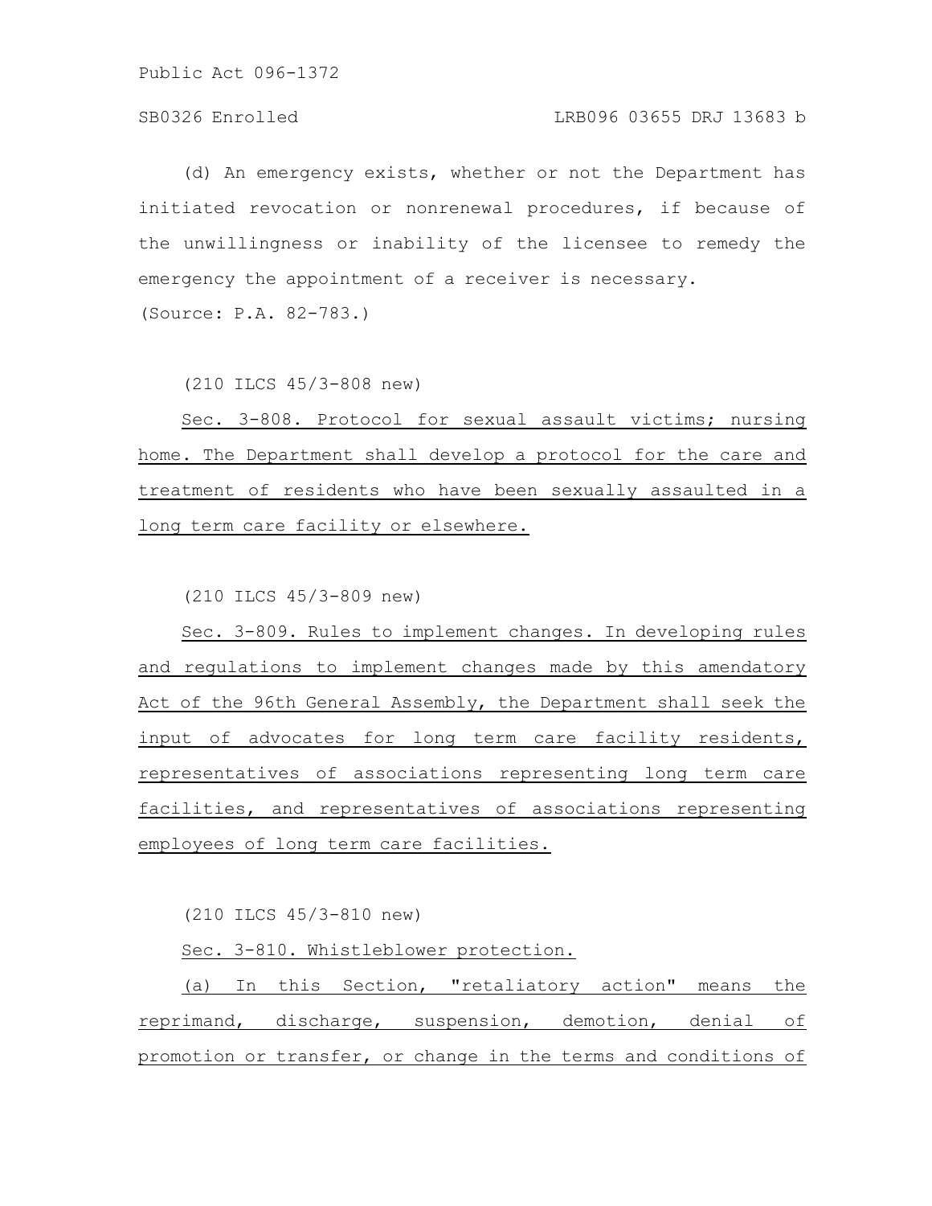(d) An emergency exists, whether or not the Department has initiated revocation or nonrenewal procedures, if because of the unwillingness or inability of the licensee to remedy the emergency the appointment of a receiver is necessary.
(Source: P.A. 82-783.)

(210 ILCS 45/3-808 new)

Sec. 3-808. Protocol for sexual assault victims; nursing home. The Department shall develop a protocol for the care and treatment of residents who have been sexually assaulted in a long term care facility or elsewhere.

(210 ILCS 45/3-809 new)

Sec. 3-809. Rules to implement changes. In developing rules and regulations to implement changes made by this amendatory Act of the 96th General Assembly, the Department shall seek the input of advocates for long term care facility residents, representatives of associations representing long term care facilities, and representatives of associations representing employees of long term care facilities.

(210 ILCS 45/3-810 new)

Sec. 3-810. Whistleblower protection.

(a) In this Section, "retaliatory action" means the reprimand, discharge, suspension, demotion, denial of promotion or transfer, or change in the terms and conditions of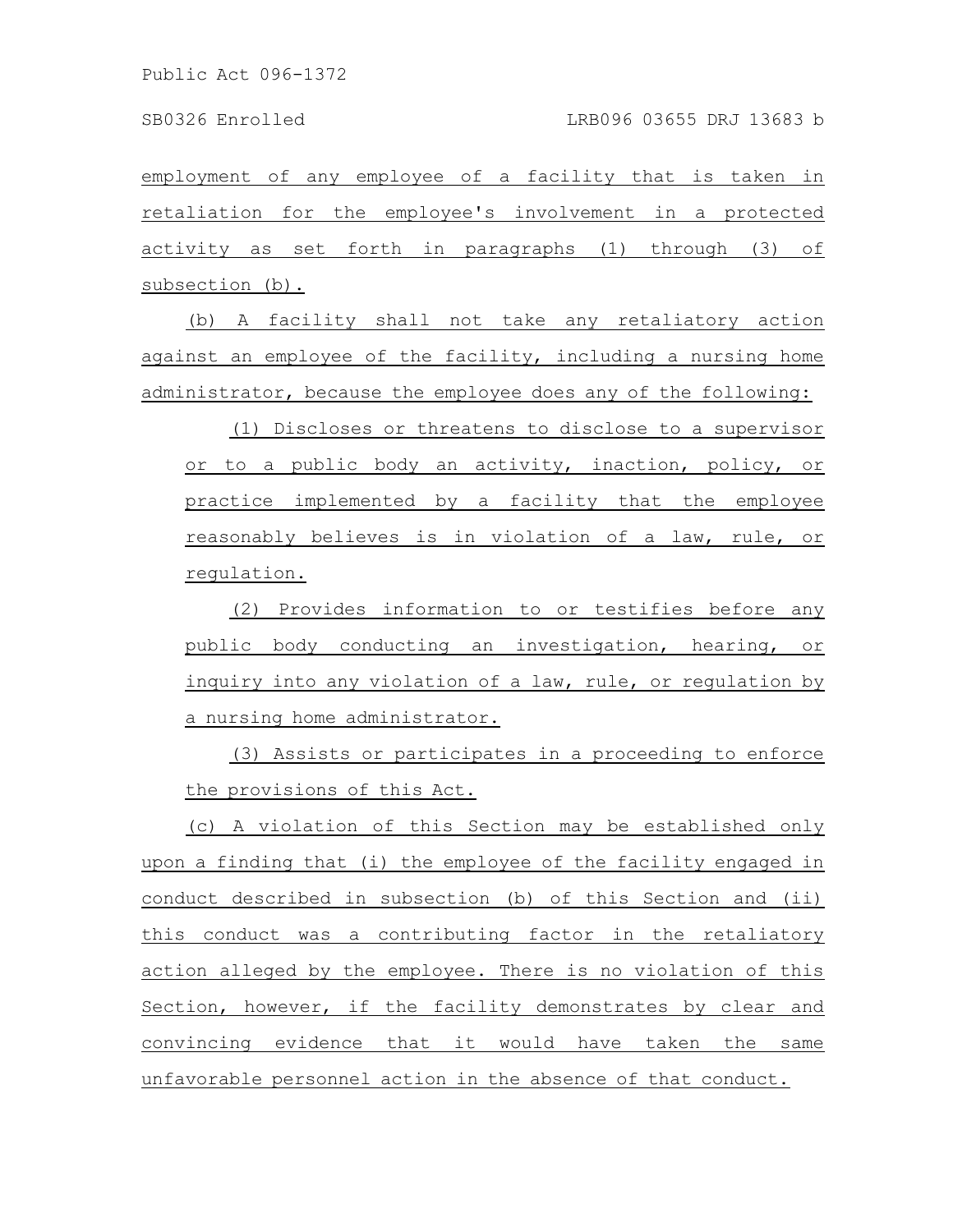employment of any employee of a facility that is taken in retaliation for the employee's involvement in a protected activity as set forth in paragraphs (1) through (3) of subsection (b).

(b) A facility shall not take any retaliatory action against an employee of the facility, including a nursing home administrator, because the employee does any of the following:

(1) Discloses or threatens to disclose to a supervisor or to a public body an activity, inaction, policy, or practice implemented by a facility that the employee reasonably believes is in violation of a law, rule, or regulation.

(2) Provides information to or testifies before any public body conducting an investigation, hearing, or inquiry into any violation of a law, rule, or regulation by a nursing home administrator.

(3) Assists or participates in a proceeding to enforce the provisions of this Act.

(c) A violation of this Section may be established only upon a finding that (i) the employee of the facility engaged in conduct described in subsection (b) of this Section and (ii) this conduct was a contributing factor in the retaliatory action alleged by the employee. There is no violation of this Section, however, if the facility demonstrates by clear and convincing evidence that it would have taken the same unfavorable personnel action in the absence of that conduct.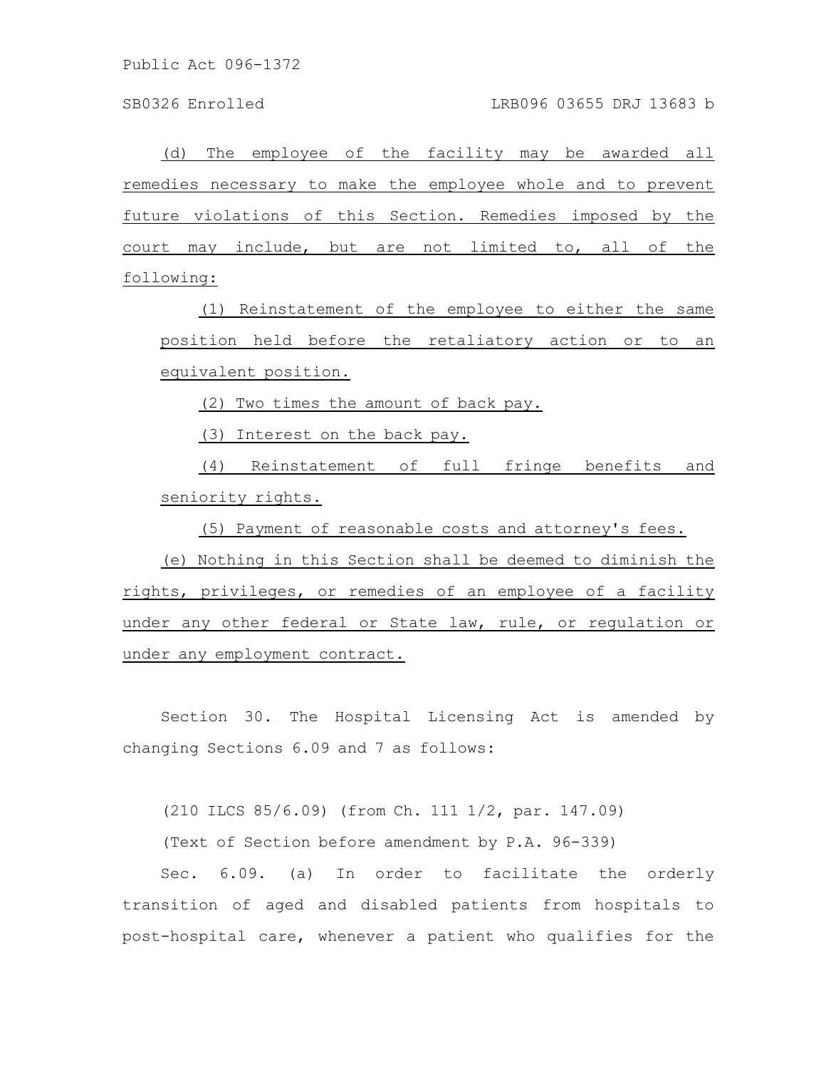(d) The employee of the facility may be awarded all remedies necessary to make the employee whole and to prevent future violations of this Section. Remedies imposed by the court may include, but are not limited to, all of the following:

(1) Reinstatement of the employee to either the same position held before the retaliatory action or to an equivalent position.

(2) Two times the amount of back pay.

(3) Interest on the back pay.

(4) Reinstatement of full fringe benefits and seniority rights.

(5) Payment of reasonable costs and attorney's fees.

(e) Nothing in this Section shall be deemed to diminish the rights, privileges, or remedies of an employee of a facility under any other federal or State law, rule, or regulation or under any employment contract.

Section 30. The Hospital Licensing Act is amended by changing Sections 6.09 and 7 as follows:

(210 ILCS 85/6.09) (from Ch. 111 1/2, par. 147.09)

(Text of Section before amendment by P.A. 96-339)

Sec. 6.09. (a) In order to facilitate the orderly transition of aged and disabled patients from hospitals to post-hospital care, whenever a patient who qualifies for the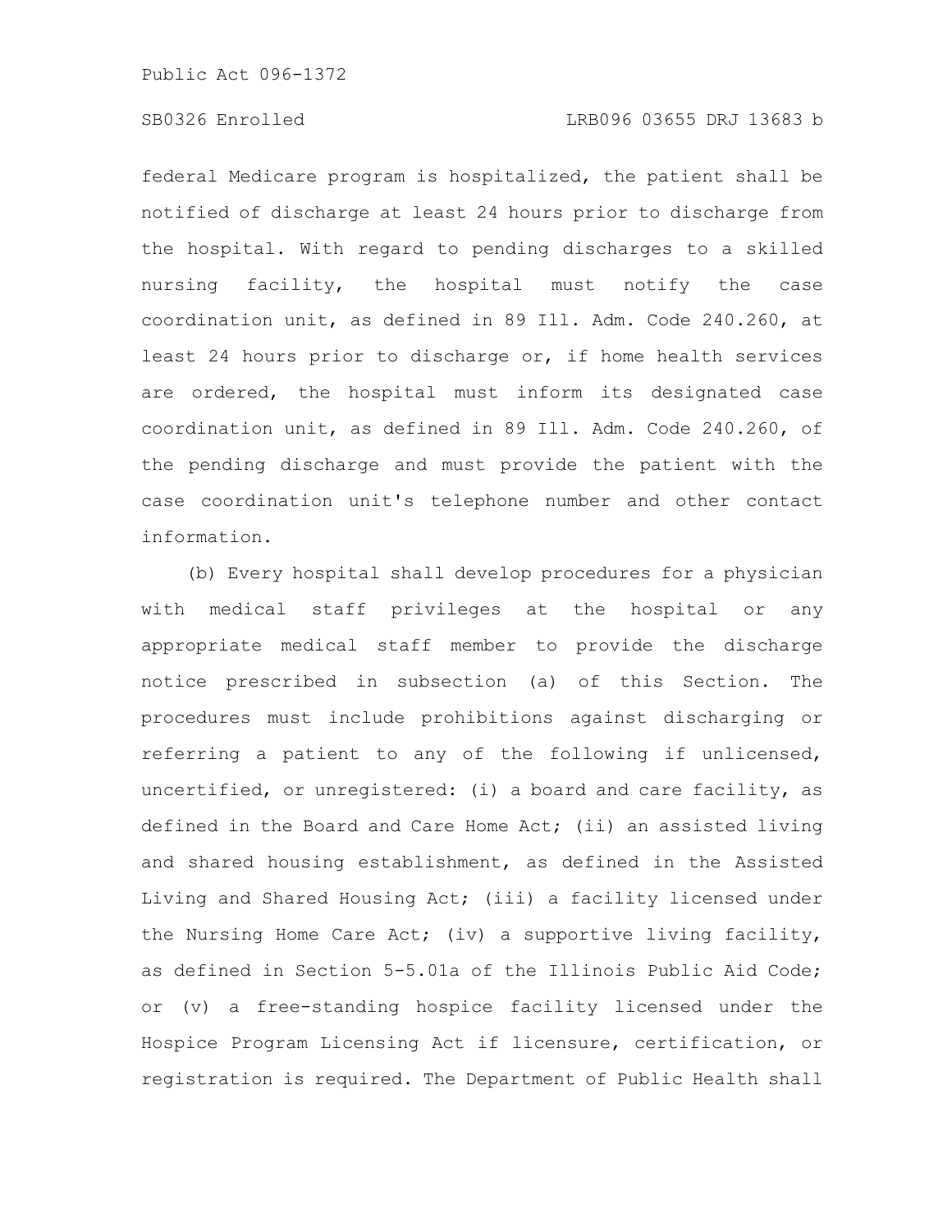federal Medicare program is hospitalized, the patient shall be notified of discharge at least 24 hours prior to discharge from the hospital. With regard to pending discharges to a skilled nursing facility, the hospital must notify the case coordination unit, as defined in 89 Ill. Adm. Code 240.260, at least 24 hours prior to discharge or, if home health services are ordered, the hospital must inform its designated case coordination unit, as defined in 89 Ill. Adm. Code 240.260, of the pending discharge and must provide the patient with the case coordination unit's telephone number and other contact information.

(b) Every hospital shall develop procedures for a physician with medical staff privileges at the hospital or any appropriate medical staff member to provide the discharge notice prescribed in subsection (a) of this Section. The procedures must include prohibitions against discharging or referring a patient to any of the following if unlicensed, uncertified, or unregistered: (i) a board and care facility, as defined in the Board and Care Home Act; (ii) an assisted living and shared housing establishment, as defined in the Assisted Living and Shared Housing Act; (iii) a facility licensed under the Nursing Home Care Act; (iv) a supportive living facility, as defined in Section 5-5.01a of the Illinois Public Aid Code; or (v) a free-standing hospice facility licensed under the Hospice Program Licensing Act if licensure, certification, or registration is required. The Department of Public Health shall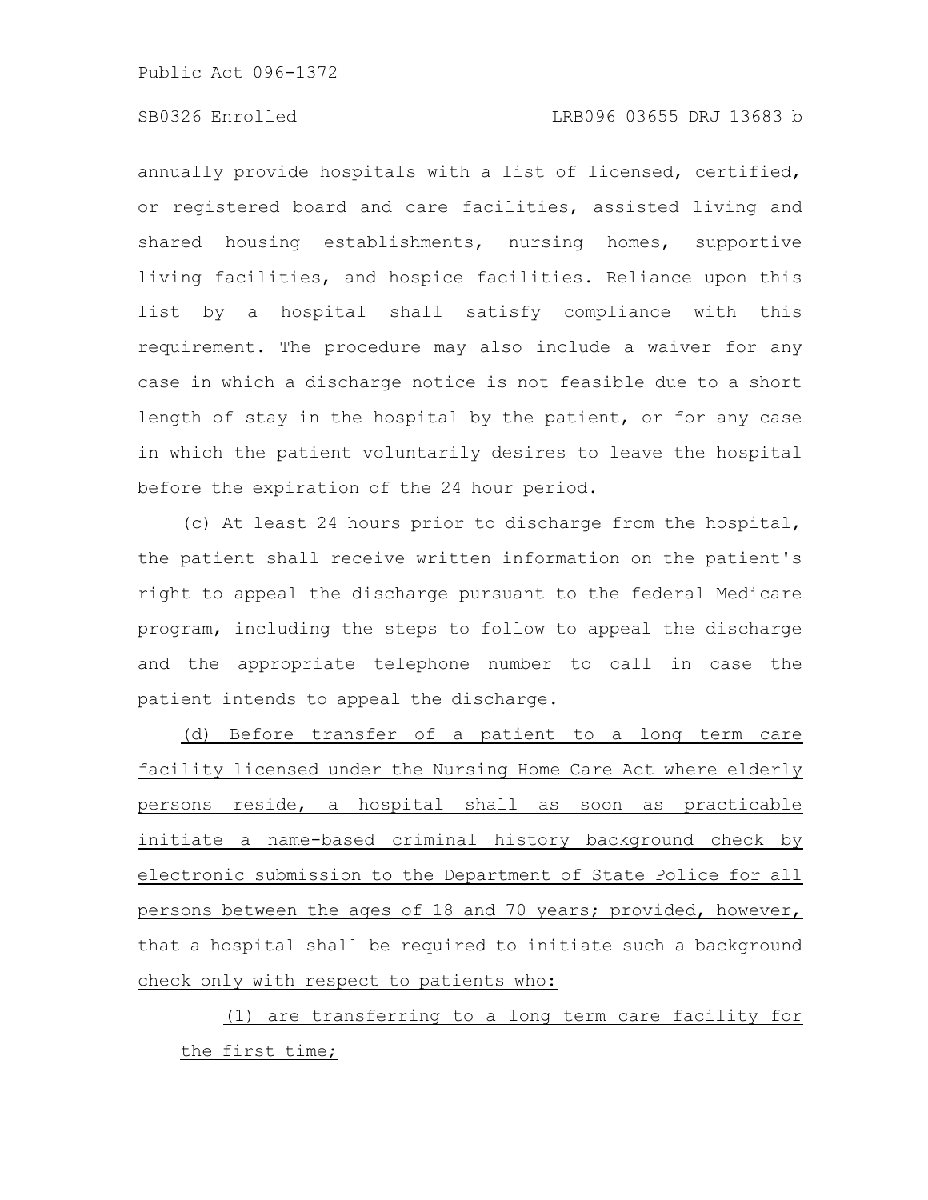annually provide hospitals with a list of licensed, certified, or registered board and care facilities, assisted living and shared housing establishments, nursing homes, supportive living facilities, and hospice facilities. Reliance upon this list by a hospital shall satisfy compliance with this requirement. The procedure may also include a waiver for any case in which a discharge notice is not feasible due to a short length of stay in the hospital by the patient, or for any case in which the patient voluntarily desires to leave the hospital before the expiration of the 24 hour period.

(c) At least 24 hours prior to discharge from the hospital, the patient shall receive written information on the patient's right to appeal the discharge pursuant to the federal Medicare program, including the steps to follow to appeal the discharge and the appropriate telephone number to call in case the patient intends to appeal the discharge.

<u>(d) Before transfer of a patient to a long term care facility licensed under the Nursing Home Care Act where elderly persons reside, a hospital shall as soon as practicable initiate a name-based criminal history background check by electronic submission to the Department of State Police for all persons between the ages of 18 and 70 years; provided, however, that a hospital shall be required to initiate such a background check only with respect to patients who:</u>

<u>(1) are transferring to a long term care facility for the first time;</u>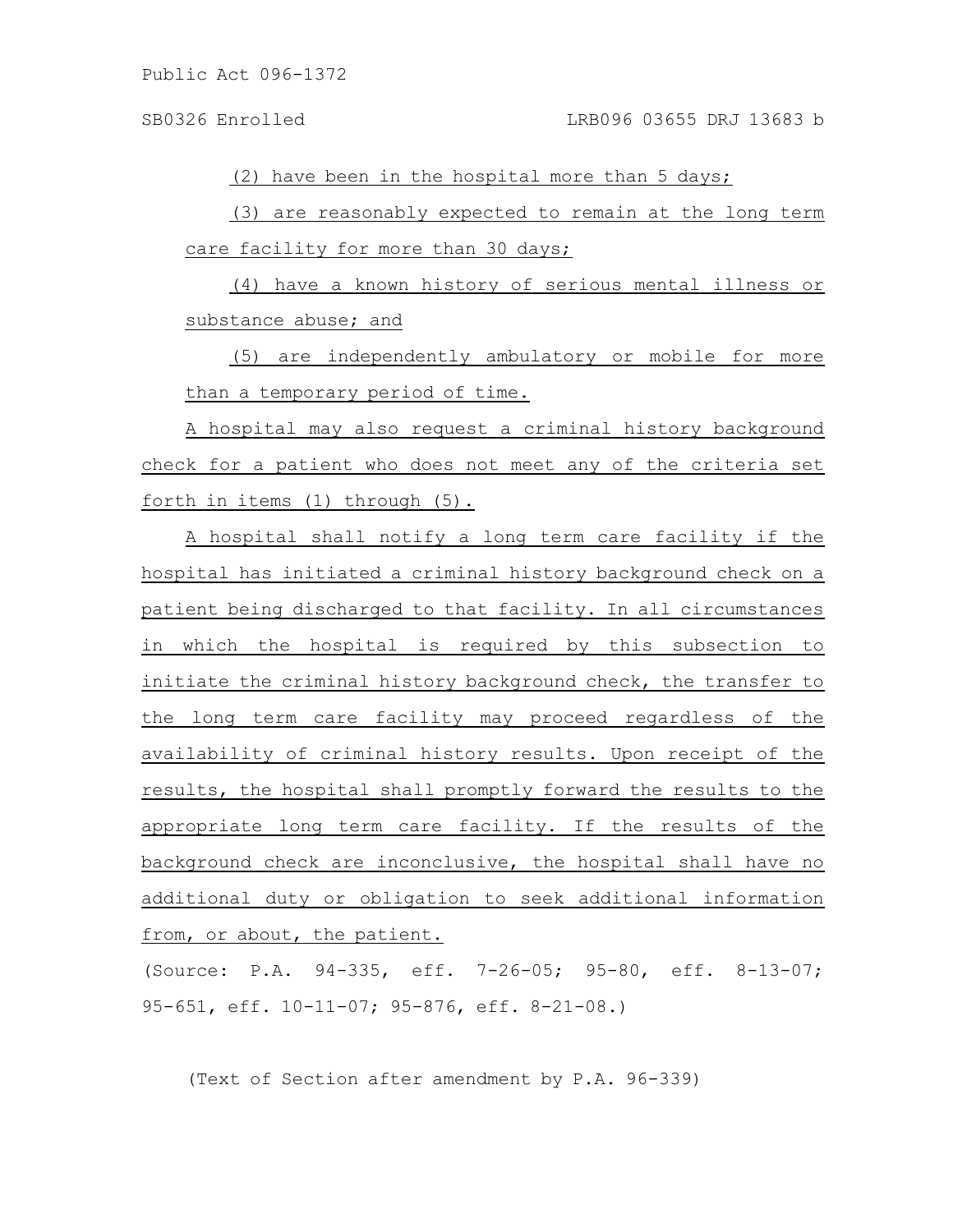(2) have been in the hospital more than 5 days;

(3) are reasonably expected to remain at the long term care facility for more than 30 days;

(4) have a known history of serious mental illness or substance abuse; and

(5) are independently ambulatory or mobile for more than a temporary period of time.

A hospital may also request a criminal history background check for a patient who does not meet any of the criteria set forth in items (1) through (5).

A hospital shall notify a long term care facility if the hospital has initiated a criminal history background check on a patient being discharged to that facility. In all circumstances in which the hospital is required by this subsection to initiate the criminal history background check, the transfer to the long term care facility may proceed regardless of the availability of criminal history results. Upon receipt of the results, the hospital shall promptly forward the results to the appropriate long term care facility. If the results of the background check are inconclusive, the hospital shall have no additional duty or obligation to seek additional information from, or about, the patient.

(Source: P.A. 94-335, eff. 7-26-05; 95-80, eff. 8-13-07; 95-651, eff. 10-11-07; 95-876, eff. 8-21-08.)

(Text of Section after amendment by P.A. 96-339)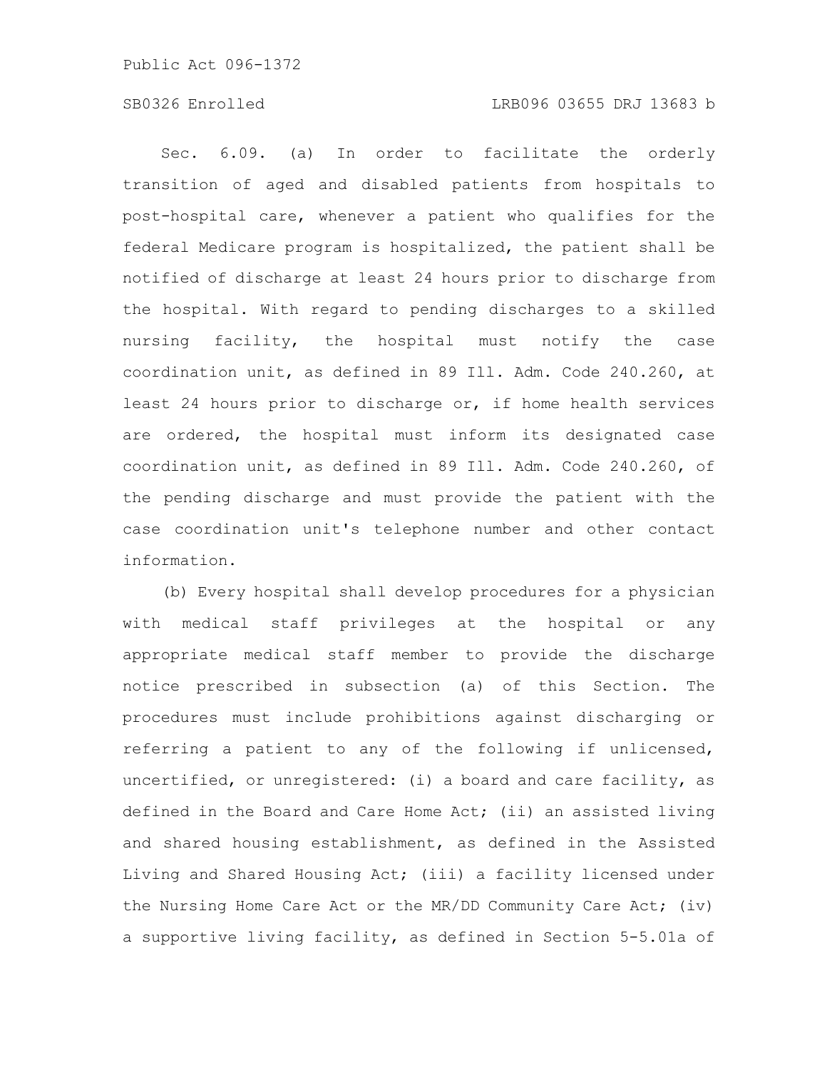Sec. 6.09. (a) In order to facilitate the orderly transition of aged and disabled patients from hospitals to post-hospital care, whenever a patient who qualifies for the federal Medicare program is hospitalized, the patient shall be notified of discharge at least 24 hours prior to discharge from the hospital. With regard to pending discharges to a skilled nursing facility, the hospital must notify the case coordination unit, as defined in 89 Ill. Adm. Code 240.260, at least 24 hours prior to discharge or, if home health services are ordered, the hospital must inform its designated case coordination unit, as defined in 89 Ill. Adm. Code 240.260, of the pending discharge and must provide the patient with the case coordination unit's telephone number and other contact information.

(b) Every hospital shall develop procedures for a physician with medical staff privileges at the hospital or any appropriate medical staff member to provide the discharge notice prescribed in subsection (a) of this Section. The procedures must include prohibitions against discharging or referring a patient to any of the following if unlicensed, uncertified, or unregistered: (i) a board and care facility, as defined in the Board and Care Home Act; (ii) an assisted living and shared housing establishment, as defined in the Assisted Living and Shared Housing Act; (iii) a facility licensed under the Nursing Home Care Act or the MR/DD Community Care Act; (iv) a supportive living facility, as defined in Section 5-5.01a of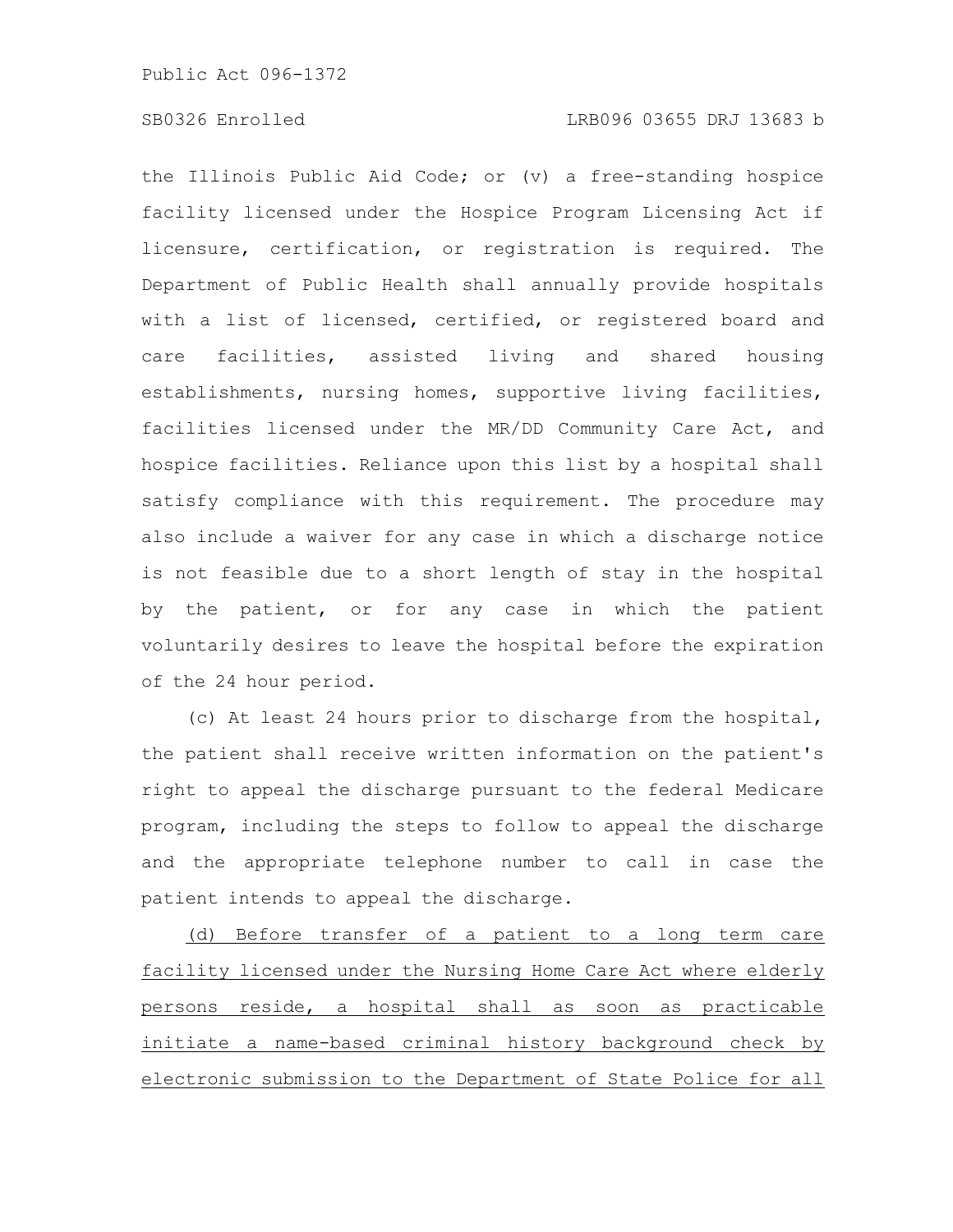the Illinois Public Aid Code; or (v) a free-standing hospice facility licensed under the Hospice Program Licensing Act if licensure, certification, or registration is required. The Department of Public Health shall annually provide hospitals with a list of licensed, certified, or registered board and care facilities, assisted living and shared housing establishments, nursing homes, supportive living facilities, facilities licensed under the MR/DD Community Care Act, and hospice facilities. Reliance upon this list by a hospital shall satisfy compliance with this requirement. The procedure may also include a waiver for any case in which a discharge notice is not feasible due to a short length of stay in the hospital by the patient, or for any case in which the patient voluntarily desires to leave the hospital before the expiration of the 24 hour period.

(c) At least 24 hours prior to discharge from the hospital, the patient shall receive written information on the patient's right to appeal the discharge pursuant to the federal Medicare program, including the steps to follow to appeal the discharge and the appropriate telephone number to call in case the patient intends to appeal the discharge.

<u>(d) Before transfer of a patient to a long term care facility licensed under the Nursing Home Care Act where elderly persons reside, a hospital shall as soon as practicable initiate a name-based criminal history background check by electronic submission to the Department of State Police for all</u>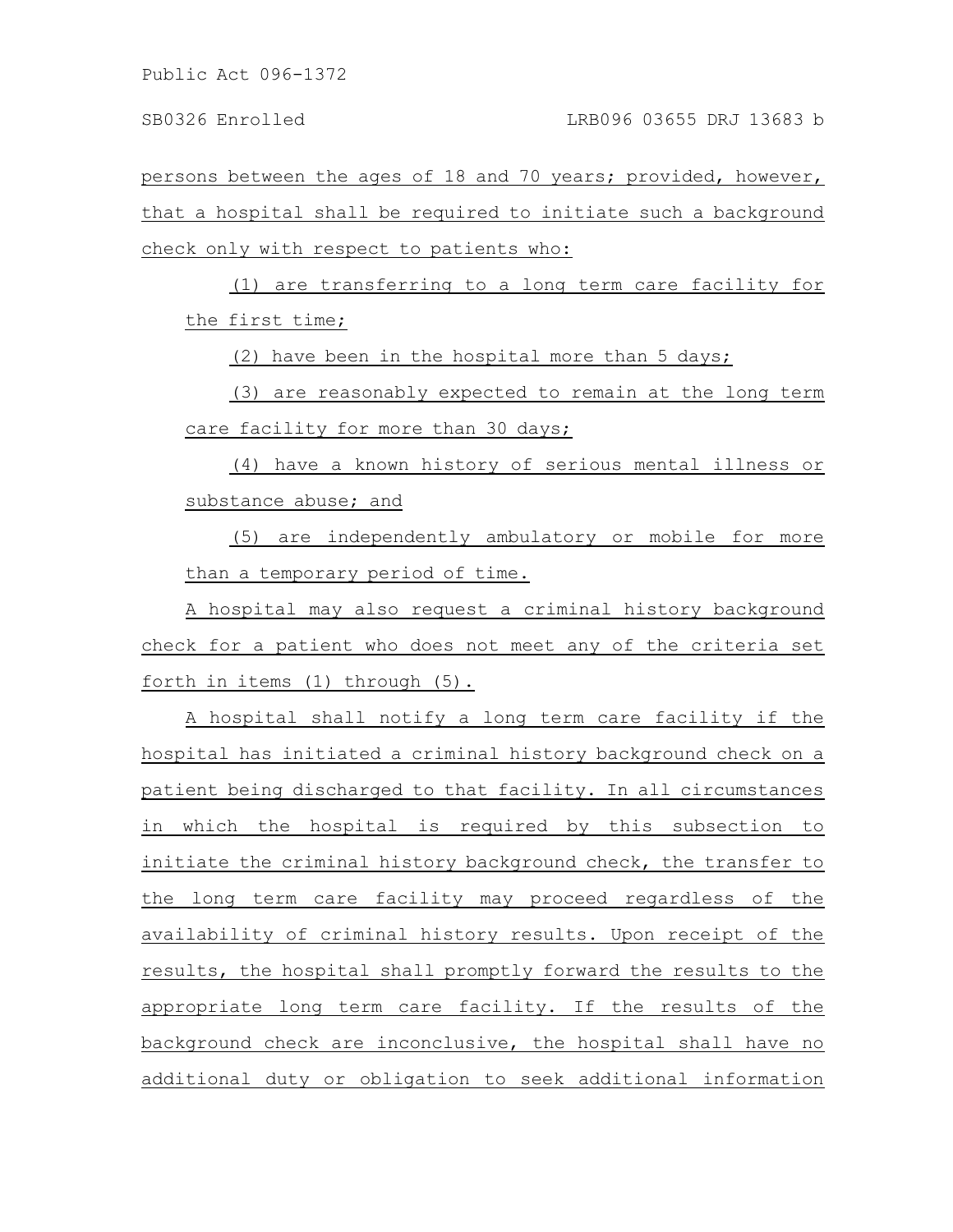persons between the ages of 18 and 70 years; provided, however, that a hospital shall be required to initiate such a background check only with respect to patients who:

(1) are transferring to a long term care facility for the first time;

(2) have been in the hospital more than 5 days;

(3) are reasonably expected to remain at the long term care facility for more than 30 days;

(4) have a known history of serious mental illness or substance abuse; and

(5) are independently ambulatory or mobile for more than a temporary period of time.

A hospital may also request a criminal history background check for a patient who does not meet any of the criteria set forth in items (1) through (5).

A hospital shall notify a long term care facility if the hospital has initiated a criminal history background check on a patient being discharged to that facility. In all circumstances in which the hospital is required by this subsection to initiate the criminal history background check, the transfer to the long term care facility may proceed regardless of the availability of criminal history results. Upon receipt of the results, the hospital shall promptly forward the results to the appropriate long term care facility. If the results of the background check are inconclusive, the hospital shall have no additional duty or obligation to seek additional information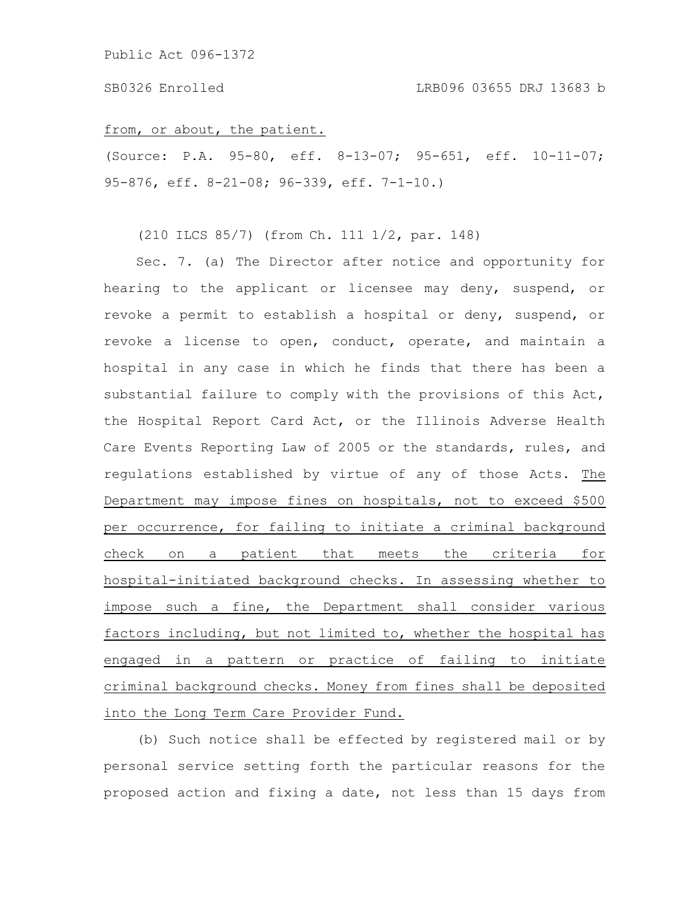from, or about, the patient.

(Source: P.A. 95-80, eff. 8-13-07; 95-651, eff. 10-11-07; 95-876, eff. 8-21-08; 96-339, eff. 7-1-10.)

(210 ILCS 85/7) (from Ch. 111 1/2, par. 148)

Sec. 7. (a) The Director after notice and opportunity for hearing to the applicant or licensee may deny, suspend, or revoke a permit to establish a hospital or deny, suspend, or revoke a license to open, conduct, operate, and maintain a hospital in any case in which he finds that there has been a substantial failure to comply with the provisions of this Act, the Hospital Report Card Act, or the Illinois Adverse Health Care Events Reporting Law of 2005 or the standards, rules, and regulations established by virtue of any of those Acts. The Department may impose fines on hospitals, not to exceed $500 per occurrence, for failing to initiate a criminal background check on a patient that meets the criteria for hospital-initiated background checks. In assessing whether to impose such a fine, the Department shall consider various factors including, but not limited to, whether the hospital has engaged in a pattern or practice of failing to initiate criminal background checks. Money from fines shall be deposited into the Long Term Care Provider Fund.

(b) Such notice shall be effected by registered mail or by personal service setting forth the particular reasons for the proposed action and fixing a date, not less than 15 days from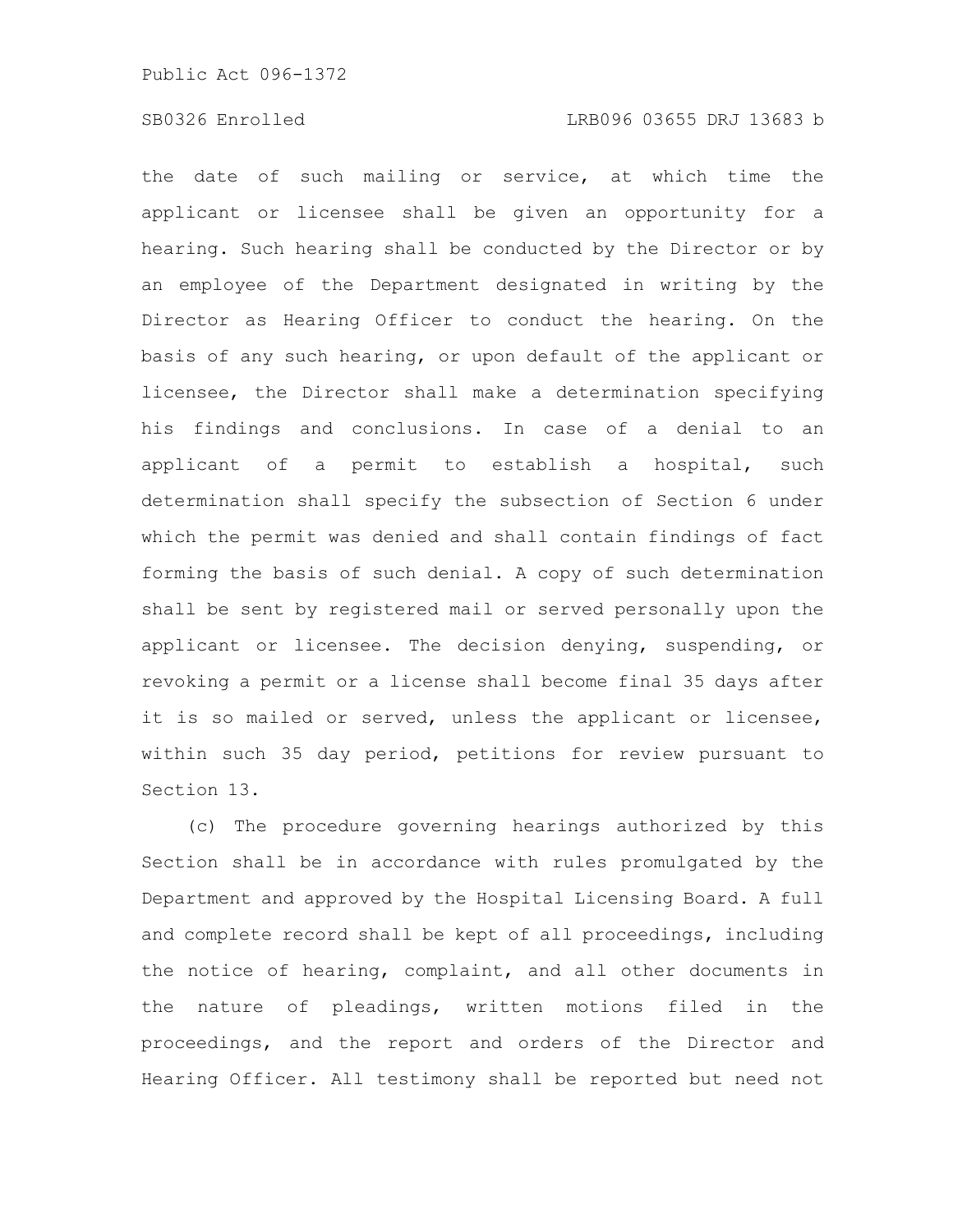the date of such mailing or service, at which time the applicant or licensee shall be given an opportunity for a hearing. Such hearing shall be conducted by the Director or by an employee of the Department designated in writing by the Director as Hearing Officer to conduct the hearing. On the basis of any such hearing, or upon default of the applicant or licensee, the Director shall make a determination specifying his findings and conclusions. In case of a denial to an applicant of a permit to establish a hospital, such determination shall specify the subsection of Section 6 under which the permit was denied and shall contain findings of fact forming the basis of such denial. A copy of such determination shall be sent by registered mail or served personally upon the applicant or licensee. The decision denying, suspending, or revoking a permit or a license shall become final 35 days after it is so mailed or served, unless the applicant or licensee, within such 35 day period, petitions for review pursuant to Section 13.

(c) The procedure governing hearings authorized by this Section shall be in accordance with rules promulgated by the Department and approved by the Hospital Licensing Board. A full and complete record shall be kept of all proceedings, including the notice of hearing, complaint, and all other documents in the nature of pleadings, written motions filed in the proceedings, and the report and orders of the Director and Hearing Officer. All testimony shall be reported but need not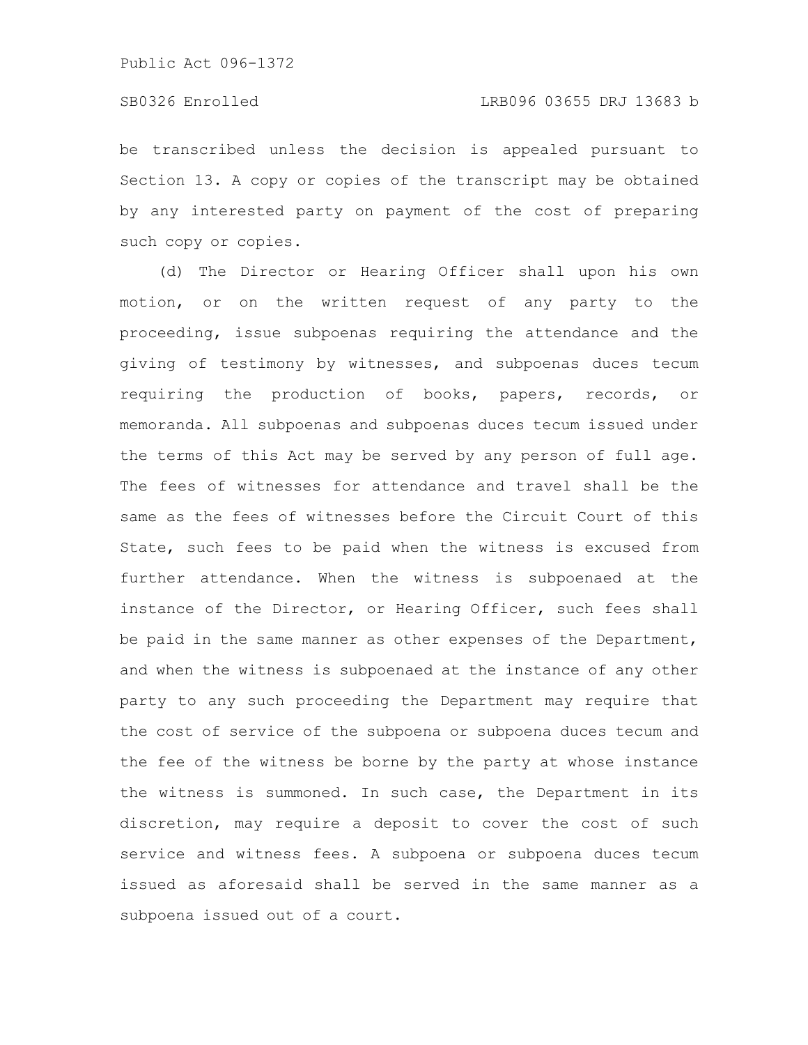be transcribed unless the decision is appealed pursuant to Section 13. A copy or copies of the transcript may be obtained by any interested party on payment of the cost of preparing such copy or copies.

(d) The Director or Hearing Officer shall upon his own motion, or on the written request of any party to the proceeding, issue subpoenas requiring the attendance and the giving of testimony by witnesses, and subpoenas duces tecum requiring the production of books, papers, records, or memoranda. All subpoenas and subpoenas duces tecum issued under the terms of this Act may be served by any person of full age. The fees of witnesses for attendance and travel shall be the same as the fees of witnesses before the Circuit Court of this State, such fees to be paid when the witness is excused from further attendance. When the witness is subpoenaed at the instance of the Director, or Hearing Officer, such fees shall be paid in the same manner as other expenses of the Department, and when the witness is subpoenaed at the instance of any other party to any such proceeding the Department may require that the cost of service of the subpoena or subpoena duces tecum and the fee of the witness be borne by the party at whose instance the witness is summoned. In such case, the Department in its discretion, may require a deposit to cover the cost of such service and witness fees. A subpoena or subpoena duces tecum issued as aforesaid shall be served in the same manner as a subpoena issued out of a court.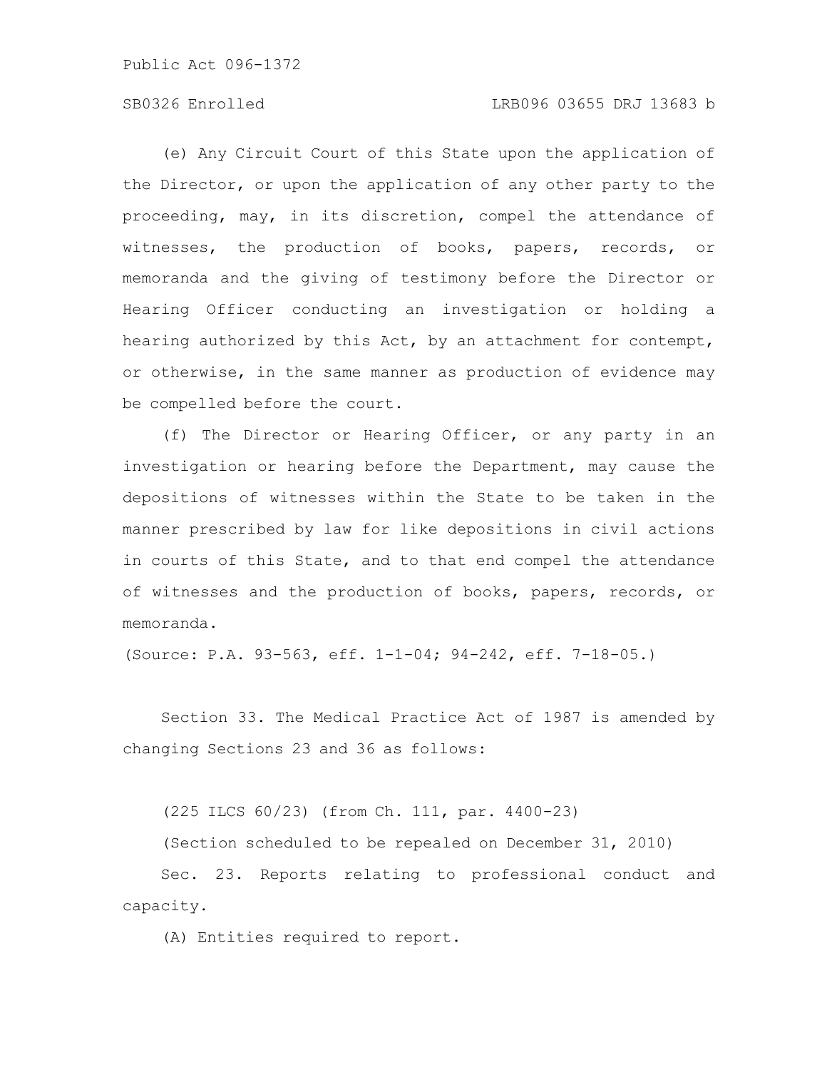(e) Any Circuit Court of this State upon the application of the Director, or upon the application of any other party to the proceeding, may, in its discretion, compel the attendance of witnesses, the production of books, papers, records, or memoranda and the giving of testimony before the Director or Hearing Officer conducting an investigation or holding a hearing authorized by this Act, by an attachment for contempt, or otherwise, in the same manner as production of evidence may be compelled before the court.

(f) The Director or Hearing Officer, or any party in an investigation or hearing before the Department, may cause the depositions of witnesses within the State to be taken in the manner prescribed by law for like depositions in civil actions in courts of this State, and to that end compel the attendance of witnesses and the production of books, papers, records, or memoranda.

(Source: P.A. 93-563, eff. 1-1-04; 94-242, eff. 7-18-05.)

Section 33. The Medical Practice Act of 1987 is amended by changing Sections 23 and 36 as follows:

(225 ILCS 60/23) (from Ch. 111, par. 4400-23)

(Section scheduled to be repealed on December 31, 2010)

Sec. 23. Reports relating to professional conduct and capacity.

(A) Entities required to report.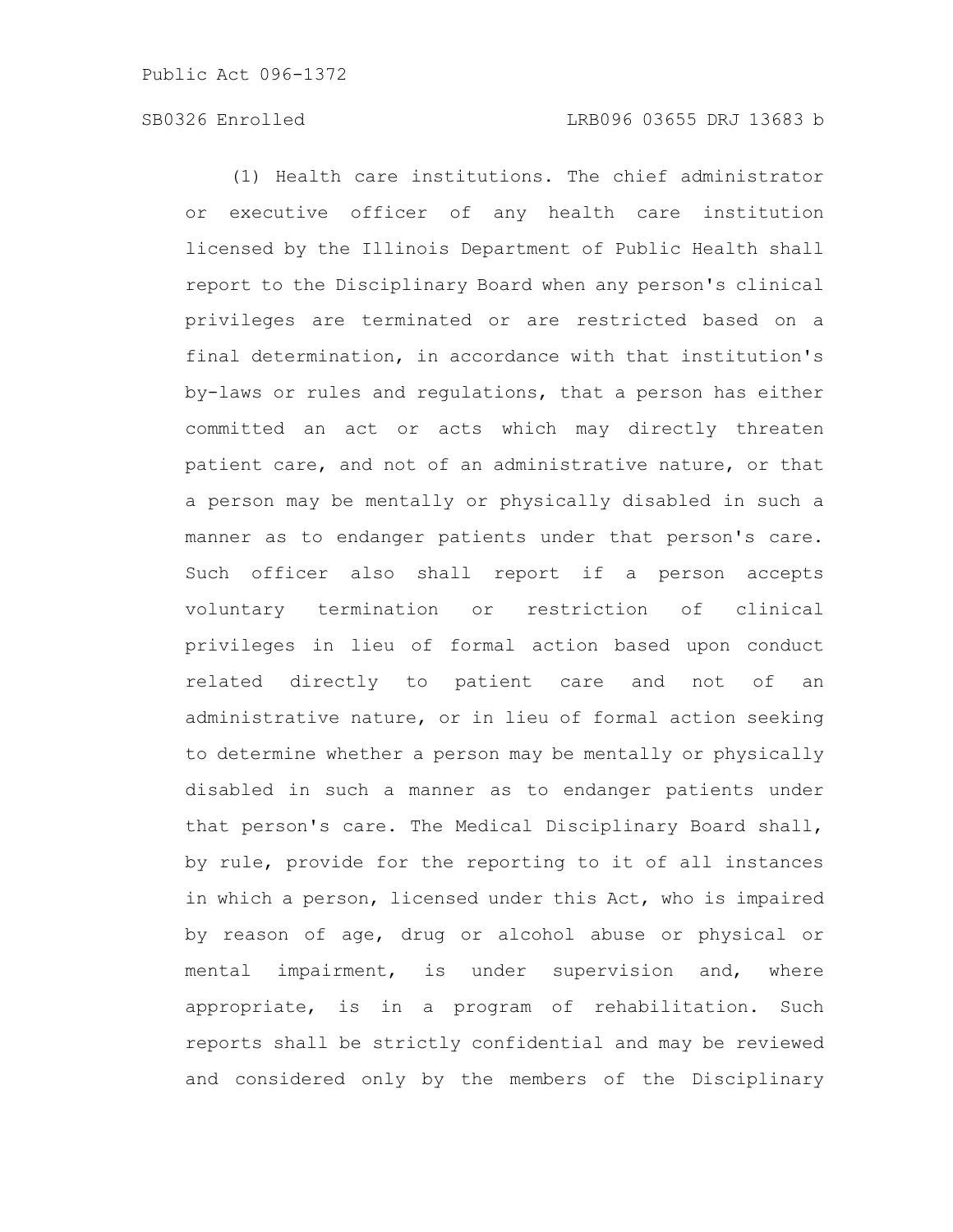(1) Health care institutions. The chief administrator or executive officer of any health care institution licensed by the Illinois Department of Public Health shall report to the Disciplinary Board when any person's clinical privileges are terminated or are restricted based on a final determination, in accordance with that institution's by-laws or rules and regulations, that a person has either committed an act or acts which may directly threaten patient care, and not of an administrative nature, or that a person may be mentally or physically disabled in such a manner as to endanger patients under that person's care. Such officer also shall report if a person accepts voluntary termination or restriction of clinical privileges in lieu of formal action based upon conduct related directly to patient care and not of an administrative nature, or in lieu of formal action seeking to determine whether a person may be mentally or physically disabled in such a manner as to endanger patients under that person's care. The Medical Disciplinary Board shall, by rule, provide for the reporting to it of all instances in which a person, licensed under this Act, who is impaired by reason of age, drug or alcohol abuse or physical or mental impairment, is under supervision and, where appropriate, is in a program of rehabilitation. Such reports shall be strictly confidential and may be reviewed and considered only by the members of the Disciplinary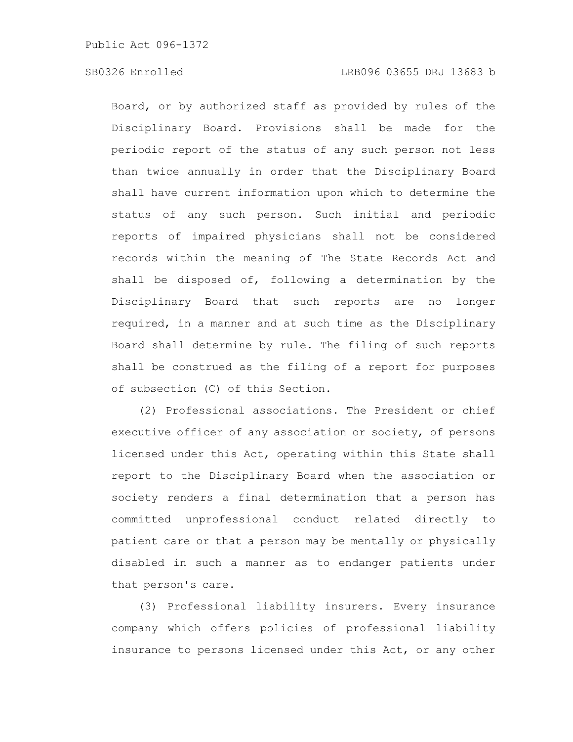Board, or by authorized staff as provided by rules of the Disciplinary Board. Provisions shall be made for the periodic report of the status of any such person not less than twice annually in order that the Disciplinary Board shall have current information upon which to determine the status of any such person. Such initial and periodic reports of impaired physicians shall not be considered records within the meaning of The State Records Act and shall be disposed of, following a determination by the Disciplinary Board that such reports are no longer required, in a manner and at such time as the Disciplinary Board shall determine by rule. The filing of such reports shall be construed as the filing of a report for purposes of subsection (C) of this Section.

(2) Professional associations. The President or chief executive officer of any association or society, of persons licensed under this Act, operating within this State shall report to the Disciplinary Board when the association or society renders a final determination that a person has committed unprofessional conduct related directly to patient care or that a person may be mentally or physically disabled in such a manner as to endanger patients under that person's care.

(3) Professional liability insurers. Every insurance company which offers policies of professional liability insurance to persons licensed under this Act, or any other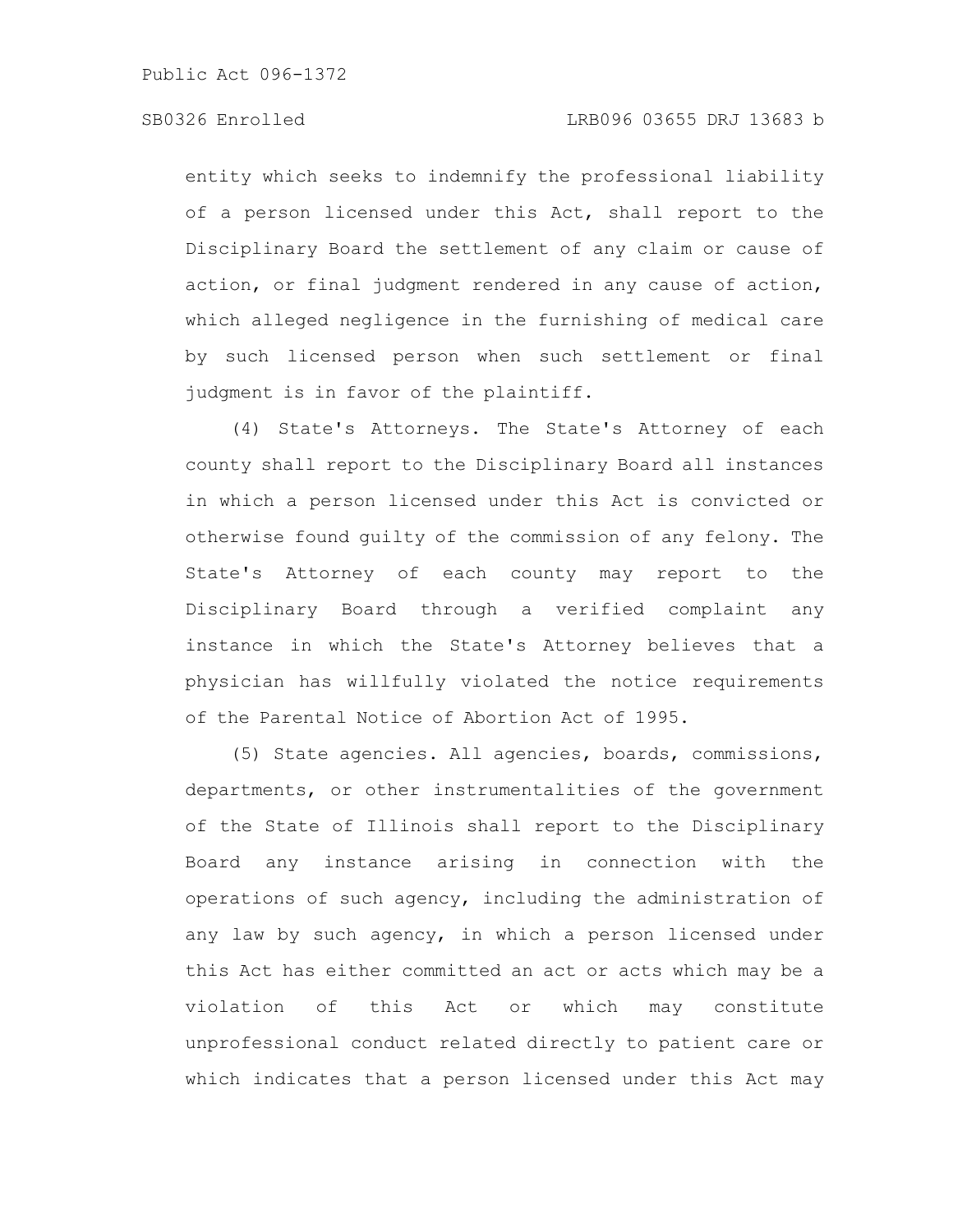entity which seeks to indemnify the professional liability of a person licensed under this Act, shall report to the Disciplinary Board the settlement of any claim or cause of action, or final judgment rendered in any cause of action, which alleged negligence in the furnishing of medical care by such licensed person when such settlement or final judgment is in favor of the plaintiff.

(4) State's Attorneys. The State's Attorney of each county shall report to the Disciplinary Board all instances in which a person licensed under this Act is convicted or otherwise found guilty of the commission of any felony. The State's Attorney of each county may report to the Disciplinary Board through a verified complaint any instance in which the State's Attorney believes that a physician has willfully violated the notice requirements of the Parental Notice of Abortion Act of 1995.

(5) State agencies. All agencies, boards, commissions, departments, or other instrumentalities of the government of the State of Illinois shall report to the Disciplinary Board any instance arising in connection with the operations of such agency, including the administration of any law by such agency, in which a person licensed under this Act has either committed an act or acts which may be a violation of this Act or which may constitute unprofessional conduct related directly to patient care or which indicates that a person licensed under this Act may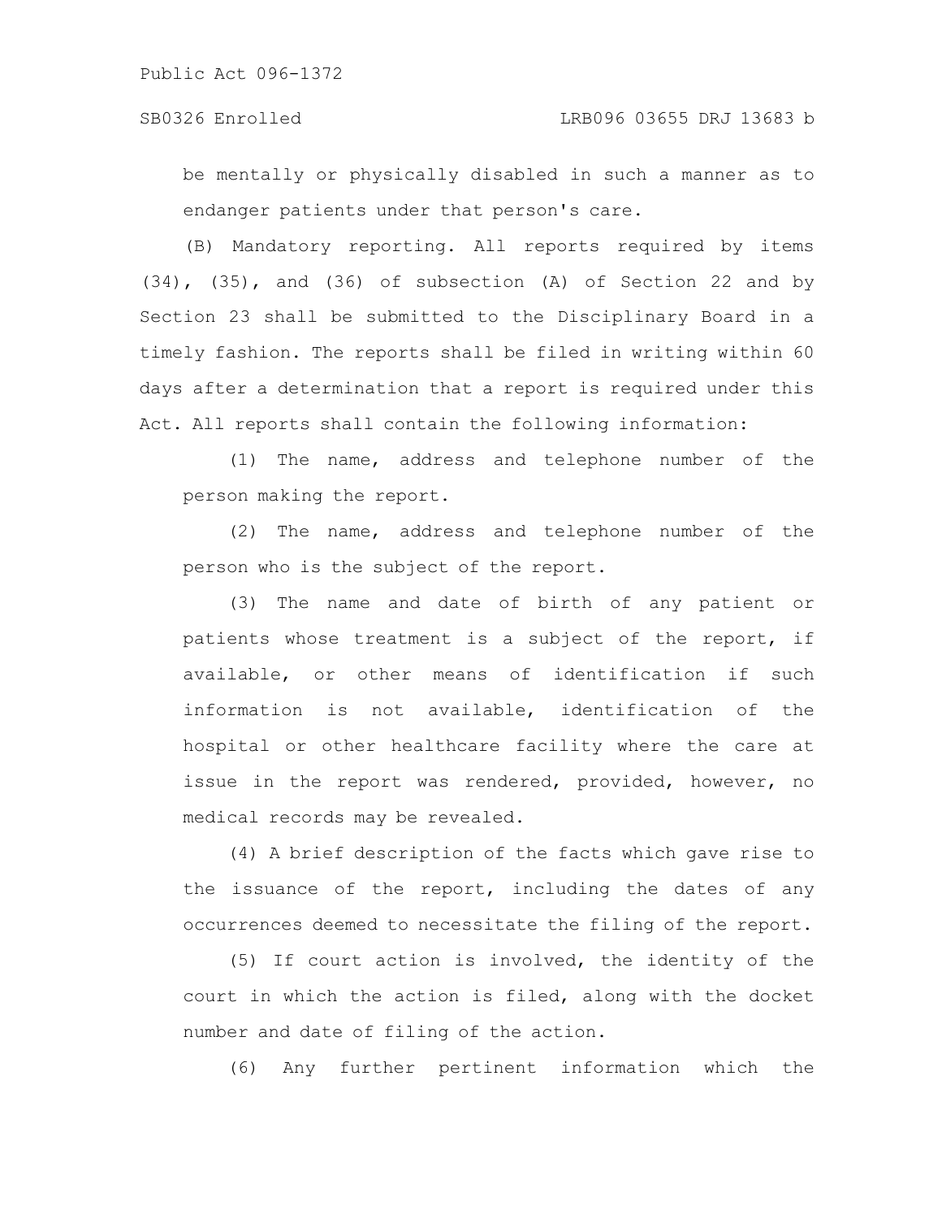be mentally or physically disabled in such a manner as to endanger patients under that person's care.

(B) Mandatory reporting. All reports required by items (34), (35), and (36) of subsection (A) of Section 22 and by Section 23 shall be submitted to the Disciplinary Board in a timely fashion. The reports shall be filed in writing within 60 days after a determination that a report is required under this Act. All reports shall contain the following information:

(1) The name, address and telephone number of the person making the report.

(2) The name, address and telephone number of the person who is the subject of the report.

(3) The name and date of birth of any patient or patients whose treatment is a subject of the report, if available, or other means of identification if such information is not available, identification of the hospital or other healthcare facility where the care at issue in the report was rendered, provided, however, no medical records may be revealed.

(4) A brief description of the facts which gave rise to the issuance of the report, including the dates of any occurrences deemed to necessitate the filing of the report.

(5) If court action is involved, the identity of the court in which the action is filed, along with the docket number and date of filing of the action.

(6) Any further pertinent information which the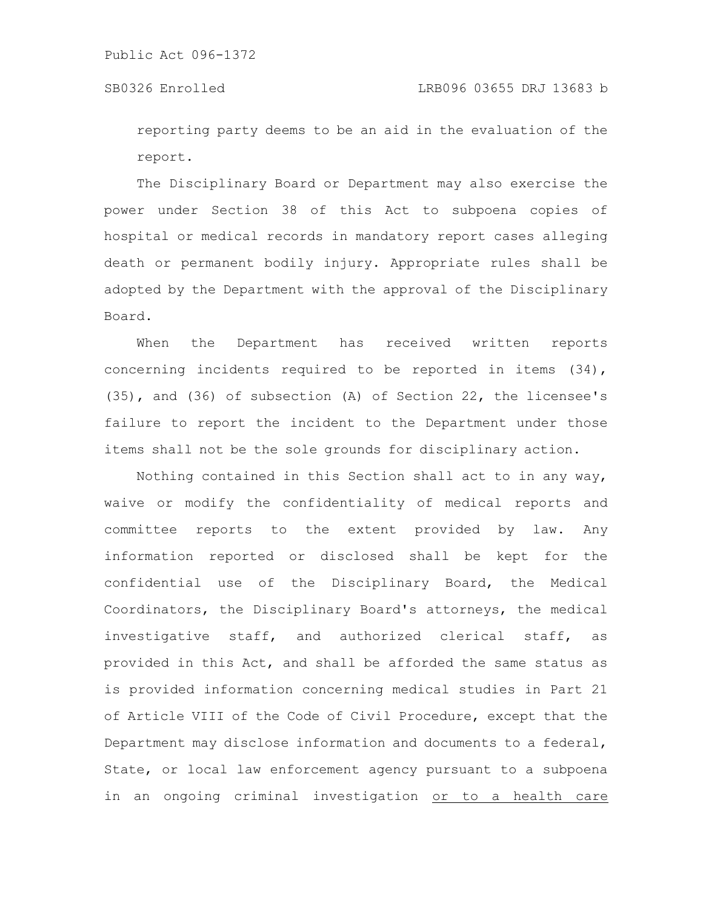reporting party deems to be an aid in the evaluation of the report.

The Disciplinary Board or Department may also exercise the power under Section 38 of this Act to subpoena copies of hospital or medical records in mandatory report cases alleging death or permanent bodily injury. Appropriate rules shall be adopted by the Department with the approval of the Disciplinary Board.

When the Department has received written reports concerning incidents required to be reported in items (34), (35), and (36) of subsection (A) of Section 22, the licensee's failure to report the incident to the Department under those items shall not be the sole grounds for disciplinary action.

Nothing contained in this Section shall act to in any way, waive or modify the confidentiality of medical reports and committee reports to the extent provided by law. Any information reported or disclosed shall be kept for the confidential use of the Disciplinary Board, the Medical Coordinators, the Disciplinary Board's attorneys, the medical investigative staff, and authorized clerical staff, as provided in this Act, and shall be afforded the same status as is provided information concerning medical studies in Part 21 of Article VIII of the Code of Civil Procedure, except that the Department may disclose information and documents to a federal, State, or local law enforcement agency pursuant to a subpoena in an ongoing criminal investigation <u>or to a health care</u>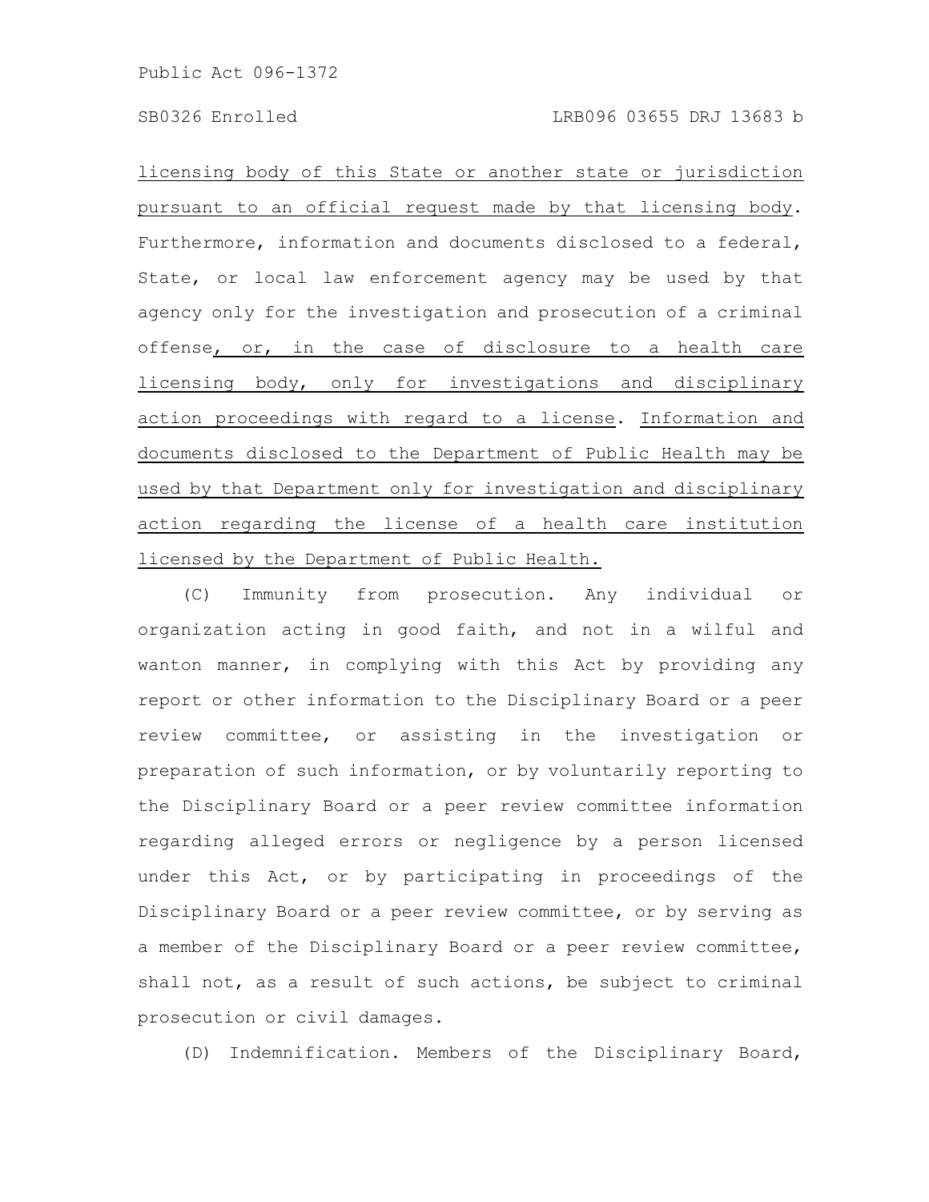licensing body of this State or another state or jurisdiction pursuant to an official request made by that licensing body. Furthermore, information and documents disclosed to a federal, State, or local law enforcement agency may be used by that agency only for the investigation and prosecution of a criminal offense, or, in the case of disclosure to a health care licensing body, only for investigations and disciplinary action proceedings with regard to a license. Information and documents disclosed to the Department of Public Health may be used by that Department only for investigation and disciplinary action regarding the license of a health care institution licensed by the Department of Public Health.

(C) Immunity from prosecution. Any individual or organization acting in good faith, and not in a wilful and wanton manner, in complying with this Act by providing any report or other information to the Disciplinary Board or a peer review committee, or assisting in the investigation or preparation of such information, or by voluntarily reporting to the Disciplinary Board or a peer review committee information regarding alleged errors or negligence by a person licensed under this Act, or by participating in proceedings of the Disciplinary Board or a peer review committee, or by serving as a member of the Disciplinary Board or a peer review committee, shall not, as a result of such actions, be subject to criminal prosecution or civil damages.

(D) Indemnification. Members of the Disciplinary Board,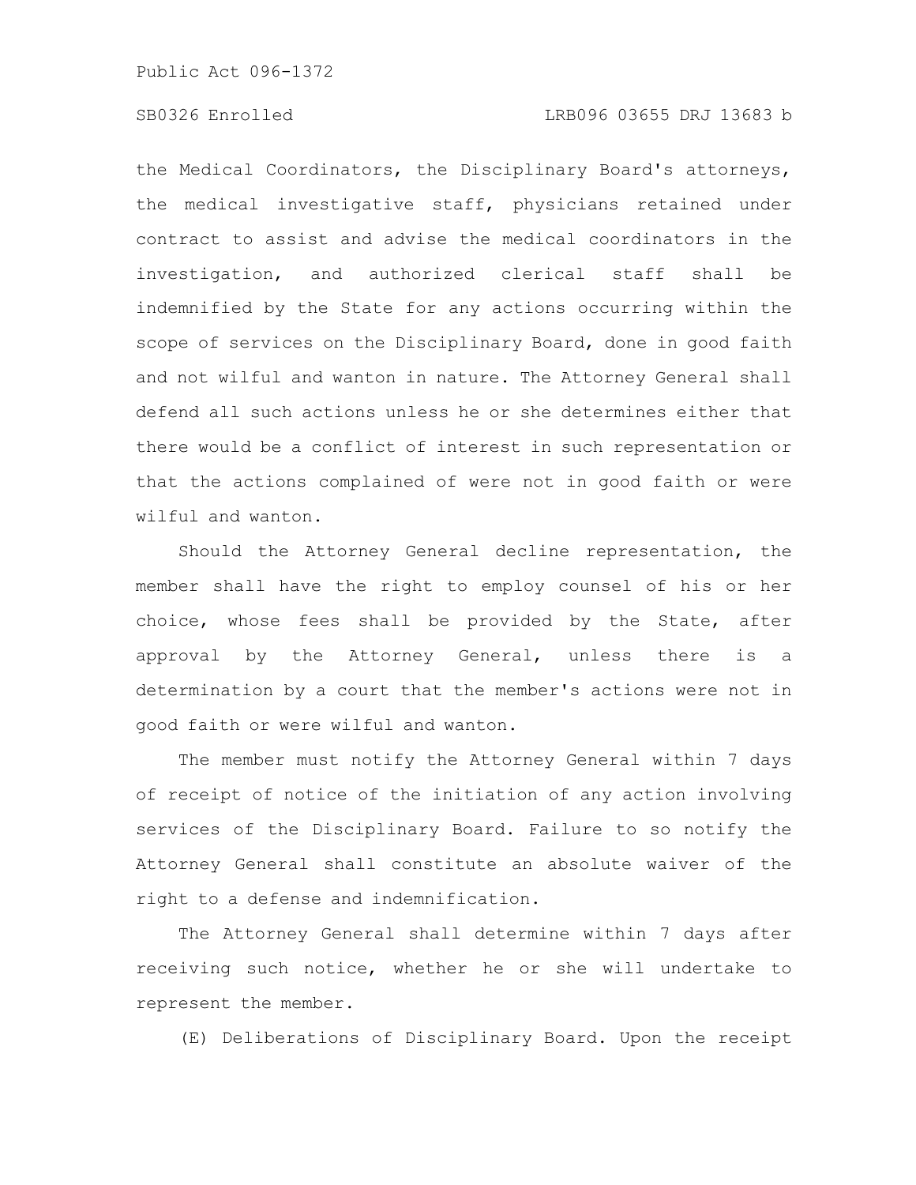the Medical Coordinators, the Disciplinary Board's attorneys, the medical investigative staff, physicians retained under contract to assist and advise the medical coordinators in the investigation, and authorized clerical staff shall be indemnified by the State for any actions occurring within the scope of services on the Disciplinary Board, done in good faith and not wilful and wanton in nature. The Attorney General shall defend all such actions unless he or she determines either that there would be a conflict of interest in such representation or that the actions complained of were not in good faith or were wilful and wanton.

Should the Attorney General decline representation, the member shall have the right to employ counsel of his or her choice, whose fees shall be provided by the State, after approval by the Attorney General, unless there is a determination by a court that the member's actions were not in good faith or were wilful and wanton.

The member must notify the Attorney General within 7 days of receipt of notice of the initiation of any action involving services of the Disciplinary Board. Failure to so notify the Attorney General shall constitute an absolute waiver of the right to a defense and indemnification.

The Attorney General shall determine within 7 days after receiving such notice, whether he or she will undertake to represent the member.

(E) Deliberations of Disciplinary Board. Upon the receipt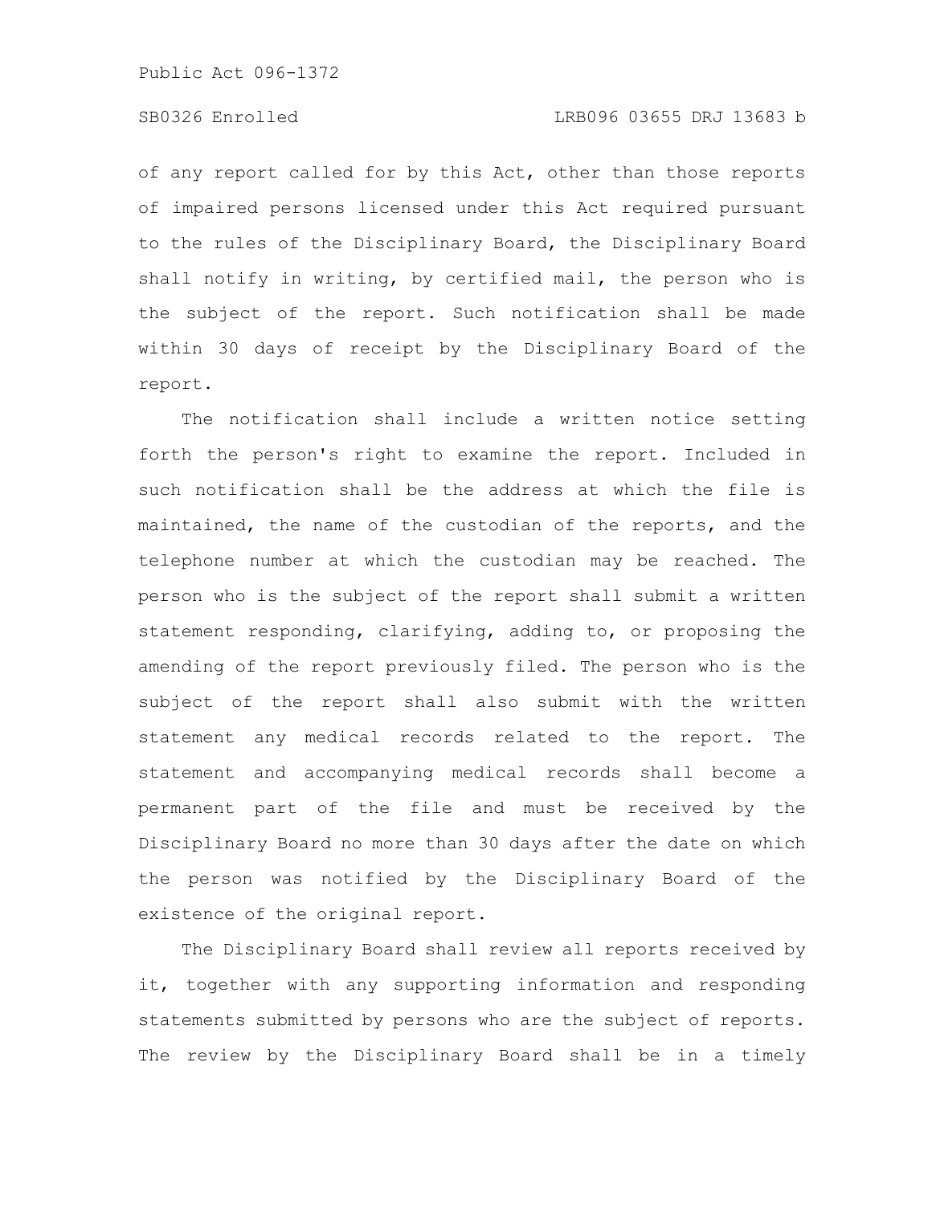of any report called for by this Act, other than those reports of impaired persons licensed under this Act required pursuant to the rules of the Disciplinary Board, the Disciplinary Board shall notify in writing, by certified mail, the person who is the subject of the report. Such notification shall be made within 30 days of receipt by the Disciplinary Board of the report.

The notification shall include a written notice setting forth the person's right to examine the report. Included in such notification shall be the address at which the file is maintained, the name of the custodian of the reports, and the telephone number at which the custodian may be reached. The person who is the subject of the report shall submit a written statement responding, clarifying, adding to, or proposing the amending of the report previously filed. The person who is the subject of the report shall also submit with the written statement any medical records related to the report. The statement and accompanying medical records shall become a permanent part of the file and must be received by the Disciplinary Board no more than 30 days after the date on which the person was notified by the Disciplinary Board of the existence of the original report.

The Disciplinary Board shall review all reports received by it, together with any supporting information and responding statements submitted by persons who are the subject of reports. The review by the Disciplinary Board shall be in a timely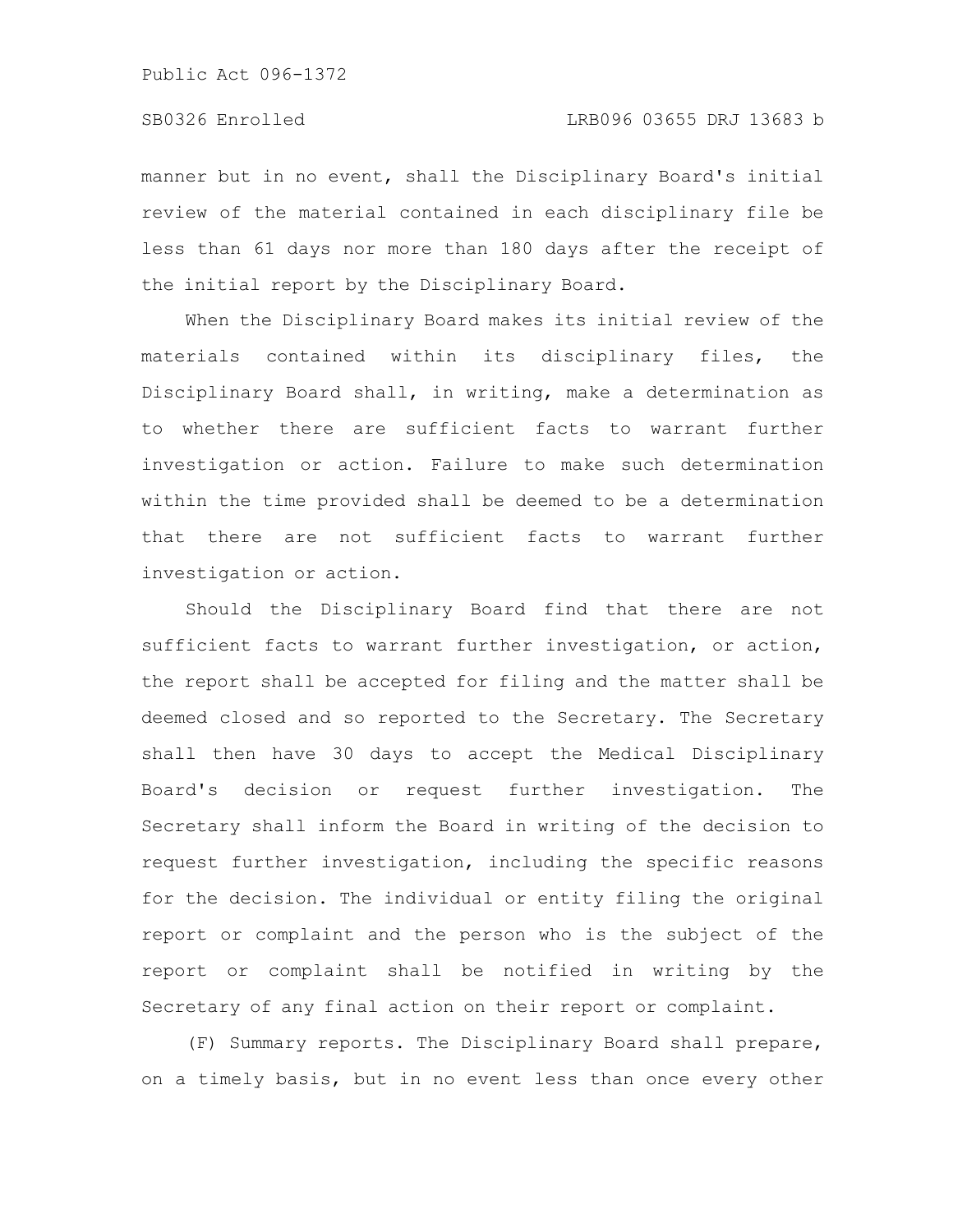manner but in no event, shall the Disciplinary Board's initial review of the material contained in each disciplinary file be less than 61 days nor more than 180 days after the receipt of the initial report by the Disciplinary Board.

When the Disciplinary Board makes its initial review of the materials contained within its disciplinary files, the Disciplinary Board shall, in writing, make a determination as to whether there are sufficient facts to warrant further investigation or action. Failure to make such determination within the time provided shall be deemed to be a determination that there are not sufficient facts to warrant further investigation or action.

Should the Disciplinary Board find that there are not sufficient facts to warrant further investigation, or action, the report shall be accepted for filing and the matter shall be deemed closed and so reported to the Secretary. The Secretary shall then have 30 days to accept the Medical Disciplinary Board's decision or request further investigation. The Secretary shall inform the Board in writing of the decision to request further investigation, including the specific reasons for the decision. The individual or entity filing the original report or complaint and the person who is the subject of the report or complaint shall be notified in writing by the Secretary of any final action on their report or complaint.

(F) Summary reports. The Disciplinary Board shall prepare, on a timely basis, but in no event less than once every other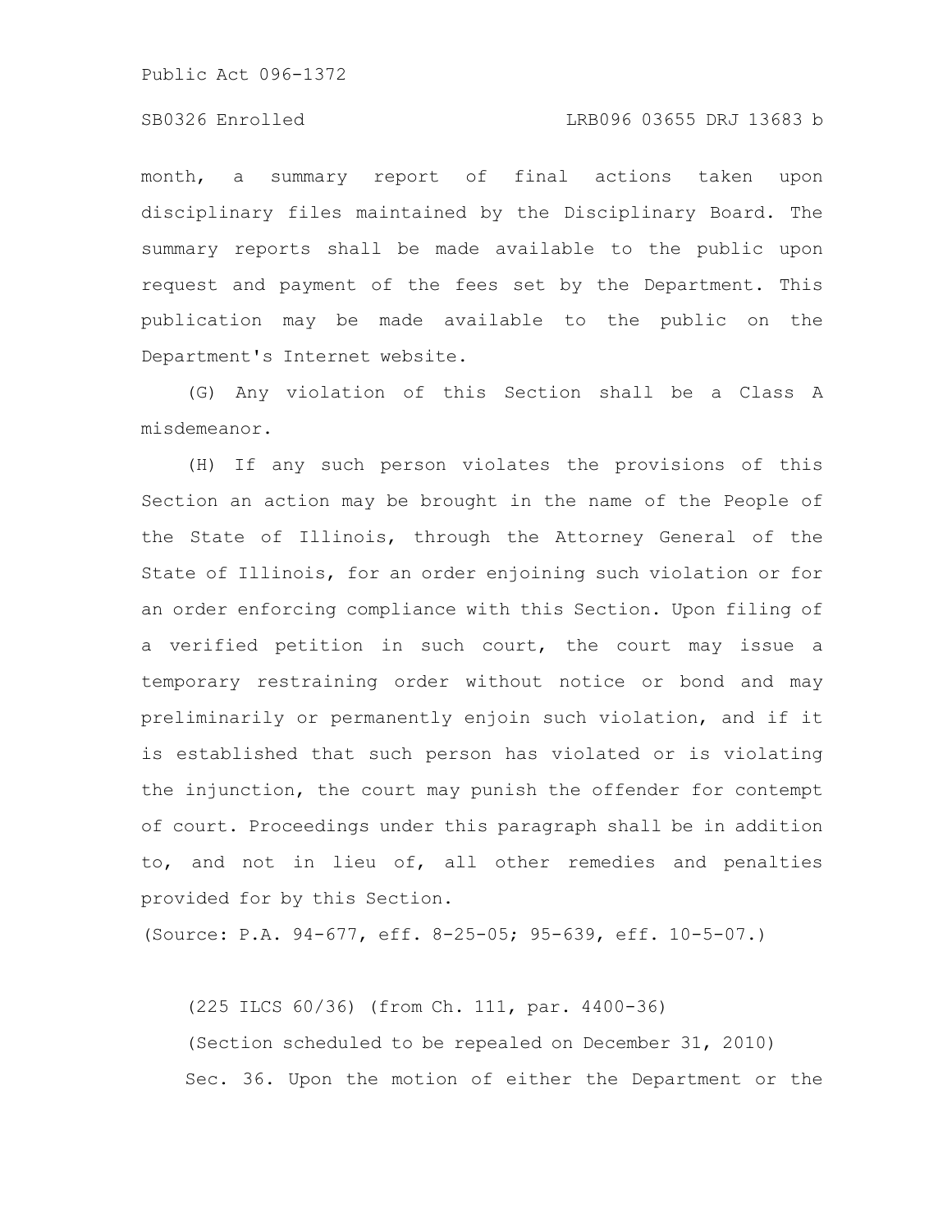month, a summary report of final actions taken upon disciplinary files maintained by the Disciplinary Board. The summary reports shall be made available to the public upon request and payment of the fees set by the Department. This publication may be made available to the public on the Department's Internet website.

(G) Any violation of this Section shall be a Class A misdemeanor.

(H) If any such person violates the provisions of this Section an action may be brought in the name of the People of the State of Illinois, through the Attorney General of the State of Illinois, for an order enjoining such violation or for an order enforcing compliance with this Section. Upon filing of a verified petition in such court, the court may issue a temporary restraining order without notice or bond and may preliminarily or permanently enjoin such violation, and if it is established that such person has violated or is violating the injunction, the court may punish the offender for contempt of court. Proceedings under this paragraph shall be in addition to, and not in lieu of, all other remedies and penalties provided for by this Section.

(Source: P.A. 94-677, eff. 8-25-05; 95-639, eff. 10-5-07.)

(225 ILCS 60/36) (from Ch. 111, par. 4400-36)

(Section scheduled to be repealed on December 31, 2010)

Sec. 36. Upon the motion of either the Department or the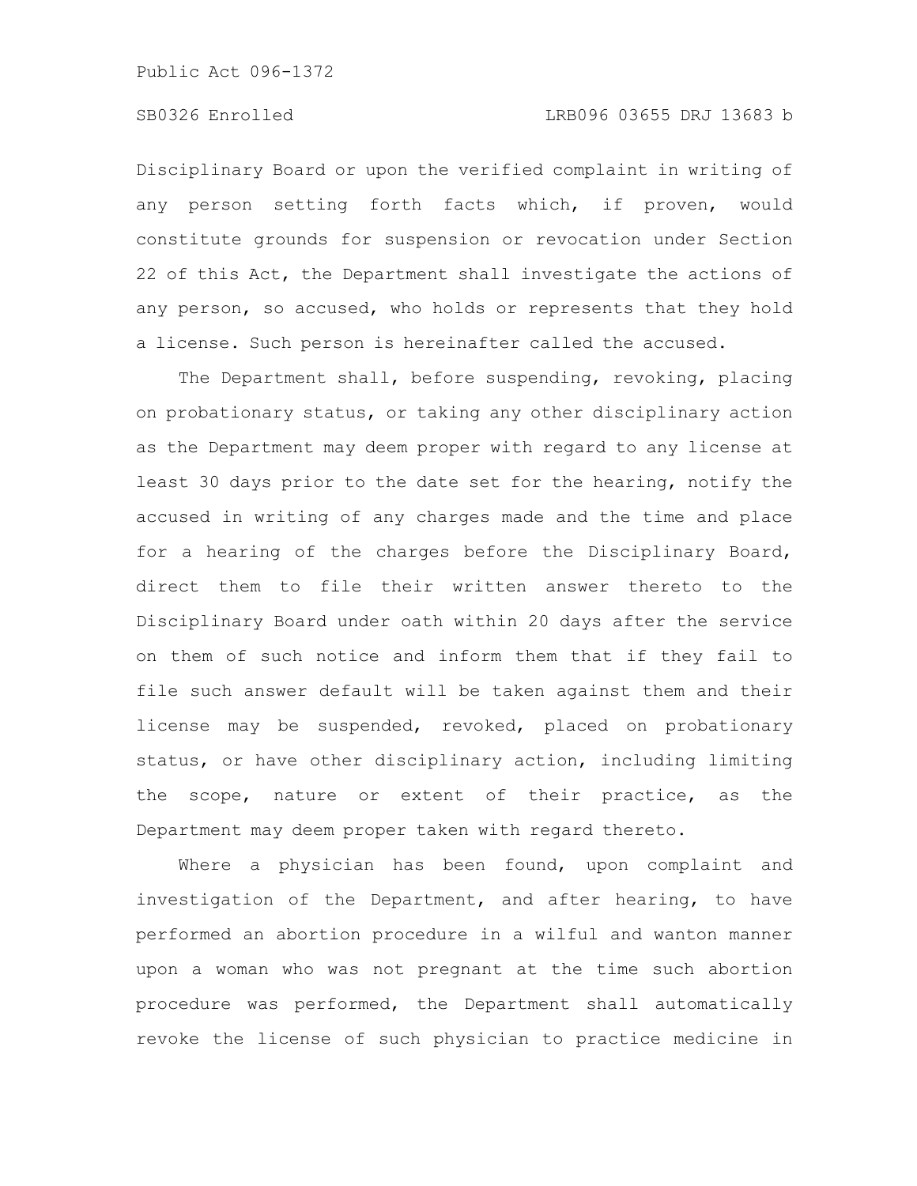Disciplinary Board or upon the verified complaint in writing of any person setting forth facts which, if proven, would constitute grounds for suspension or revocation under Section 22 of this Act, the Department shall investigate the actions of any person, so accused, who holds or represents that they hold a license. Such person is hereinafter called the accused.

The Department shall, before suspending, revoking, placing on probationary status, or taking any other disciplinary action as the Department may deem proper with regard to any license at least 30 days prior to the date set for the hearing, notify the accused in writing of any charges made and the time and place for a hearing of the charges before the Disciplinary Board, direct them to file their written answer thereto to the Disciplinary Board under oath within 20 days after the service on them of such notice and inform them that if they fail to file such answer default will be taken against them and their license may be suspended, revoked, placed on probationary status, or have other disciplinary action, including limiting the scope, nature or extent of their practice, as the Department may deem proper taken with regard thereto.

Where a physician has been found, upon complaint and investigation of the Department, and after hearing, to have performed an abortion procedure in a wilful and wanton manner upon a woman who was not pregnant at the time such abortion procedure was performed, the Department shall automatically revoke the license of such physician to practice medicine in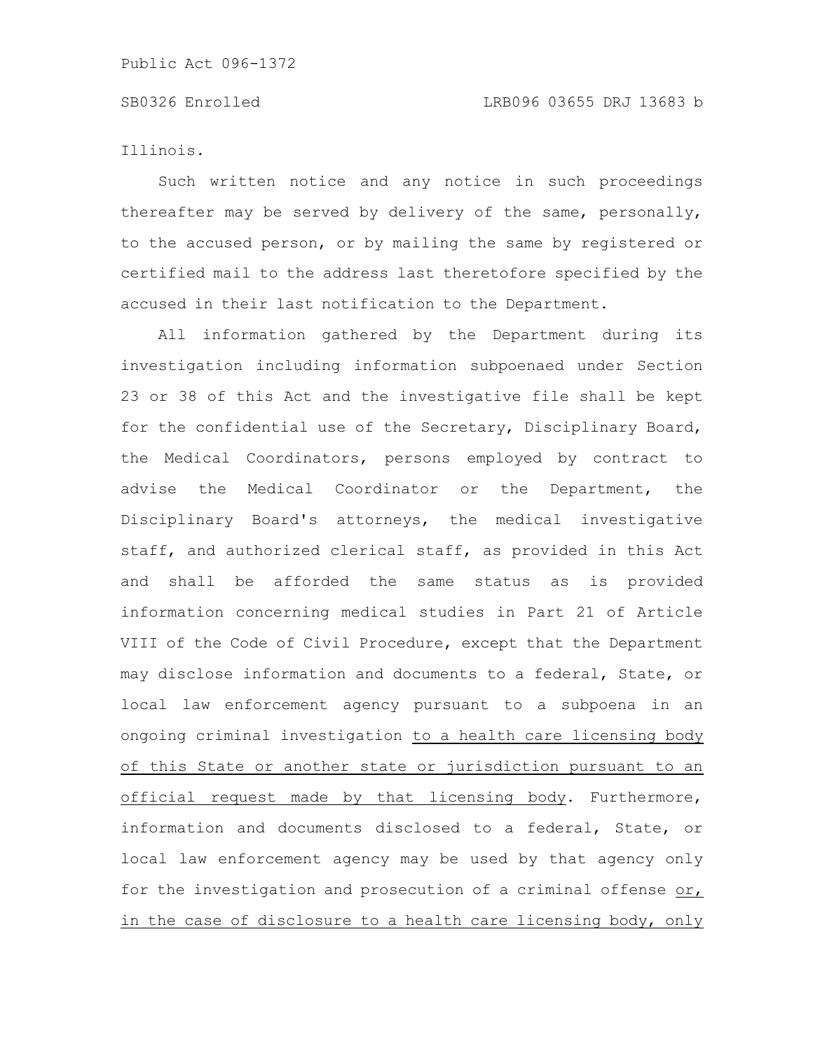Illinois.

Such written notice and any notice in such proceedings thereafter may be served by delivery of the same, personally, to the accused person, or by mailing the same by registered or certified mail to the address last theretofore specified by the accused in their last notification to the Department.

All information gathered by the Department during its investigation including information subpoenaed under Section 23 or 38 of this Act and the investigative file shall be kept for the confidential use of the Secretary, Disciplinary Board, the Medical Coordinators, persons employed by contract to advise the Medical Coordinator or the Department, the Disciplinary Board's attorneys, the medical investigative staff, and authorized clerical staff, as provided in this Act and shall be afforded the same status as is provided information concerning medical studies in Part 21 of Article VIII of the Code of Civil Procedure, except that the Department may disclose information and documents to a federal, State, or local law enforcement agency pursuant to a subpoena in an ongoing criminal investigation <u>to a health care licensing body of this State or another state or jurisdiction pursuant to an official request made by that licensing body</u>. Furthermore, information and documents disclosed to a federal, State, or local law enforcement agency may be used by that agency only for the investigation and prosecution of a criminal offense <u>or, in the case of disclosure to a health care licensing body, only</u>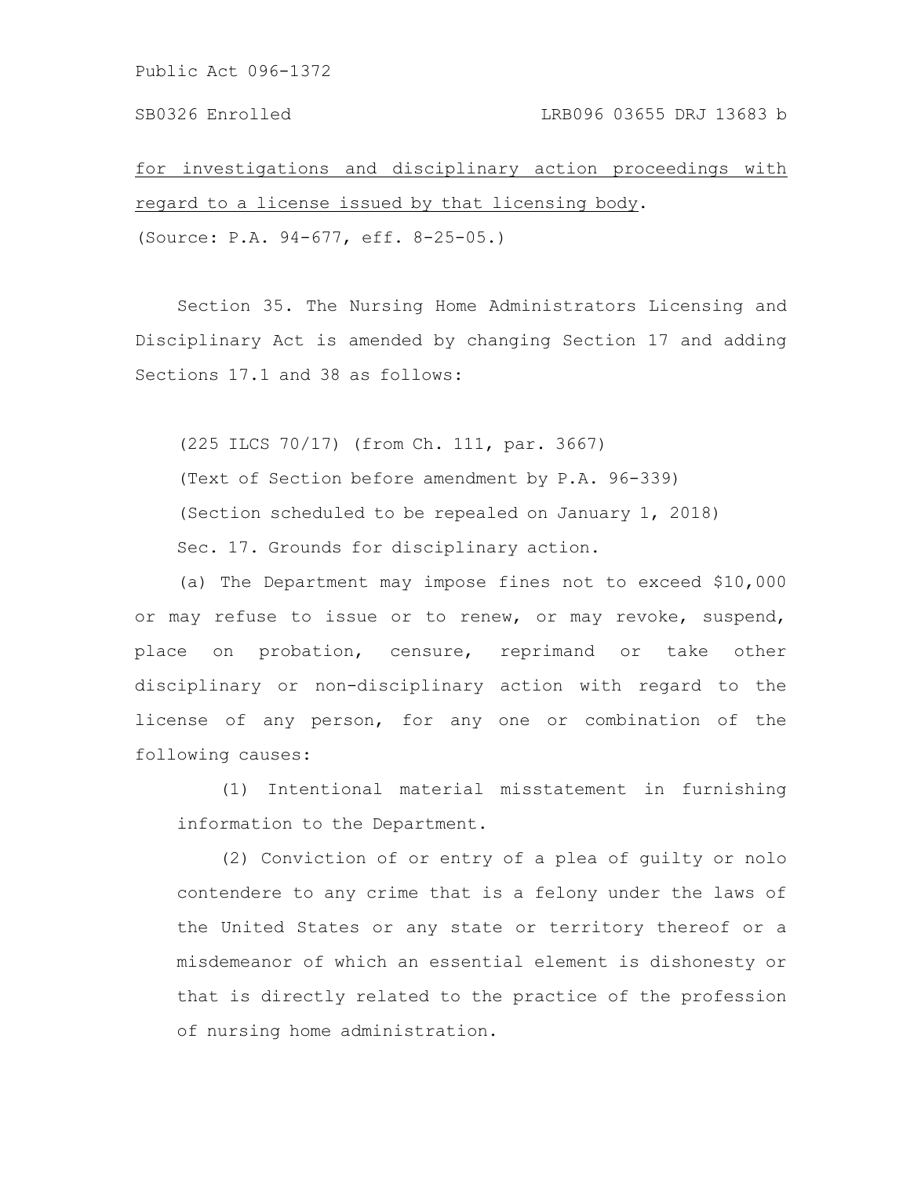for investigations and disciplinary action proceedings with regard to a license issued by that licensing body.

(Source: P.A. 94-677, eff. 8-25-05.)

Section 35. The Nursing Home Administrators Licensing and Disciplinary Act is amended by changing Section 17 and adding Sections 17.1 and 38 as follows:

(225 ILCS 70/17) (from Ch. 111, par. 3667)

(Text of Section before amendment by P.A. 96-339)

(Section scheduled to be repealed on January 1, 2018)

Sec. 17. Grounds for disciplinary action.

(a) The Department may impose fines not to exceed $10,000 or may refuse to issue or to renew, or may revoke, suspend, place on probation, censure, reprimand or take other disciplinary or non-disciplinary action with regard to the license of any person, for any one or combination of the following causes:

(1) Intentional material misstatement in furnishing information to the Department.

(2) Conviction of or entry of a plea of guilty or nolo contendere to any crime that is a felony under the laws of the United States or any state or territory thereof or a misdemeanor of which an essential element is dishonesty or that is directly related to the practice of the profession of nursing home administration.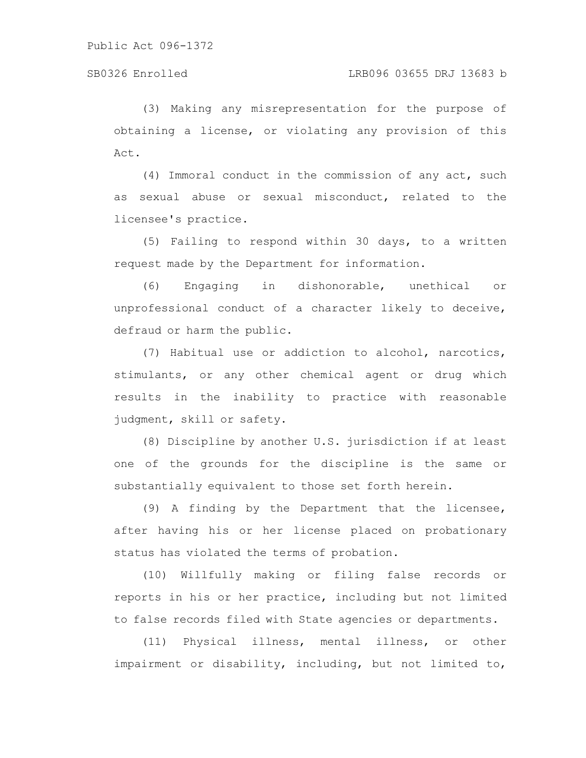(3) Making any misrepresentation for the purpose of obtaining a license, or violating any provision of this Act.

(4) Immoral conduct in the commission of any act, such as sexual abuse or sexual misconduct, related to the licensee's practice.

(5) Failing to respond within 30 days, to a written request made by the Department for information.

(6) Engaging in dishonorable, unethical or unprofessional conduct of a character likely to deceive, defraud or harm the public.

(7) Habitual use or addiction to alcohol, narcotics, stimulants, or any other chemical agent or drug which results in the inability to practice with reasonable judgment, skill or safety.

(8) Discipline by another U.S. jurisdiction if at least one of the grounds for the discipline is the same or substantially equivalent to those set forth herein.

(9) A finding by the Department that the licensee, after having his or her license placed on probationary status has violated the terms of probation.

(10) Willfully making or filing false records or reports in his or her practice, including but not limited to false records filed with State agencies or departments.

(11) Physical illness, mental illness, or other impairment or disability, including, but not limited to,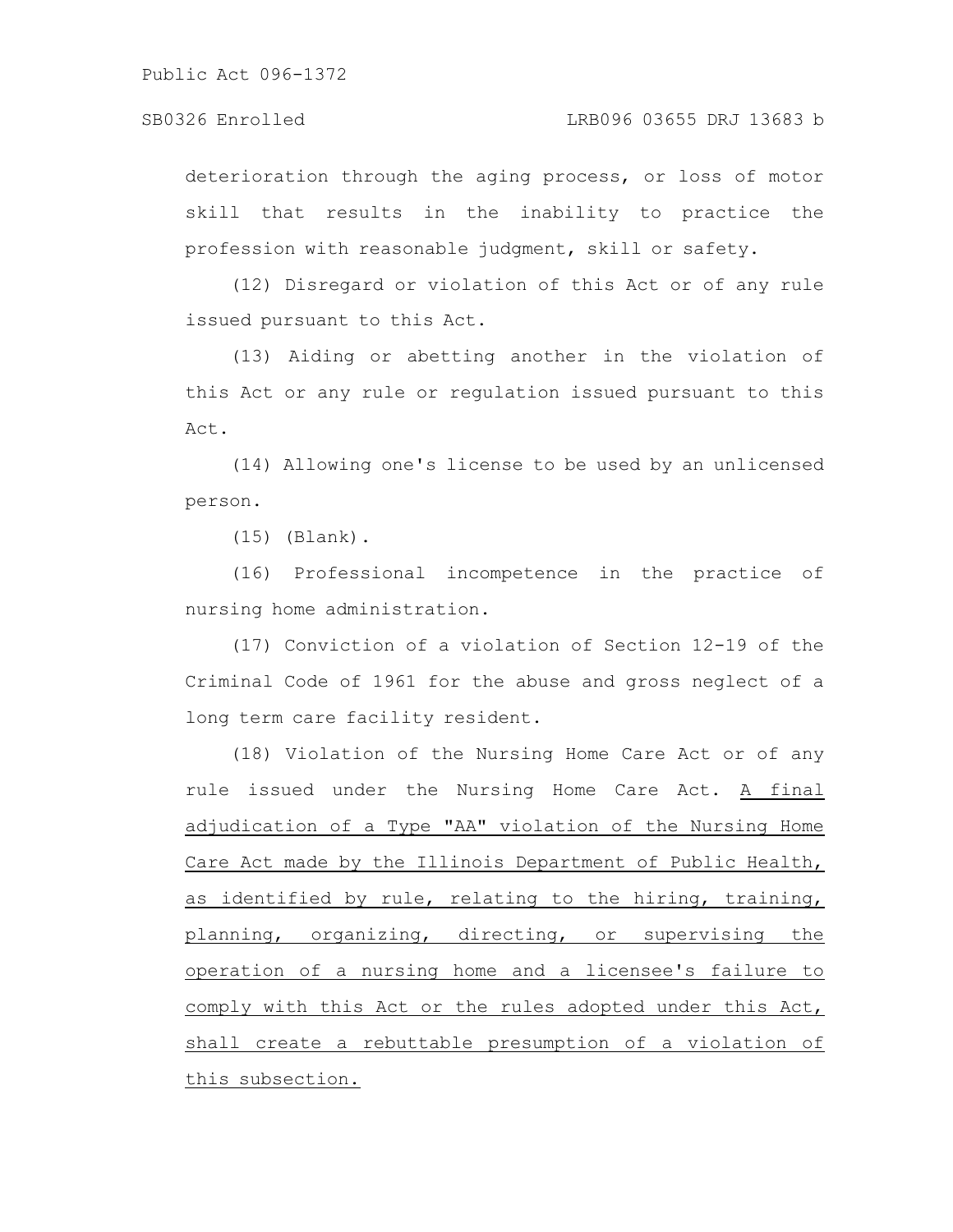deterioration through the aging process, or loss of motor skill that results in the inability to practice the profession with reasonable judgment, skill or safety.

(12) Disregard or violation of this Act or of any rule issued pursuant to this Act.

(13) Aiding or abetting another in the violation of this Act or any rule or regulation issued pursuant to this Act.

(14) Allowing one's license to be used by an unlicensed person.

(15) (Blank).

(16) Professional incompetence in the practice of nursing home administration.

(17) Conviction of a violation of Section 12-19 of the Criminal Code of 1961 for the abuse and gross neglect of a long term care facility resident.

(18) Violation of the Nursing Home Care Act or of any rule issued under the Nursing Home Care Act. <u>A final adjudication of a Type "AA" violation of the Nursing Home Care Act made by the Illinois Department of Public Health, as identified by rule, relating to the hiring, training, planning, organizing, directing, or supervising the operation of a nursing home and a licensee's failure to comply with this Act or the rules adopted under this Act, shall create a rebuttable presumption of a violation of this subsection.</u>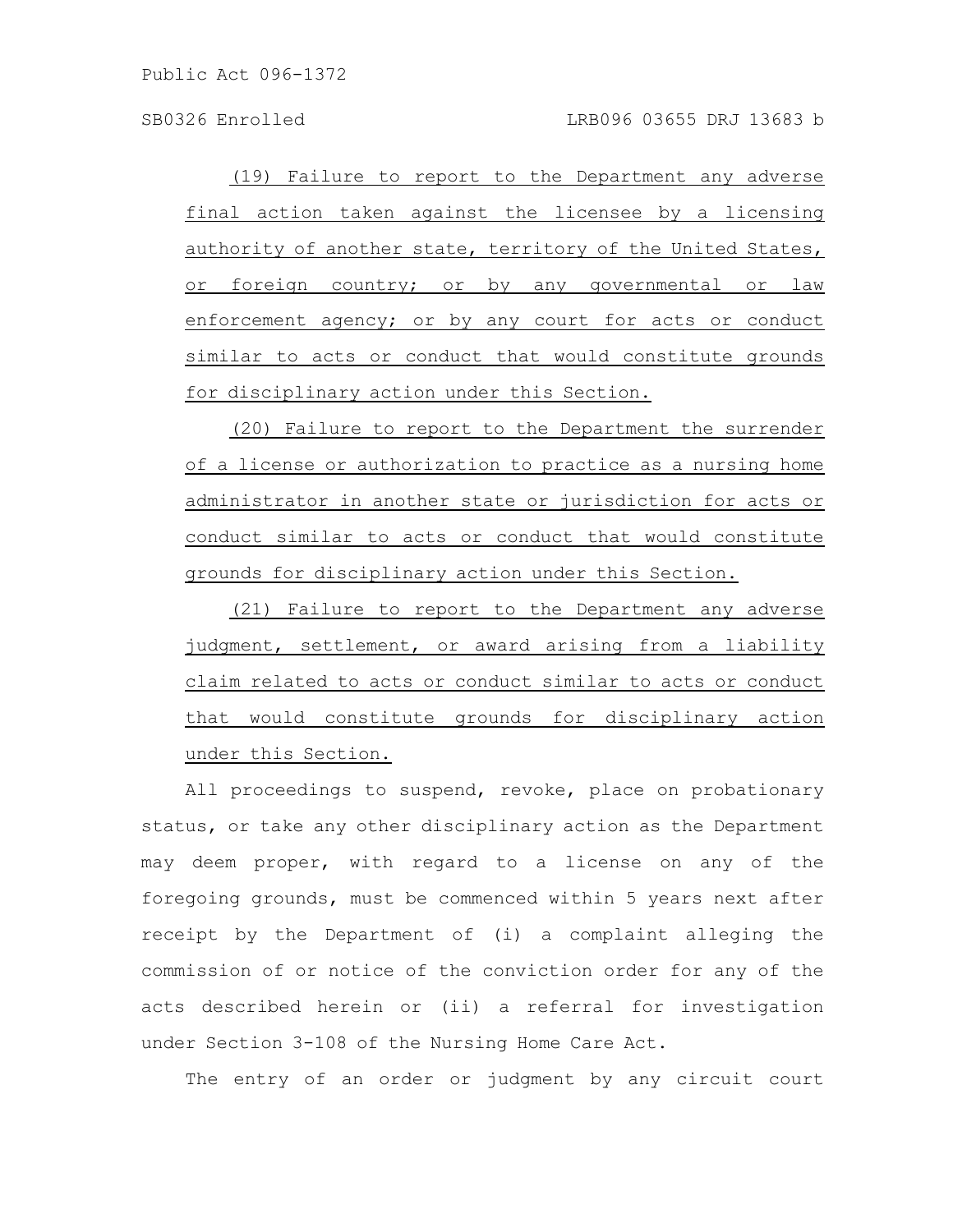(19) Failure to report to the Department any adverse final action taken against the licensee by a licensing authority of another state, territory of the United States, or foreign country; or by any governmental or law enforcement agency; or by any court for acts or conduct similar to acts or conduct that would constitute grounds for disciplinary action under this Section.

(20) Failure to report to the Department the surrender of a license or authorization to practice as a nursing home administrator in another state or jurisdiction for acts or conduct similar to acts or conduct that would constitute grounds for disciplinary action under this Section.

(21) Failure to report to the Department any adverse judgment, settlement, or award arising from a liability claim related to acts or conduct similar to acts or conduct that would constitute grounds for disciplinary action under this Section.

All proceedings to suspend, revoke, place on probationary status, or take any other disciplinary action as the Department may deem proper, with regard to a license on any of the foregoing grounds, must be commenced within 5 years next after receipt by the Department of (i) a complaint alleging the commission of or notice of the conviction order for any of the acts described herein or (ii) a referral for investigation under Section 3-108 of the Nursing Home Care Act.

The entry of an order or judgment by any circuit court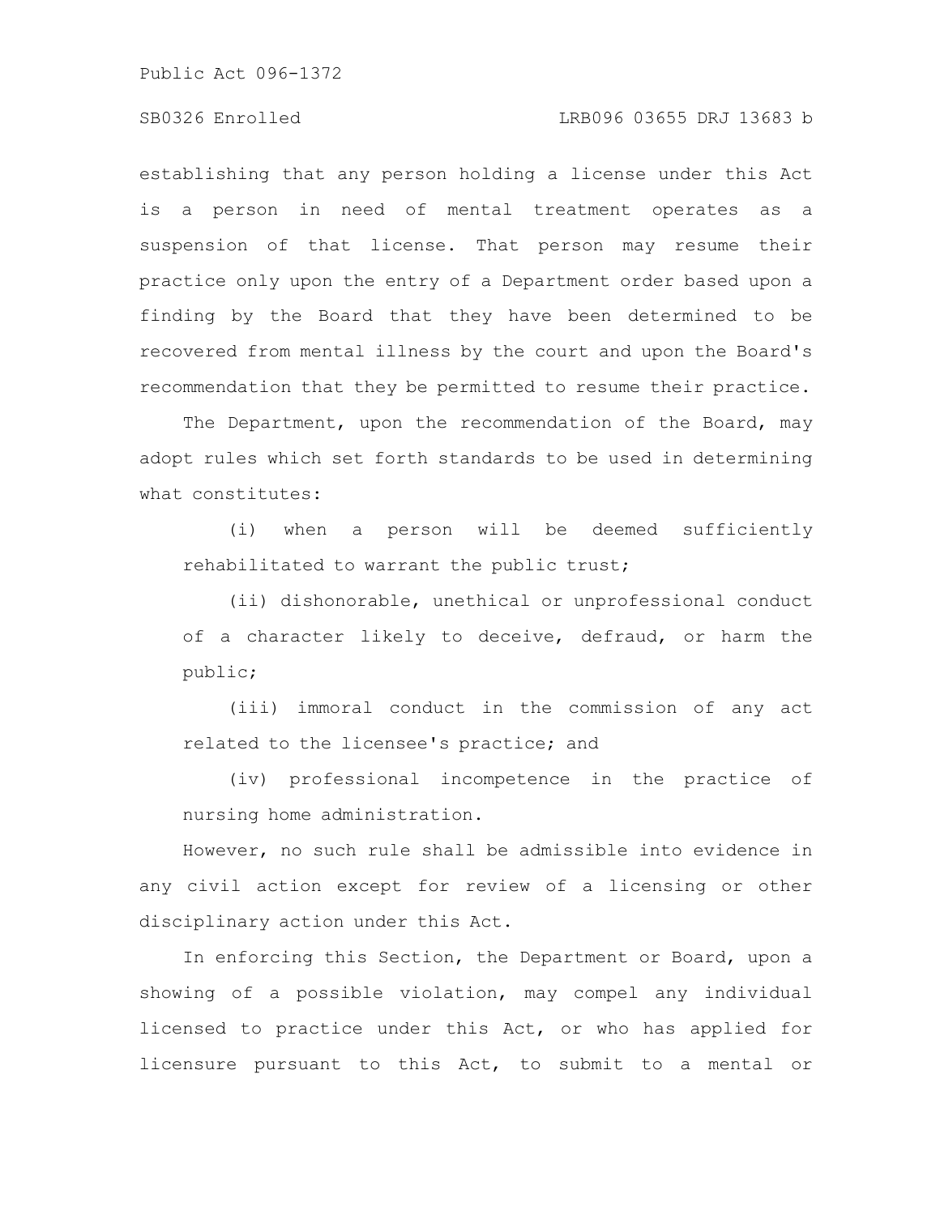establishing that any person holding a license under this Act is a person in need of mental treatment operates as a suspension of that license. That person may resume their practice only upon the entry of a Department order based upon a finding by the Board that they have been determined to be recovered from mental illness by the court and upon the Board's recommendation that they be permitted to resume their practice.

The Department, upon the recommendation of the Board, may adopt rules which set forth standards to be used in determining what constitutes:

(i) when a person will be deemed sufficiently rehabilitated to warrant the public trust;

(ii) dishonorable, unethical or unprofessional conduct of a character likely to deceive, defraud, or harm the public;

(iii) immoral conduct in the commission of any act related to the licensee's practice; and

(iv) professional incompetence in the practice of nursing home administration.

However, no such rule shall be admissible into evidence in any civil action except for review of a licensing or other disciplinary action under this Act.

In enforcing this Section, the Department or Board, upon a showing of a possible violation, may compel any individual licensed to practice under this Act, or who has applied for licensure pursuant to this Act, to submit to a mental or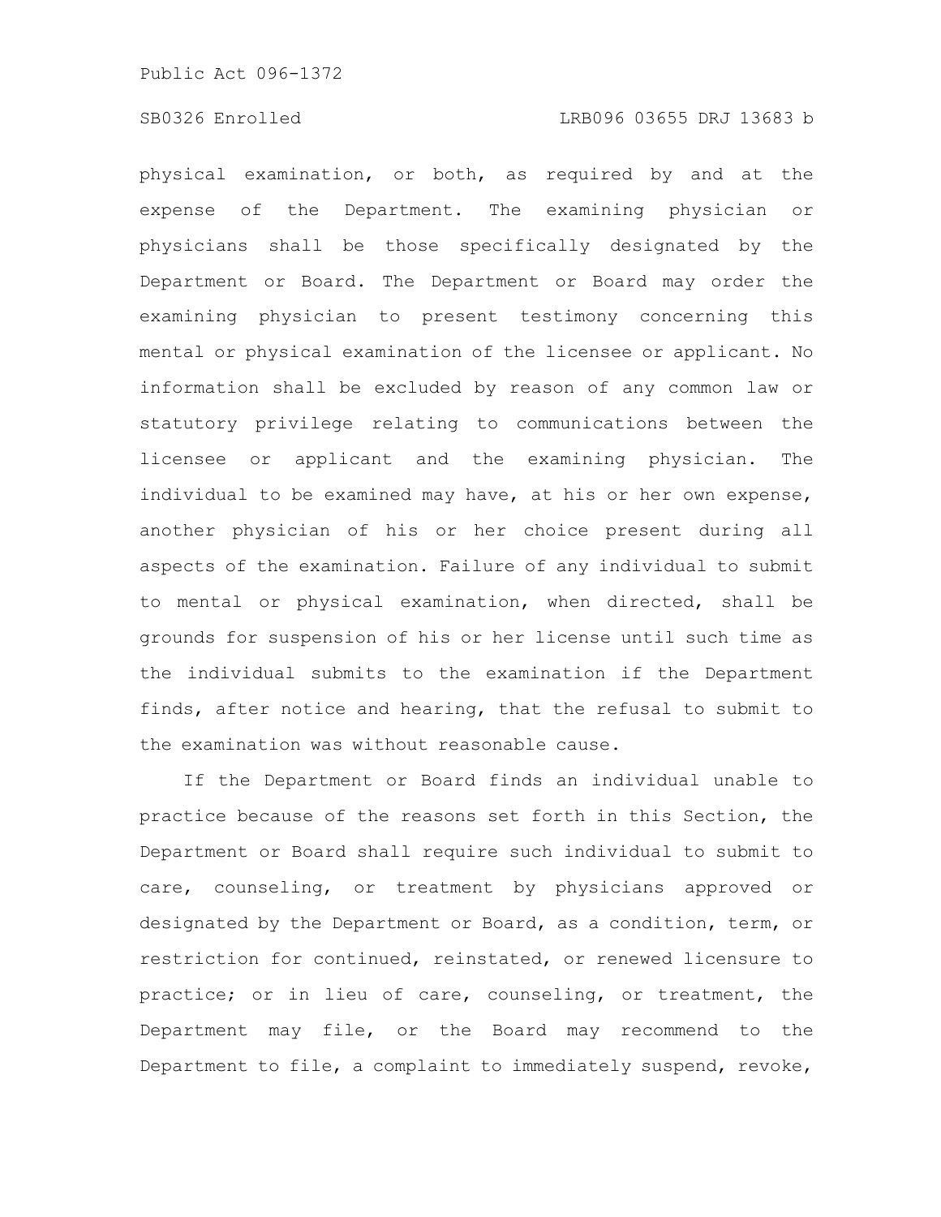physical examination, or both, as required by and at the expense of the Department. The examining physician or physicians shall be those specifically designated by the Department or Board. The Department or Board may order the examining physician to present testimony concerning this mental or physical examination of the licensee or applicant. No information shall be excluded by reason of any common law or statutory privilege relating to communications between the licensee or applicant and the examining physician. The individual to be examined may have, at his or her own expense, another physician of his or her choice present during all aspects of the examination. Failure of any individual to submit to mental or physical examination, when directed, shall be grounds for suspension of his or her license until such time as the individual submits to the examination if the Department finds, after notice and hearing, that the refusal to submit to the examination was without reasonable cause.

If the Department or Board finds an individual unable to practice because of the reasons set forth in this Section, the Department or Board shall require such individual to submit to care, counseling, or treatment by physicians approved or designated by the Department or Board, as a condition, term, or restriction for continued, reinstated, or renewed licensure to practice; or in lieu of care, counseling, or treatment, the Department may file, or the Board may recommend to the Department to file, a complaint to immediately suspend, revoke,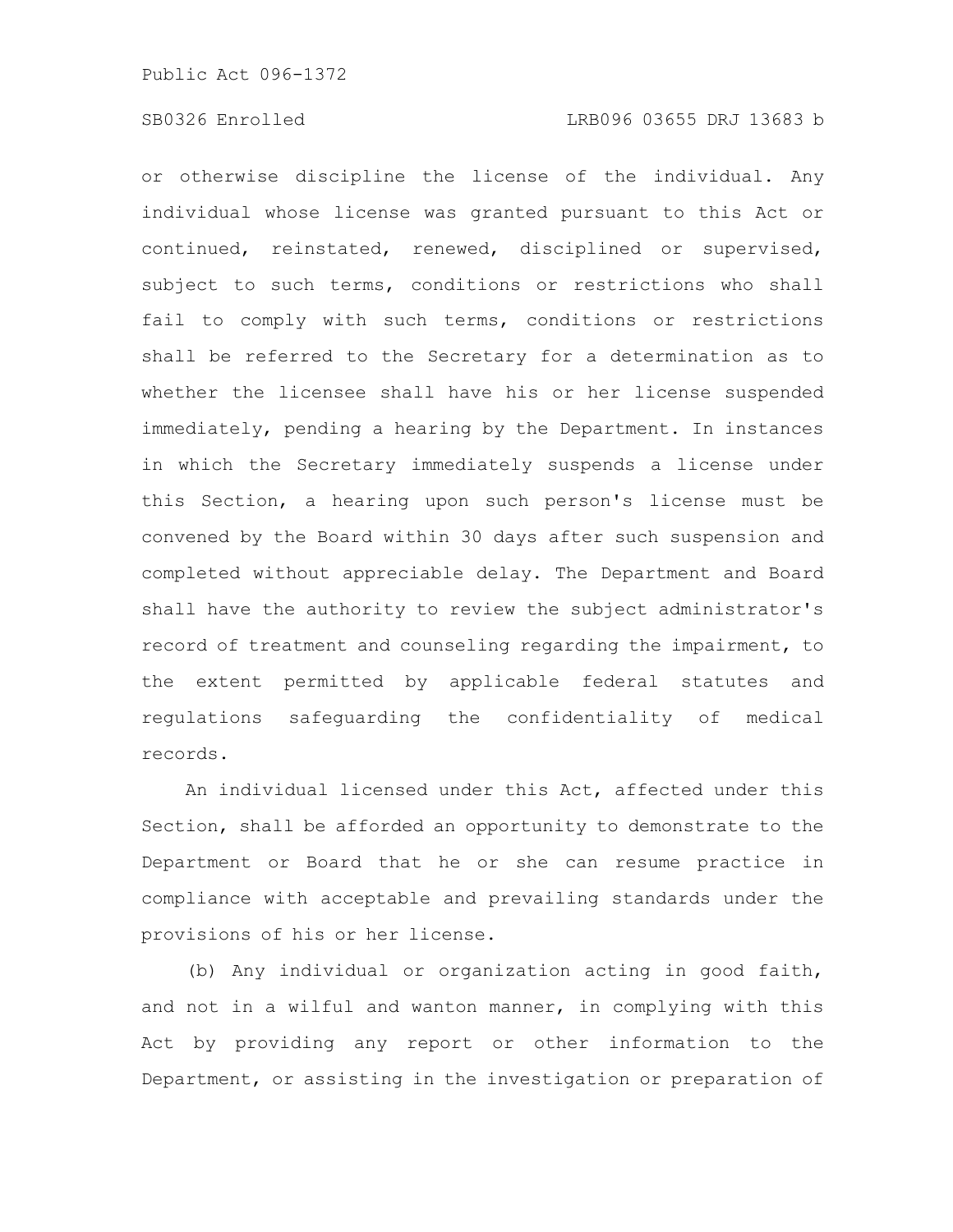or otherwise discipline the license of the individual. Any individual whose license was granted pursuant to this Act or continued, reinstated, renewed, disciplined or supervised, subject to such terms, conditions or restrictions who shall fail to comply with such terms, conditions or restrictions shall be referred to the Secretary for a determination as to whether the licensee shall have his or her license suspended immediately, pending a hearing by the Department. In instances in which the Secretary immediately suspends a license under this Section, a hearing upon such person's license must be convened by the Board within 30 days after such suspension and completed without appreciable delay. The Department and Board shall have the authority to review the subject administrator's record of treatment and counseling regarding the impairment, to the extent permitted by applicable federal statutes and regulations safeguarding the confidentiality of medical records.

An individual licensed under this Act, affected under this Section, shall be afforded an opportunity to demonstrate to the Department or Board that he or she can resume practice in compliance with acceptable and prevailing standards under the provisions of his or her license.

(b) Any individual or organization acting in good faith, and not in a wilful and wanton manner, in complying with this Act by providing any report or other information to the Department, or assisting in the investigation or preparation of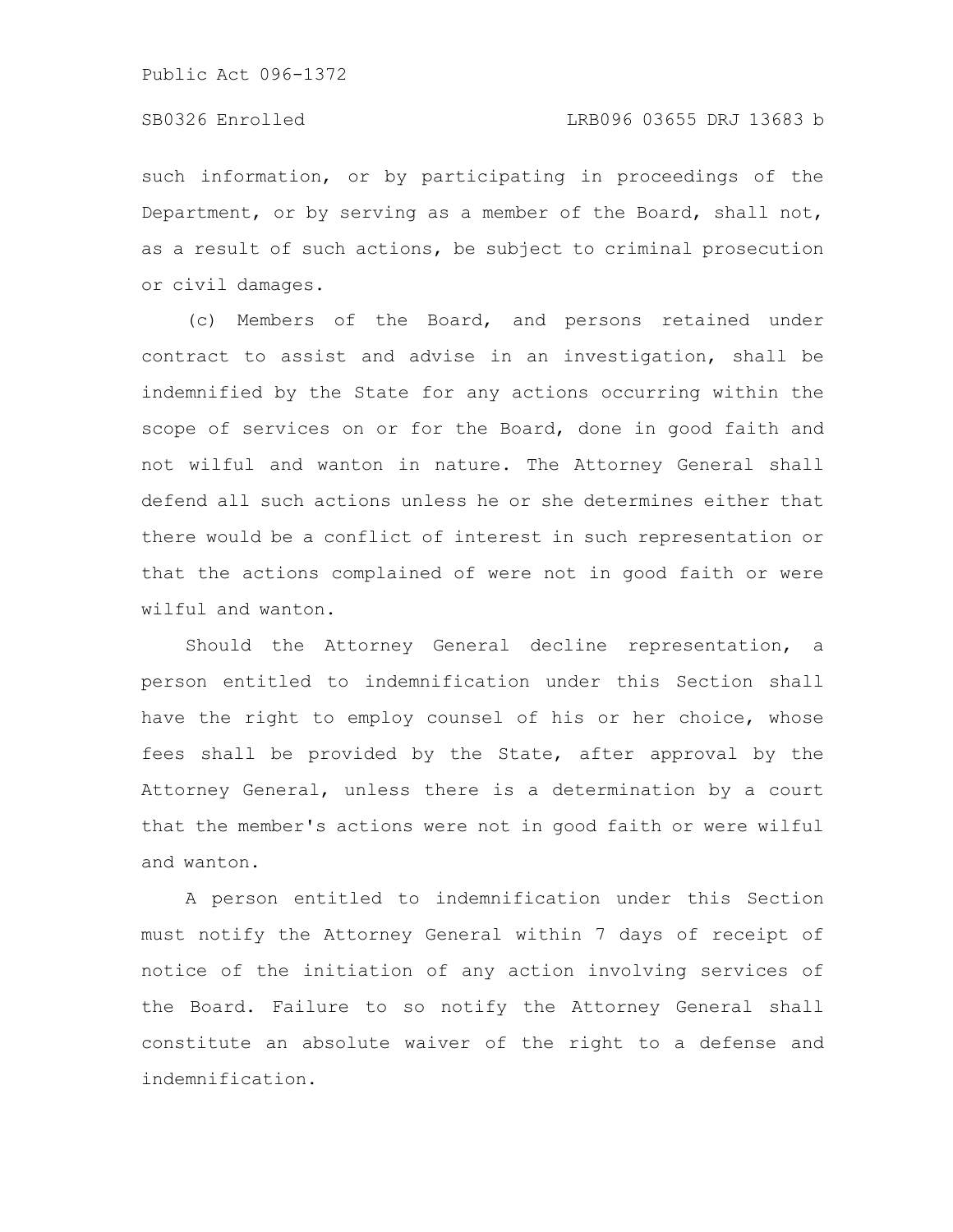such information, or by participating in proceedings of the Department, or by serving as a member of the Board, shall not, as a result of such actions, be subject to criminal prosecution or civil damages.

(c) Members of the Board, and persons retained under contract to assist and advise in an investigation, shall be indemnified by the State for any actions occurring within the scope of services on or for the Board, done in good faith and not wilful and wanton in nature. The Attorney General shall defend all such actions unless he or she determines either that there would be a conflict of interest in such representation or that the actions complained of were not in good faith or were wilful and wanton.

Should the Attorney General decline representation, a person entitled to indemnification under this Section shall have the right to employ counsel of his or her choice, whose fees shall be provided by the State, after approval by the Attorney General, unless there is a determination by a court that the member's actions were not in good faith or were wilful and wanton.

A person entitled to indemnification under this Section must notify the Attorney General within 7 days of receipt of notice of the initiation of any action involving services of the Board. Failure to so notify the Attorney General shall constitute an absolute waiver of the right to a defense and indemnification.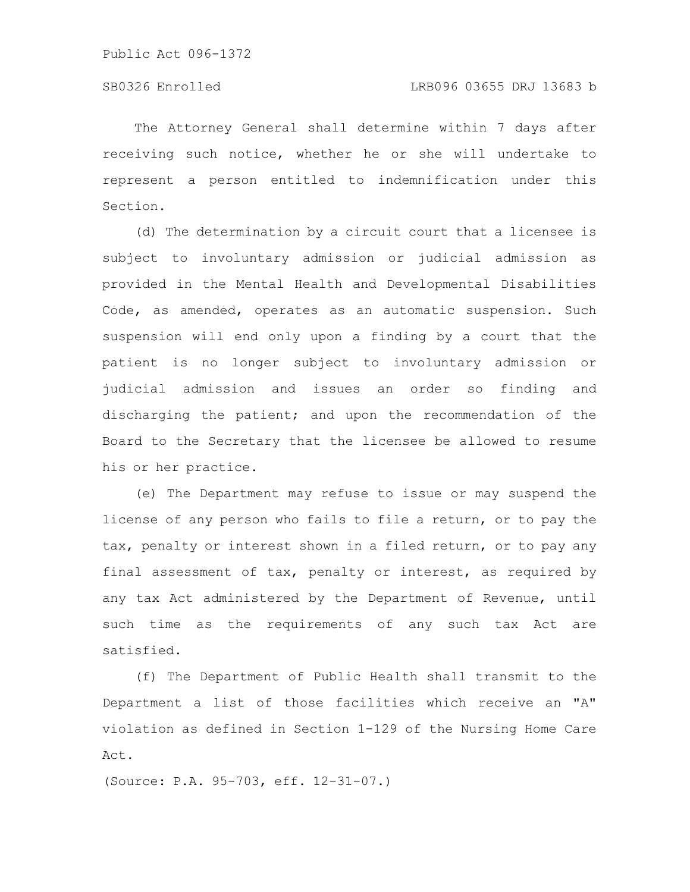The Attorney General shall determine within 7 days after receiving such notice, whether he or she will undertake to represent a person entitled to indemnification under this Section.

(d) The determination by a circuit court that a licensee is subject to involuntary admission or judicial admission as provided in the Mental Health and Developmental Disabilities Code, as amended, operates as an automatic suspension. Such suspension will end only upon a finding by a court that the patient is no longer subject to involuntary admission or judicial admission and issues an order so finding and discharging the patient; and upon the recommendation of the Board to the Secretary that the licensee be allowed to resume his or her practice.

(e) The Department may refuse to issue or may suspend the license of any person who fails to file a return, or to pay the tax, penalty or interest shown in a filed return, or to pay any final assessment of tax, penalty or interest, as required by any tax Act administered by the Department of Revenue, until such time as the requirements of any such tax Act are satisfied.

(f) The Department of Public Health shall transmit to the Department a list of those facilities which receive an "A" violation as defined in Section 1-129 of the Nursing Home Care Act.

(Source: P.A. 95-703, eff. 12-31-07.)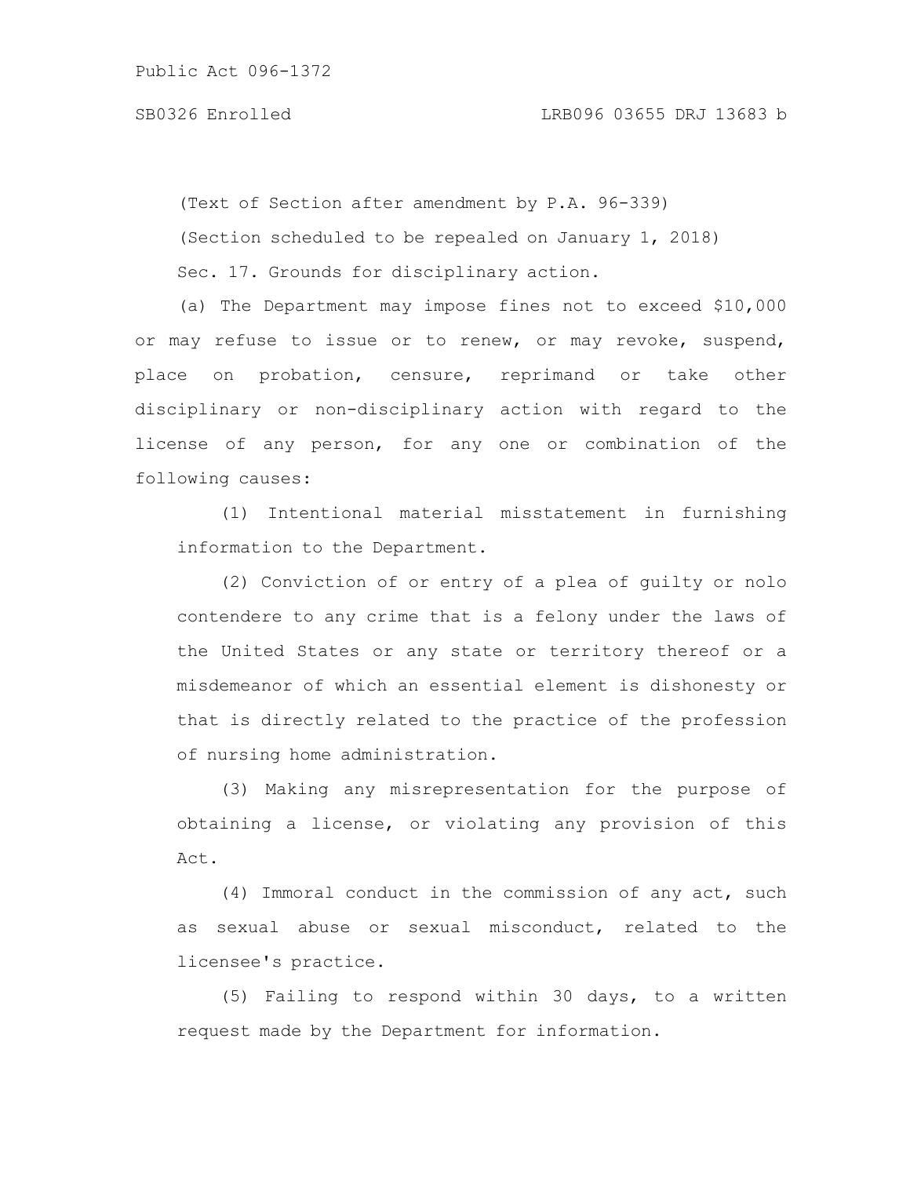(Text of Section after amendment by P.A. 96-339)

(Section scheduled to be repealed on January 1, 2018)

Sec. 17. Grounds for disciplinary action.

(a) The Department may impose fines not to exceed $10,000 or may refuse to issue or to renew, or may revoke, suspend, place on probation, censure, reprimand or take other disciplinary or non-disciplinary action with regard to the license of any person, for any one or combination of the following causes:

(1) Intentional material misstatement in furnishing information to the Department.

(2) Conviction of or entry of a plea of guilty or nolo contendere to any crime that is a felony under the laws of the United States or any state or territory thereof or a misdemeanor of which an essential element is dishonesty or that is directly related to the practice of the profession of nursing home administration.

(3) Making any misrepresentation for the purpose of obtaining a license, or violating any provision of this Act.

(4) Immoral conduct in the commission of any act, such as sexual abuse or sexual misconduct, related to the licensee's practice.

(5) Failing to respond within 30 days, to a written request made by the Department for information.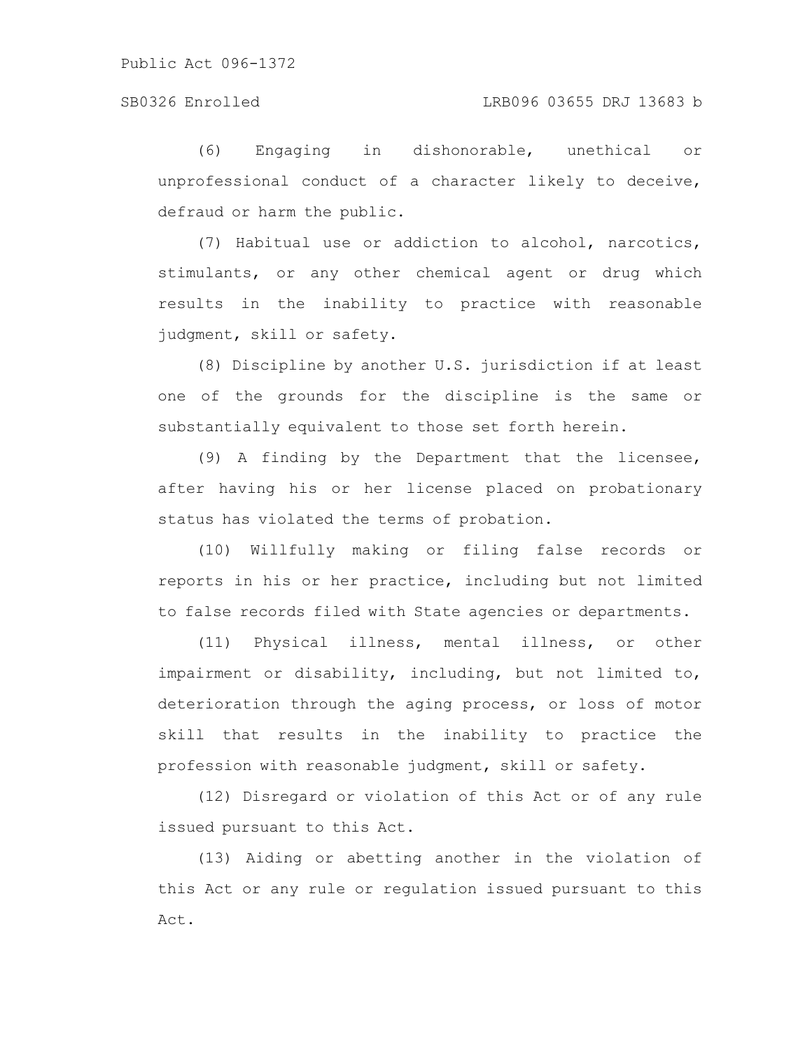(6) Engaging in dishonorable, unethical or unprofessional conduct of a character likely to deceive, defraud or harm the public.

(7) Habitual use or addiction to alcohol, narcotics, stimulants, or any other chemical agent or drug which results in the inability to practice with reasonable judgment, skill or safety.

(8) Discipline by another U.S. jurisdiction if at least one of the grounds for the discipline is the same or substantially equivalent to those set forth herein.

(9) A finding by the Department that the licensee, after having his or her license placed on probationary status has violated the terms of probation.

(10) Willfully making or filing false records or reports in his or her practice, including but not limited to false records filed with State agencies or departments.

(11) Physical illness, mental illness, or other impairment or disability, including, but not limited to, deterioration through the aging process, or loss of motor skill that results in the inability to practice the profession with reasonable judgment, skill or safety.

(12) Disregard or violation of this Act or of any rule issued pursuant to this Act.

(13) Aiding or abetting another in the violation of this Act or any rule or regulation issued pursuant to this Act.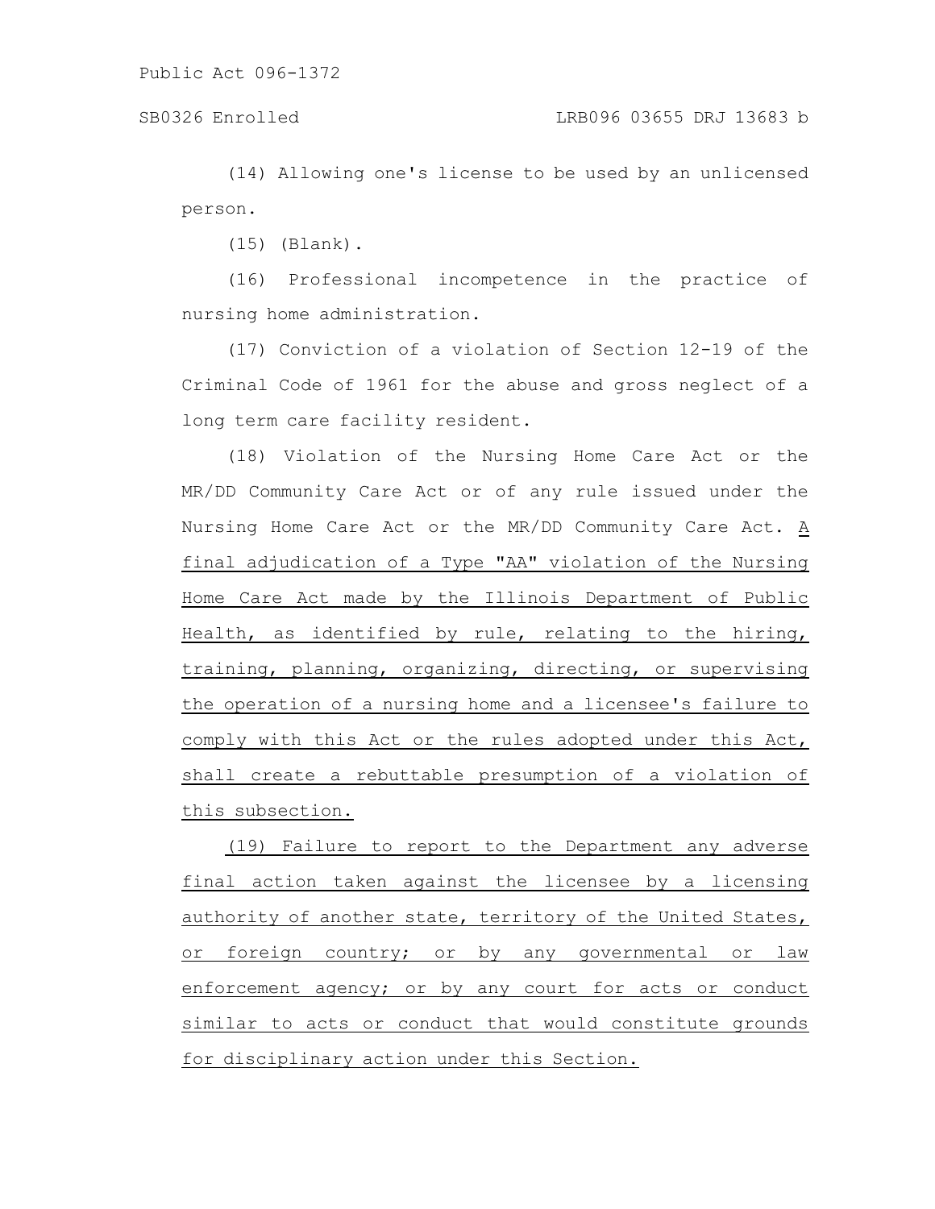(14) Allowing one's license to be used by an unlicensed person.

(15) (Blank).

(16) Professional incompetence in the practice of nursing home administration.

(17) Conviction of a violation of Section 12-19 of the Criminal Code of 1961 for the abuse and gross neglect of a long term care facility resident.

(18) Violation of the Nursing Home Care Act or the MR/DD Community Care Act or of any rule issued under the Nursing Home Care Act or the MR/DD Community Care Act. A final adjudication of a Type "AA" violation of the Nursing Home Care Act made by the Illinois Department of Public Health, as identified by rule, relating to the hiring, training, planning, organizing, directing, or supervising the operation of a nursing home and a licensee's failure to comply with this Act or the rules adopted under this Act, shall create a rebuttable presumption of a violation of this subsection.

(19) Failure to report to the Department any adverse final action taken against the licensee by a licensing authority of another state, territory of the United States, or foreign country; or by any governmental or law enforcement agency; or by any court for acts or conduct similar to acts or conduct that would constitute grounds for disciplinary action under this Section.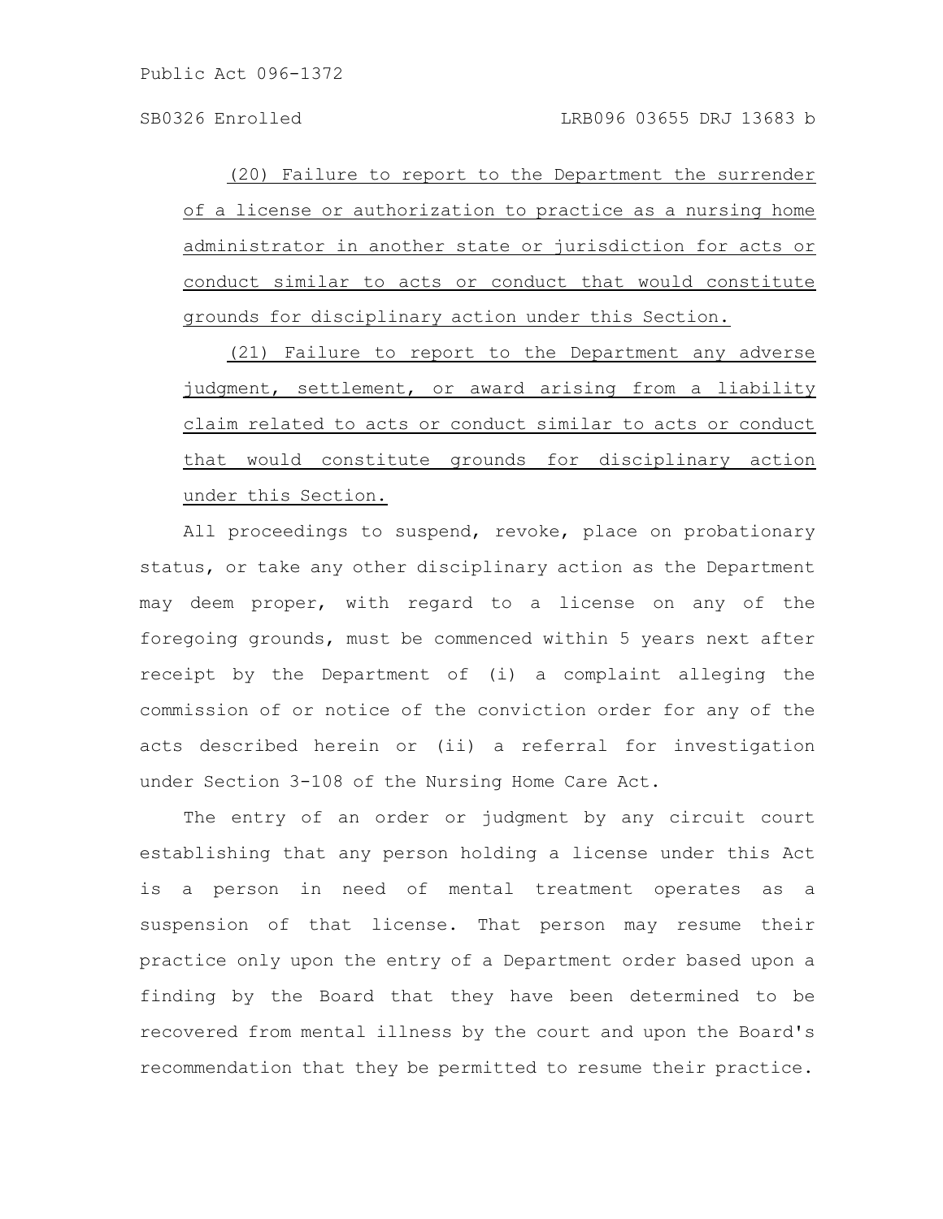(20) Failure to report to the Department the surrender of a license or authorization to practice as a nursing home administrator in another state or jurisdiction for acts or conduct similar to acts or conduct that would constitute grounds for disciplinary action under this Section.

(21) Failure to report to the Department any adverse judgment, settlement, or award arising from a liability claim related to acts or conduct similar to acts or conduct that would constitute grounds for disciplinary action under this Section.

All proceedings to suspend, revoke, place on probationary status, or take any other disciplinary action as the Department may deem proper, with regard to a license on any of the foregoing grounds, must be commenced within 5 years next after receipt by the Department of (i) a complaint alleging the commission of or notice of the conviction order for any of the acts described herein or (ii) a referral for investigation under Section 3-108 of the Nursing Home Care Act.

The entry of an order or judgment by any circuit court establishing that any person holding a license under this Act is a person in need of mental treatment operates as a suspension of that license. That person may resume their practice only upon the entry of a Department order based upon a finding by the Board that they have been determined to be recovered from mental illness by the court and upon the Board's recommendation that they be permitted to resume their practice.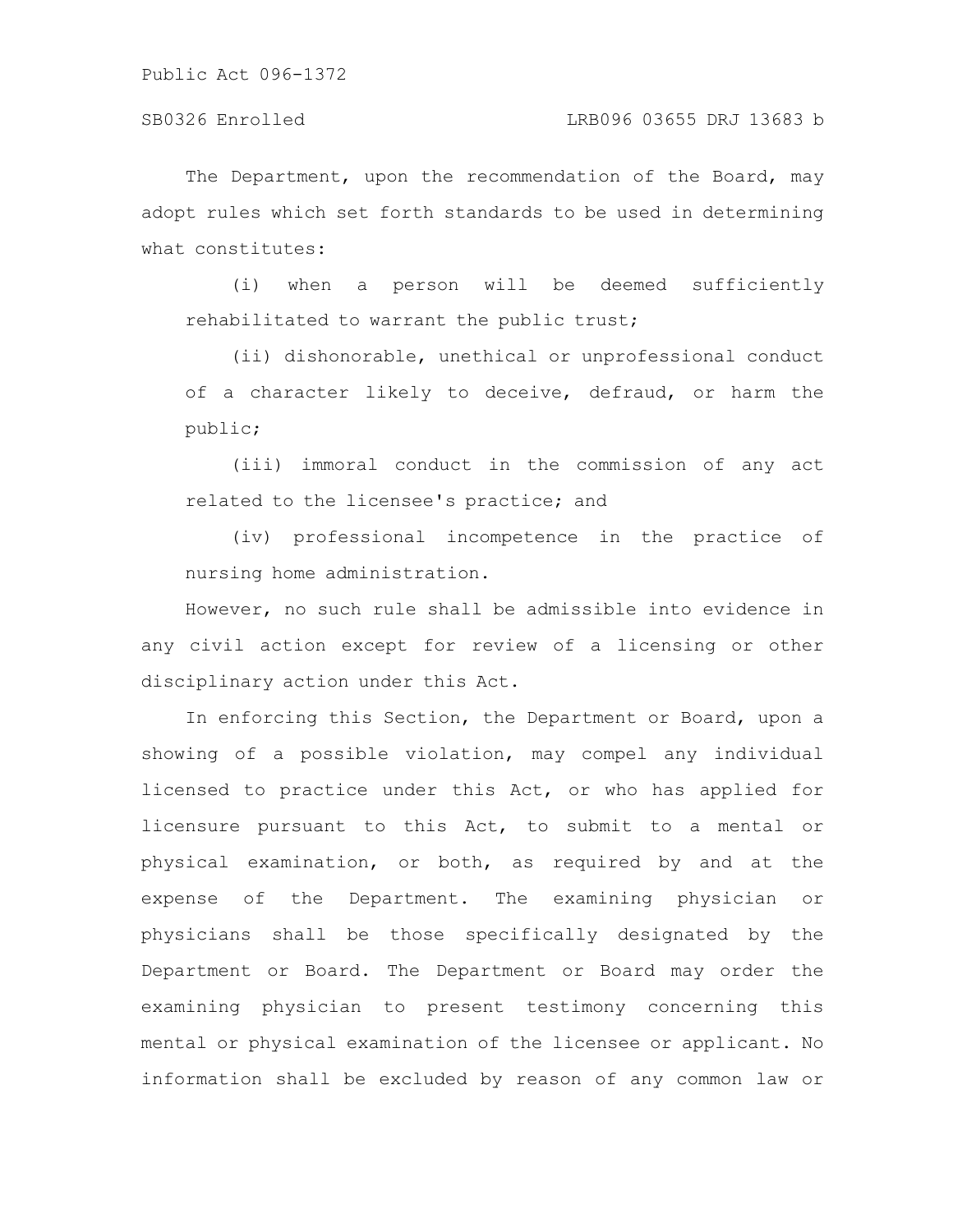The Department, upon the recommendation of the Board, may adopt rules which set forth standards to be used in determining what constitutes:

(i) when a person will be deemed sufficiently rehabilitated to warrant the public trust;

(ii) dishonorable, unethical or unprofessional conduct of a character likely to deceive, defraud, or harm the public;

(iii) immoral conduct in the commission of any act related to the licensee's practice; and

(iv) professional incompetence in the practice of nursing home administration.

However, no such rule shall be admissible into evidence in any civil action except for review of a licensing or other disciplinary action under this Act.

In enforcing this Section, the Department or Board, upon a showing of a possible violation, may compel any individual licensed to practice under this Act, or who has applied for licensure pursuant to this Act, to submit to a mental or physical examination, or both, as required by and at the expense of the Department. The examining physician or physicians shall be those specifically designated by the Department or Board. The Department or Board may order the examining physician to present testimony concerning this mental or physical examination of the licensee or applicant. No information shall be excluded by reason of any common law or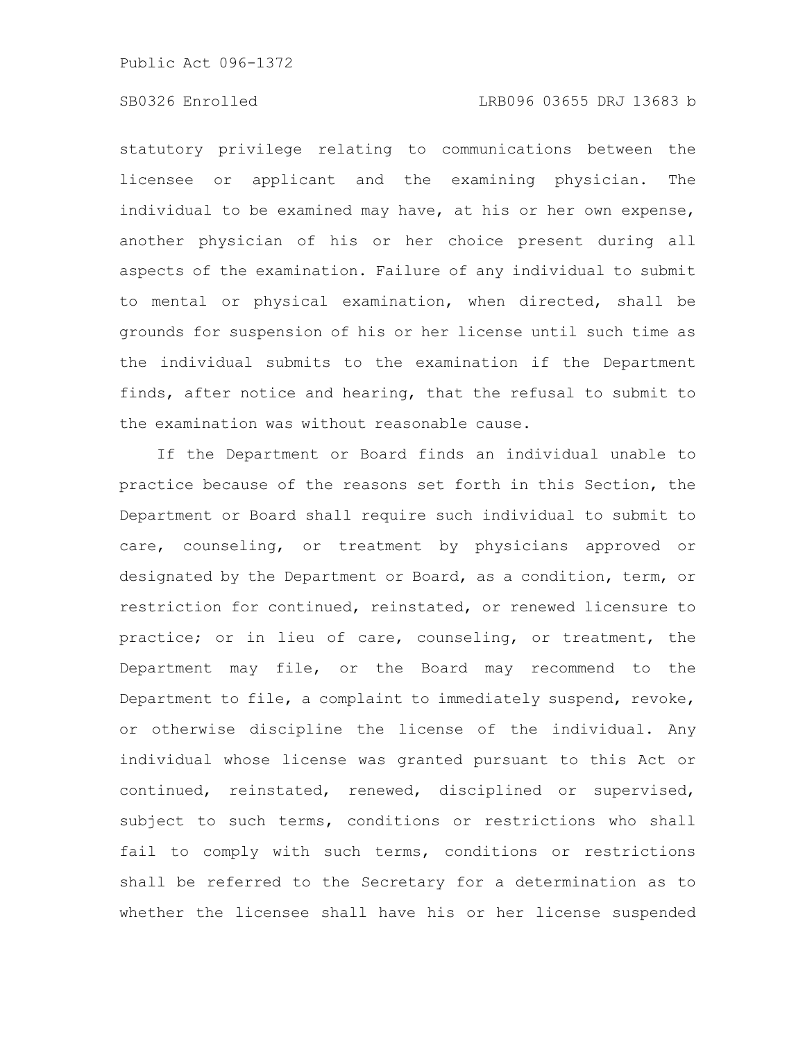statutory privilege relating to communications between the licensee or applicant and the examining physician. The individual to be examined may have, at his or her own expense, another physician of his or her choice present during all aspects of the examination. Failure of any individual to submit to mental or physical examination, when directed, shall be grounds for suspension of his or her license until such time as the individual submits to the examination if the Department finds, after notice and hearing, that the refusal to submit to the examination was without reasonable cause.

If the Department or Board finds an individual unable to practice because of the reasons set forth in this Section, the Department or Board shall require such individual to submit to care, counseling, or treatment by physicians approved or designated by the Department or Board, as a condition, term, or restriction for continued, reinstated, or renewed licensure to practice; or in lieu of care, counseling, or treatment, the Department may file, or the Board may recommend to the Department to file, a complaint to immediately suspend, revoke, or otherwise discipline the license of the individual. Any individual whose license was granted pursuant to this Act or continued, reinstated, renewed, disciplined or supervised, subject to such terms, conditions or restrictions who shall fail to comply with such terms, conditions or restrictions shall be referred to the Secretary for a determination as to whether the licensee shall have his or her license suspended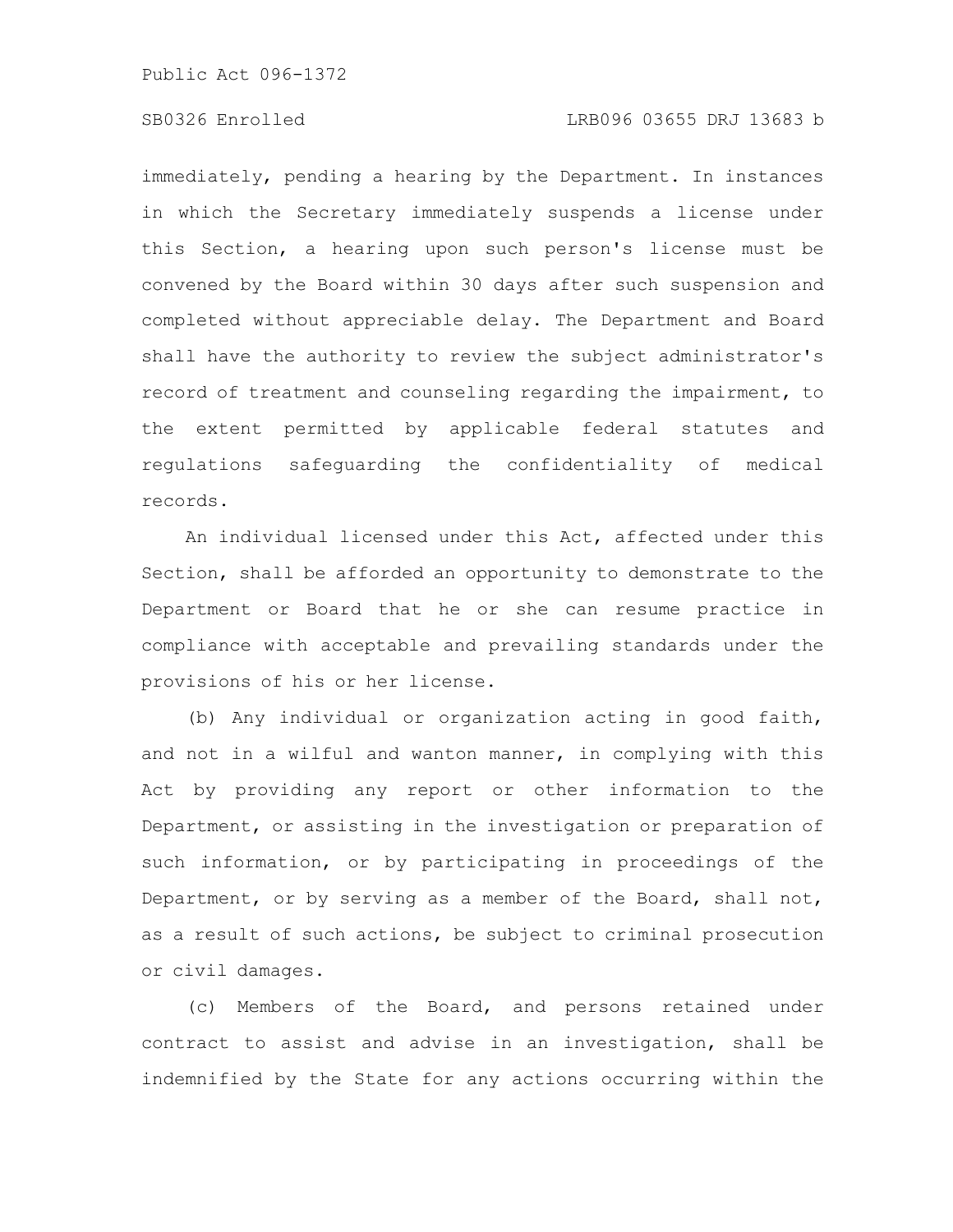immediately, pending a hearing by the Department. In instances in which the Secretary immediately suspends a license under this Section, a hearing upon such person's license must be convened by the Board within 30 days after such suspension and completed without appreciable delay. The Department and Board shall have the authority to review the subject administrator's record of treatment and counseling regarding the impairment, to the extent permitted by applicable federal statutes and regulations safeguarding the confidentiality of medical records.

An individual licensed under this Act, affected under this Section, shall be afforded an opportunity to demonstrate to the Department or Board that he or she can resume practice in compliance with acceptable and prevailing standards under the provisions of his or her license.

(b) Any individual or organization acting in good faith, and not in a wilful and wanton manner, in complying with this Act by providing any report or other information to the Department, or assisting in the investigation or preparation of such information, or by participating in proceedings of the Department, or by serving as a member of the Board, shall not, as a result of such actions, be subject to criminal prosecution or civil damages.

(c) Members of the Board, and persons retained under contract to assist and advise in an investigation, shall be indemnified by the State for any actions occurring within the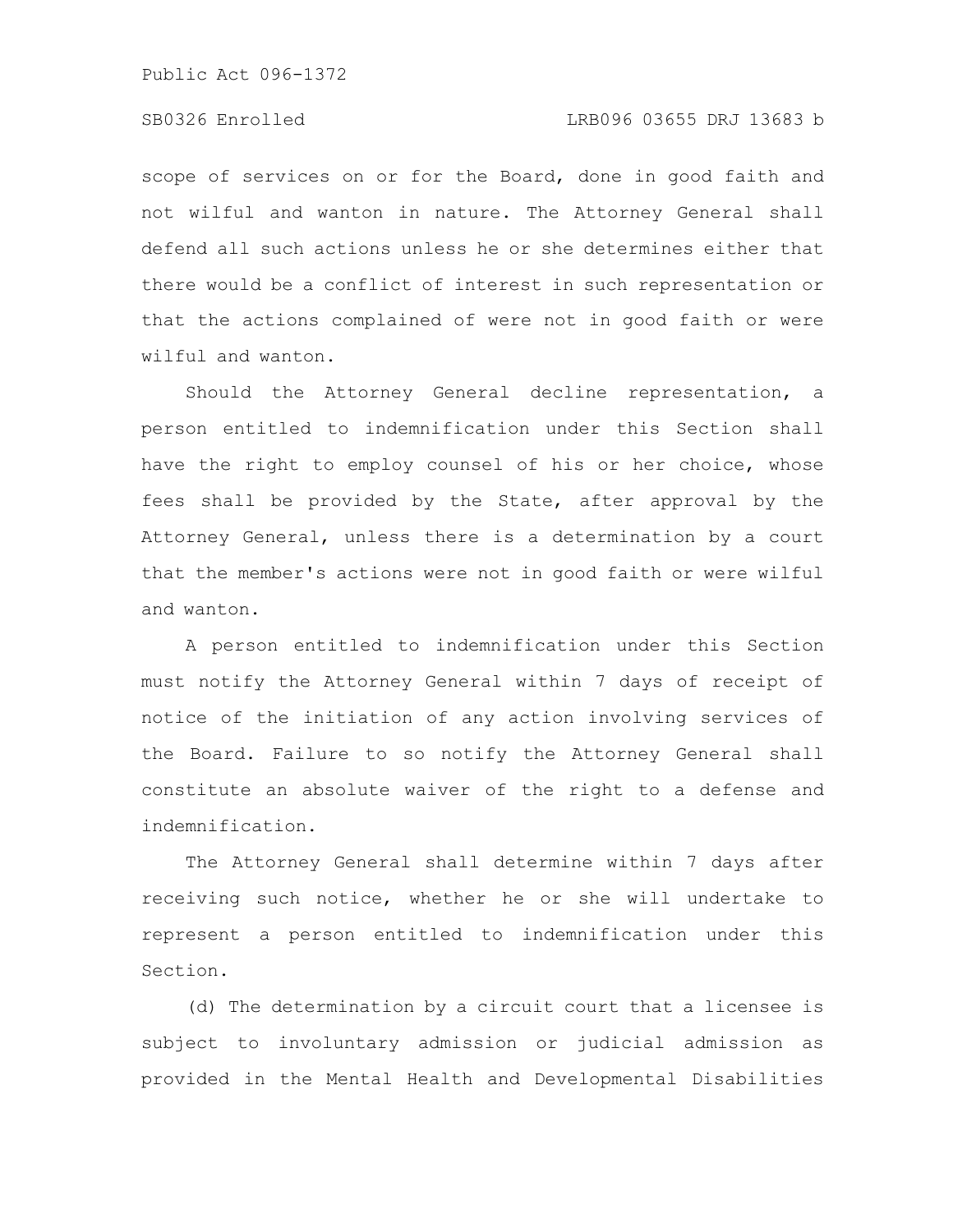scope of services on or for the Board, done in good faith and not wilful and wanton in nature. The Attorney General shall defend all such actions unless he or she determines either that there would be a conflict of interest in such representation or that the actions complained of were not in good faith or were wilful and wanton.

Should the Attorney General decline representation, a person entitled to indemnification under this Section shall have the right to employ counsel of his or her choice, whose fees shall be provided by the State, after approval by the Attorney General, unless there is a determination by a court that the member's actions were not in good faith or were wilful and wanton.

A person entitled to indemnification under this Section must notify the Attorney General within 7 days of receipt of notice of the initiation of any action involving services of the Board. Failure to so notify the Attorney General shall constitute an absolute waiver of the right to a defense and indemnification.

The Attorney General shall determine within 7 days after receiving such notice, whether he or she will undertake to represent a person entitled to indemnification under this Section.

(d) The determination by a circuit court that a licensee is subject to involuntary admission or judicial admission as provided in the Mental Health and Developmental Disabilities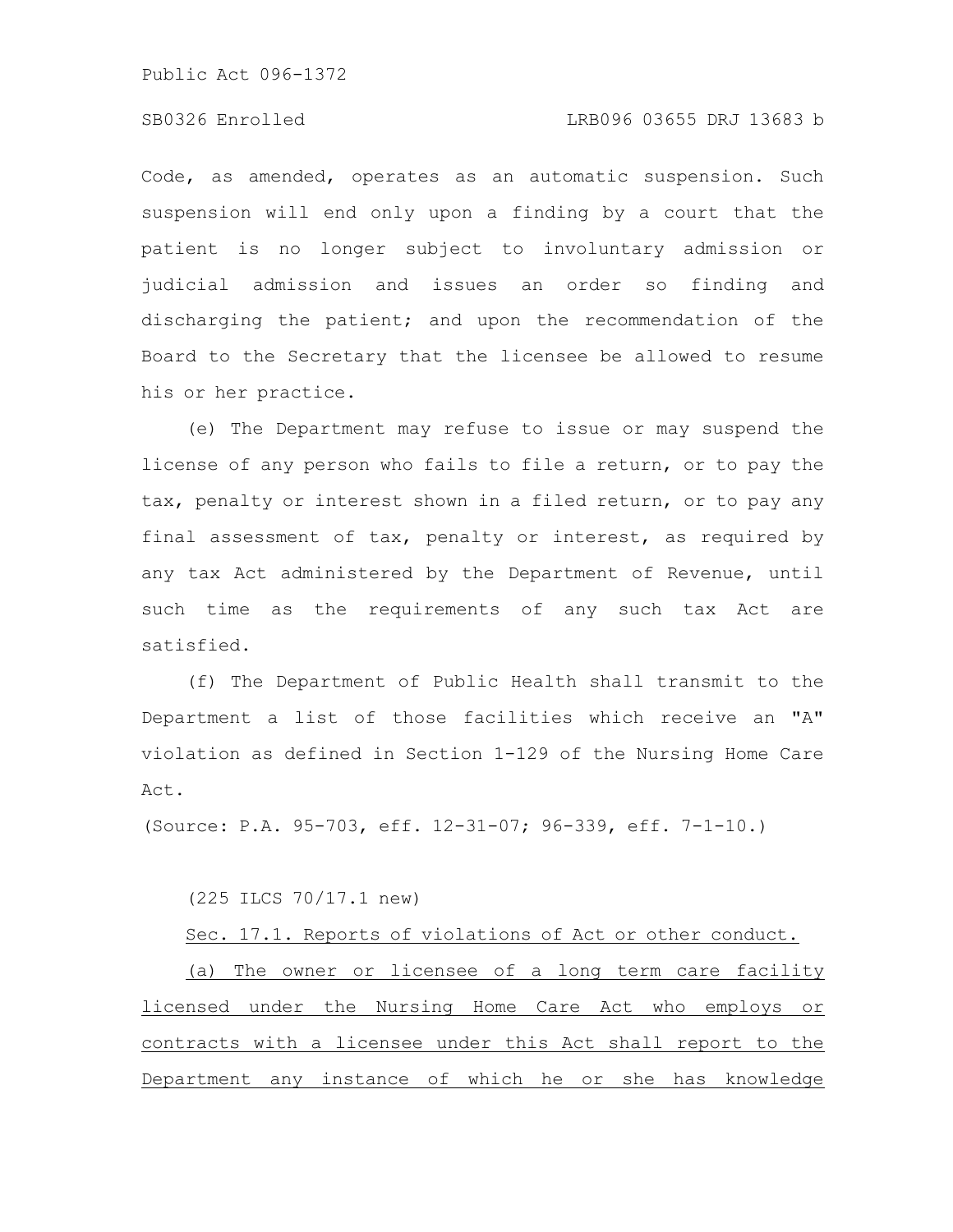Code, as amended, operates as an automatic suspension. Such suspension will end only upon a finding by a court that the patient is no longer subject to involuntary admission or judicial admission and issues an order so finding and discharging the patient; and upon the recommendation of the Board to the Secretary that the licensee be allowed to resume his or her practice.

(e) The Department may refuse to issue or may suspend the license of any person who fails to file a return, or to pay the tax, penalty or interest shown in a filed return, or to pay any final assessment of tax, penalty or interest, as required by any tax Act administered by the Department of Revenue, until such time as the requirements of any such tax Act are satisfied.

(f) The Department of Public Health shall transmit to the Department a list of those facilities which receive an "A" violation as defined in Section 1-129 of the Nursing Home Care Act.

(Source: P.A. 95-703, eff. 12-31-07; 96-339, eff. 7-1-10.)

(225 ILCS 70/17.1 new)

Sec. 17.1. Reports of violations of Act or other conduct.

(a) The owner or licensee of a long term care facility licensed under the Nursing Home Care Act who employs or contracts with a licensee under this Act shall report to the Department any instance of which he or she has knowledge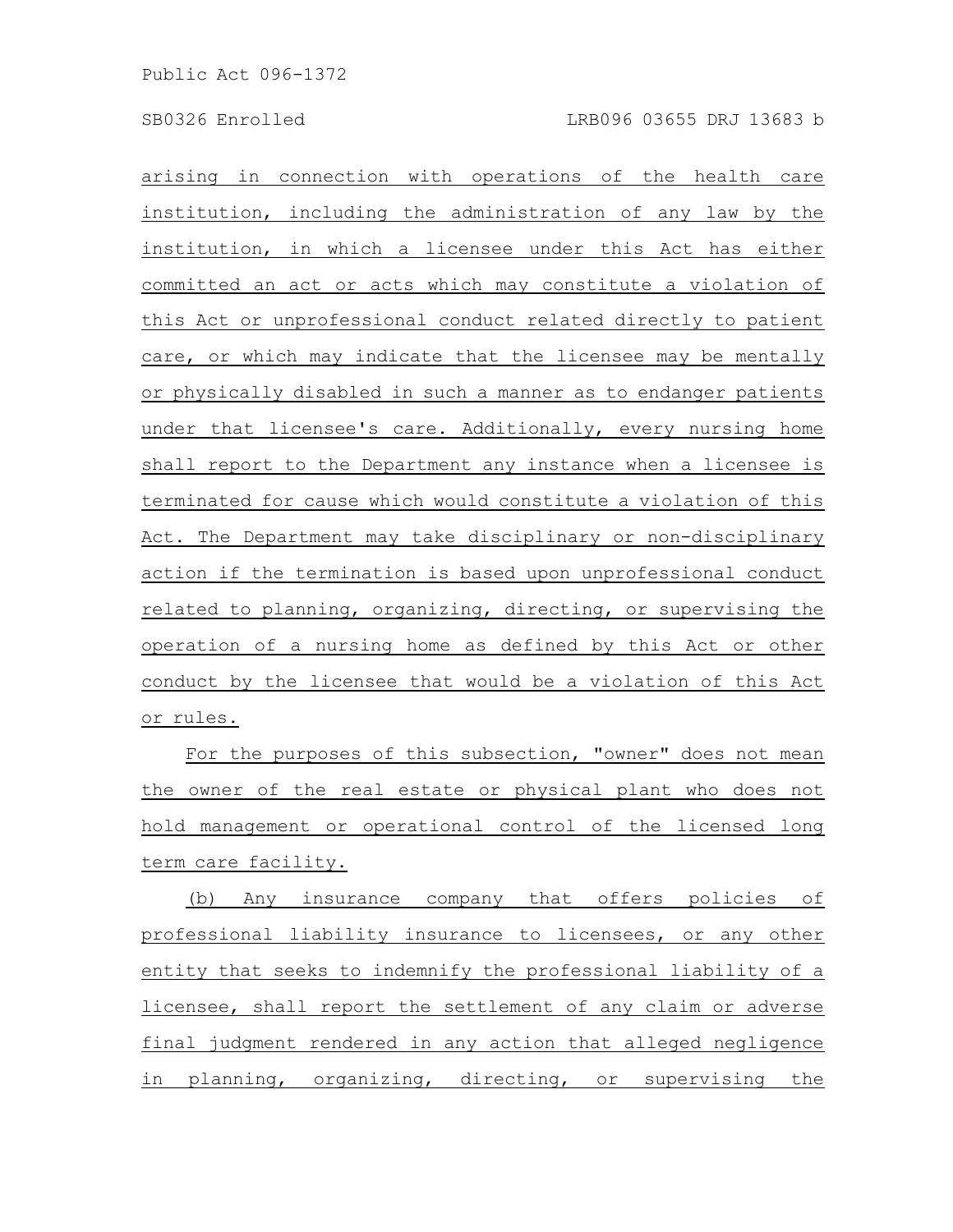arising in connection with operations of the health care institution, including the administration of any law by the institution, in which a licensee under this Act has either committed an act or acts which may constitute a violation of this Act or unprofessional conduct related directly to patient care, or which may indicate that the licensee may be mentally or physically disabled in such a manner as to endanger patients under that licensee's care. Additionally, every nursing home shall report to the Department any instance when a licensee is terminated for cause which would constitute a violation of this Act. The Department may take disciplinary or non-disciplinary action if the termination is based upon unprofessional conduct related to planning, organizing, directing, or supervising the operation of a nursing home as defined by this Act or other conduct by the licensee that would be a violation of this Act or rules.

For the purposes of this subsection, "owner" does not mean the owner of the real estate or physical plant who does not hold management or operational control of the licensed long term care facility.

(b) Any insurance company that offers policies of professional liability insurance to licensees, or any other entity that seeks to indemnify the professional liability of a licensee, shall report the settlement of any claim or adverse final judgment rendered in any action that alleged negligence in planning, organizing, directing, or supervising the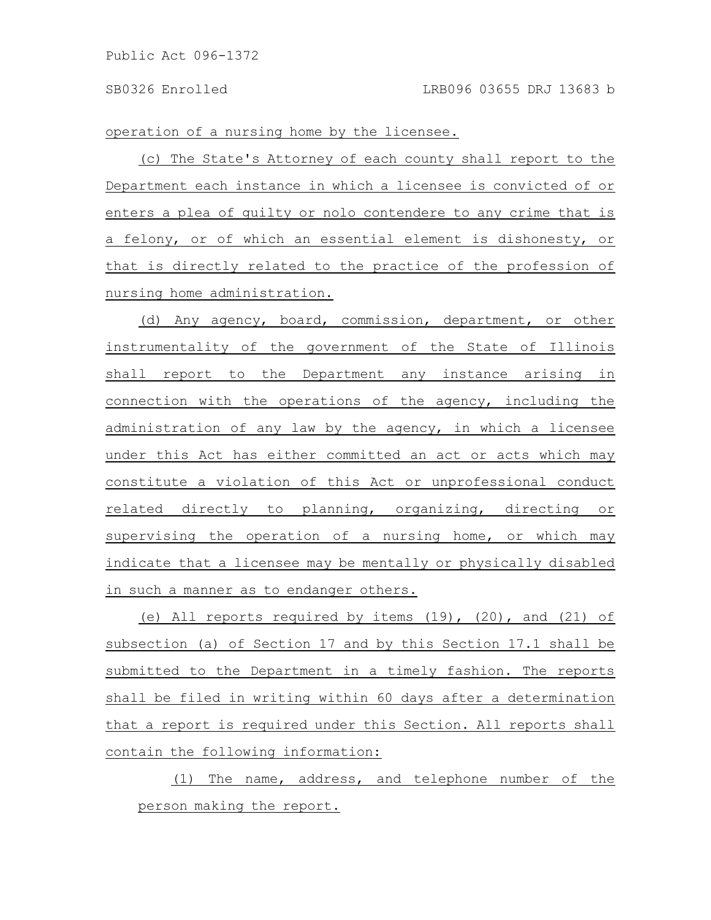operation of a nursing home by the licensee.

(c) The State's Attorney of each county shall report to the Department each instance in which a licensee is convicted of or enters a plea of guilty or nolo contendere to any crime that is a felony, or of which an essential element is dishonesty, or that is directly related to the practice of the profession of nursing home administration.

(d) Any agency, board, commission, department, or other instrumentality of the government of the State of Illinois shall report to the Department any instance arising in connection with the operations of the agency, including the administration of any law by the agency, in which a licensee under this Act has either committed an act or acts which may constitute a violation of this Act or unprofessional conduct related directly to planning, organizing, directing or supervising the operation of a nursing home, or which may indicate that a licensee may be mentally or physically disabled in such a manner as to endanger others.

(e) All reports required by items (19), (20), and (21) of subsection (a) of Section 17 and by this Section 17.1 shall be submitted to the Department in a timely fashion. The reports shall be filed in writing within 60 days after a determination that a report is required under this Section. All reports shall contain the following information:

(1) The name, address, and telephone number of the person making the report.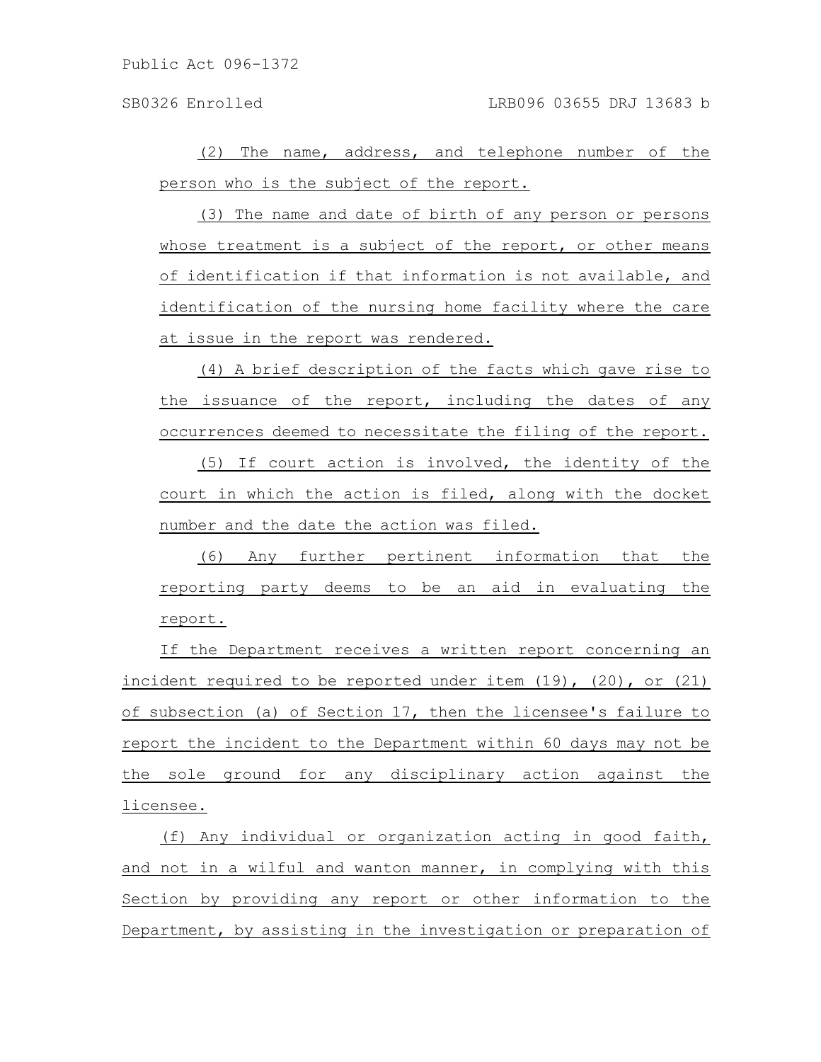(2) The name, address, and telephone number of the person who is the subject of the report.

(3) The name and date of birth of any person or persons whose treatment is a subject of the report, or other means of identification if that information is not available, and identification of the nursing home facility where the care at issue in the report was rendered.

(4) A brief description of the facts which gave rise to the issuance of the report, including the dates of any occurrences deemed to necessitate the filing of the report.

(5) If court action is involved, the identity of the court in which the action is filed, along with the docket number and the date the action was filed.

(6) Any further pertinent information that the reporting party deems to be an aid in evaluating the report.

If the Department receives a written report concerning an incident required to be reported under item (19), (20), or (21) of subsection (a) of Section 17, then the licensee's failure to report the incident to the Department within 60 days may not be the sole ground for any disciplinary action against the licensee.

(f) Any individual or organization acting in good faith, and not in a wilful and wanton manner, in complying with this Section by providing any report or other information to the Department, by assisting in the investigation or preparation of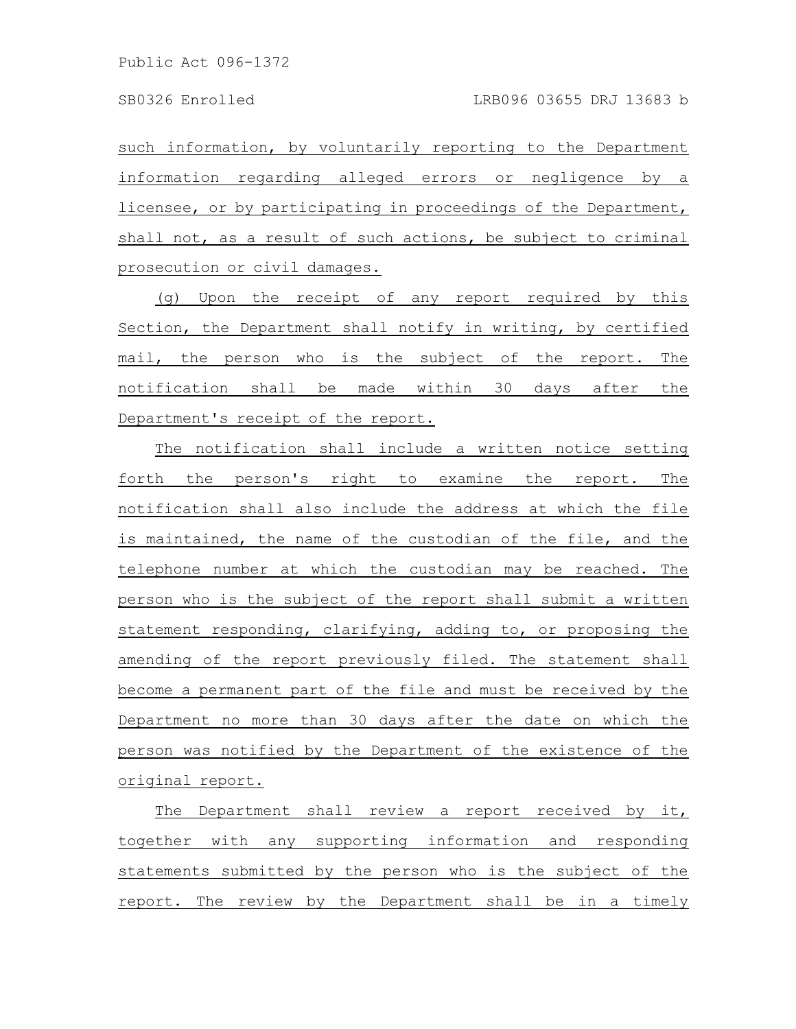such information, by voluntarily reporting to the Department information regarding alleged errors or negligence by a licensee, or by participating in proceedings of the Department, shall not, as a result of such actions, be subject to criminal prosecution or civil damages.

(g) Upon the receipt of any report required by this Section, the Department shall notify in writing, by certified mail, the person who is the subject of the report. The notification shall be made within 30 days after the Department's receipt of the report.

The notification shall include a written notice setting forth the person's right to examine the report. The notification shall also include the address at which the file is maintained, the name of the custodian of the file, and the telephone number at which the custodian may be reached. The person who is the subject of the report shall submit a written statement responding, clarifying, adding to, or proposing the amending of the report previously filed. The statement shall become a permanent part of the file and must be received by the Department no more than 30 days after the date on which the person was notified by the Department of the existence of the original report.

The Department shall review a report received by it, together with any supporting information and responding statements submitted by the person who is the subject of the report. The review by the Department shall be in a timely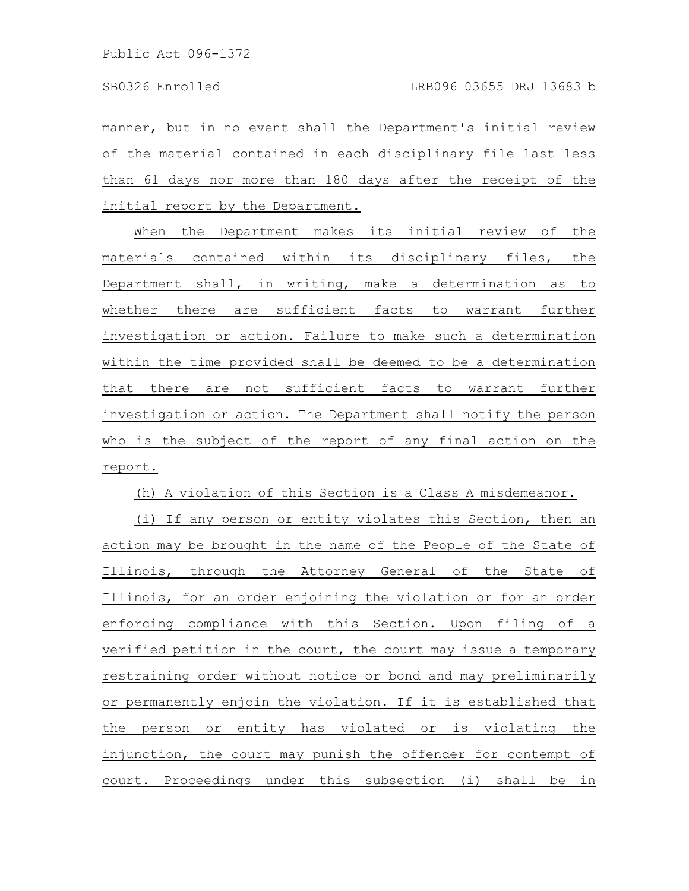manner, but in no event shall the Department's initial review of the material contained in each disciplinary file last less than 61 days nor more than 180 days after the receipt of the initial report by the Department.

When the Department makes its initial review of the materials contained within its disciplinary files, the Department shall, in writing, make a determination as to whether there are sufficient facts to warrant further investigation or action. Failure to make such a determination within the time provided shall be deemed to be a determination that there are not sufficient facts to warrant further investigation or action. The Department shall notify the person who is the subject of the report of any final action on the report.

(h) A violation of this Section is a Class A misdemeanor.

(i) If any person or entity violates this Section, then an action may be brought in the name of the People of the State of Illinois, through the Attorney General of the State of Illinois, for an order enjoining the violation or for an order enforcing compliance with this Section. Upon filing of a verified petition in the court, the court may issue a temporary restraining order without notice or bond and may preliminarily or permanently enjoin the violation. If it is established that the person or entity has violated or is violating the injunction, the court may punish the offender for contempt of court. Proceedings under this subsection (i) shall be in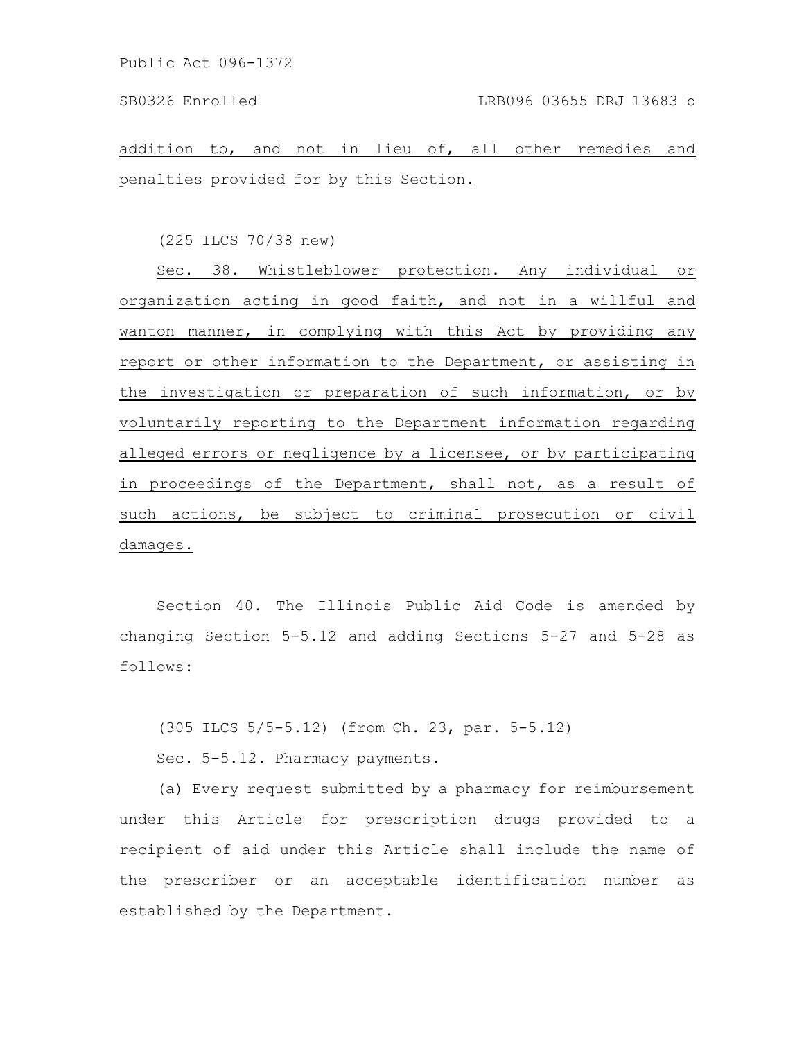addition to, and not in lieu of, all other remedies and penalties provided for by this Section.

(225 ILCS 70/38 new)

Sec. 38. Whistleblower protection. Any individual or organization acting in good faith, and not in a willful and wanton manner, in complying with this Act by providing any report or other information to the Department, or assisting in the investigation or preparation of such information, or by voluntarily reporting to the Department information regarding alleged errors or negligence by a licensee, or by participating in proceedings of the Department, shall not, as a result of such actions, be subject to criminal prosecution or civil damages.

Section 40. The Illinois Public Aid Code is amended by changing Section 5-5.12 and adding Sections 5-27 and 5-28 as follows:

(305 ILCS 5/5-5.12) (from Ch. 23, par. 5-5.12)

Sec. 5-5.12. Pharmacy payments.

(a) Every request submitted by a pharmacy for reimbursement under this Article for prescription drugs provided to a recipient of aid under this Article shall include the name of the prescriber or an acceptable identification number as established by the Department.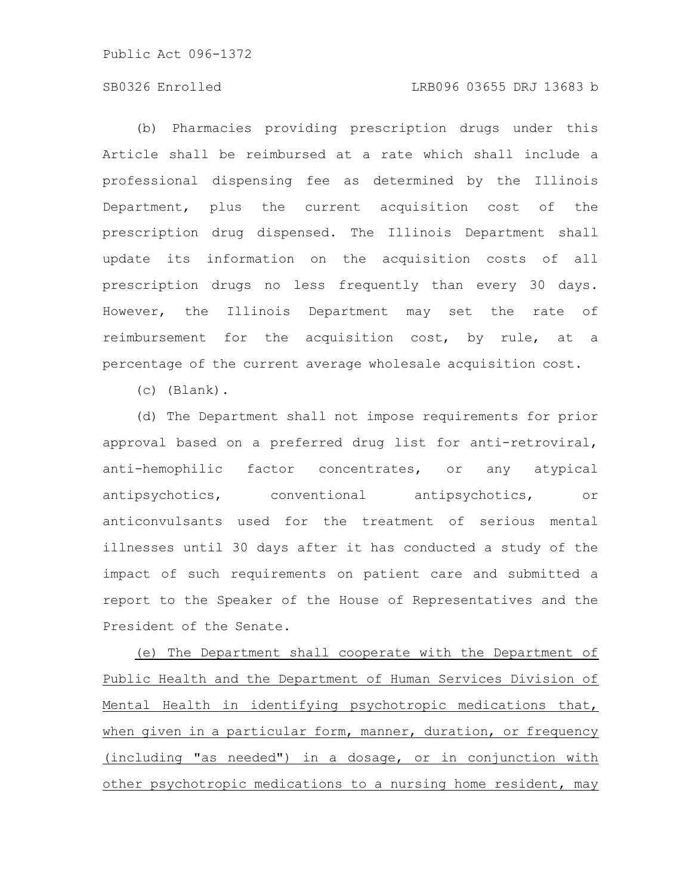(b) Pharmacies providing prescription drugs under this Article shall be reimbursed at a rate which shall include a professional dispensing fee as determined by the Illinois Department, plus the current acquisition cost of the prescription drug dispensed. The Illinois Department shall update its information on the acquisition costs of all prescription drugs no less frequently than every 30 days. However, the Illinois Department may set the rate of reimbursement for the acquisition cost, by rule, at a percentage of the current average wholesale acquisition cost.

(c) (Blank).

(d) The Department shall not impose requirements for prior approval based on a preferred drug list for anti-retroviral, anti-hemophilic factor concentrates, or any atypical antipsychotics, conventional antipsychotics, or anticonvulsants used for the treatment of serious mental illnesses until 30 days after it has conducted a study of the impact of such requirements on patient care and submitted a report to the Speaker of the House of Representatives and the President of the Senate.

<u>(e) The Department shall cooperate with the Department of Public Health and the Department of Human Services Division of Mental Health in identifying psychotropic medications that, when given in a particular form, manner, duration, or frequency (including "as needed") in a dosage, or in conjunction with other psychotropic medications to a nursing home resident, may</u>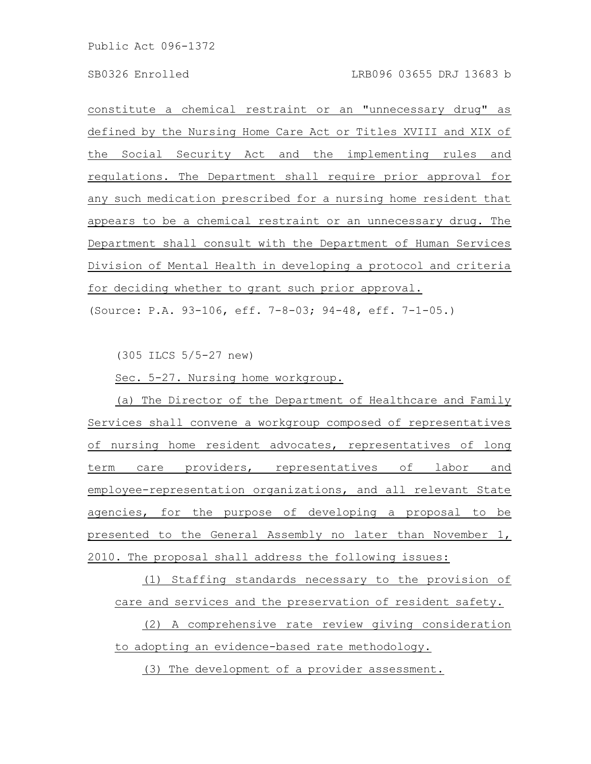constitute a chemical restraint or an "unnecessary drug" as defined by the Nursing Home Care Act or Titles XVIII and XIX of the Social Security Act and the implementing rules and regulations. The Department shall require prior approval for any such medication prescribed for a nursing home resident that appears to be a chemical restraint or an unnecessary drug. The Department shall consult with the Department of Human Services Division of Mental Health in developing a protocol and criteria for deciding whether to grant such prior approval.

(Source: P.A. 93-106, eff. 7-8-03; 94-48, eff. 7-1-05.)

(305 ILCS 5/5-27 new)

Sec. 5-27. Nursing home workgroup.

(a) The Director of the Department of Healthcare and Family Services shall convene a workgroup composed of representatives of nursing home resident advocates, representatives of long term care providers, representatives of labor and employee-representation organizations, and all relevant State agencies, for the purpose of developing a proposal to be presented to the General Assembly no later than November 1, 2010. The proposal shall address the following issues:

(1) Staffing standards necessary to the provision of care and services and the preservation of resident safety.

(2) A comprehensive rate review giving consideration to adopting an evidence-based rate methodology.

(3) The development of a provider assessment.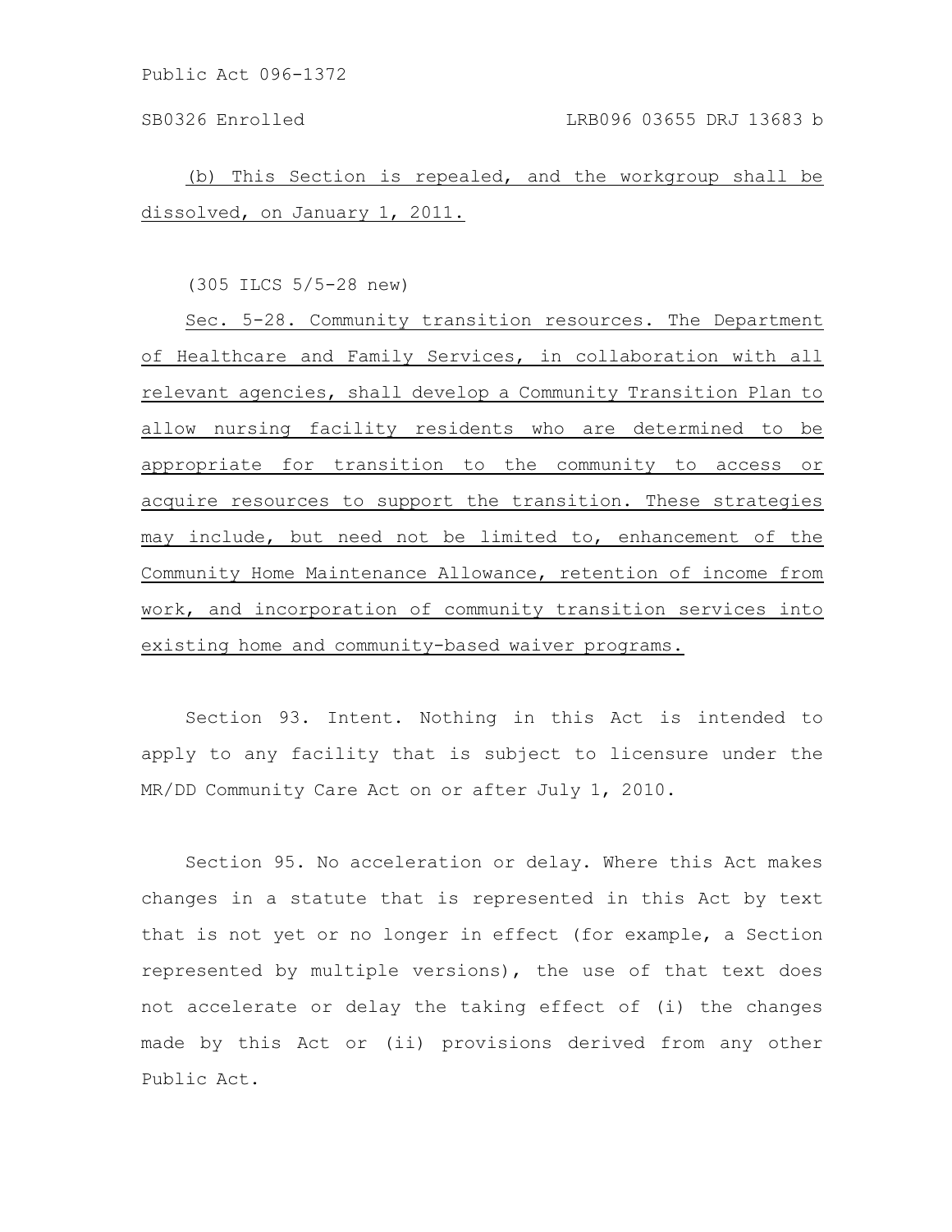(b) This Section is repealed, and the workgroup shall be dissolved, on January 1, 2011.

(305 ILCS 5/5-28 new)

Sec. 5-28. Community transition resources. The Department of Healthcare and Family Services, in collaboration with all relevant agencies, shall develop a Community Transition Plan to allow nursing facility residents who are determined to be appropriate for transition to the community to access or acquire resources to support the transition. These strategies may include, but need not be limited to, enhancement of the Community Home Maintenance Allowance, retention of income from work, and incorporation of community transition services into existing home and community-based waiver programs.

Section 93. Intent. Nothing in this Act is intended to apply to any facility that is subject to licensure under the MR/DD Community Care Act on or after July 1, 2010.

Section 95. No acceleration or delay. Where this Act makes changes in a statute that is represented in this Act by text that is not yet or no longer in effect (for example, a Section represented by multiple versions), the use of that text does not accelerate or delay the taking effect of (i) the changes made by this Act or (ii) provisions derived from any other Public Act.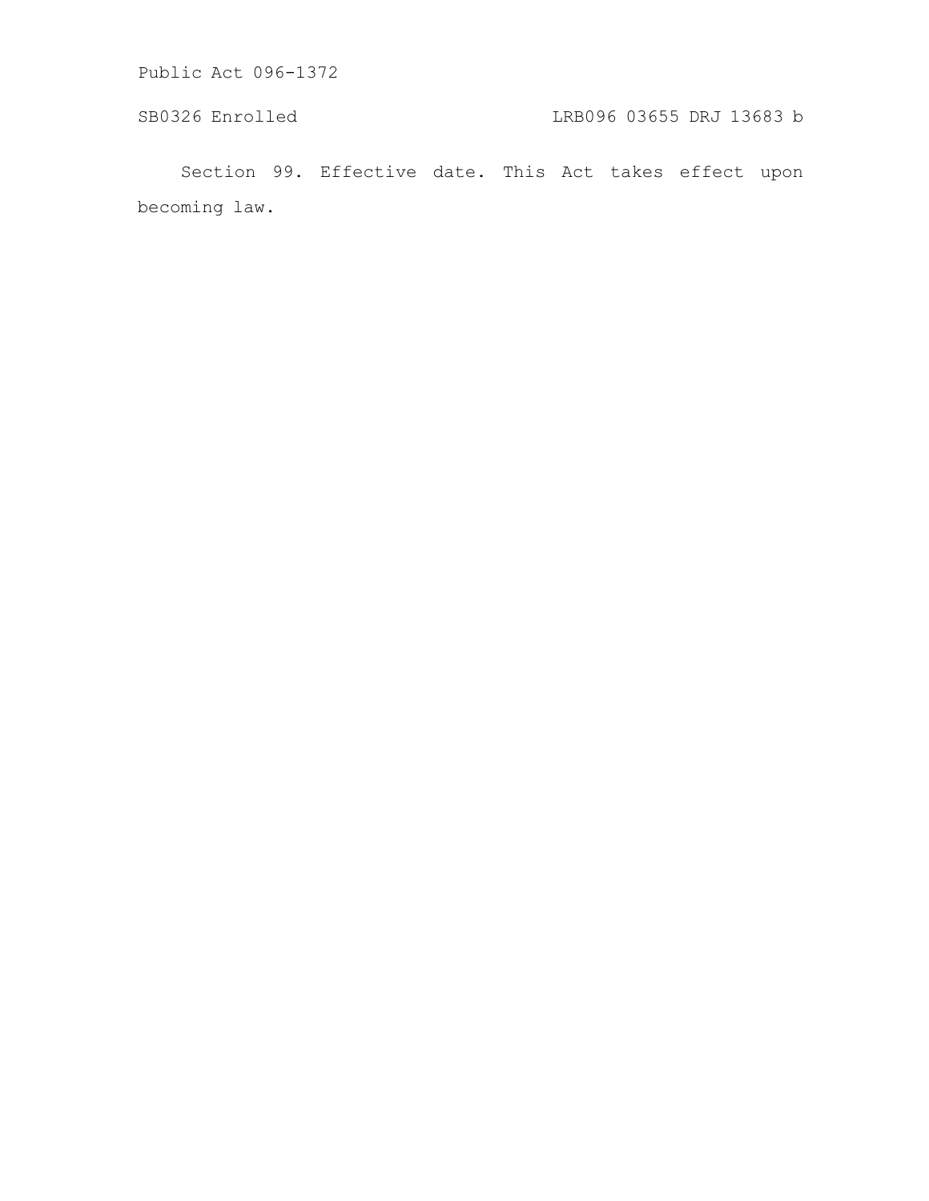Section 99. Effective date. This Act takes effect upon becoming law.